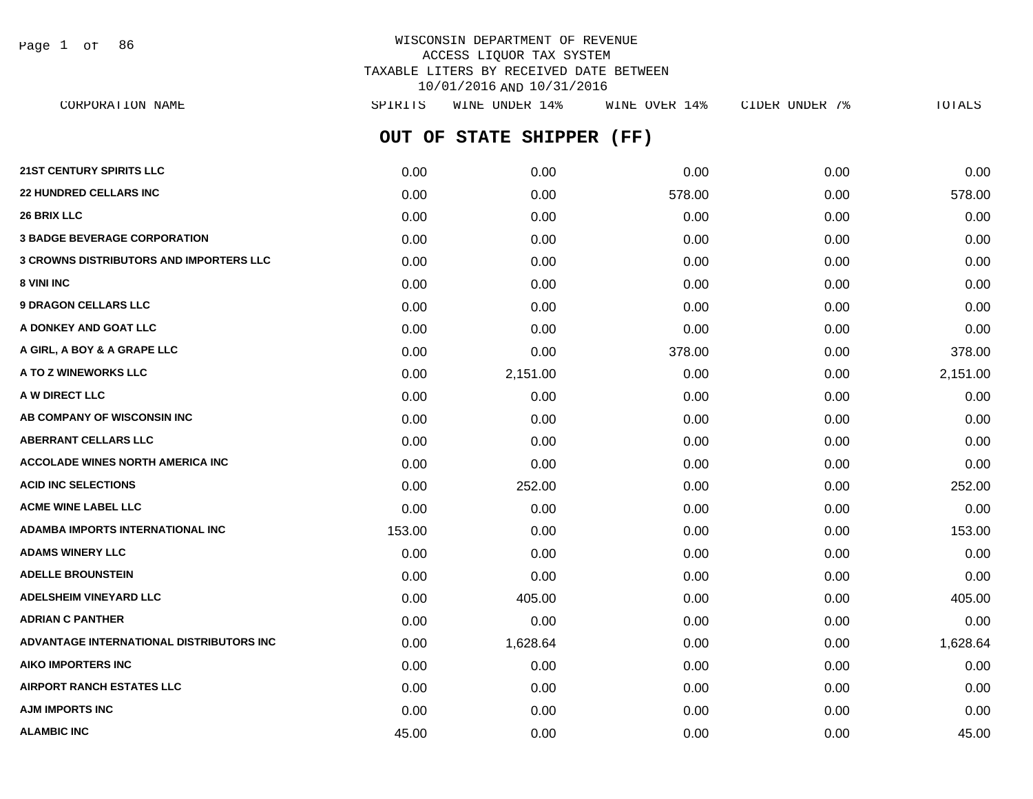WISCONSIN DEPARTMENT OF REVENUE
ACCESS LIQUOR TAX SYSTEM
TAXABLE LITERS BY RECEIVED DATE BETWEEN
10/01/2016 AND 10/31/2016

## OUT OF STATE SHIPPER (FF)

| CORPORATION NAME | SPIRITS | WINE UNDER 14% | WINE OVER 14% | CIDER UNDER 7% | TOTALS |
|---|---|---|---|---|---|
| 21ST CENTURY SPIRITS LLC | 0.00 | 0.00 | 0.00 | 0.00 | 0.00 |
| 22 HUNDRED CELLARS INC | 0.00 | 0.00 | 578.00 | 0.00 | 578.00 |
| 26 BRIX LLC | 0.00 | 0.00 | 0.00 | 0.00 | 0.00 |
| 3 BADGE BEVERAGE CORPORATION | 0.00 | 0.00 | 0.00 | 0.00 | 0.00 |
| 3 CROWNS DISTRIBUTORS AND IMPORTERS LLC | 0.00 | 0.00 | 0.00 | 0.00 | 0.00 |
| 8 VINI INC | 0.00 | 0.00 | 0.00 | 0.00 | 0.00 |
| 9 DRAGON CELLARS LLC | 0.00 | 0.00 | 0.00 | 0.00 | 0.00 |
| A DONKEY AND GOAT LLC | 0.00 | 0.00 | 0.00 | 0.00 | 0.00 |
| A GIRL, A BOY & A GRAPE LLC | 0.00 | 0.00 | 378.00 | 0.00 | 378.00 |
| A TO Z WINEWORKS LLC | 0.00 | 2,151.00 | 0.00 | 0.00 | 2,151.00 |
| A W DIRECT LLC | 0.00 | 0.00 | 0.00 | 0.00 | 0.00 |
| AB COMPANY OF WISCONSIN INC | 0.00 | 0.00 | 0.00 | 0.00 | 0.00 |
| ABERRANT CELLARS LLC | 0.00 | 0.00 | 0.00 | 0.00 | 0.00 |
| ACCOLADE WINES NORTH AMERICA INC | 0.00 | 0.00 | 0.00 | 0.00 | 0.00 |
| ACID INC SELECTIONS | 0.00 | 252.00 | 0.00 | 0.00 | 252.00 |
| ACME WINE LABEL LLC | 0.00 | 0.00 | 0.00 | 0.00 | 0.00 |
| ADAMBA IMPORTS INTERNATIONAL INC | 153.00 | 0.00 | 0.00 | 0.00 | 153.00 |
| ADAMS WINERY LLC | 0.00 | 0.00 | 0.00 | 0.00 | 0.00 |
| ADELLE BROUNSTEIN | 0.00 | 0.00 | 0.00 | 0.00 | 0.00 |
| ADELSHEIM VINEYARD LLC | 0.00 | 405.00 | 0.00 | 0.00 | 405.00 |
| ADRIAN C PANTHER | 0.00 | 0.00 | 0.00 | 0.00 | 0.00 |
| ADVANTAGE INTERNATIONAL DISTRIBUTORS INC | 0.00 | 1,628.64 | 0.00 | 0.00 | 1,628.64 |
| AIKO IMPORTERS INC | 0.00 | 0.00 | 0.00 | 0.00 | 0.00 |
| AIRPORT RANCH ESTATES LLC | 0.00 | 0.00 | 0.00 | 0.00 | 0.00 |
| AJM IMPORTS INC | 0.00 | 0.00 | 0.00 | 0.00 | 0.00 |
| ALAMBIC INC | 45.00 | 0.00 | 0.00 | 0.00 | 45.00 |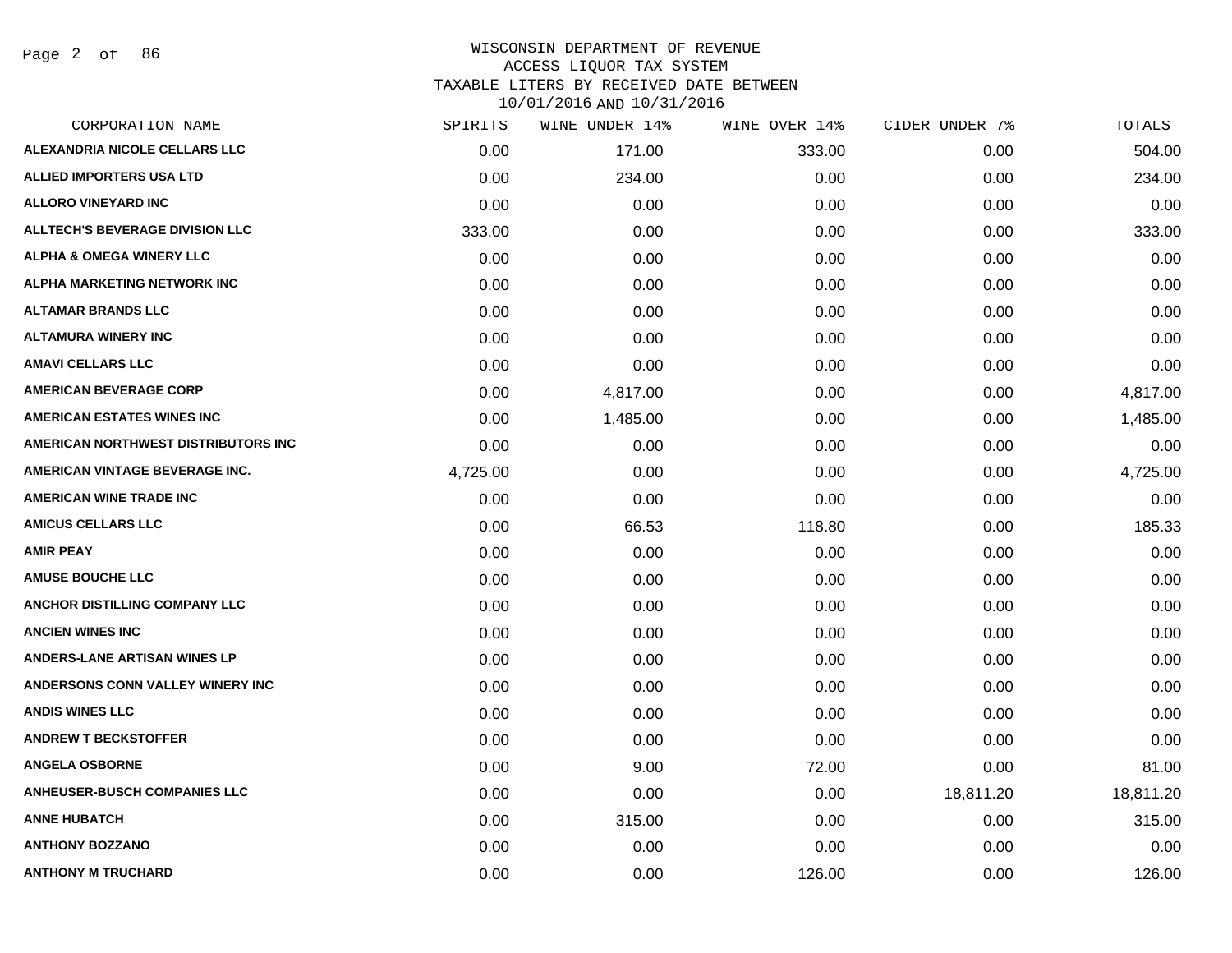WISCONSIN DEPARTMENT OF REVENUE
ACCESS LIQUOR TAX SYSTEM
TAXABLE LITERS BY RECEIVED DATE BETWEEN
10/01/2016 AND 10/31/2016

| CORPORATION NAME | SPIRITS | WINE UNDER 14% | WINE OVER 14% | CIDER UNDER 7% | TOTALS |
|---|---|---|---|---|---|
| ALEXANDRIA NICOLE CELLARS LLC | 0.00 | 171.00 | 333.00 | 0.00 | 504.00 |
| ALLIED IMPORTERS USA LTD | 0.00 | 234.00 | 0.00 | 0.00 | 234.00 |
| ALLORO VINEYARD INC | 0.00 | 0.00 | 0.00 | 0.00 | 0.00 |
| ALLTECH'S BEVERAGE DIVISION LLC | 333.00 | 0.00 | 0.00 | 0.00 | 333.00 |
| ALPHA & OMEGA WINERY LLC | 0.00 | 0.00 | 0.00 | 0.00 | 0.00 |
| ALPHA MARKETING NETWORK INC | 0.00 | 0.00 | 0.00 | 0.00 | 0.00 |
| ALTAMAR BRANDS LLC | 0.00 | 0.00 | 0.00 | 0.00 | 0.00 |
| ALTAMURA WINERY INC | 0.00 | 0.00 | 0.00 | 0.00 | 0.00 |
| AMAVI CELLARS LLC | 0.00 | 0.00 | 0.00 | 0.00 | 0.00 |
| AMERICAN BEVERAGE CORP | 0.00 | 4,817.00 | 0.00 | 0.00 | 4,817.00 |
| AMERICAN ESTATES WINES INC | 0.00 | 1,485.00 | 0.00 | 0.00 | 1,485.00 |
| AMERICAN NORTHWEST DISTRIBUTORS INC | 0.00 | 0.00 | 0.00 | 0.00 | 0.00 |
| AMERICAN VINTAGE BEVERAGE INC. | 4,725.00 | 0.00 | 0.00 | 0.00 | 4,725.00 |
| AMERICAN WINE TRADE INC | 0.00 | 0.00 | 0.00 | 0.00 | 0.00 |
| AMICUS CELLARS LLC | 0.00 | 66.53 | 118.80 | 0.00 | 185.33 |
| AMIR PEAY | 0.00 | 0.00 | 0.00 | 0.00 | 0.00 |
| AMUSE BOUCHE LLC | 0.00 | 0.00 | 0.00 | 0.00 | 0.00 |
| ANCHOR DISTILLING COMPANY LLC | 0.00 | 0.00 | 0.00 | 0.00 | 0.00 |
| ANCIEN WINES INC | 0.00 | 0.00 | 0.00 | 0.00 | 0.00 |
| ANDERS-LANE ARTISAN WINES LP | 0.00 | 0.00 | 0.00 | 0.00 | 0.00 |
| ANDERSONS CONN VALLEY WINERY INC | 0.00 | 0.00 | 0.00 | 0.00 | 0.00 |
| ANDIS WINES LLC | 0.00 | 0.00 | 0.00 | 0.00 | 0.00 |
| ANDREW T BECKSTOFFER | 0.00 | 0.00 | 0.00 | 0.00 | 0.00 |
| ANGELA OSBORNE | 0.00 | 9.00 | 72.00 | 0.00 | 81.00 |
| ANHEUSER-BUSCH COMPANIES LLC | 0.00 | 0.00 | 0.00 | 18,811.20 | 18,811.20 |
| ANNE HUBATCH | 0.00 | 315.00 | 0.00 | 0.00 | 315.00 |
| ANTHONY BOZZANO | 0.00 | 0.00 | 0.00 | 0.00 | 0.00 |
| ANTHONY M TRUCHARD | 0.00 | 0.00 | 126.00 | 0.00 | 126.00 |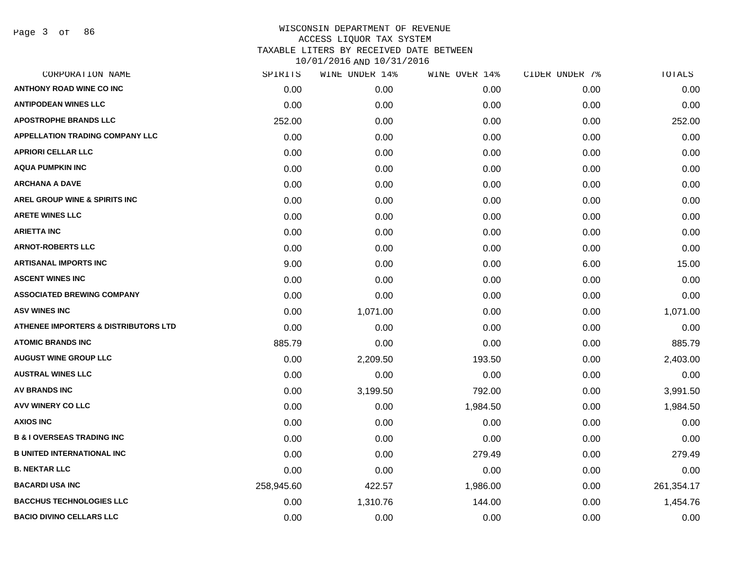WISCONSIN DEPARTMENT OF REVENUE
ACCESS LIQUOR TAX SYSTEM
TAXABLE LITERS BY RECEIVED DATE BETWEEN
10/01/2016 AND 10/31/2016

| CORPORATION NAME | SPIRITS | WINE UNDER 14% | WINE OVER 14% | CIDER UNDER 7% | TOTALS |
|---|---|---|---|---|---|
| ANTHONY ROAD WINE CO INC | 0.00 | 0.00 | 0.00 | 0.00 | 0.00 |
| ANTIPODEAN WINES LLC | 0.00 | 0.00 | 0.00 | 0.00 | 0.00 |
| APOSTROPHE BRANDS LLC | 252.00 | 0.00 | 0.00 | 0.00 | 252.00 |
| APPELLATION TRADING COMPANY LLC | 0.00 | 0.00 | 0.00 | 0.00 | 0.00 |
| APRIORI CELLAR LLC | 0.00 | 0.00 | 0.00 | 0.00 | 0.00 |
| AQUA PUMPKIN INC | 0.00 | 0.00 | 0.00 | 0.00 | 0.00 |
| ARCHANA A DAVE | 0.00 | 0.00 | 0.00 | 0.00 | 0.00 |
| AREL GROUP WINE & SPIRITS INC | 0.00 | 0.00 | 0.00 | 0.00 | 0.00 |
| ARETE WINES LLC | 0.00 | 0.00 | 0.00 | 0.00 | 0.00 |
| ARIETTA INC | 0.00 | 0.00 | 0.00 | 0.00 | 0.00 |
| ARNOT-ROBERTS LLC | 0.00 | 0.00 | 0.00 | 0.00 | 0.00 |
| ARTISANAL IMPORTS INC | 9.00 | 0.00 | 0.00 | 6.00 | 15.00 |
| ASCENT WINES INC | 0.00 | 0.00 | 0.00 | 0.00 | 0.00 |
| ASSOCIATED BREWING COMPANY | 0.00 | 0.00 | 0.00 | 0.00 | 0.00 |
| ASV WINES INC | 0.00 | 1,071.00 | 0.00 | 0.00 | 1,071.00 |
| ATHENEE IMPORTERS & DISTRIBUTORS LTD | 0.00 | 0.00 | 0.00 | 0.00 | 0.00 |
| ATOMIC BRANDS INC | 885.79 | 0.00 | 0.00 | 0.00 | 885.79 |
| AUGUST WINE GROUP LLC | 0.00 | 2,209.50 | 193.50 | 0.00 | 2,403.00 |
| AUSTRAL WINES LLC | 0.00 | 0.00 | 0.00 | 0.00 | 0.00 |
| AV BRANDS INC | 0.00 | 3,199.50 | 792.00 | 0.00 | 3,991.50 |
| AVV WINERY CO LLC | 0.00 | 0.00 | 1,984.50 | 0.00 | 1,984.50 |
| AXIOS INC | 0.00 | 0.00 | 0.00 | 0.00 | 0.00 |
| B & I OVERSEAS TRADING INC | 0.00 | 0.00 | 0.00 | 0.00 | 0.00 |
| B UNITED INTERNATIONAL INC | 0.00 | 0.00 | 279.49 | 0.00 | 279.49 |
| B. NEKTAR LLC | 0.00 | 0.00 | 0.00 | 0.00 | 0.00 |
| BACARDI USA INC | 258,945.60 | 422.57 | 1,986.00 | 0.00 | 261,354.17 |
| BACCHUS TECHNOLOGIES LLC | 0.00 | 1,310.76 | 144.00 | 0.00 | 1,454.76 |
| BACIO DIVINO CELLARS LLC | 0.00 | 0.00 | 0.00 | 0.00 | 0.00 |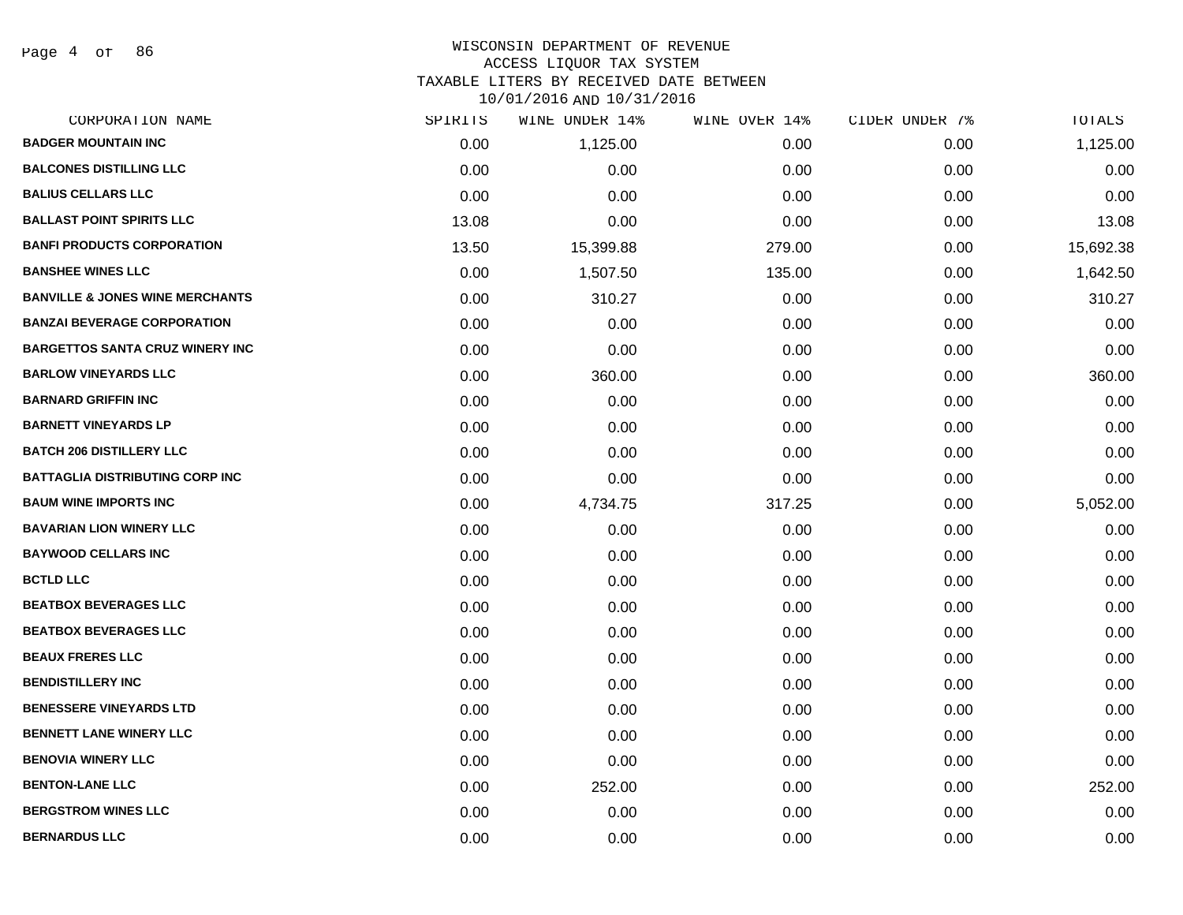# WISCONSIN DEPARTMENT OF REVENUE
## ACCESS LIQUOR TAX SYSTEM
## TAXABLE LITERS BY RECEIVED DATE BETWEEN 10/01/2016 AND 10/31/2016

| CORPORATION NAME | SPIRITS | WINE UNDER 14% | WINE OVER 14% | CIDER UNDER 7% | TOTALS |
|---|---|---|---|---|---|
| BADGER MOUNTAIN INC | 0.00 | 1,125.00 | 0.00 | 0.00 | 1,125.00 |
| BALCONES DISTILLING LLC | 0.00 | 0.00 | 0.00 | 0.00 | 0.00 |
| BALIUS CELLARS LLC | 0.00 | 0.00 | 0.00 | 0.00 | 0.00 |
| BALLAST POINT SPIRITS LLC | 13.08 | 0.00 | 0.00 | 0.00 | 13.08 |
| BANFI PRODUCTS CORPORATION | 13.50 | 15,399.88 | 279.00 | 0.00 | 15,692.38 |
| BANSHEE WINES LLC | 0.00 | 1,507.50 | 135.00 | 0.00 | 1,642.50 |
| BANVILLE & JONES WINE MERCHANTS | 0.00 | 310.27 | 0.00 | 0.00 | 310.27 |
| BANZAI BEVERAGE CORPORATION | 0.00 | 0.00 | 0.00 | 0.00 | 0.00 |
| BARGETTOS SANTA CRUZ WINERY INC | 0.00 | 0.00 | 0.00 | 0.00 | 0.00 |
| BARLOW VINEYARDS LLC | 0.00 | 360.00 | 0.00 | 0.00 | 360.00 |
| BARNARD GRIFFIN INC | 0.00 | 0.00 | 0.00 | 0.00 | 0.00 |
| BARNETT VINEYARDS LP | 0.00 | 0.00 | 0.00 | 0.00 | 0.00 |
| BATCH 206 DISTILLERY LLC | 0.00 | 0.00 | 0.00 | 0.00 | 0.00 |
| BATTAGLIA DISTRIBUTING CORP INC | 0.00 | 0.00 | 0.00 | 0.00 | 0.00 |
| BAUM WINE IMPORTS INC | 0.00 | 4,734.75 | 317.25 | 0.00 | 5,052.00 |
| BAVARIAN LION WINERY LLC | 0.00 | 0.00 | 0.00 | 0.00 | 0.00 |
| BAYWOOD CELLARS INC | 0.00 | 0.00 | 0.00 | 0.00 | 0.00 |
| BCTLD LLC | 0.00 | 0.00 | 0.00 | 0.00 | 0.00 |
| BEATBOX BEVERAGES LLC | 0.00 | 0.00 | 0.00 | 0.00 | 0.00 |
| BEATBOX BEVERAGES LLC | 0.00 | 0.00 | 0.00 | 0.00 | 0.00 |
| BEAUX FRERES LLC | 0.00 | 0.00 | 0.00 | 0.00 | 0.00 |
| BENDISTILLERY INC | 0.00 | 0.00 | 0.00 | 0.00 | 0.00 |
| BENESSERE VINEYARDS LTD | 0.00 | 0.00 | 0.00 | 0.00 | 0.00 |
| BENNETT LANE WINERY LLC | 0.00 | 0.00 | 0.00 | 0.00 | 0.00 |
| BENOVIA WINERY LLC | 0.00 | 0.00 | 0.00 | 0.00 | 0.00 |
| BENTON-LANE LLC | 0.00 | 252.00 | 0.00 | 0.00 | 252.00 |
| BERGSTROM WINES LLC | 0.00 | 0.00 | 0.00 | 0.00 | 0.00 |
| BERNARDUS LLC | 0.00 | 0.00 | 0.00 | 0.00 | 0.00 |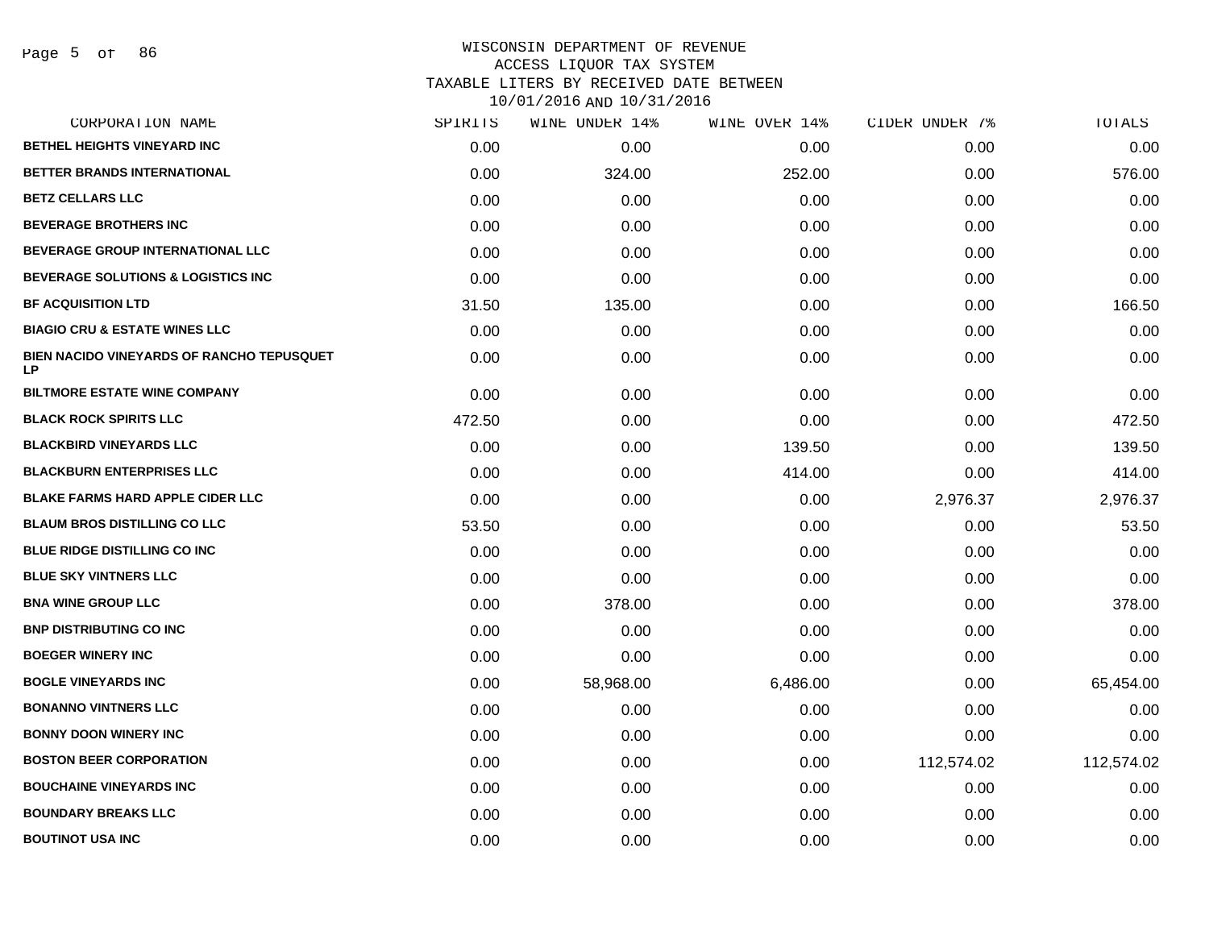# WISCONSIN DEPARTMENT OF REVENUE
## ACCESS LIQUOR TAX SYSTEM
### TAXABLE LITERS BY RECEIVED DATE BETWEEN 10/01/2016 AND 10/31/2016

| CORPORATION NAME | SPIRITS | WINE UNDER 14% | WINE OVER 14% | CIDER UNDER 7% | TOTALS |
|---|---|---|---|---|---|
| BETHEL HEIGHTS VINEYARD INC | 0.00 | 0.00 | 0.00 | 0.00 | 0.00 |
| BETTER BRANDS INTERNATIONAL | 0.00 | 324.00 | 252.00 | 0.00 | 576.00 |
| BETZ CELLARS LLC | 0.00 | 0.00 | 0.00 | 0.00 | 0.00 |
| BEVERAGE BROTHERS INC | 0.00 | 0.00 | 0.00 | 0.00 | 0.00 |
| BEVERAGE GROUP INTERNATIONAL LLC | 0.00 | 0.00 | 0.00 | 0.00 | 0.00 |
| BEVERAGE SOLUTIONS & LOGISTICS INC | 0.00 | 0.00 | 0.00 | 0.00 | 0.00 |
| BF ACQUISITION LTD | 31.50 | 135.00 | 0.00 | 0.00 | 166.50 |
| BIAGIO CRU & ESTATE WINES LLC | 0.00 | 0.00 | 0.00 | 0.00 | 0.00 |
| BIEN NACIDO VINEYARDS OF RANCHO TEPUSQUET LP | 0.00 | 0.00 | 0.00 | 0.00 | 0.00 |
| BILTMORE ESTATE WINE COMPANY | 0.00 | 0.00 | 0.00 | 0.00 | 0.00 |
| BLACK ROCK SPIRITS LLC | 472.50 | 0.00 | 0.00 | 0.00 | 472.50 |
| BLACKBIRD VINEYARDS LLC | 0.00 | 0.00 | 139.50 | 0.00 | 139.50 |
| BLACKBURN ENTERPRISES LLC | 0.00 | 0.00 | 414.00 | 0.00 | 414.00 |
| BLAKE FARMS HARD APPLE CIDER LLC | 0.00 | 0.00 | 0.00 | 2,976.37 | 2,976.37 |
| BLAUM BROS DISTILLING CO LLC | 53.50 | 0.00 | 0.00 | 0.00 | 53.50 |
| BLUE RIDGE DISTILLING CO INC | 0.00 | 0.00 | 0.00 | 0.00 | 0.00 |
| BLUE SKY VINTNERS LLC | 0.00 | 0.00 | 0.00 | 0.00 | 0.00 |
| BNA WINE GROUP LLC | 0.00 | 378.00 | 0.00 | 0.00 | 378.00 |
| BNP DISTRIBUTING CO INC | 0.00 | 0.00 | 0.00 | 0.00 | 0.00 |
| BOEGER WINERY INC | 0.00 | 0.00 | 0.00 | 0.00 | 0.00 |
| BOGLE VINEYARDS INC | 0.00 | 58,968.00 | 6,486.00 | 0.00 | 65,454.00 |
| BONANNO VINTNERS LLC | 0.00 | 0.00 | 0.00 | 0.00 | 0.00 |
| BONNY DOON WINERY INC | 0.00 | 0.00 | 0.00 | 0.00 | 0.00 |
| BOSTON BEER CORPORATION | 0.00 | 0.00 | 0.00 | 112,574.02 | 112,574.02 |
| BOUCHAINE VINEYARDS INC | 0.00 | 0.00 | 0.00 | 0.00 | 0.00 |
| BOUNDARY BREAKS LLC | 0.00 | 0.00 | 0.00 | 0.00 | 0.00 |
| BOUTINOT USA INC | 0.00 | 0.00 | 0.00 | 0.00 | 0.00 |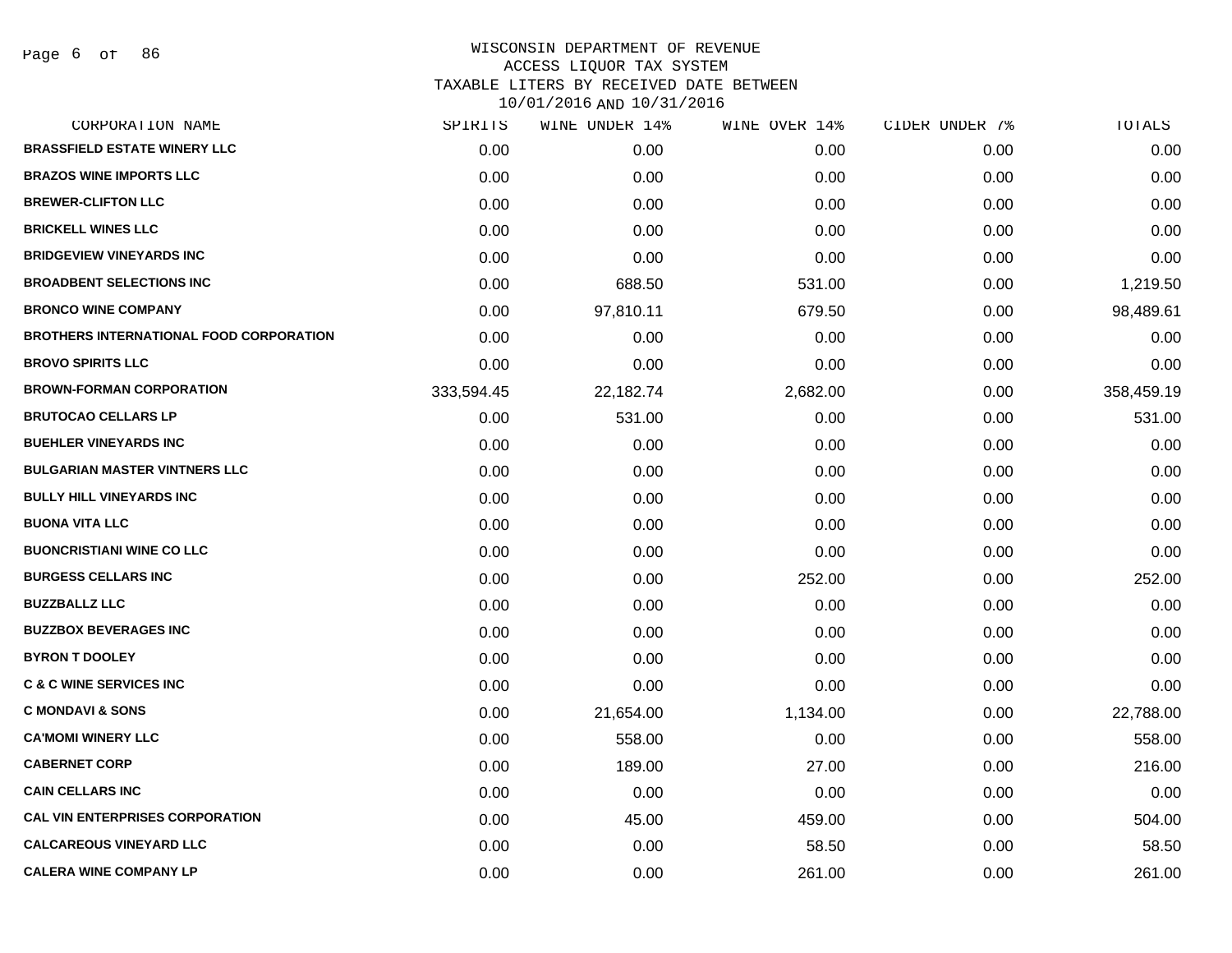WISCONSIN DEPARTMENT OF REVENUE
ACCESS LIQUOR TAX SYSTEM
TAXABLE LITERS BY RECEIVED DATE BETWEEN
10/01/2016 AND 10/31/2016

| CORPORATION NAME | SPIRITS | WINE UNDER 14% | WINE OVER 14% | CIDER UNDER 7% | TOTALS |
|---|---|---|---|---|---|
| BRASSFIELD ESTATE WINERY LLC | 0.00 | 0.00 | 0.00 | 0.00 | 0.00 |
| BRAZOS WINE IMPORTS LLC | 0.00 | 0.00 | 0.00 | 0.00 | 0.00 |
| BREWER-CLIFTON LLC | 0.00 | 0.00 | 0.00 | 0.00 | 0.00 |
| BRICKELL WINES LLC | 0.00 | 0.00 | 0.00 | 0.00 | 0.00 |
| BRIDGEVIEW VINEYARDS INC | 0.00 | 0.00 | 0.00 | 0.00 | 0.00 |
| BROADBENT SELECTIONS INC | 0.00 | 688.50 | 531.00 | 0.00 | 1,219.50 |
| BRONCO WINE COMPANY | 0.00 | 97,810.11 | 679.50 | 0.00 | 98,489.61 |
| BROTHERS INTERNATIONAL FOOD CORPORATION | 0.00 | 0.00 | 0.00 | 0.00 | 0.00 |
| BROVO SPIRITS LLC | 0.00 | 0.00 | 0.00 | 0.00 | 0.00 |
| BROWN-FORMAN CORPORATION | 333,594.45 | 22,182.74 | 2,682.00 | 0.00 | 358,459.19 |
| BRUTOCAO CELLARS LP | 0.00 | 531.00 | 0.00 | 0.00 | 531.00 |
| BUEHLER VINEYARDS INC | 0.00 | 0.00 | 0.00 | 0.00 | 0.00 |
| BULGARIAN MASTER VINTNERS LLC | 0.00 | 0.00 | 0.00 | 0.00 | 0.00 |
| BULLY HILL VINEYARDS INC | 0.00 | 0.00 | 0.00 | 0.00 | 0.00 |
| BUONA VITA LLC | 0.00 | 0.00 | 0.00 | 0.00 | 0.00 |
| BUONCRISTIANI WINE CO LLC | 0.00 | 0.00 | 0.00 | 0.00 | 0.00 |
| BURGESS CELLARS INC | 0.00 | 0.00 | 252.00 | 0.00 | 252.00 |
| BUZZBALLZ LLC | 0.00 | 0.00 | 0.00 | 0.00 | 0.00 |
| BUZZBOX BEVERAGES INC | 0.00 | 0.00 | 0.00 | 0.00 | 0.00 |
| BYRON T DOOLEY | 0.00 | 0.00 | 0.00 | 0.00 | 0.00 |
| C & C WINE SERVICES INC | 0.00 | 0.00 | 0.00 | 0.00 | 0.00 |
| C MONDAVI & SONS | 0.00 | 21,654.00 | 1,134.00 | 0.00 | 22,788.00 |
| CA'MOMI WINERY LLC | 0.00 | 558.00 | 0.00 | 0.00 | 558.00 |
| CABERNET CORP | 0.00 | 189.00 | 27.00 | 0.00 | 216.00 |
| CAIN CELLARS INC | 0.00 | 0.00 | 0.00 | 0.00 | 0.00 |
| CAL VIN ENTERPRISES CORPORATION | 0.00 | 45.00 | 459.00 | 0.00 | 504.00 |
| CALCAREOUS VINEYARD LLC | 0.00 | 0.00 | 58.50 | 0.00 | 58.50 |
| CALERA WINE COMPANY LP | 0.00 | 0.00 | 261.00 | 0.00 | 261.00 |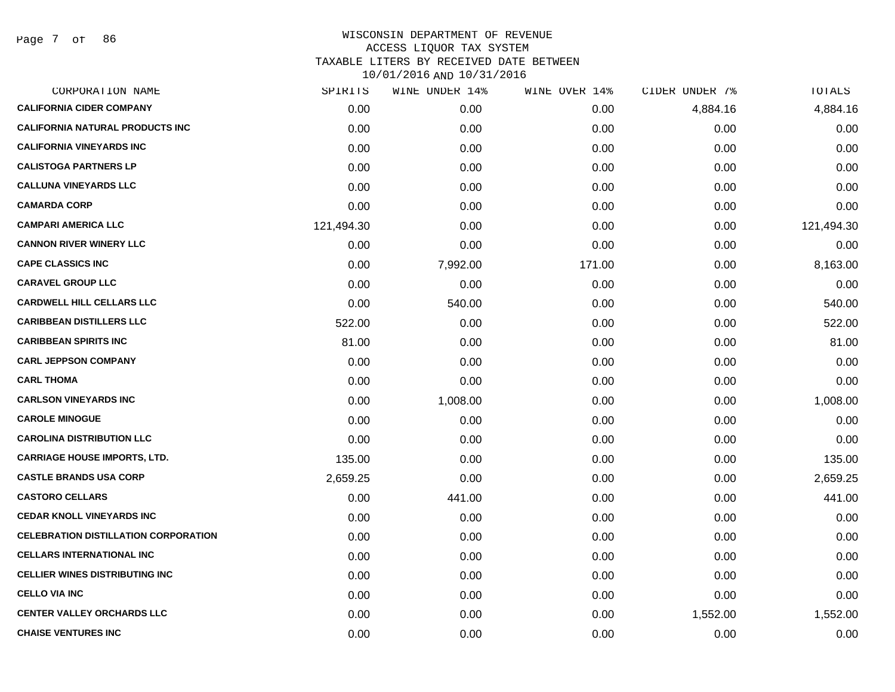WISCONSIN DEPARTMENT OF REVENUE
ACCESS LIQUOR TAX SYSTEM
TAXABLE LITERS BY RECEIVED DATE BETWEEN
10/01/2016 AND 10/31/2016

| CORPORATION NAME | SPIRITS | WINE UNDER 14% | WINE OVER 14% | CIDER UNDER 7% | TOTALS |
|---|---|---|---|---|---|
| CALIFORNIA CIDER COMPANY | 0.00 | 0.00 | 0.00 | 4,884.16 | 4,884.16 |
| CALIFORNIA NATURAL PRODUCTS INC | 0.00 | 0.00 | 0.00 | 0.00 | 0.00 |
| CALIFORNIA VINEYARDS INC | 0.00 | 0.00 | 0.00 | 0.00 | 0.00 |
| CALISTOGA PARTNERS LP | 0.00 | 0.00 | 0.00 | 0.00 | 0.00 |
| CALLUNA VINEYARDS LLC | 0.00 | 0.00 | 0.00 | 0.00 | 0.00 |
| CAMARDA CORP | 0.00 | 0.00 | 0.00 | 0.00 | 0.00 |
| CAMPARI AMERICA LLC | 121,494.30 | 0.00 | 0.00 | 0.00 | 121,494.30 |
| CANNON RIVER WINERY LLC | 0.00 | 0.00 | 0.00 | 0.00 | 0.00 |
| CAPE CLASSICS INC | 0.00 | 7,992.00 | 171.00 | 0.00 | 8,163.00 |
| CARAVEL GROUP LLC | 0.00 | 0.00 | 0.00 | 0.00 | 0.00 |
| CARDWELL HILL CELLARS LLC | 0.00 | 540.00 | 0.00 | 0.00 | 540.00 |
| CARIBBEAN DISTILLERS LLC | 522.00 | 0.00 | 0.00 | 0.00 | 522.00 |
| CARIBBEAN SPIRITS INC | 81.00 | 0.00 | 0.00 | 0.00 | 81.00 |
| CARL JEPPSON COMPANY | 0.00 | 0.00 | 0.00 | 0.00 | 0.00 |
| CARL THOMA | 0.00 | 0.00 | 0.00 | 0.00 | 0.00 |
| CARLSON VINEYARDS INC | 0.00 | 1,008.00 | 0.00 | 0.00 | 1,008.00 |
| CAROLE MINOGUE | 0.00 | 0.00 | 0.00 | 0.00 | 0.00 |
| CAROLINA DISTRIBUTION LLC | 0.00 | 0.00 | 0.00 | 0.00 | 0.00 |
| CARRIAGE HOUSE IMPORTS, LTD. | 135.00 | 0.00 | 0.00 | 0.00 | 135.00 |
| CASTLE BRANDS USA CORP | 2,659.25 | 0.00 | 0.00 | 0.00 | 2,659.25 |
| CASTORO CELLARS | 0.00 | 441.00 | 0.00 | 0.00 | 441.00 |
| CEDAR KNOLL VINEYARDS INC | 0.00 | 0.00 | 0.00 | 0.00 | 0.00 |
| CELEBRATION DISTILLATION CORPORATION | 0.00 | 0.00 | 0.00 | 0.00 | 0.00 |
| CELLARS INTERNATIONAL INC | 0.00 | 0.00 | 0.00 | 0.00 | 0.00 |
| CELLIER WINES DISTRIBUTING INC | 0.00 | 0.00 | 0.00 | 0.00 | 0.00 |
| CELLO VIA INC | 0.00 | 0.00 | 0.00 | 0.00 | 0.00 |
| CENTER VALLEY ORCHARDS LLC | 0.00 | 0.00 | 0.00 | 1,552.00 | 1,552.00 |
| CHAISE VENTURES INC | 0.00 | 0.00 | 0.00 | 0.00 | 0.00 |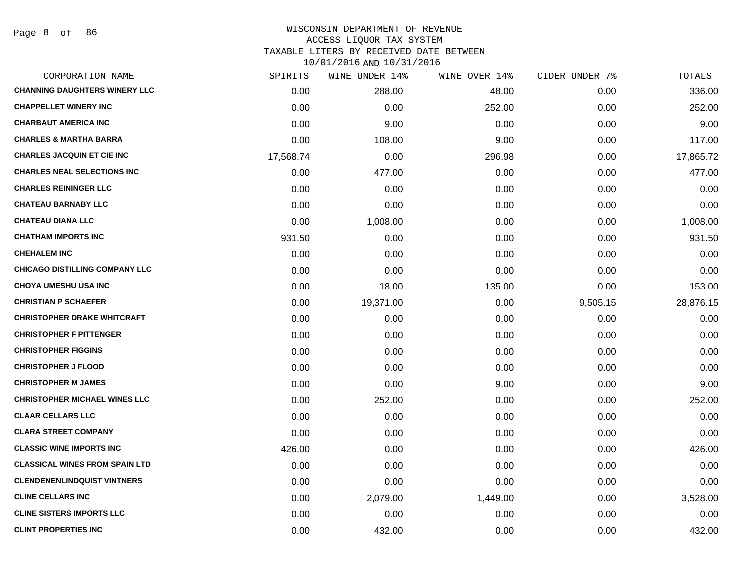WISCONSIN DEPARTMENT OF REVENUE
ACCESS LIQUOR TAX SYSTEM
TAXABLE LITERS BY RECEIVED DATE BETWEEN
10/01/2016 AND 10/31/2016

| CORPORATION NAME | SPIRITS | WINE UNDER 14% | WINE OVER 14% | CIDER UNDER 7% | TOTALS |
|---|---|---|---|---|---|
| CHANNING DAUGHTERS WINERY LLC | 0.00 | 288.00 | 48.00 | 0.00 | 336.00 |
| CHAPPELLET WINERY INC | 0.00 | 0.00 | 252.00 | 0.00 | 252.00 |
| CHARBAUT AMERICA INC | 0.00 | 9.00 | 0.00 | 0.00 | 9.00 |
| CHARLES & MARTHA BARRA | 0.00 | 108.00 | 9.00 | 0.00 | 117.00 |
| CHARLES JACQUIN ET CIE INC | 17,568.74 | 0.00 | 296.98 | 0.00 | 17,865.72 |
| CHARLES NEAL SELECTIONS INC | 0.00 | 477.00 | 0.00 | 0.00 | 477.00 |
| CHARLES REININGER LLC | 0.00 | 0.00 | 0.00 | 0.00 | 0.00 |
| CHATEAU BARNABY LLC | 0.00 | 0.00 | 0.00 | 0.00 | 0.00 |
| CHATEAU DIANA LLC | 0.00 | 1,008.00 | 0.00 | 0.00 | 1,008.00 |
| CHATHAM IMPORTS INC | 931.50 | 0.00 | 0.00 | 0.00 | 931.50 |
| CHEHALEM INC | 0.00 | 0.00 | 0.00 | 0.00 | 0.00 |
| CHICAGO DISTILLING COMPANY LLC | 0.00 | 0.00 | 0.00 | 0.00 | 0.00 |
| CHOYA UMESHU USA INC | 0.00 | 18.00 | 135.00 | 0.00 | 153.00 |
| CHRISTIAN P SCHAEFER | 0.00 | 19,371.00 | 0.00 | 9,505.15 | 28,876.15 |
| CHRISTOPHER DRAKE WHITCRAFT | 0.00 | 0.00 | 0.00 | 0.00 | 0.00 |
| CHRISTOPHER F PITTENGER | 0.00 | 0.00 | 0.00 | 0.00 | 0.00 |
| CHRISTOPHER FIGGINS | 0.00 | 0.00 | 0.00 | 0.00 | 0.00 |
| CHRISTOPHER J FLOOD | 0.00 | 0.00 | 0.00 | 0.00 | 0.00 |
| CHRISTOPHER M JAMES | 0.00 | 0.00 | 9.00 | 0.00 | 9.00 |
| CHRISTOPHER MICHAEL WINES LLC | 0.00 | 252.00 | 0.00 | 0.00 | 252.00 |
| CLAAR CELLARS LLC | 0.00 | 0.00 | 0.00 | 0.00 | 0.00 |
| CLARA STREET COMPANY | 0.00 | 0.00 | 0.00 | 0.00 | 0.00 |
| CLASSIC WINE IMPORTS INC | 426.00 | 0.00 | 0.00 | 0.00 | 426.00 |
| CLASSICAL WINES FROM SPAIN LTD | 0.00 | 0.00 | 0.00 | 0.00 | 0.00 |
| CLENDENENLINDQUIST VINTNERS | 0.00 | 0.00 | 0.00 | 0.00 | 0.00 |
| CLINE CELLARS INC | 0.00 | 2,079.00 | 1,449.00 | 0.00 | 3,528.00 |
| CLINE SISTERS IMPORTS LLC | 0.00 | 0.00 | 0.00 | 0.00 | 0.00 |
| CLINT PROPERTIES INC | 0.00 | 432.00 | 0.00 | 0.00 | 432.00 |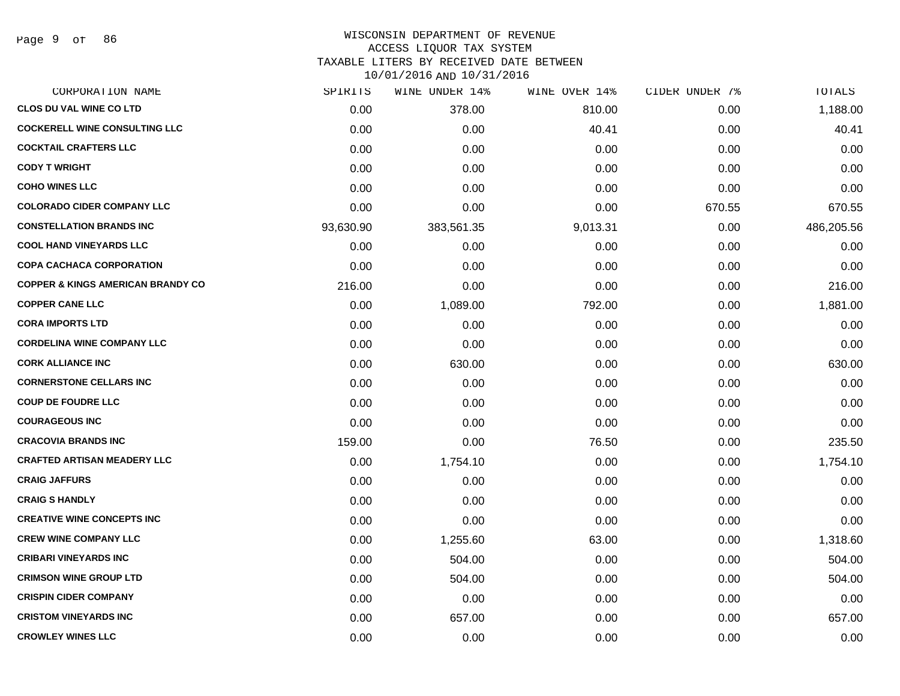# WISCONSIN DEPARTMENT OF REVENUE
## ACCESS LIQUOR TAX SYSTEM
### TAXABLE LITERS BY RECEIVED DATE BETWEEN 10/01/2016 AND 10/31/2016

| CORPORATION NAME | SPIRITS | WINE UNDER 14% | WINE OVER 14% | CIDER UNDER 7% | TOTALS |
|---|---|---|---|---|---|
| CLOS DU VAL WINE CO LTD | 0.00 | 378.00 | 810.00 | 0.00 | 1,188.00 |
| COCKERELL WINE CONSULTING LLC | 0.00 | 0.00 | 40.41 | 0.00 | 40.41 |
| COCKTAIL CRAFTERS LLC | 0.00 | 0.00 | 0.00 | 0.00 | 0.00 |
| CODY T WRIGHT | 0.00 | 0.00 | 0.00 | 0.00 | 0.00 |
| COHO WINES LLC | 0.00 | 0.00 | 0.00 | 0.00 | 0.00 |
| COLORADO CIDER COMPANY LLC | 0.00 | 0.00 | 0.00 | 670.55 | 670.55 |
| CONSTELLATION BRANDS INC | 93,630.90 | 383,561.35 | 9,013.31 | 0.00 | 486,205.56 |
| COOL HAND VINEYARDS LLC | 0.00 | 0.00 | 0.00 | 0.00 | 0.00 |
| COPA CACHACA CORPORATION | 0.00 | 0.00 | 0.00 | 0.00 | 0.00 |
| COPPER & KINGS AMERICAN BRANDY CO | 216.00 | 0.00 | 0.00 | 0.00 | 216.00 |
| COPPER CANE LLC | 0.00 | 1,089.00 | 792.00 | 0.00 | 1,881.00 |
| CORA IMPORTS LTD | 0.00 | 0.00 | 0.00 | 0.00 | 0.00 |
| CORDELINA WINE COMPANY LLC | 0.00 | 0.00 | 0.00 | 0.00 | 0.00 |
| CORK ALLIANCE INC | 0.00 | 630.00 | 0.00 | 0.00 | 630.00 |
| CORNERSTONE CELLARS INC | 0.00 | 0.00 | 0.00 | 0.00 | 0.00 |
| COUP DE FOUDRE LLC | 0.00 | 0.00 | 0.00 | 0.00 | 0.00 |
| COURAGEOUS INC | 0.00 | 0.00 | 0.00 | 0.00 | 0.00 |
| CRACOVIA BRANDS INC | 159.00 | 0.00 | 76.50 | 0.00 | 235.50 |
| CRAFTED ARTISAN MEADERY LLC | 0.00 | 1,754.10 | 0.00 | 0.00 | 1,754.10 |
| CRAIG JAFFURS | 0.00 | 0.00 | 0.00 | 0.00 | 0.00 |
| CRAIG S HANDLY | 0.00 | 0.00 | 0.00 | 0.00 | 0.00 |
| CREATIVE WINE CONCEPTS INC | 0.00 | 0.00 | 0.00 | 0.00 | 0.00 |
| CREW WINE COMPANY LLC | 0.00 | 1,255.60 | 63.00 | 0.00 | 1,318.60 |
| CRIBARI VINEYARDS INC | 0.00 | 504.00 | 0.00 | 0.00 | 504.00 |
| CRIMSON WINE GROUP LTD | 0.00 | 504.00 | 0.00 | 0.00 | 504.00 |
| CRISPIN CIDER COMPANY | 0.00 | 0.00 | 0.00 | 0.00 | 0.00 |
| CRISTOM VINEYARDS INC | 0.00 | 657.00 | 0.00 | 0.00 | 657.00 |
| CROWLEY WINES LLC | 0.00 | 0.00 | 0.00 | 0.00 | 0.00 |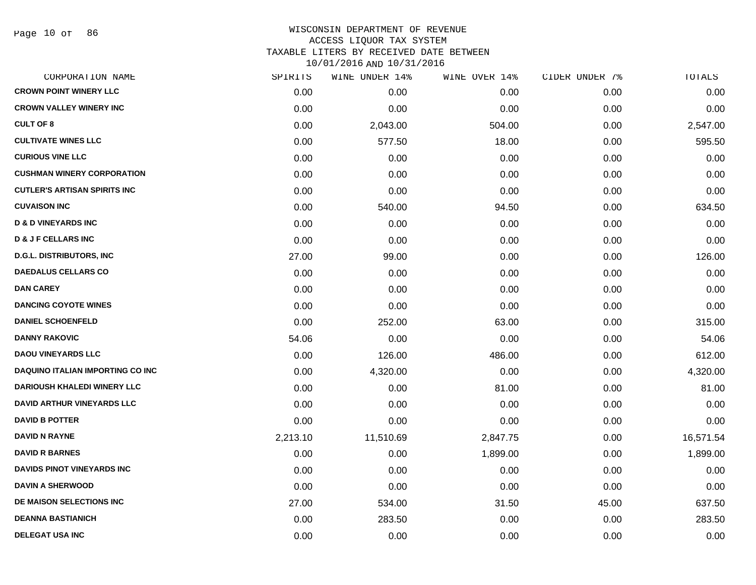WISCONSIN DEPARTMENT OF REVENUE
ACCESS LIQUOR TAX SYSTEM
TAXABLE LITERS BY RECEIVED DATE BETWEEN
10/01/2016 AND 10/31/2016

| CORPORATION NAME | SPIRITS | WINE UNDER 14% | WINE OVER 14% | CIDER UNDER 7% | TOTALS |
|---|---|---|---|---|---|
| CROWN POINT WINERY LLC | 0.00 | 0.00 | 0.00 | 0.00 | 0.00 |
| CROWN VALLEY WINERY INC | 0.00 | 0.00 | 0.00 | 0.00 | 0.00 |
| CULT OF 8 | 0.00 | 2,043.00 | 504.00 | 0.00 | 2,547.00 |
| CULTIVATE WINES LLC | 0.00 | 577.50 | 18.00 | 0.00 | 595.50 |
| CURIOUS VINE LLC | 0.00 | 0.00 | 0.00 | 0.00 | 0.00 |
| CUSHMAN WINERY CORPORATION | 0.00 | 0.00 | 0.00 | 0.00 | 0.00 |
| CUTLER'S ARTISAN SPIRITS INC | 0.00 | 0.00 | 0.00 | 0.00 | 0.00 |
| CUVAISON INC | 0.00 | 540.00 | 94.50 | 0.00 | 634.50 |
| D & D VINEYARDS INC | 0.00 | 0.00 | 0.00 | 0.00 | 0.00 |
| D & J F CELLARS INC | 0.00 | 0.00 | 0.00 | 0.00 | 0.00 |
| D.G.L. DISTRIBUTORS, INC | 27.00 | 99.00 | 0.00 | 0.00 | 126.00 |
| DAEDALUS CELLARS CO | 0.00 | 0.00 | 0.00 | 0.00 | 0.00 |
| DAN CAREY | 0.00 | 0.00 | 0.00 | 0.00 | 0.00 |
| DANCING COYOTE WINES | 0.00 | 0.00 | 0.00 | 0.00 | 0.00 |
| DANIEL SCHOENFELD | 0.00 | 252.00 | 63.00 | 0.00 | 315.00 |
| DANNY RAKOVIC | 54.06 | 0.00 | 0.00 | 0.00 | 54.06 |
| DAOU VINEYARDS LLC | 0.00 | 126.00 | 486.00 | 0.00 | 612.00 |
| DAQUINO ITALIAN IMPORTING CO INC | 0.00 | 4,320.00 | 0.00 | 0.00 | 4,320.00 |
| DARIOUSH KHALEDI WINERY LLC | 0.00 | 0.00 | 81.00 | 0.00 | 81.00 |
| DAVID ARTHUR VINEYARDS LLC | 0.00 | 0.00 | 0.00 | 0.00 | 0.00 |
| DAVID B POTTER | 0.00 | 0.00 | 0.00 | 0.00 | 0.00 |
| DAVID N RAYNE | 2,213.10 | 11,510.69 | 2,847.75 | 0.00 | 16,571.54 |
| DAVID R BARNES | 0.00 | 0.00 | 1,899.00 | 0.00 | 1,899.00 |
| DAVIDS PINOT VINEYARDS INC | 0.00 | 0.00 | 0.00 | 0.00 | 0.00 |
| DAVIN A SHERWOOD | 0.00 | 0.00 | 0.00 | 0.00 | 0.00 |
| DE MAISON SELECTIONS INC | 27.00 | 534.00 | 31.50 | 45.00 | 637.50 |
| DEANNA BASTIANICH | 0.00 | 283.50 | 0.00 | 0.00 | 283.50 |
| DELEGAT USA INC | 0.00 | 0.00 | 0.00 | 0.00 | 0.00 |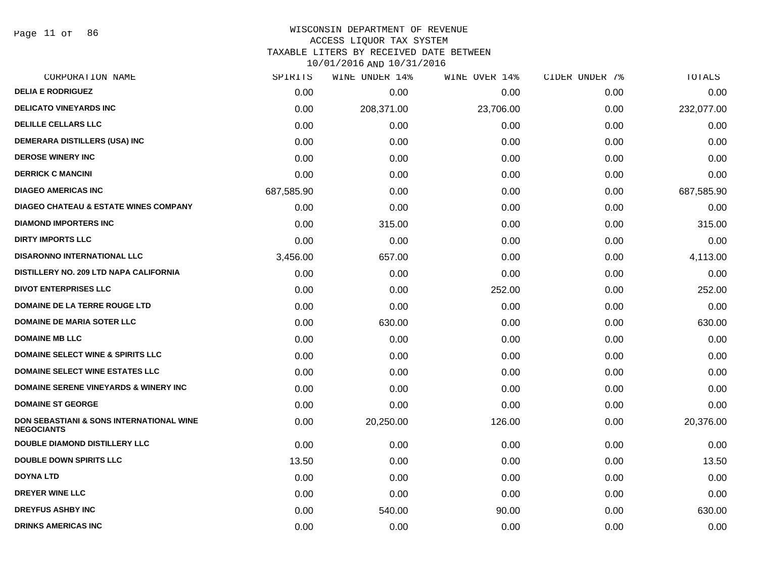WISCONSIN DEPARTMENT OF REVENUE
ACCESS LIQUOR TAX SYSTEM
TAXABLE LITERS BY RECEIVED DATE BETWEEN
10/01/2016 AND 10/31/2016

| CORPORATION NAME | SPIRITS | WINE UNDER 14% | WINE OVER 14% | CIDER UNDER 7% | TOTALS |
|---|---|---|---|---|---|
| DELIA E RODRIGUEZ | 0.00 | 0.00 | 0.00 | 0.00 | 0.00 |
| DELICATO VINEYARDS INC | 0.00 | 208,371.00 | 23,706.00 | 0.00 | 232,077.00 |
| DELILLE CELLARS LLC | 0.00 | 0.00 | 0.00 | 0.00 | 0.00 |
| DEMERARA DISTILLERS (USA) INC | 0.00 | 0.00 | 0.00 | 0.00 | 0.00 |
| DEROSE WINERY INC | 0.00 | 0.00 | 0.00 | 0.00 | 0.00 |
| DERRICK C MANCINI | 0.00 | 0.00 | 0.00 | 0.00 | 0.00 |
| DIAGEO AMERICAS INC | 687,585.90 | 0.00 | 0.00 | 0.00 | 687,585.90 |
| DIAGEO CHATEAU & ESTATE WINES COMPANY | 0.00 | 0.00 | 0.00 | 0.00 | 0.00 |
| DIAMOND IMPORTERS INC | 0.00 | 315.00 | 0.00 | 0.00 | 315.00 |
| DIRTY IMPORTS LLC | 0.00 | 0.00 | 0.00 | 0.00 | 0.00 |
| DISARONNO INTERNATIONAL LLC | 3,456.00 | 657.00 | 0.00 | 0.00 | 4,113.00 |
| DISTILLERY NO. 209 LTD NAPA CALIFORNIA | 0.00 | 0.00 | 0.00 | 0.00 | 0.00 |
| DIVOT ENTERPRISES LLC | 0.00 | 0.00 | 252.00 | 0.00 | 252.00 |
| DOMAINE DE LA TERRE ROUGE LTD | 0.00 | 0.00 | 0.00 | 0.00 | 0.00 |
| DOMAINE DE MARIA SOTER LLC | 0.00 | 630.00 | 0.00 | 0.00 | 630.00 |
| DOMAINE MB LLC | 0.00 | 0.00 | 0.00 | 0.00 | 0.00 |
| DOMAINE SELECT WINE & SPIRITS LLC | 0.00 | 0.00 | 0.00 | 0.00 | 0.00 |
| DOMAINE SELECT WINE ESTATES LLC | 0.00 | 0.00 | 0.00 | 0.00 | 0.00 |
| DOMAINE SERENE VINEYARDS & WINERY INC | 0.00 | 0.00 | 0.00 | 0.00 | 0.00 |
| DOMAINE ST GEORGE | 0.00 | 0.00 | 0.00 | 0.00 | 0.00 |
| DON SEBASTIANI & SONS INTERNATIONAL WINE NEGOCIANTS | 0.00 | 20,250.00 | 126.00 | 0.00 | 20,376.00 |
| DOUBLE DIAMOND DISTILLERY LLC | 0.00 | 0.00 | 0.00 | 0.00 | 0.00 |
| DOUBLE DOWN SPIRITS LLC | 13.50 | 0.00 | 0.00 | 0.00 | 13.50 |
| DOYNA LTD | 0.00 | 0.00 | 0.00 | 0.00 | 0.00 |
| DREYER WINE LLC | 0.00 | 0.00 | 0.00 | 0.00 | 0.00 |
| DREYFUS ASHBY INC | 0.00 | 540.00 | 90.00 | 0.00 | 630.00 |
| DRINKS AMERICAS INC | 0.00 | 0.00 | 0.00 | 0.00 | 0.00 |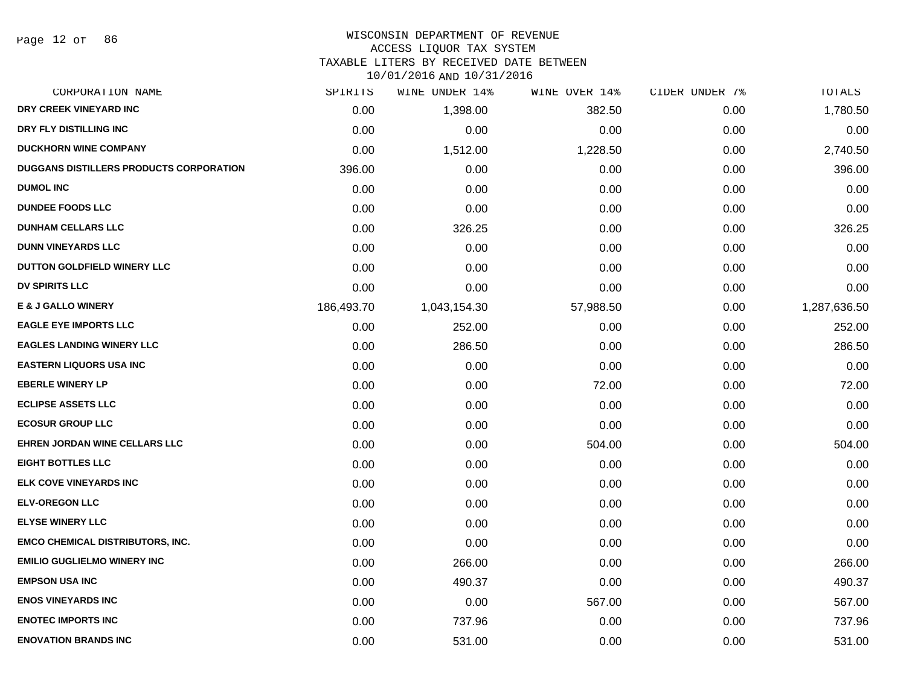WISCONSIN DEPARTMENT OF REVENUE
ACCESS LIQUOR TAX SYSTEM
TAXABLE LITERS BY RECEIVED DATE BETWEEN
10/01/2016 AND 10/31/2016

| CORPORATION NAME | SPIRITS | WINE UNDER 14% | WINE OVER 14% | CIDER UNDER 7% | TOTALS |
|---|---|---|---|---|---|
| DRY CREEK VINEYARD INC | 0.00 | 1,398.00 | 382.50 | 0.00 | 1,780.50 |
| DRY FLY DISTILLING INC | 0.00 | 0.00 | 0.00 | 0.00 | 0.00 |
| DUCKHORN WINE COMPANY | 0.00 | 1,512.00 | 1,228.50 | 0.00 | 2,740.50 |
| DUGGANS DISTILLERS PRODUCTS CORPORATION | 396.00 | 0.00 | 0.00 | 0.00 | 396.00 |
| DUMOL INC | 0.00 | 0.00 | 0.00 | 0.00 | 0.00 |
| DUNDEE FOODS LLC | 0.00 | 0.00 | 0.00 | 0.00 | 0.00 |
| DUNHAM CELLARS LLC | 0.00 | 326.25 | 0.00 | 0.00 | 326.25 |
| DUNN VINEYARDS LLC | 0.00 | 0.00 | 0.00 | 0.00 | 0.00 |
| DUTTON GOLDFIELD WINERY LLC | 0.00 | 0.00 | 0.00 | 0.00 | 0.00 |
| DV SPIRITS LLC | 0.00 | 0.00 | 0.00 | 0.00 | 0.00 |
| E & J GALLO WINERY | 186,493.70 | 1,043,154.30 | 57,988.50 | 0.00 | 1,287,636.50 |
| EAGLE EYE IMPORTS LLC | 0.00 | 252.00 | 0.00 | 0.00 | 252.00 |
| EAGLES LANDING WINERY LLC | 0.00 | 286.50 | 0.00 | 0.00 | 286.50 |
| EASTERN LIQUORS USA INC | 0.00 | 0.00 | 0.00 | 0.00 | 0.00 |
| EBERLE WINERY LP | 0.00 | 0.00 | 72.00 | 0.00 | 72.00 |
| ECLIPSE ASSETS LLC | 0.00 | 0.00 | 0.00 | 0.00 | 0.00 |
| ECOSUR GROUP LLC | 0.00 | 0.00 | 0.00 | 0.00 | 0.00 |
| EHREN JORDAN WINE CELLARS LLC | 0.00 | 0.00 | 504.00 | 0.00 | 504.00 |
| EIGHT BOTTLES LLC | 0.00 | 0.00 | 0.00 | 0.00 | 0.00 |
| ELK COVE VINEYARDS INC | 0.00 | 0.00 | 0.00 | 0.00 | 0.00 |
| ELV-OREGON LLC | 0.00 | 0.00 | 0.00 | 0.00 | 0.00 |
| ELYSE WINERY LLC | 0.00 | 0.00 | 0.00 | 0.00 | 0.00 |
| EMCO CHEMICAL DISTRIBUTORS, INC. | 0.00 | 0.00 | 0.00 | 0.00 | 0.00 |
| EMILIO GUGLIELMO WINERY INC | 0.00 | 266.00 | 0.00 | 0.00 | 266.00 |
| EMPSON USA INC | 0.00 | 490.37 | 0.00 | 0.00 | 490.37 |
| ENOS VINEYARDS INC | 0.00 | 0.00 | 567.00 | 0.00 | 567.00 |
| ENOTEC IMPORTS INC | 0.00 | 737.96 | 0.00 | 0.00 | 737.96 |
| ENOVATION BRANDS INC | 0.00 | 531.00 | 0.00 | 0.00 | 531.00 |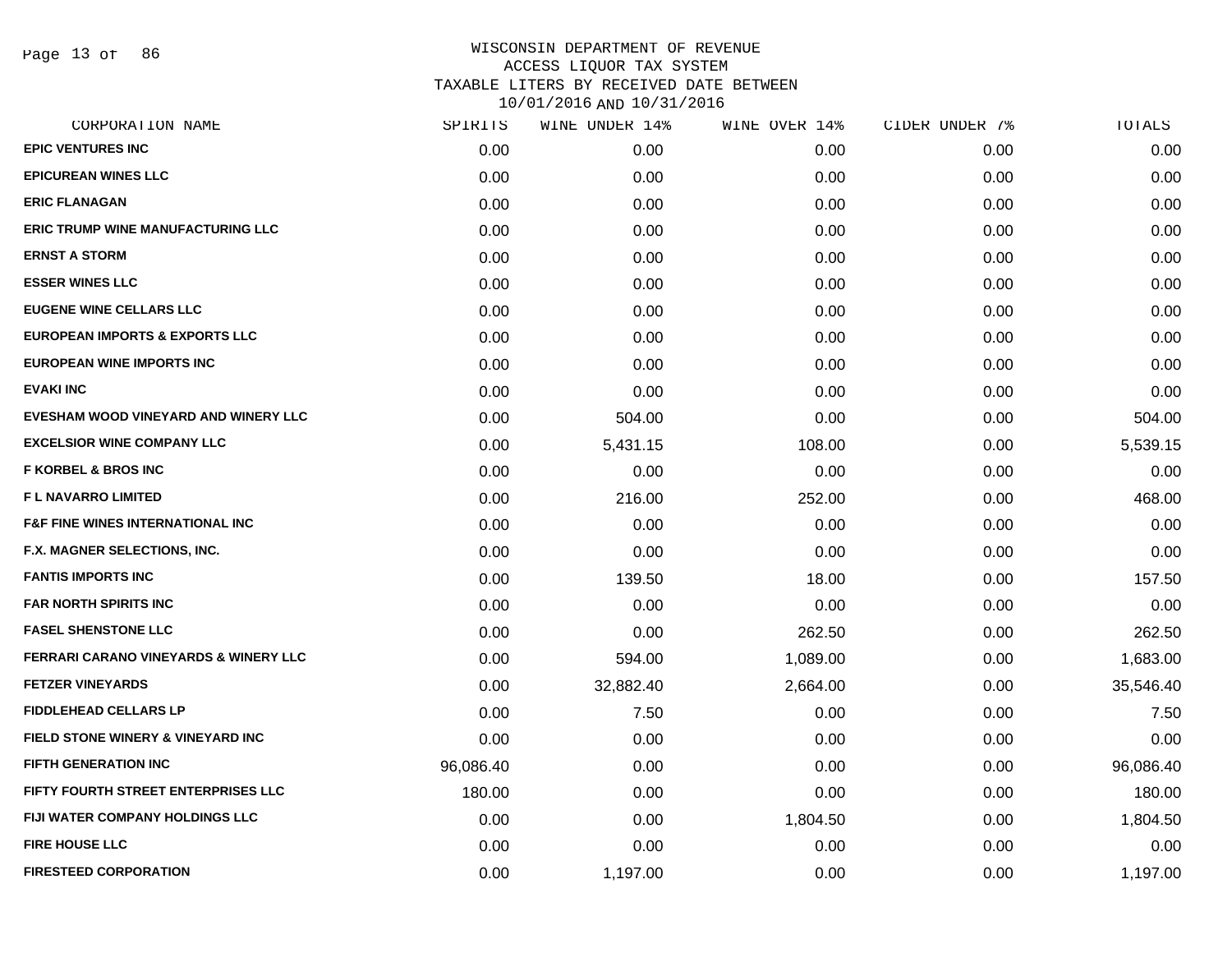# WISCONSIN DEPARTMENT OF REVENUE
## ACCESS LIQUOR TAX SYSTEM
## TAXABLE LITERS BY RECEIVED DATE BETWEEN 10/01/2016 AND 10/31/2016

| CORPORATION NAME | SPIRITS | WINE UNDER 14% | WINE OVER 14% | CIDER UNDER 7% | TOTALS |
|---|---|---|---|---|---|
| EPIC VENTURES INC | 0.00 | 0.00 | 0.00 | 0.00 | 0.00 |
| EPICUREAN WINES LLC | 0.00 | 0.00 | 0.00 | 0.00 | 0.00 |
| ERIC FLANAGAN | 0.00 | 0.00 | 0.00 | 0.00 | 0.00 |
| ERIC TRUMP WINE MANUFACTURING LLC | 0.00 | 0.00 | 0.00 | 0.00 | 0.00 |
| ERNST A STORM | 0.00 | 0.00 | 0.00 | 0.00 | 0.00 |
| ESSER WINES LLC | 0.00 | 0.00 | 0.00 | 0.00 | 0.00 |
| EUGENE WINE CELLARS LLC | 0.00 | 0.00 | 0.00 | 0.00 | 0.00 |
| EUROPEAN IMPORTS & EXPORTS LLC | 0.00 | 0.00 | 0.00 | 0.00 | 0.00 |
| EUROPEAN WINE IMPORTS INC | 0.00 | 0.00 | 0.00 | 0.00 | 0.00 |
| EVAKI INC | 0.00 | 0.00 | 0.00 | 0.00 | 0.00 |
| EVESHAM WOOD VINEYARD AND WINERY LLC | 0.00 | 504.00 | 0.00 | 0.00 | 504.00 |
| EXCELSIOR WINE COMPANY LLC | 0.00 | 5,431.15 | 108.00 | 0.00 | 5,539.15 |
| F KORBEL & BROS INC | 0.00 | 0.00 | 0.00 | 0.00 | 0.00 |
| F L NAVARRO LIMITED | 0.00 | 216.00 | 252.00 | 0.00 | 468.00 |
| F&F FINE WINES INTERNATIONAL INC | 0.00 | 0.00 | 0.00 | 0.00 | 0.00 |
| F.X. MAGNER SELECTIONS, INC. | 0.00 | 0.00 | 0.00 | 0.00 | 0.00 |
| FANTIS IMPORTS INC | 0.00 | 139.50 | 18.00 | 0.00 | 157.50 |
| FAR NORTH SPIRITS INC | 0.00 | 0.00 | 0.00 | 0.00 | 0.00 |
| FASEL SHENSTONE LLC | 0.00 | 0.00 | 262.50 | 0.00 | 262.50 |
| FERRARI CARANO VINEYARDS & WINERY LLC | 0.00 | 594.00 | 1,089.00 | 0.00 | 1,683.00 |
| FETZER VINEYARDS | 0.00 | 32,882.40 | 2,664.00 | 0.00 | 35,546.40 |
| FIDDLEHEAD CELLARS LP | 0.00 | 7.50 | 0.00 | 0.00 | 7.50 |
| FIELD STONE WINERY & VINEYARD INC | 0.00 | 0.00 | 0.00 | 0.00 | 0.00 |
| FIFTH GENERATION INC | 96,086.40 | 0.00 | 0.00 | 0.00 | 96,086.40 |
| FIFTY FOURTH STREET ENTERPRISES LLC | 180.00 | 0.00 | 0.00 | 0.00 | 180.00 |
| FIJI WATER COMPANY HOLDINGS LLC | 0.00 | 0.00 | 1,804.50 | 0.00 | 1,804.50 |
| FIRE HOUSE LLC | 0.00 | 0.00 | 0.00 | 0.00 | 0.00 |
| FIRESTEED CORPORATION | 0.00 | 1,197.00 | 0.00 | 0.00 | 1,197.00 |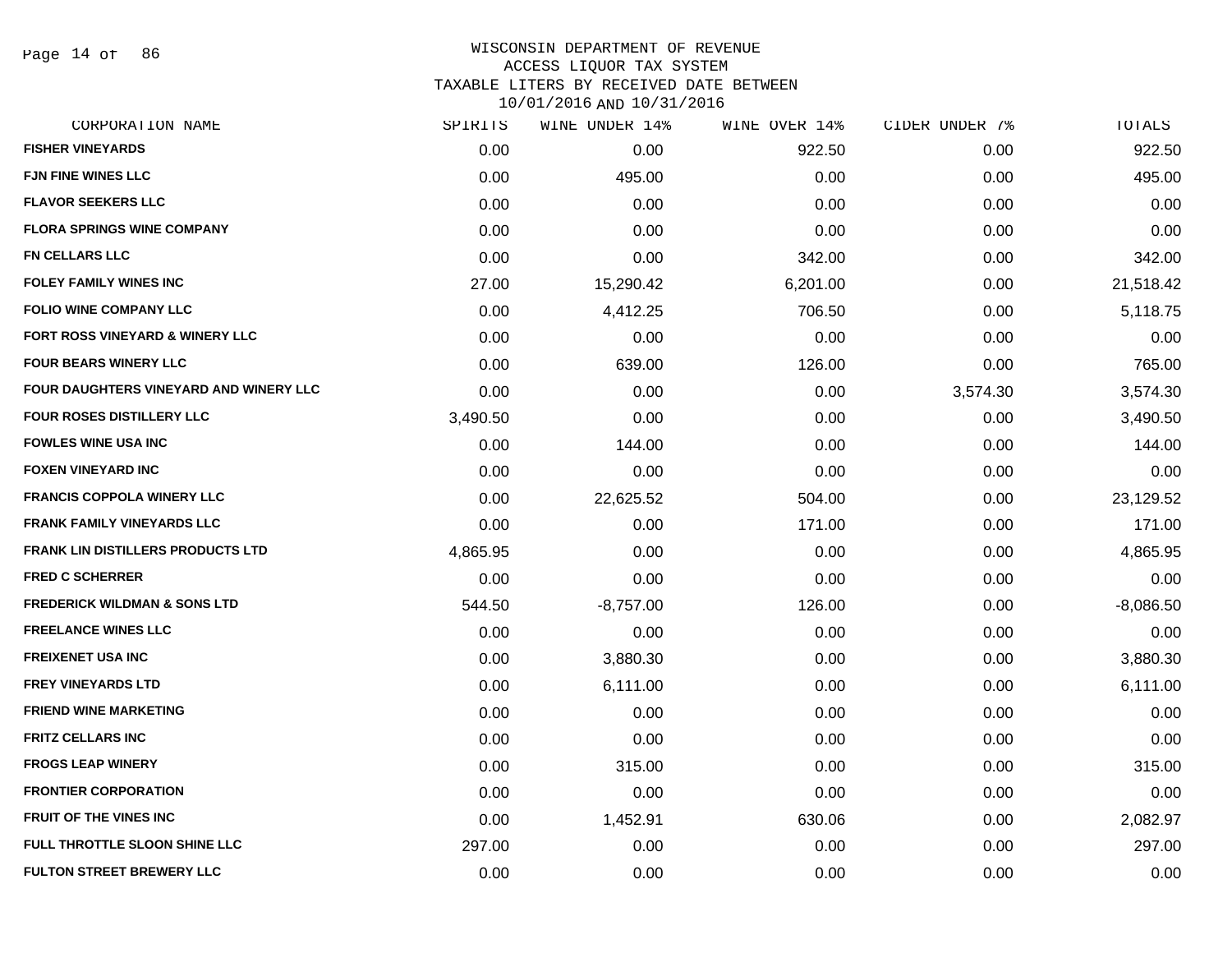WISCONSIN DEPARTMENT OF REVENUE
ACCESS LIQUOR TAX SYSTEM
TAXABLE LITERS BY RECEIVED DATE BETWEEN
10/01/2016 AND 10/31/2016

| CORPORATION NAME | SPIRITS | WINE UNDER 14% | WINE OVER 14% | CIDER UNDER 7% | TOTALS |
|---|---|---|---|---|---|
| FISHER VINEYARDS | 0.00 | 0.00 | 922.50 | 0.00 | 922.50 |
| FJN FINE WINES LLC | 0.00 | 495.00 | 0.00 | 0.00 | 495.00 |
| FLAVOR SEEKERS LLC | 0.00 | 0.00 | 0.00 | 0.00 | 0.00 |
| FLORA SPRINGS WINE COMPANY | 0.00 | 0.00 | 0.00 | 0.00 | 0.00 |
| FN CELLARS LLC | 0.00 | 0.00 | 342.00 | 0.00 | 342.00 |
| FOLEY FAMILY WINES INC | 27.00 | 15,290.42 | 6,201.00 | 0.00 | 21,518.42 |
| FOLIO WINE COMPANY LLC | 0.00 | 4,412.25 | 706.50 | 0.00 | 5,118.75 |
| FORT ROSS VINEYARD & WINERY LLC | 0.00 | 0.00 | 0.00 | 0.00 | 0.00 |
| FOUR BEARS WINERY LLC | 0.00 | 639.00 | 126.00 | 0.00 | 765.00 |
| FOUR DAUGHTERS VINEYARD AND WINERY LLC | 0.00 | 0.00 | 0.00 | 3,574.30 | 3,574.30 |
| FOUR ROSES DISTILLERY LLC | 3,490.50 | 0.00 | 0.00 | 0.00 | 3,490.50 |
| FOWLES WINE USA INC | 0.00 | 144.00 | 0.00 | 0.00 | 144.00 |
| FOXEN VINEYARD INC | 0.00 | 0.00 | 0.00 | 0.00 | 0.00 |
| FRANCIS COPPOLA WINERY LLC | 0.00 | 22,625.52 | 504.00 | 0.00 | 23,129.52 |
| FRANK FAMILY VINEYARDS LLC | 0.00 | 0.00 | 171.00 | 0.00 | 171.00 |
| FRANK LIN DISTILLERS PRODUCTS LTD | 4,865.95 | 0.00 | 0.00 | 0.00 | 4,865.95 |
| FRED C SCHERRER | 0.00 | 0.00 | 0.00 | 0.00 | 0.00 |
| FREDERICK WILDMAN & SONS LTD | 544.50 | -8,757.00 | 126.00 | 0.00 | -8,086.50 |
| FREELANCE WINES LLC | 0.00 | 0.00 | 0.00 | 0.00 | 0.00 |
| FREIXENET USA INC | 0.00 | 3,880.30 | 0.00 | 0.00 | 3,880.30 |
| FREY VINEYARDS LTD | 0.00 | 6,111.00 | 0.00 | 0.00 | 6,111.00 |
| FRIEND WINE MARKETING | 0.00 | 0.00 | 0.00 | 0.00 | 0.00 |
| FRITZ CELLARS INC | 0.00 | 0.00 | 0.00 | 0.00 | 0.00 |
| FROGS LEAP WINERY | 0.00 | 315.00 | 0.00 | 0.00 | 315.00 |
| FRONTIER CORPORATION | 0.00 | 0.00 | 0.00 | 0.00 | 0.00 |
| FRUIT OF THE VINES INC | 0.00 | 1,452.91 | 630.06 | 0.00 | 2,082.97 |
| FULL THROTTLE SLOON SHINE LLC | 297.00 | 0.00 | 0.00 | 0.00 | 297.00 |
| FULTON STREET BREWERY LLC | 0.00 | 0.00 | 0.00 | 0.00 | 0.00 |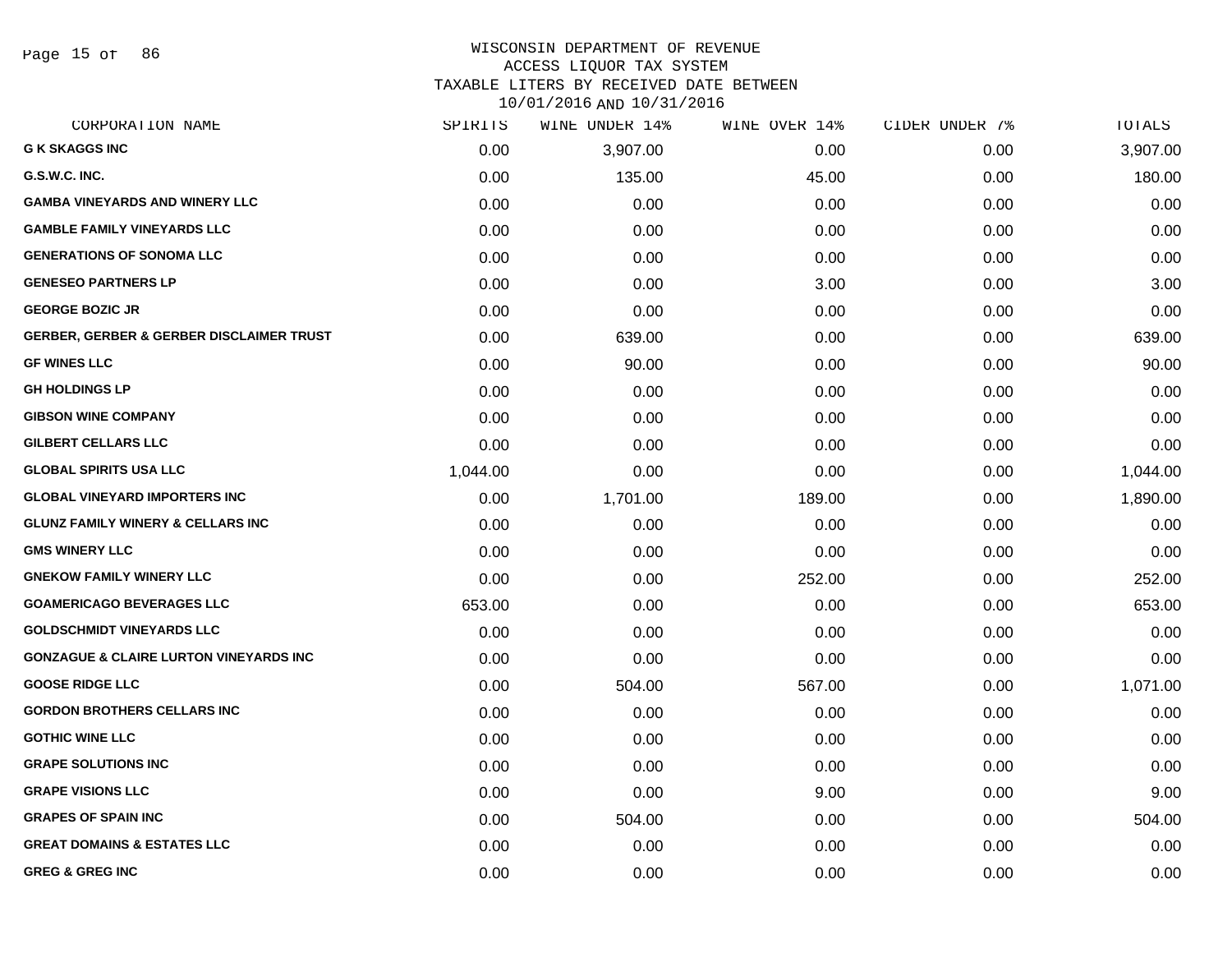# WISCONSIN DEPARTMENT OF REVENUE
## ACCESS LIQUOR TAX SYSTEM
## TAXABLE LITERS BY RECEIVED DATE BETWEEN 10/01/2016 AND 10/31/2016

| CORPORATION NAME | SPIRITS | WINE UNDER 14% | WINE OVER 14% | CIDER UNDER 7% | TOTALS |
|---|---|---|---|---|---|
| G K SKAGGS INC | 0.00 | 3,907.00 | 0.00 | 0.00 | 3,907.00 |
| G.S.W.C. INC. | 0.00 | 135.00 | 45.00 | 0.00 | 180.00 |
| GAMBA VINEYARDS AND WINERY LLC | 0.00 | 0.00 | 0.00 | 0.00 | 0.00 |
| GAMBLE FAMILY VINEYARDS LLC | 0.00 | 0.00 | 0.00 | 0.00 | 0.00 |
| GENERATIONS OF SONOMA LLC | 0.00 | 0.00 | 0.00 | 0.00 | 0.00 |
| GENESEO PARTNERS LP | 0.00 | 0.00 | 3.00 | 0.00 | 3.00 |
| GEORGE BOZIC JR | 0.00 | 0.00 | 0.00 | 0.00 | 0.00 |
| GERBER, GERBER & GERBER DISCLAIMER TRUST | 0.00 | 639.00 | 0.00 | 0.00 | 639.00 |
| GF WINES LLC | 0.00 | 90.00 | 0.00 | 0.00 | 90.00 |
| GH HOLDINGS LP | 0.00 | 0.00 | 0.00 | 0.00 | 0.00 |
| GIBSON WINE COMPANY | 0.00 | 0.00 | 0.00 | 0.00 | 0.00 |
| GILBERT CELLARS LLC | 0.00 | 0.00 | 0.00 | 0.00 | 0.00 |
| GLOBAL SPIRITS USA LLC | 1,044.00 | 0.00 | 0.00 | 0.00 | 1,044.00 |
| GLOBAL VINEYARD IMPORTERS INC | 0.00 | 1,701.00 | 189.00 | 0.00 | 1,890.00 |
| GLUNZ FAMILY WINERY & CELLARS INC | 0.00 | 0.00 | 0.00 | 0.00 | 0.00 |
| GMS WINERY LLC | 0.00 | 0.00 | 0.00 | 0.00 | 0.00 |
| GNEKOW FAMILY WINERY LLC | 0.00 | 0.00 | 252.00 | 0.00 | 252.00 |
| GOAMERICAGO BEVERAGES LLC | 653.00 | 0.00 | 0.00 | 0.00 | 653.00 |
| GOLDSCHMIDT VINEYARDS LLC | 0.00 | 0.00 | 0.00 | 0.00 | 0.00 |
| GONZAGUE & CLAIRE LURTON VINEYARDS INC | 0.00 | 0.00 | 0.00 | 0.00 | 0.00 |
| GOOSE RIDGE LLC | 0.00 | 504.00 | 567.00 | 0.00 | 1,071.00 |
| GORDON BROTHERS CELLARS INC | 0.00 | 0.00 | 0.00 | 0.00 | 0.00 |
| GOTHIC WINE LLC | 0.00 | 0.00 | 0.00 | 0.00 | 0.00 |
| GRAPE SOLUTIONS INC | 0.00 | 0.00 | 0.00 | 0.00 | 0.00 |
| GRAPE VISIONS LLC | 0.00 | 0.00 | 9.00 | 0.00 | 9.00 |
| GRAPES OF SPAIN INC | 0.00 | 504.00 | 0.00 | 0.00 | 504.00 |
| GREAT DOMAINS & ESTATES LLC | 0.00 | 0.00 | 0.00 | 0.00 | 0.00 |
| GREG & GREG INC | 0.00 | 0.00 | 0.00 | 0.00 | 0.00 |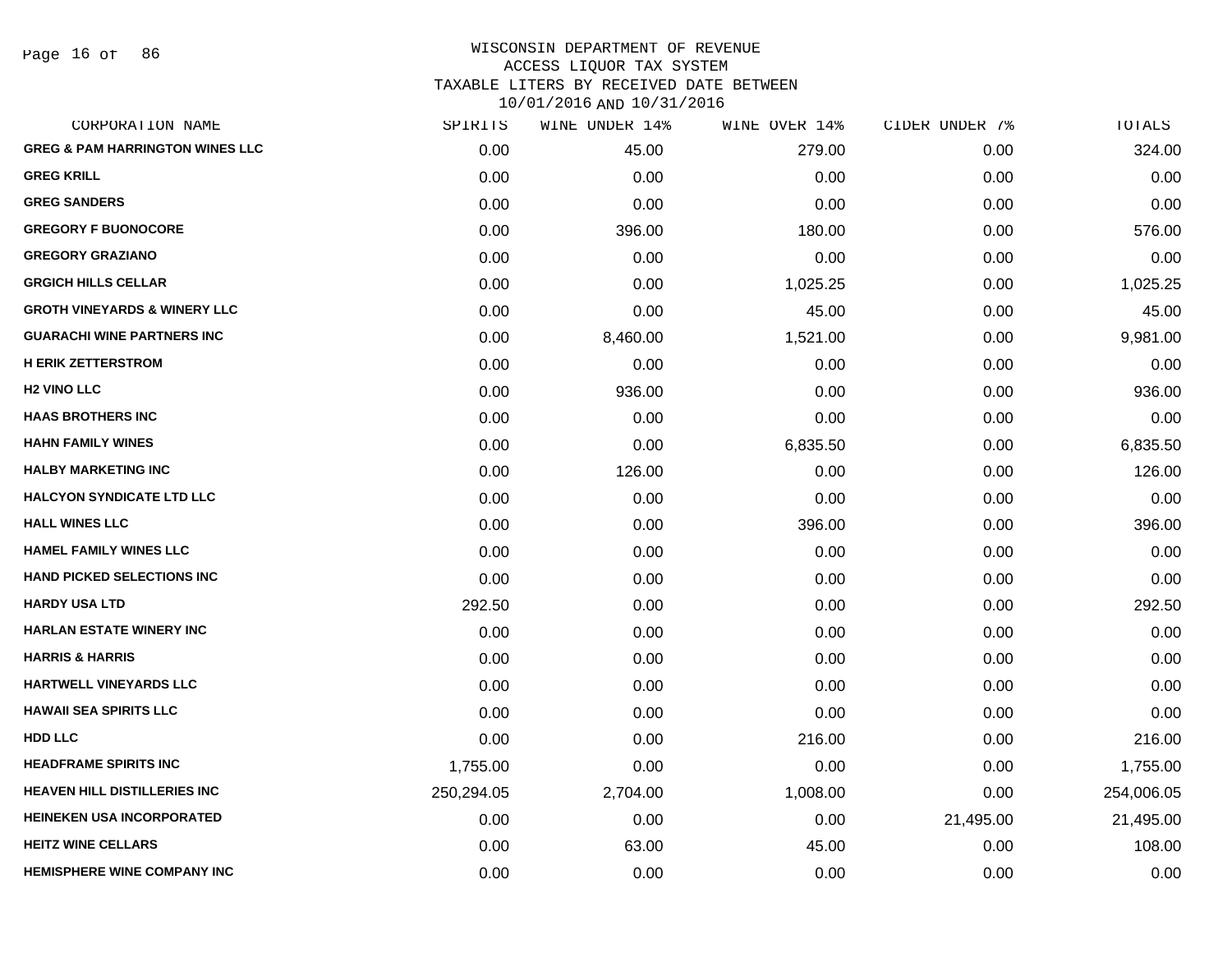WISCONSIN DEPARTMENT OF REVENUE
ACCESS LIQUOR TAX SYSTEM
TAXABLE LITERS BY RECEIVED DATE BETWEEN
10/01/2016 AND 10/31/2016

| CORPORATION NAME | SPIRITS | WINE UNDER 14% | WINE OVER 14% | CIDER UNDER 7% | TOTALS |
|---|---|---|---|---|---|
| GREG & PAM HARRINGTON WINES LLC | 0.00 | 45.00 | 279.00 | 0.00 | 324.00 |
| GREG KRILL | 0.00 | 0.00 | 0.00 | 0.00 | 0.00 |
| GREG SANDERS | 0.00 | 0.00 | 0.00 | 0.00 | 0.00 |
| GREGORY F BUONOCORE | 0.00 | 396.00 | 180.00 | 0.00 | 576.00 |
| GREGORY GRAZIANO | 0.00 | 0.00 | 0.00 | 0.00 | 0.00 |
| GRGICH HILLS CELLAR | 0.00 | 0.00 | 1,025.25 | 0.00 | 1,025.25 |
| GROTH VINEYARDS & WINERY LLC | 0.00 | 0.00 | 45.00 | 0.00 | 45.00 |
| GUARACHI WINE PARTNERS INC | 0.00 | 8,460.00 | 1,521.00 | 0.00 | 9,981.00 |
| H ERIK ZETTERSTROM | 0.00 | 0.00 | 0.00 | 0.00 | 0.00 |
| H2 VINO LLC | 0.00 | 936.00 | 0.00 | 0.00 | 936.00 |
| HAAS BROTHERS INC | 0.00 | 0.00 | 0.00 | 0.00 | 0.00 |
| HAHN FAMILY WINES | 0.00 | 0.00 | 6,835.50 | 0.00 | 6,835.50 |
| HALBY MARKETING INC | 0.00 | 126.00 | 0.00 | 0.00 | 126.00 |
| HALCYON SYNDICATE LTD LLC | 0.00 | 0.00 | 0.00 | 0.00 | 0.00 |
| HALL WINES LLC | 0.00 | 0.00 | 396.00 | 0.00 | 396.00 |
| HAMEL FAMILY WINES LLC | 0.00 | 0.00 | 0.00 | 0.00 | 0.00 |
| HAND PICKED SELECTIONS INC | 0.00 | 0.00 | 0.00 | 0.00 | 0.00 |
| HARDY USA LTD | 292.50 | 0.00 | 0.00 | 0.00 | 292.50 |
| HARLAN ESTATE WINERY INC | 0.00 | 0.00 | 0.00 | 0.00 | 0.00 |
| HARRIS & HARRIS | 0.00 | 0.00 | 0.00 | 0.00 | 0.00 |
| HARTWELL VINEYARDS LLC | 0.00 | 0.00 | 0.00 | 0.00 | 0.00 |
| HAWAII SEA SPIRITS LLC | 0.00 | 0.00 | 0.00 | 0.00 | 0.00 |
| HDD LLC | 0.00 | 0.00 | 216.00 | 0.00 | 216.00 |
| HEADFRAME SPIRITS INC | 1,755.00 | 0.00 | 0.00 | 0.00 | 1,755.00 |
| HEAVEN HILL DISTILLERIES INC | 250,294.05 | 2,704.00 | 1,008.00 | 0.00 | 254,006.05 |
| HEINEKEN USA INCORPORATED | 0.00 | 0.00 | 0.00 | 21,495.00 | 21,495.00 |
| HEITZ WINE CELLARS | 0.00 | 63.00 | 45.00 | 0.00 | 108.00 |
| HEMISPHERE WINE COMPANY INC | 0.00 | 0.00 | 0.00 | 0.00 | 0.00 |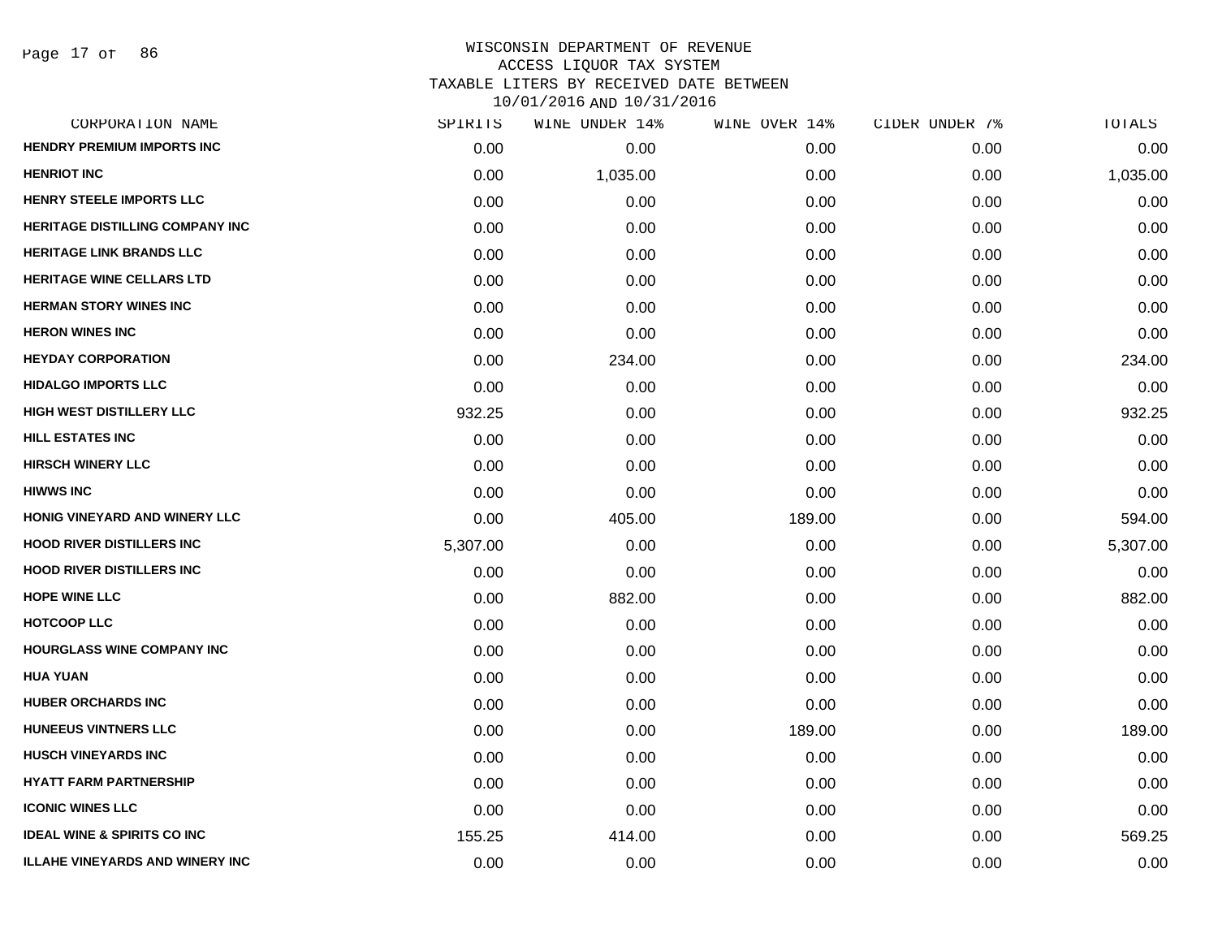WISCONSIN DEPARTMENT OF REVENUE
ACCESS LIQUOR TAX SYSTEM
TAXABLE LITERS BY RECEIVED DATE BETWEEN
10/01/2016 AND 10/31/2016

| CORPORATION NAME | SPIRITS | WINE UNDER 14% | WINE OVER 14% | CIDER UNDER 7% | TOTALS |
|---|---|---|---|---|---|
| HENDRY PREMIUM IMPORTS INC | 0.00 | 0.00 | 0.00 | 0.00 | 0.00 |
| HENRIOT INC | 0.00 | 1,035.00 | 0.00 | 0.00 | 1,035.00 |
| HENRY STEELE IMPORTS LLC | 0.00 | 0.00 | 0.00 | 0.00 | 0.00 |
| HERITAGE DISTILLING COMPANY INC | 0.00 | 0.00 | 0.00 | 0.00 | 0.00 |
| HERITAGE LINK BRANDS LLC | 0.00 | 0.00 | 0.00 | 0.00 | 0.00 |
| HERITAGE WINE CELLARS LTD | 0.00 | 0.00 | 0.00 | 0.00 | 0.00 |
| HERMAN STORY WINES INC | 0.00 | 0.00 | 0.00 | 0.00 | 0.00 |
| HERON WINES INC | 0.00 | 0.00 | 0.00 | 0.00 | 0.00 |
| HEYDAY CORPORATION | 0.00 | 234.00 | 0.00 | 0.00 | 234.00 |
| HIDALGO IMPORTS LLC | 0.00 | 0.00 | 0.00 | 0.00 | 0.00 |
| HIGH WEST DISTILLERY LLC | 932.25 | 0.00 | 0.00 | 0.00 | 932.25 |
| HILL ESTATES INC | 0.00 | 0.00 | 0.00 | 0.00 | 0.00 |
| HIRSCH WINERY LLC | 0.00 | 0.00 | 0.00 | 0.00 | 0.00 |
| HIWWS INC | 0.00 | 0.00 | 0.00 | 0.00 | 0.00 |
| HONIG VINEYARD AND WINERY LLC | 0.00 | 405.00 | 189.00 | 0.00 | 594.00 |
| HOOD RIVER DISTILLERS INC | 5,307.00 | 0.00 | 0.00 | 0.00 | 5,307.00 |
| HOOD RIVER DISTILLERS INC | 0.00 | 0.00 | 0.00 | 0.00 | 0.00 |
| HOPE WINE LLC | 0.00 | 882.00 | 0.00 | 0.00 | 882.00 |
| HOTCOOP LLC | 0.00 | 0.00 | 0.00 | 0.00 | 0.00 |
| HOURGLASS WINE COMPANY INC | 0.00 | 0.00 | 0.00 | 0.00 | 0.00 |
| HUA YUAN | 0.00 | 0.00 | 0.00 | 0.00 | 0.00 |
| HUBER ORCHARDS INC | 0.00 | 0.00 | 0.00 | 0.00 | 0.00 |
| HUNEEUS VINTNERS LLC | 0.00 | 0.00 | 189.00 | 0.00 | 189.00 |
| HUSCH VINEYARDS INC | 0.00 | 0.00 | 0.00 | 0.00 | 0.00 |
| HYATT FARM PARTNERSHIP | 0.00 | 0.00 | 0.00 | 0.00 | 0.00 |
| ICONIC WINES LLC | 0.00 | 0.00 | 0.00 | 0.00 | 0.00 |
| IDEAL WINE & SPIRITS CO INC | 155.25 | 414.00 | 0.00 | 0.00 | 569.25 |
| ILLAHE VINEYARDS AND WINERY INC | 0.00 | 0.00 | 0.00 | 0.00 | 0.00 |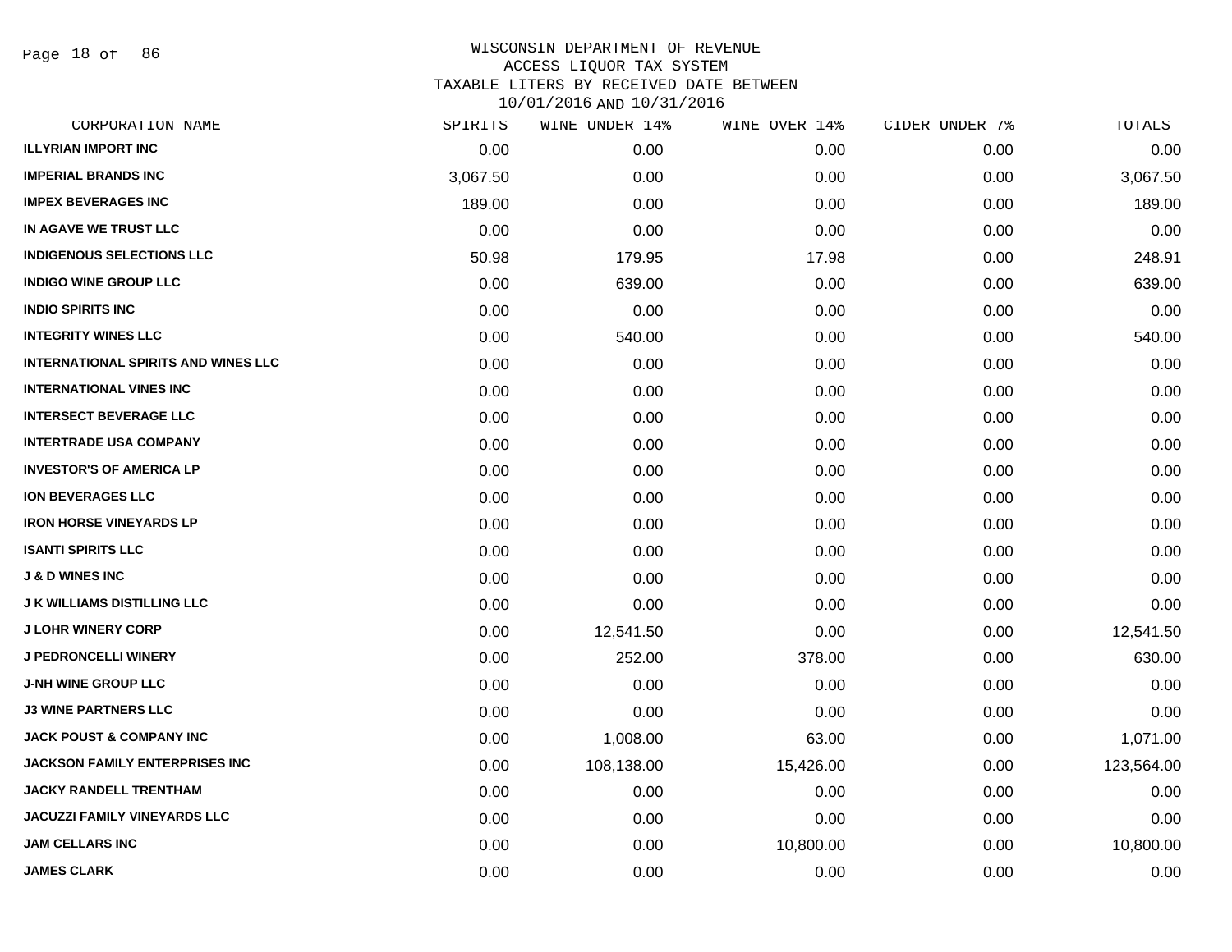# WISCONSIN DEPARTMENT OF REVENUE
## ACCESS LIQUOR TAX SYSTEM
## TAXABLE LITERS BY RECEIVED DATE BETWEEN 10/01/2016 AND 10/31/2016

| CORPORATION NAME | SPIRITS | WINE UNDER 14% | WINE OVER 14% | CIDER UNDER 7% | TOTALS |
|---|---|---|---|---|---|
| ILLYRIAN IMPORT INC | 0.00 | 0.00 | 0.00 | 0.00 | 0.00 |
| IMPERIAL BRANDS INC | 3,067.50 | 0.00 | 0.00 | 0.00 | 3,067.50 |
| IMPEX BEVERAGES INC | 189.00 | 0.00 | 0.00 | 0.00 | 189.00 |
| IN AGAVE WE TRUST LLC | 0.00 | 0.00 | 0.00 | 0.00 | 0.00 |
| INDIGENOUS SELECTIONS LLC | 50.98 | 179.95 | 17.98 | 0.00 | 248.91 |
| INDIGO WINE GROUP LLC | 0.00 | 639.00 | 0.00 | 0.00 | 639.00 |
| INDIO SPIRITS INC | 0.00 | 0.00 | 0.00 | 0.00 | 0.00 |
| INTEGRITY WINES LLC | 0.00 | 540.00 | 0.00 | 0.00 | 540.00 |
| INTERNATIONAL SPIRITS AND WINES LLC | 0.00 | 0.00 | 0.00 | 0.00 | 0.00 |
| INTERNATIONAL VINES INC | 0.00 | 0.00 | 0.00 | 0.00 | 0.00 |
| INTERSECT BEVERAGE LLC | 0.00 | 0.00 | 0.00 | 0.00 | 0.00 |
| INTERTRADE USA COMPANY | 0.00 | 0.00 | 0.00 | 0.00 | 0.00 |
| INVESTOR'S OF AMERICA LP | 0.00 | 0.00 | 0.00 | 0.00 | 0.00 |
| ION BEVERAGES LLC | 0.00 | 0.00 | 0.00 | 0.00 | 0.00 |
| IRON HORSE VINEYARDS LP | 0.00 | 0.00 | 0.00 | 0.00 | 0.00 |
| ISANTI SPIRITS LLC | 0.00 | 0.00 | 0.00 | 0.00 | 0.00 |
| J & D WINES INC | 0.00 | 0.00 | 0.00 | 0.00 | 0.00 |
| J K WILLIAMS DISTILLING LLC | 0.00 | 0.00 | 0.00 | 0.00 | 0.00 |
| J LOHR WINERY CORP | 0.00 | 12,541.50 | 0.00 | 0.00 | 12,541.50 |
| J PEDRONCELLI WINERY | 0.00 | 252.00 | 378.00 | 0.00 | 630.00 |
| J-NH WINE GROUP LLC | 0.00 | 0.00 | 0.00 | 0.00 | 0.00 |
| J3 WINE PARTNERS LLC | 0.00 | 0.00 | 0.00 | 0.00 | 0.00 |
| JACK POUST & COMPANY INC | 0.00 | 1,008.00 | 63.00 | 0.00 | 1,071.00 |
| JACKSON FAMILY ENTERPRISES INC | 0.00 | 108,138.00 | 15,426.00 | 0.00 | 123,564.00 |
| JACKY RANDELL TRENTHAM | 0.00 | 0.00 | 0.00 | 0.00 | 0.00 |
| JACUZZI FAMILY VINEYARDS LLC | 0.00 | 0.00 | 0.00 | 0.00 | 0.00 |
| JAM CELLARS INC | 0.00 | 0.00 | 10,800.00 | 0.00 | 10,800.00 |
| JAMES CLARK | 0.00 | 0.00 | 0.00 | 0.00 | 0.00 |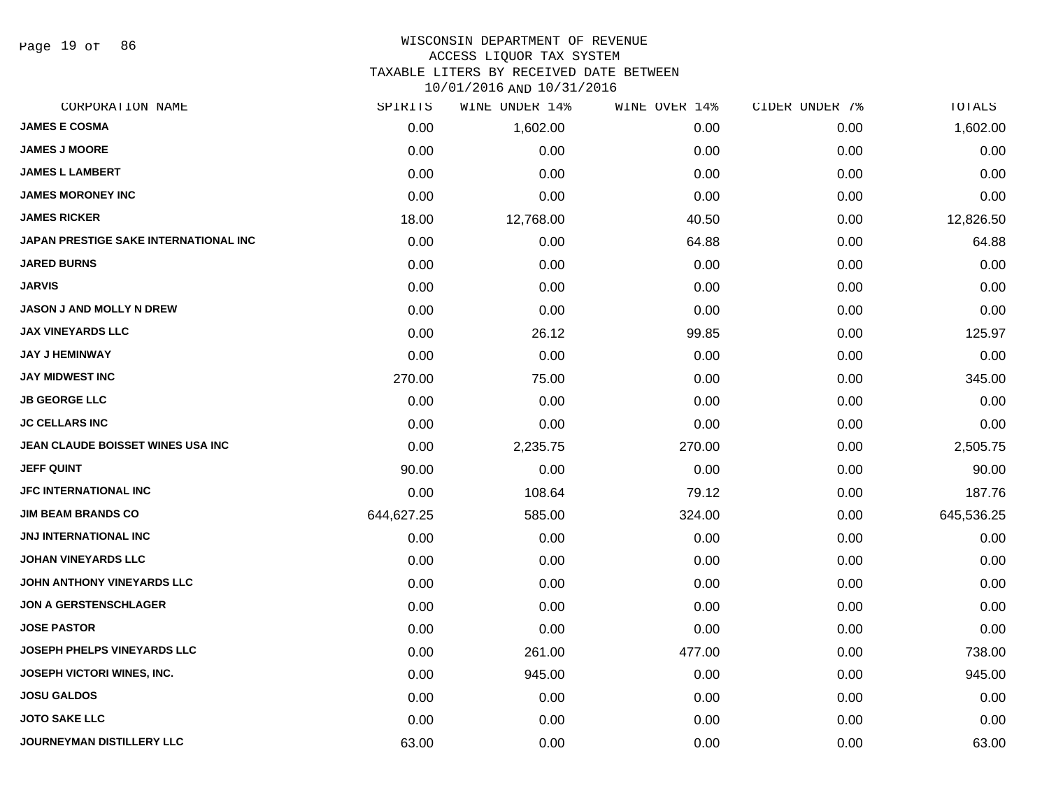# WISCONSIN DEPARTMENT OF REVENUE
## ACCESS LIQUOR TAX SYSTEM
## TAXABLE LITERS BY RECEIVED DATE BETWEEN 10/01/2016 AND 10/31/2016

| CORPORATION NAME | SPIRITS | WINE UNDER 14% | WINE OVER 14% | CIDER UNDER 7% | TOTALS |
|---|---|---|---|---|---|
| JAMES E COSMA | 0.00 | 1,602.00 | 0.00 | 0.00 | 1,602.00 |
| JAMES J MOORE | 0.00 | 0.00 | 0.00 | 0.00 | 0.00 |
| JAMES L LAMBERT | 0.00 | 0.00 | 0.00 | 0.00 | 0.00 |
| JAMES MORONEY INC | 0.00 | 0.00 | 0.00 | 0.00 | 0.00 |
| JAMES RICKER | 18.00 | 12,768.00 | 40.50 | 0.00 | 12,826.50 |
| JAPAN PRESTIGE SAKE INTERNATIONAL INC | 0.00 | 0.00 | 64.88 | 0.00 | 64.88 |
| JARED BURNS | 0.00 | 0.00 | 0.00 | 0.00 | 0.00 |
| JARVIS | 0.00 | 0.00 | 0.00 | 0.00 | 0.00 |
| JASON J AND MOLLY N DREW | 0.00 | 0.00 | 0.00 | 0.00 | 0.00 |
| JAX VINEYARDS LLC | 0.00 | 26.12 | 99.85 | 0.00 | 125.97 |
| JAY J HEMINWAY | 0.00 | 0.00 | 0.00 | 0.00 | 0.00 |
| JAY MIDWEST INC | 270.00 | 75.00 | 0.00 | 0.00 | 345.00 |
| JB GEORGE LLC | 0.00 | 0.00 | 0.00 | 0.00 | 0.00 |
| JC CELLARS INC | 0.00 | 0.00 | 0.00 | 0.00 | 0.00 |
| JEAN CLAUDE BOISSET WINES USA INC | 0.00 | 2,235.75 | 270.00 | 0.00 | 2,505.75 |
| JEFF QUINT | 90.00 | 0.00 | 0.00 | 0.00 | 90.00 |
| JFC INTERNATIONAL INC | 0.00 | 108.64 | 79.12 | 0.00 | 187.76 |
| JIM BEAM BRANDS CO | 644,627.25 | 585.00 | 324.00 | 0.00 | 645,536.25 |
| JNJ INTERNATIONAL INC | 0.00 | 0.00 | 0.00 | 0.00 | 0.00 |
| JOHAN VINEYARDS LLC | 0.00 | 0.00 | 0.00 | 0.00 | 0.00 |
| JOHN ANTHONY VINEYARDS LLC | 0.00 | 0.00 | 0.00 | 0.00 | 0.00 |
| JON A GERSTENSCHLAGER | 0.00 | 0.00 | 0.00 | 0.00 | 0.00 |
| JOSE PASTOR | 0.00 | 0.00 | 0.00 | 0.00 | 0.00 |
| JOSEPH PHELPS VINEYARDS LLC | 0.00 | 261.00 | 477.00 | 0.00 | 738.00 |
| JOSEPH VICTORI WINES, INC. | 0.00 | 945.00 | 0.00 | 0.00 | 945.00 |
| JOSU GALDOS | 0.00 | 0.00 | 0.00 | 0.00 | 0.00 |
| JOTO SAKE LLC | 0.00 | 0.00 | 0.00 | 0.00 | 0.00 |
| JOURNEYMAN DISTILLERY LLC | 63.00 | 0.00 | 0.00 | 0.00 | 63.00 |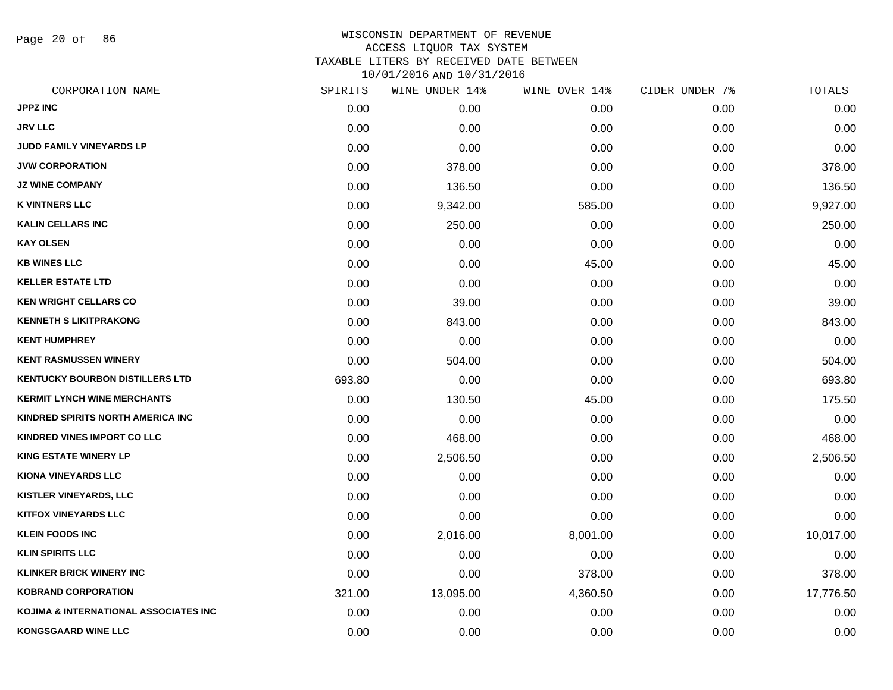# WISCONSIN DEPARTMENT OF REVENUE
## ACCESS LIQUOR TAX SYSTEM
### TAXABLE LITERS BY RECEIVED DATE BETWEEN 10/01/2016 AND 10/31/2016

| CORPORATION NAME | SPIRITS | WINE UNDER 14% | WINE OVER 14% | CIDER UNDER 7% | TOTALS |
|---|---|---|---|---|---|
| JPPZ INC | 0.00 | 0.00 | 0.00 | 0.00 | 0.00 |
| JRV LLC | 0.00 | 0.00 | 0.00 | 0.00 | 0.00 |
| JUDD FAMILY VINEYARDS LP | 0.00 | 0.00 | 0.00 | 0.00 | 0.00 |
| JVW CORPORATION | 0.00 | 378.00 | 0.00 | 0.00 | 378.00 |
| JZ WINE COMPANY | 0.00 | 136.50 | 0.00 | 0.00 | 136.50 |
| K VINTNERS LLC | 0.00 | 9,342.00 | 585.00 | 0.00 | 9,927.00 |
| KALIN CELLARS INC | 0.00 | 250.00 | 0.00 | 0.00 | 250.00 |
| KAY OLSEN | 0.00 | 0.00 | 0.00 | 0.00 | 0.00 |
| KB WINES LLC | 0.00 | 0.00 | 45.00 | 0.00 | 45.00 |
| KELLER ESTATE LTD | 0.00 | 0.00 | 0.00 | 0.00 | 0.00 |
| KEN WRIGHT CELLARS CO | 0.00 | 39.00 | 0.00 | 0.00 | 39.00 |
| KENNETH S LIKITPRAKONG | 0.00 | 843.00 | 0.00 | 0.00 | 843.00 |
| KENT HUMPHREY | 0.00 | 0.00 | 0.00 | 0.00 | 0.00 |
| KENT RASMUSSEN WINERY | 0.00 | 504.00 | 0.00 | 0.00 | 504.00 |
| KENTUCKY BOURBON DISTILLERS LTD | 693.80 | 0.00 | 0.00 | 0.00 | 693.80 |
| KERMIT LYNCH WINE MERCHANTS | 0.00 | 130.50 | 45.00 | 0.00 | 175.50 |
| KINDRED SPIRITS NORTH AMERICA INC | 0.00 | 0.00 | 0.00 | 0.00 | 0.00 |
| KINDRED VINES IMPORT CO LLC | 0.00 | 468.00 | 0.00 | 0.00 | 468.00 |
| KING ESTATE WINERY LP | 0.00 | 2,506.50 | 0.00 | 0.00 | 2,506.50 |
| KIONA VINEYARDS LLC | 0.00 | 0.00 | 0.00 | 0.00 | 0.00 |
| KISTLER VINEYARDS, LLC | 0.00 | 0.00 | 0.00 | 0.00 | 0.00 |
| KITFOX VINEYARDS LLC | 0.00 | 0.00 | 0.00 | 0.00 | 0.00 |
| KLEIN FOODS INC | 0.00 | 2,016.00 | 8,001.00 | 0.00 | 10,017.00 |
| KLIN SPIRITS LLC | 0.00 | 0.00 | 0.00 | 0.00 | 0.00 |
| KLINKER BRICK WINERY INC | 0.00 | 0.00 | 378.00 | 0.00 | 378.00 |
| KOBRAND CORPORATION | 321.00 | 13,095.00 | 4,360.50 | 0.00 | 17,776.50 |
| KOJIMA & INTERNATIONAL ASSOCIATES INC | 0.00 | 0.00 | 0.00 | 0.00 | 0.00 |
| KONGSGAARD WINE LLC | 0.00 | 0.00 | 0.00 | 0.00 | 0.00 |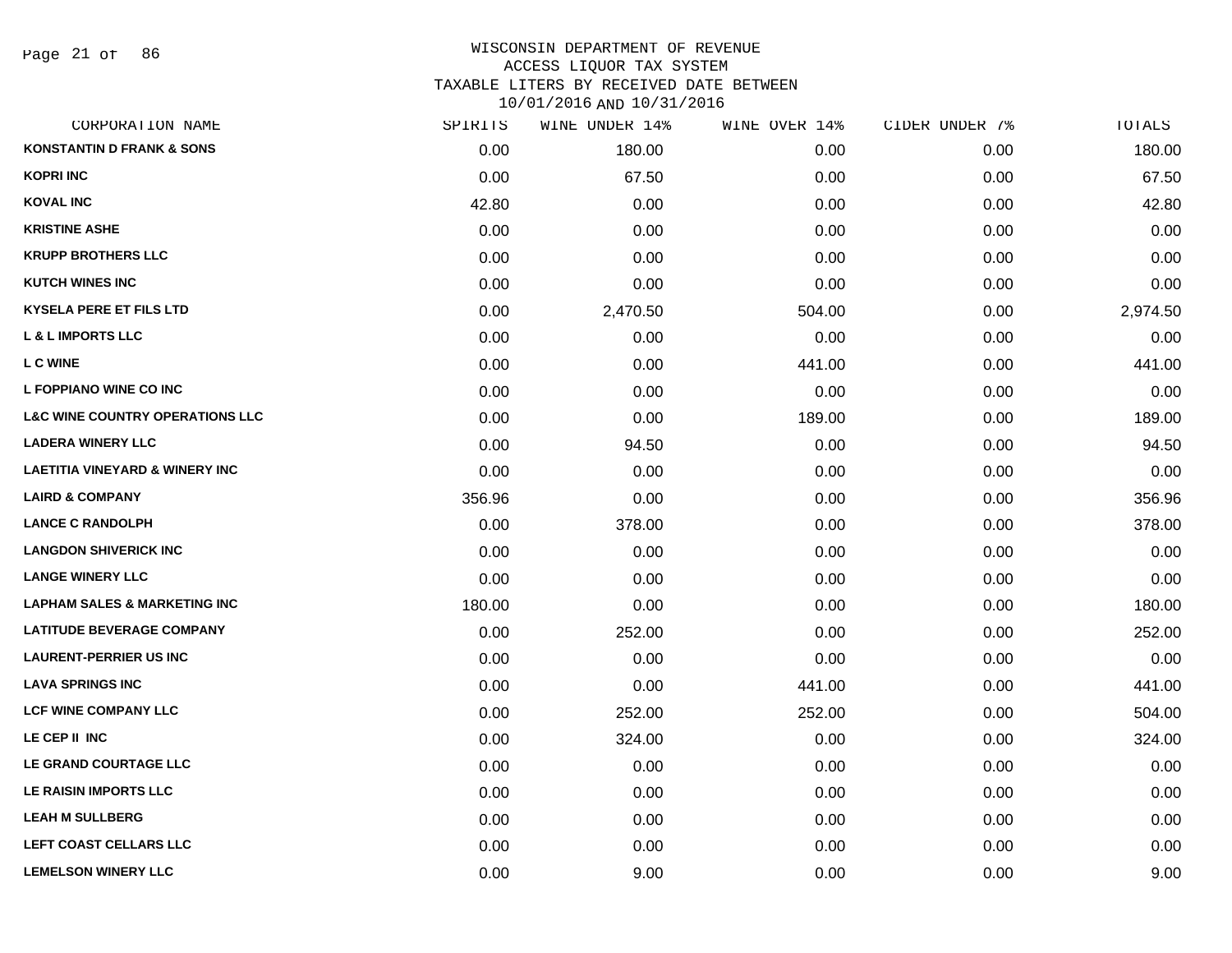WISCONSIN DEPARTMENT OF REVENUE
ACCESS LIQUOR TAX SYSTEM
TAXABLE LITERS BY RECEIVED DATE BETWEEN
10/01/2016 AND 10/31/2016

| CORPORATION NAME | SPIRITS | WINE UNDER 14% | WINE OVER 14% | CIDER UNDER 7% | TOTALS |
|---|---|---|---|---|---|
| KONSTANTIN D FRANK & SONS | 0.00 | 180.00 | 0.00 | 0.00 | 180.00 |
| KOPRI INC | 0.00 | 67.50 | 0.00 | 0.00 | 67.50 |
| KOVAL INC | 42.80 | 0.00 | 0.00 | 0.00 | 42.80 |
| KRISTINE ASHE | 0.00 | 0.00 | 0.00 | 0.00 | 0.00 |
| KRUPP BROTHERS LLC | 0.00 | 0.00 | 0.00 | 0.00 | 0.00 |
| KUTCH WINES INC | 0.00 | 0.00 | 0.00 | 0.00 | 0.00 |
| KYSELA PERE ET FILS LTD | 0.00 | 2,470.50 | 504.00 | 0.00 | 2,974.50 |
| L & L IMPORTS LLC | 0.00 | 0.00 | 0.00 | 0.00 | 0.00 |
| L C WINE | 0.00 | 0.00 | 441.00 | 0.00 | 441.00 |
| L FOPPIANO WINE CO INC | 0.00 | 0.00 | 0.00 | 0.00 | 0.00 |
| L&C WINE COUNTRY OPERATIONS LLC | 0.00 | 0.00 | 189.00 | 0.00 | 189.00 |
| LADERA WINERY LLC | 0.00 | 94.50 | 0.00 | 0.00 | 94.50 |
| LAETITIA VINEYARD & WINERY INC | 0.00 | 0.00 | 0.00 | 0.00 | 0.00 |
| LAIRD & COMPANY | 356.96 | 0.00 | 0.00 | 0.00 | 356.96 |
| LANCE C RANDOLPH | 0.00 | 378.00 | 0.00 | 0.00 | 378.00 |
| LANGDON SHIVERICK INC | 0.00 | 0.00 | 0.00 | 0.00 | 0.00 |
| LANGE WINERY LLC | 0.00 | 0.00 | 0.00 | 0.00 | 0.00 |
| LAPHAM SALES & MARKETING INC | 180.00 | 0.00 | 0.00 | 0.00 | 180.00 |
| LATITUDE BEVERAGE COMPANY | 0.00 | 252.00 | 0.00 | 0.00 | 252.00 |
| LAURENT-PERRIER US INC | 0.00 | 0.00 | 0.00 | 0.00 | 0.00 |
| LAVA SPRINGS INC | 0.00 | 0.00 | 441.00 | 0.00 | 441.00 |
| LCF WINE COMPANY LLC | 0.00 | 252.00 | 252.00 | 0.00 | 504.00 |
| LE CEP II INC | 0.00 | 324.00 | 0.00 | 0.00 | 324.00 |
| LE GRAND COURTAGE LLC | 0.00 | 0.00 | 0.00 | 0.00 | 0.00 |
| LE RAISIN IMPORTS LLC | 0.00 | 0.00 | 0.00 | 0.00 | 0.00 |
| LEAH M SULLBERG | 0.00 | 0.00 | 0.00 | 0.00 | 0.00 |
| LEFT COAST CELLARS LLC | 0.00 | 0.00 | 0.00 | 0.00 | 0.00 |
| LEMELSON WINERY LLC | 0.00 | 9.00 | 0.00 | 0.00 | 9.00 |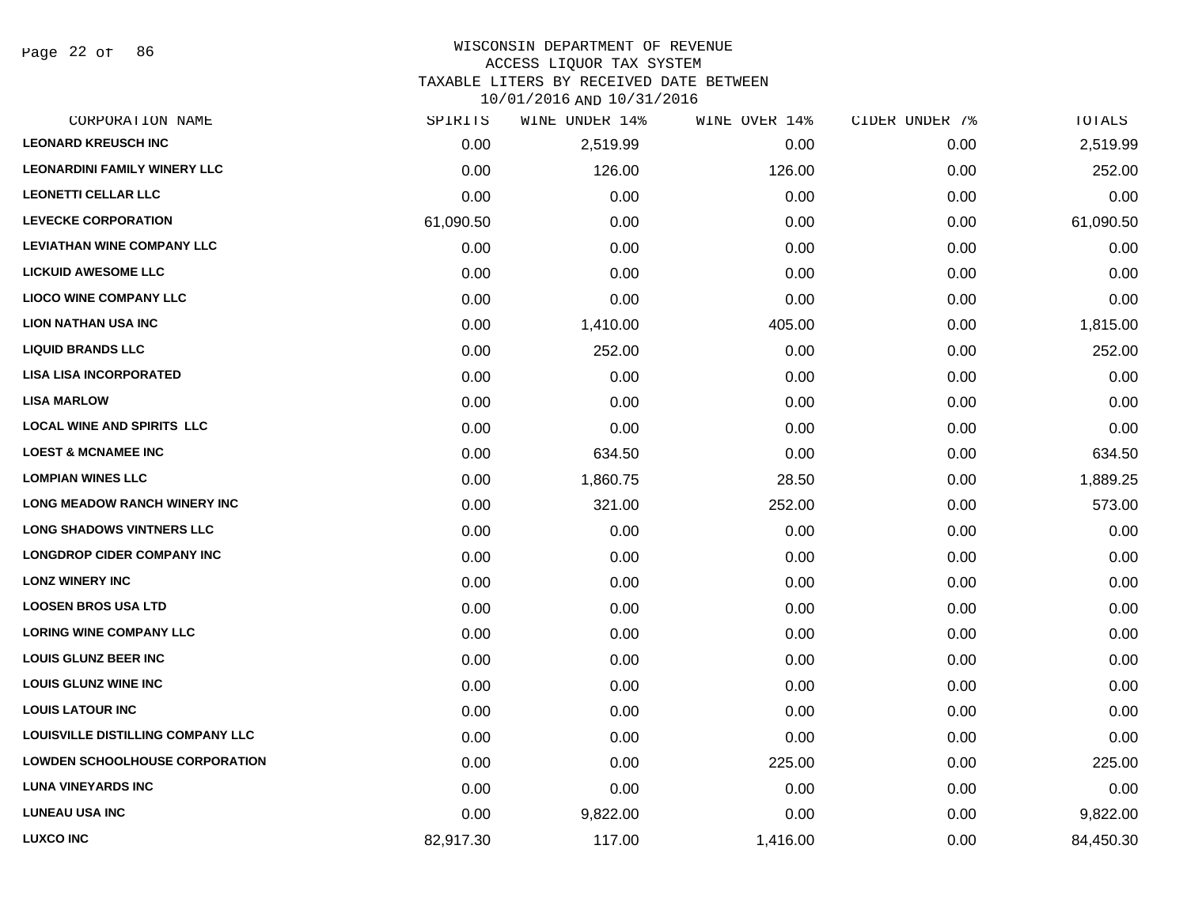WISCONSIN DEPARTMENT OF REVENUE
ACCESS LIQUOR TAX SYSTEM
TAXABLE LITERS BY RECEIVED DATE BETWEEN
10/01/2016 AND 10/31/2016

| CORPORATION NAME | SPIRITS | WINE UNDER 14% | WINE OVER 14% | CIDER UNDER 7% | TOTALS |
|---|---|---|---|---|---|
| LEONARD KREUSCH INC | 0.00 | 2,519.99 | 0.00 | 0.00 | 2,519.99 |
| LEONARDINI FAMILY WINERY LLC | 0.00 | 126.00 | 126.00 | 0.00 | 252.00 |
| LEONETTI CELLAR LLC | 0.00 | 0.00 | 0.00 | 0.00 | 0.00 |
| LEVECKE CORPORATION | 61,090.50 | 0.00 | 0.00 | 0.00 | 61,090.50 |
| LEVIATHAN WINE COMPANY LLC | 0.00 | 0.00 | 0.00 | 0.00 | 0.00 |
| LICKUID AWESOME LLC | 0.00 | 0.00 | 0.00 | 0.00 | 0.00 |
| LIOCO WINE COMPANY LLC | 0.00 | 0.00 | 0.00 | 0.00 | 0.00 |
| LION NATHAN USA INC | 0.00 | 1,410.00 | 405.00 | 0.00 | 1,815.00 |
| LIQUID BRANDS LLC | 0.00 | 252.00 | 0.00 | 0.00 | 252.00 |
| LISA LISA INCORPORATED | 0.00 | 0.00 | 0.00 | 0.00 | 0.00 |
| LISA MARLOW | 0.00 | 0.00 | 0.00 | 0.00 | 0.00 |
| LOCAL WINE AND SPIRITS LLC | 0.00 | 0.00 | 0.00 | 0.00 | 0.00 |
| LOEST & MCNAMEE INC | 0.00 | 634.50 | 0.00 | 0.00 | 634.50 |
| LOMPIAN WINES LLC | 0.00 | 1,860.75 | 28.50 | 0.00 | 1,889.25 |
| LONG MEADOW RANCH WINERY INC | 0.00 | 321.00 | 252.00 | 0.00 | 573.00 |
| LONG SHADOWS VINTNERS LLC | 0.00 | 0.00 | 0.00 | 0.00 | 0.00 |
| LONGDROP CIDER COMPANY INC | 0.00 | 0.00 | 0.00 | 0.00 | 0.00 |
| LONZ WINERY INC | 0.00 | 0.00 | 0.00 | 0.00 | 0.00 |
| LOOSEN BROS USA LTD | 0.00 | 0.00 | 0.00 | 0.00 | 0.00 |
| LORING WINE COMPANY LLC | 0.00 | 0.00 | 0.00 | 0.00 | 0.00 |
| LOUIS GLUNZ BEER INC | 0.00 | 0.00 | 0.00 | 0.00 | 0.00 |
| LOUIS GLUNZ WINE INC | 0.00 | 0.00 | 0.00 | 0.00 | 0.00 |
| LOUIS LATOUR INC | 0.00 | 0.00 | 0.00 | 0.00 | 0.00 |
| LOUISVILLE DISTILLING COMPANY LLC | 0.00 | 0.00 | 0.00 | 0.00 | 0.00 |
| LOWDEN SCHOOLHOUSE CORPORATION | 0.00 | 0.00 | 225.00 | 0.00 | 225.00 |
| LUNA VINEYARDS INC | 0.00 | 0.00 | 0.00 | 0.00 | 0.00 |
| LUNEAU USA INC | 0.00 | 9,822.00 | 0.00 | 0.00 | 9,822.00 |
| LUXCO INC | 82,917.30 | 117.00 | 1,416.00 | 0.00 | 84,450.30 |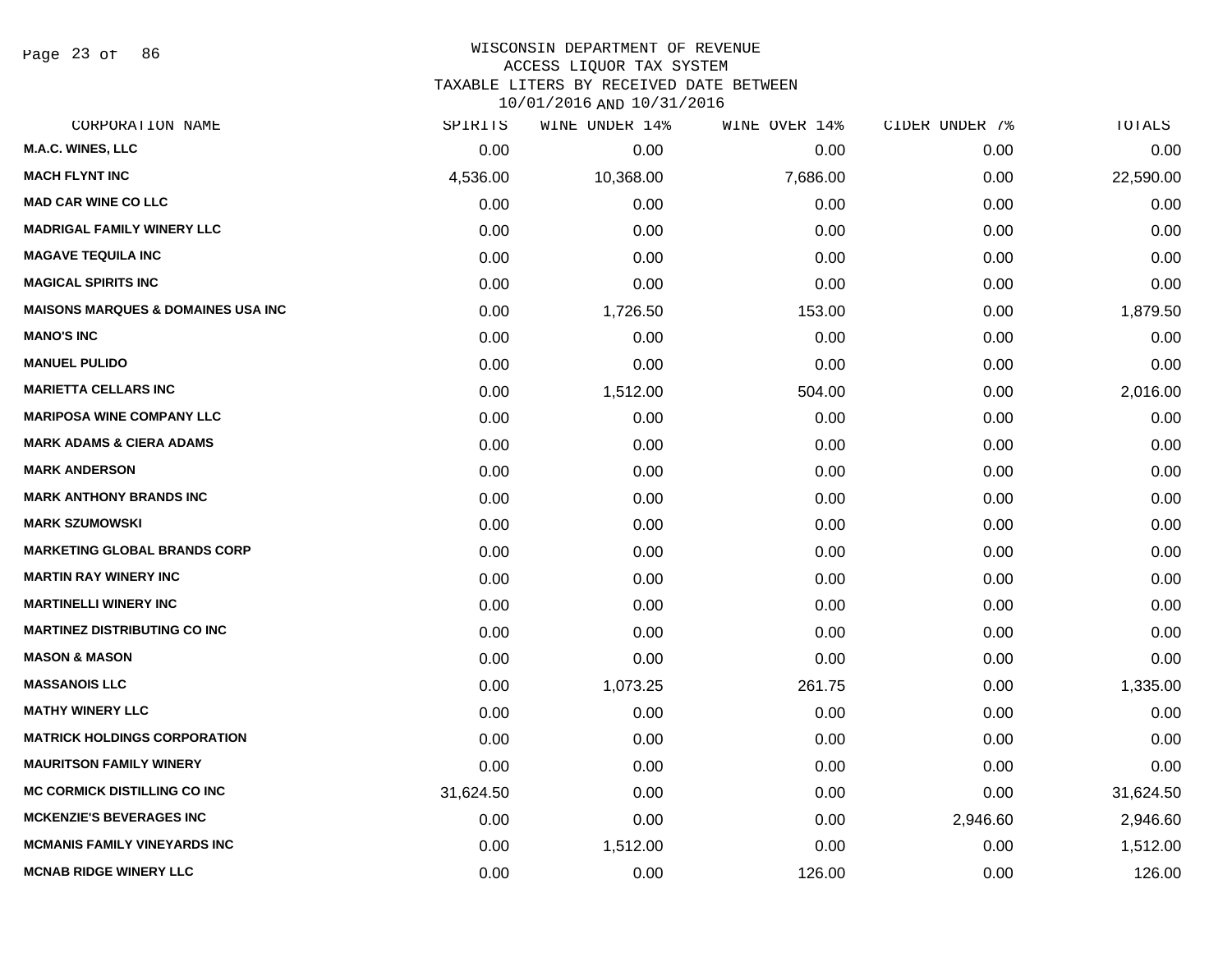# WISCONSIN DEPARTMENT OF REVENUE
## ACCESS LIQUOR TAX SYSTEM
## TAXABLE LITERS BY RECEIVED DATE BETWEEN 10/01/2016 AND 10/31/2016

| CORPORATION NAME | SPIRITS | WINE UNDER 14% | WINE OVER 14% | CIDER UNDER 7% | TOTALS |
|---|---|---|---|---|---|
| M.A.C. WINES, LLC | 0.00 | 0.00 | 0.00 | 0.00 | 0.00 |
| MACH FLYNT INC | 4,536.00 | 10,368.00 | 7,686.00 | 0.00 | 22,590.00 |
| MAD CAR WINE CO LLC | 0.00 | 0.00 | 0.00 | 0.00 | 0.00 |
| MADRIGAL FAMILY WINERY LLC | 0.00 | 0.00 | 0.00 | 0.00 | 0.00 |
| MAGAVE TEQUILA INC | 0.00 | 0.00 | 0.00 | 0.00 | 0.00 |
| MAGICAL SPIRITS INC | 0.00 | 0.00 | 0.00 | 0.00 | 0.00 |
| MAISONS MARQUES & DOMAINES USA INC | 0.00 | 1,726.50 | 153.00 | 0.00 | 1,879.50 |
| MANO'S INC | 0.00 | 0.00 | 0.00 | 0.00 | 0.00 |
| MANUEL PULIDO | 0.00 | 0.00 | 0.00 | 0.00 | 0.00 |
| MARIETTA CELLARS INC | 0.00 | 1,512.00 | 504.00 | 0.00 | 2,016.00 |
| MARIPOSA WINE COMPANY LLC | 0.00 | 0.00 | 0.00 | 0.00 | 0.00 |
| MARK ADAMS & CIERA ADAMS | 0.00 | 0.00 | 0.00 | 0.00 | 0.00 |
| MARK ANDERSON | 0.00 | 0.00 | 0.00 | 0.00 | 0.00 |
| MARK ANTHONY BRANDS INC | 0.00 | 0.00 | 0.00 | 0.00 | 0.00 |
| MARK SZUMOWSKI | 0.00 | 0.00 | 0.00 | 0.00 | 0.00 |
| MARKETING GLOBAL BRANDS CORP | 0.00 | 0.00 | 0.00 | 0.00 | 0.00 |
| MARTIN RAY WINERY INC | 0.00 | 0.00 | 0.00 | 0.00 | 0.00 |
| MARTINELLI WINERY INC | 0.00 | 0.00 | 0.00 | 0.00 | 0.00 |
| MARTINEZ DISTRIBUTING CO INC | 0.00 | 0.00 | 0.00 | 0.00 | 0.00 |
| MASON & MASON | 0.00 | 0.00 | 0.00 | 0.00 | 0.00 |
| MASSANOIS LLC | 0.00 | 1,073.25 | 261.75 | 0.00 | 1,335.00 |
| MATHY WINERY LLC | 0.00 | 0.00 | 0.00 | 0.00 | 0.00 |
| MATRICK HOLDINGS CORPORATION | 0.00 | 0.00 | 0.00 | 0.00 | 0.00 |
| MAURITSON FAMILY WINERY | 0.00 | 0.00 | 0.00 | 0.00 | 0.00 |
| MC CORMICK DISTILLING CO INC | 31,624.50 | 0.00 | 0.00 | 0.00 | 31,624.50 |
| MCKENZIE'S BEVERAGES INC | 0.00 | 0.00 | 0.00 | 2,946.60 | 2,946.60 |
| MCMANIS FAMILY VINEYARDS INC | 0.00 | 1,512.00 | 0.00 | 0.00 | 1,512.00 |
| MCNAB RIDGE WINERY LLC | 0.00 | 0.00 | 126.00 | 0.00 | 126.00 |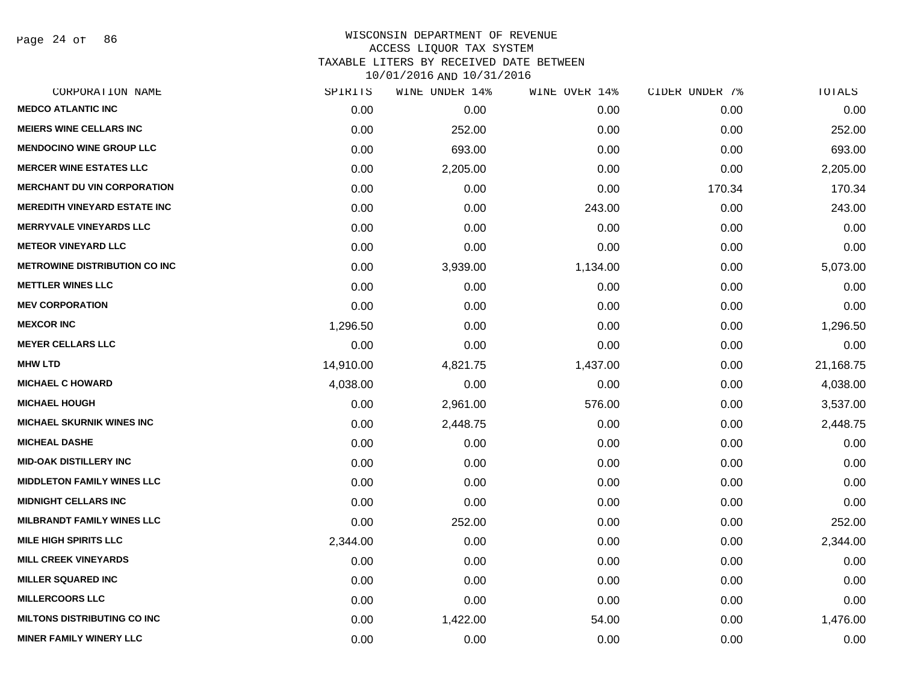# WISCONSIN DEPARTMENT OF REVENUE
## ACCESS LIQUOR TAX SYSTEM
### TAXABLE LITERS BY RECEIVED DATE BETWEEN 10/01/2016 AND 10/31/2016

| CORPORATION NAME | SPIRITS | WINE UNDER 14% | WINE OVER 14% | CIDER UNDER 7% | TOTALS |
|---|---|---|---|---|---|
| MEDCO ATLANTIC INC | 0.00 | 0.00 | 0.00 | 0.00 | 0.00 |
| MEIERS WINE CELLARS INC | 0.00 | 252.00 | 0.00 | 0.00 | 252.00 |
| MENDOCINO WINE GROUP LLC | 0.00 | 693.00 | 0.00 | 0.00 | 693.00 |
| MERCER WINE ESTATES LLC | 0.00 | 2,205.00 | 0.00 | 0.00 | 2,205.00 |
| MERCHANT DU VIN CORPORATION | 0.00 | 0.00 | 0.00 | 170.34 | 170.34 |
| MEREDITH VINEYARD ESTATE INC | 0.00 | 0.00 | 243.00 | 0.00 | 243.00 |
| MERRYVALE VINEYARDS LLC | 0.00 | 0.00 | 0.00 | 0.00 | 0.00 |
| METEOR VINEYARD LLC | 0.00 | 0.00 | 0.00 | 0.00 | 0.00 |
| METROWINE DISTRIBUTION CO INC | 0.00 | 3,939.00 | 1,134.00 | 0.00 | 5,073.00 |
| METTLER WINES LLC | 0.00 | 0.00 | 0.00 | 0.00 | 0.00 |
| MEV CORPORATION | 0.00 | 0.00 | 0.00 | 0.00 | 0.00 |
| MEXCOR INC | 1,296.50 | 0.00 | 0.00 | 0.00 | 1,296.50 |
| MEYER CELLARS LLC | 0.00 | 0.00 | 0.00 | 0.00 | 0.00 |
| MHW LTD | 14,910.00 | 4,821.75 | 1,437.00 | 0.00 | 21,168.75 |
| MICHAEL C HOWARD | 4,038.00 | 0.00 | 0.00 | 0.00 | 4,038.00 |
| MICHAEL HOUGH | 0.00 | 2,961.00 | 576.00 | 0.00 | 3,537.00 |
| MICHAEL SKURNIK WINES INC | 0.00 | 2,448.75 | 0.00 | 0.00 | 2,448.75 |
| MICHEAL DASHE | 0.00 | 0.00 | 0.00 | 0.00 | 0.00 |
| MID-OAK DISTILLERY INC | 0.00 | 0.00 | 0.00 | 0.00 | 0.00 |
| MIDDLETON FAMILY WINES LLC | 0.00 | 0.00 | 0.00 | 0.00 | 0.00 |
| MIDNIGHT CELLARS INC | 0.00 | 0.00 | 0.00 | 0.00 | 0.00 |
| MILBRANDT FAMILY WINES LLC | 0.00 | 252.00 | 0.00 | 0.00 | 252.00 |
| MILE HIGH SPIRITS LLC | 2,344.00 | 0.00 | 0.00 | 0.00 | 2,344.00 |
| MILL CREEK VINEYARDS | 0.00 | 0.00 | 0.00 | 0.00 | 0.00 |
| MILLER SQUARED INC | 0.00 | 0.00 | 0.00 | 0.00 | 0.00 |
| MILLERCOORS LLC | 0.00 | 0.00 | 0.00 | 0.00 | 0.00 |
| MILTONS DISTRIBUTING CO INC | 0.00 | 1,422.00 | 54.00 | 0.00 | 1,476.00 |
| MINER FAMILY WINERY LLC | 0.00 | 0.00 | 0.00 | 0.00 | 0.00 |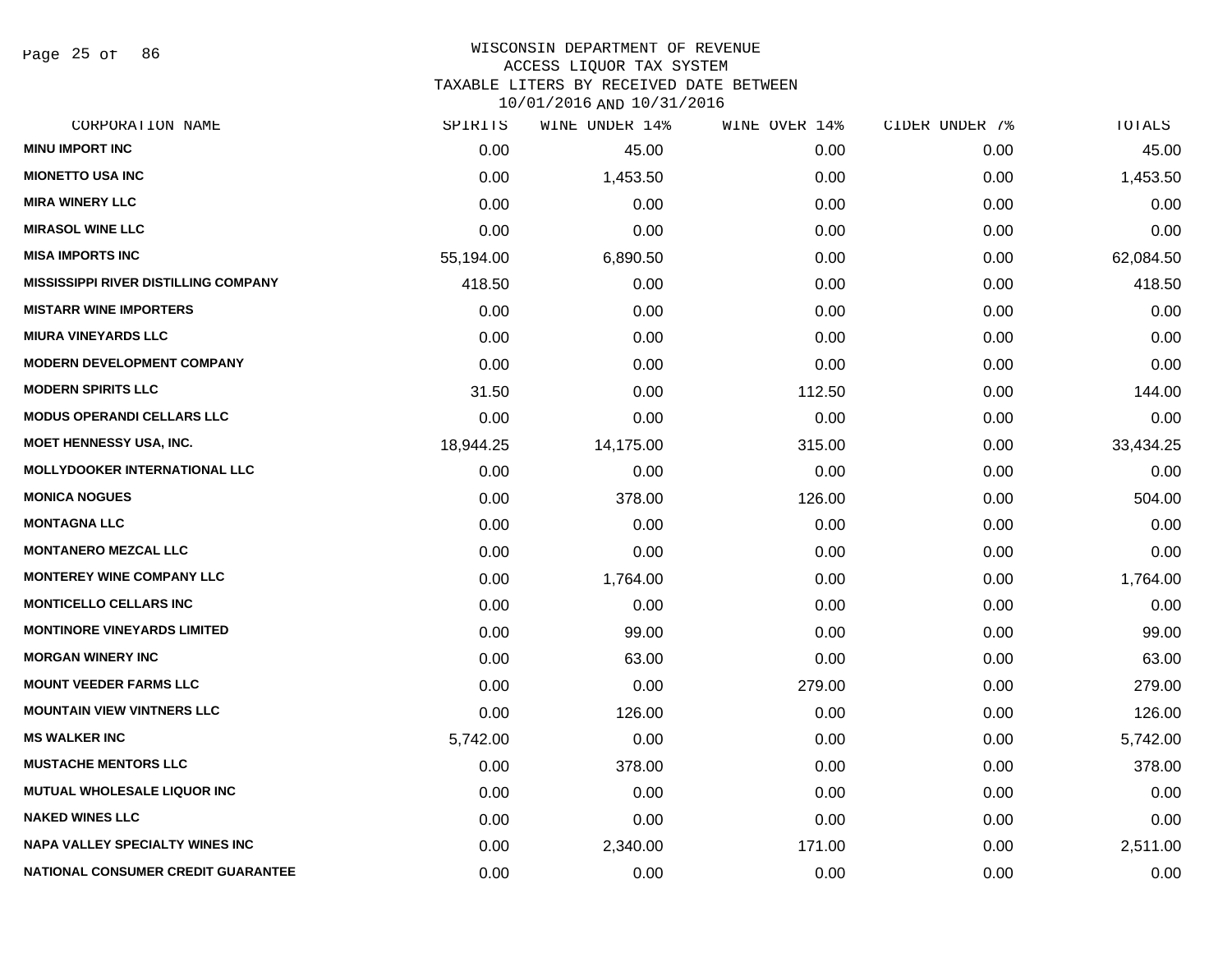WISCONSIN DEPARTMENT OF REVENUE
ACCESS LIQUOR TAX SYSTEM
TAXABLE LITERS BY RECEIVED DATE BETWEEN
10/01/2016 AND 10/31/2016

| CORPORATION NAME | SPIRITS | WINE UNDER 14% | WINE OVER 14% | CIDER UNDER 7% | TOTALS |
|---|---|---|---|---|---|
| MINU IMPORT INC | 0.00 | 45.00 | 0.00 | 0.00 | 45.00 |
| MIONETTO USA INC | 0.00 | 1,453.50 | 0.00 | 0.00 | 1,453.50 |
| MIRA WINERY LLC | 0.00 | 0.00 | 0.00 | 0.00 | 0.00 |
| MIRASOL WINE LLC | 0.00 | 0.00 | 0.00 | 0.00 | 0.00 |
| MISA IMPORTS INC | 55,194.00 | 6,890.50 | 0.00 | 0.00 | 62,084.50 |
| MISSISSIPPI RIVER DISTILLING COMPANY | 418.50 | 0.00 | 0.00 | 0.00 | 418.50 |
| MISTARR WINE IMPORTERS | 0.00 | 0.00 | 0.00 | 0.00 | 0.00 |
| MIURA VINEYARDS LLC | 0.00 | 0.00 | 0.00 | 0.00 | 0.00 |
| MODERN DEVELOPMENT COMPANY | 0.00 | 0.00 | 0.00 | 0.00 | 0.00 |
| MODERN SPIRITS LLC | 31.50 | 0.00 | 112.50 | 0.00 | 144.00 |
| MODUS OPERANDI CELLARS LLC | 0.00 | 0.00 | 0.00 | 0.00 | 0.00 |
| MOET HENNESSY USA, INC. | 18,944.25 | 14,175.00 | 315.00 | 0.00 | 33,434.25 |
| MOLLYDOOKER INTERNATIONAL LLC | 0.00 | 0.00 | 0.00 | 0.00 | 0.00 |
| MONICA NOGUES | 0.00 | 378.00 | 126.00 | 0.00 | 504.00 |
| MONTAGNA LLC | 0.00 | 0.00 | 0.00 | 0.00 | 0.00 |
| MONTANERO MEZCAL LLC | 0.00 | 0.00 | 0.00 | 0.00 | 0.00 |
| MONTEREY WINE COMPANY LLC | 0.00 | 1,764.00 | 0.00 | 0.00 | 1,764.00 |
| MONTICELLO CELLARS INC | 0.00 | 0.00 | 0.00 | 0.00 | 0.00 |
| MONTINORE VINEYARDS LIMITED | 0.00 | 99.00 | 0.00 | 0.00 | 99.00 |
| MORGAN WINERY INC | 0.00 | 63.00 | 0.00 | 0.00 | 63.00 |
| MOUNT VEEDER FARMS LLC | 0.00 | 0.00 | 279.00 | 0.00 | 279.00 |
| MOUNTAIN VIEW VINTNERS LLC | 0.00 | 126.00 | 0.00 | 0.00 | 126.00 |
| MS WALKER INC | 5,742.00 | 0.00 | 0.00 | 0.00 | 5,742.00 |
| MUSTACHE MENTORS LLC | 0.00 | 378.00 | 0.00 | 0.00 | 378.00 |
| MUTUAL WHOLESALE LIQUOR INC | 0.00 | 0.00 | 0.00 | 0.00 | 0.00 |
| NAKED WINES LLC | 0.00 | 0.00 | 0.00 | 0.00 | 0.00 |
| NAPA VALLEY SPECIALTY WINES INC | 0.00 | 2,340.00 | 171.00 | 0.00 | 2,511.00 |
| NATIONAL CONSUMER CREDIT GUARANTEE | 0.00 | 0.00 | 0.00 | 0.00 | 0.00 |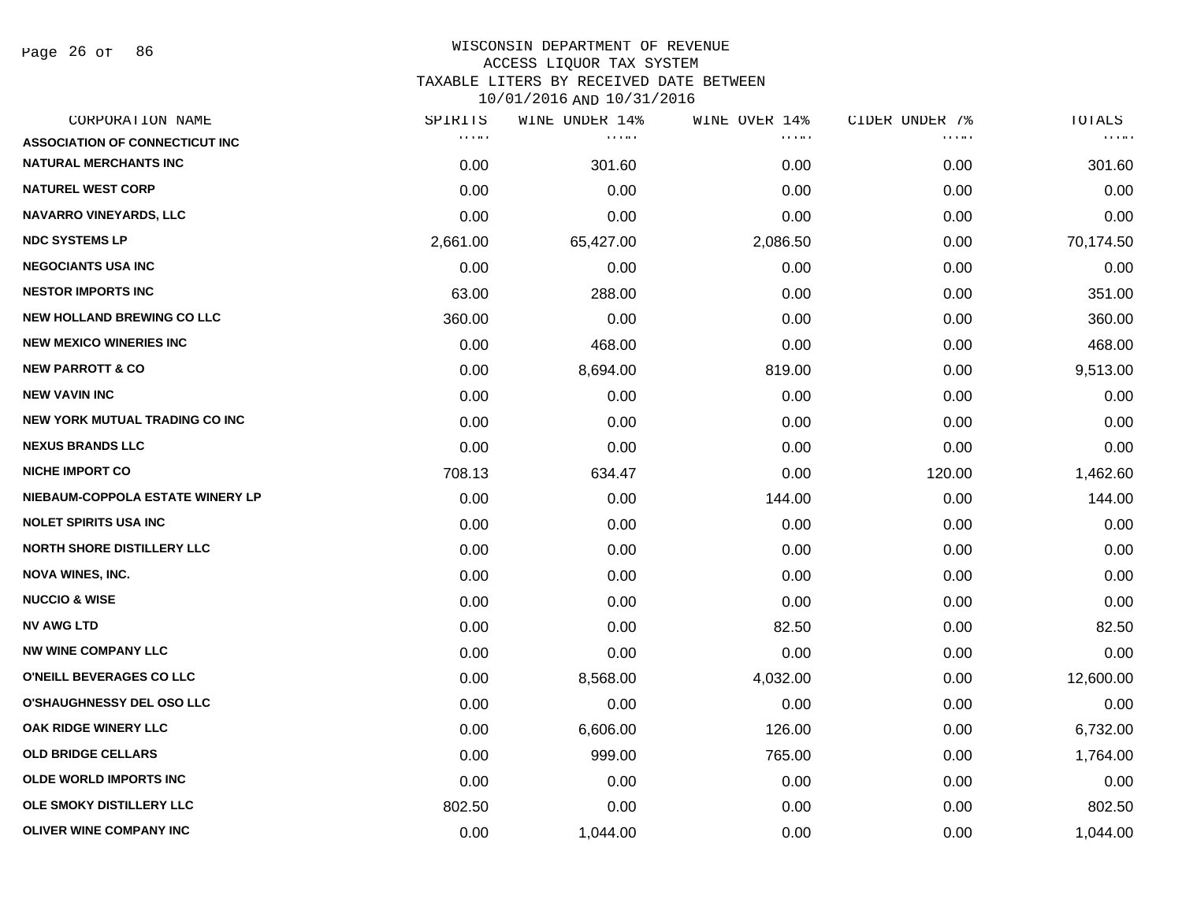WISCONSIN DEPARTMENT OF REVENUE
ACCESS LIQUOR TAX SYSTEM
TAXABLE LITERS BY RECEIVED DATE BETWEEN
10/01/2016 AND 10/31/2016

| CORPORATION NAME | SPIRITS | WINE UNDER 14% | WINE OVER 14% | CIDER UNDER 7% | TOTALS |
|---|---|---|---|---|---|
| ASSOCIATION OF CONNECTICUT INC | | | | | |
| NATURAL MERCHANTS INC | 0.00 | 301.60 | 0.00 | 0.00 | 301.60 |
| NATUREL WEST CORP | 0.00 | 0.00 | 0.00 | 0.00 | 0.00 |
| NAVARRO VINEYARDS, LLC | 0.00 | 0.00 | 0.00 | 0.00 | 0.00 |
| NDC SYSTEMS LP | 2,661.00 | 65,427.00 | 2,086.50 | 0.00 | 70,174.50 |
| NEGOCIANTS USA INC | 0.00 | 0.00 | 0.00 | 0.00 | 0.00 |
| NESTOR IMPORTS INC | 63.00 | 288.00 | 0.00 | 0.00 | 351.00 |
| NEW HOLLAND BREWING CO LLC | 360.00 | 0.00 | 0.00 | 0.00 | 360.00 |
| NEW MEXICO WINERIES INC | 0.00 | 468.00 | 0.00 | 0.00 | 468.00 |
| NEW PARROTT & CO | 0.00 | 8,694.00 | 819.00 | 0.00 | 9,513.00 |
| NEW VAVIN INC | 0.00 | 0.00 | 0.00 | 0.00 | 0.00 |
| NEW YORK MUTUAL TRADING CO INC | 0.00 | 0.00 | 0.00 | 0.00 | 0.00 |
| NEXUS BRANDS LLC | 0.00 | 0.00 | 0.00 | 0.00 | 0.00 |
| NICHE IMPORT CO | 708.13 | 634.47 | 0.00 | 120.00 | 1,462.60 |
| NIEBAUM-COPPOLA ESTATE WINERY LP | 0.00 | 0.00 | 144.00 | 0.00 | 144.00 |
| NOLET SPIRITS USA INC | 0.00 | 0.00 | 0.00 | 0.00 | 0.00 |
| NORTH SHORE DISTILLERY LLC | 0.00 | 0.00 | 0.00 | 0.00 | 0.00 |
| NOVA WINES, INC. | 0.00 | 0.00 | 0.00 | 0.00 | 0.00 |
| NUCCIO & WISE | 0.00 | 0.00 | 0.00 | 0.00 | 0.00 |
| NV AWG LTD | 0.00 | 0.00 | 82.50 | 0.00 | 82.50 |
| NW WINE COMPANY LLC | 0.00 | 0.00 | 0.00 | 0.00 | 0.00 |
| O'NEILL BEVERAGES CO LLC | 0.00 | 8,568.00 | 4,032.00 | 0.00 | 12,600.00 |
| O'SHAUGHNESSY DEL OSO LLC | 0.00 | 0.00 | 0.00 | 0.00 | 0.00 |
| OAK RIDGE WINERY LLC | 0.00 | 6,606.00 | 126.00 | 0.00 | 6,732.00 |
| OLD BRIDGE CELLARS | 0.00 | 999.00 | 765.00 | 0.00 | 1,764.00 |
| OLDE WORLD IMPORTS INC | 0.00 | 0.00 | 0.00 | 0.00 | 0.00 |
| OLE SMOKY DISTILLERY LLC | 802.50 | 0.00 | 0.00 | 0.00 | 802.50 |
| OLIVER WINE COMPANY INC | 0.00 | 1,044.00 | 0.00 | 0.00 | 1,044.00 |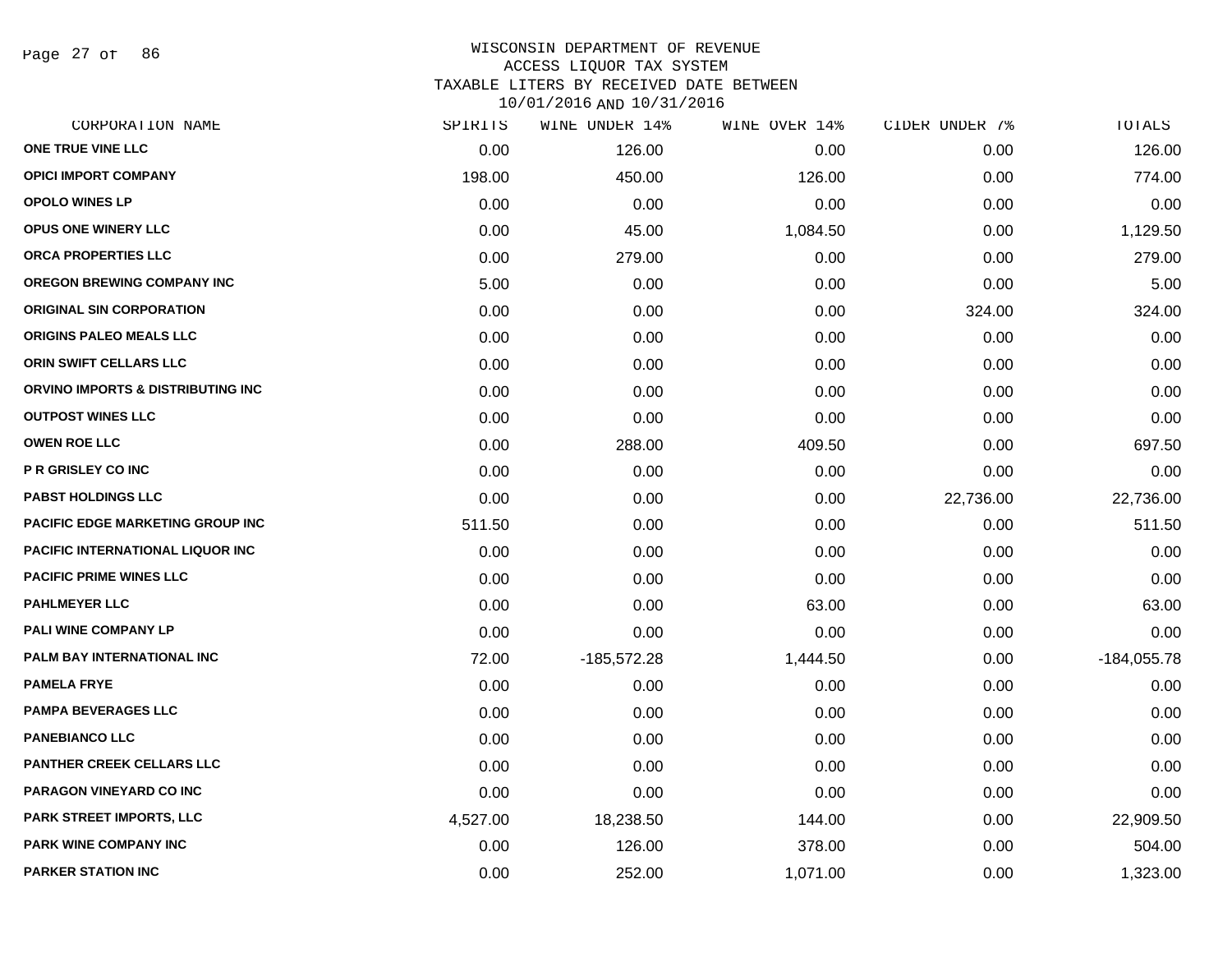WISCONSIN DEPARTMENT OF REVENUE
ACCESS LIQUOR TAX SYSTEM
TAXABLE LITERS BY RECEIVED DATE BETWEEN
10/01/2016 AND 10/31/2016

| CORPORATION NAME | SPIRITS | WINE UNDER 14% | WINE OVER 14% | CIDER UNDER 7% | TOTALS |
|---|---|---|---|---|---|
| ONE TRUE VINE LLC | 0.00 | 126.00 | 0.00 | 0.00 | 126.00 |
| OPICI IMPORT COMPANY | 198.00 | 450.00 | 126.00 | 0.00 | 774.00 |
| OPOLO WINES LP | 0.00 | 0.00 | 0.00 | 0.00 | 0.00 |
| OPUS ONE WINERY LLC | 0.00 | 45.00 | 1,084.50 | 0.00 | 1,129.50 |
| ORCA PROPERTIES LLC | 0.00 | 279.00 | 0.00 | 0.00 | 279.00 |
| OREGON BREWING COMPANY INC | 5.00 | 0.00 | 0.00 | 0.00 | 5.00 |
| ORIGINAL SIN CORPORATION | 0.00 | 0.00 | 0.00 | 324.00 | 324.00 |
| ORIGINS PALEO MEALS LLC | 0.00 | 0.00 | 0.00 | 0.00 | 0.00 |
| ORIN SWIFT CELLARS LLC | 0.00 | 0.00 | 0.00 | 0.00 | 0.00 |
| ORVINO IMPORTS & DISTRIBUTING INC | 0.00 | 0.00 | 0.00 | 0.00 | 0.00 |
| OUTPOST WINES LLC | 0.00 | 0.00 | 0.00 | 0.00 | 0.00 |
| OWEN ROE LLC | 0.00 | 288.00 | 409.50 | 0.00 | 697.50 |
| P R GRISLEY CO INC | 0.00 | 0.00 | 0.00 | 0.00 | 0.00 |
| PABST HOLDINGS LLC | 0.00 | 0.00 | 0.00 | 22,736.00 | 22,736.00 |
| PACIFIC EDGE MARKETING GROUP INC | 511.50 | 0.00 | 0.00 | 0.00 | 511.50 |
| PACIFIC INTERNATIONAL LIQUOR INC | 0.00 | 0.00 | 0.00 | 0.00 | 0.00 |
| PACIFIC PRIME WINES LLC | 0.00 | 0.00 | 0.00 | 0.00 | 0.00 |
| PAHLMEYER LLC | 0.00 | 0.00 | 63.00 | 0.00 | 63.00 |
| PALI WINE COMPANY LP | 0.00 | 0.00 | 0.00 | 0.00 | 0.00 |
| PALM BAY INTERNATIONAL INC | 72.00 | -185,572.28 | 1,444.50 | 0.00 | -184,055.78 |
| PAMELA FRYE | 0.00 | 0.00 | 0.00 | 0.00 | 0.00 |
| PAMPA BEVERAGES LLC | 0.00 | 0.00 | 0.00 | 0.00 | 0.00 |
| PANEBIANCO LLC | 0.00 | 0.00 | 0.00 | 0.00 | 0.00 |
| PANTHER CREEK CELLARS LLC | 0.00 | 0.00 | 0.00 | 0.00 | 0.00 |
| PARAGON VINEYARD CO INC | 0.00 | 0.00 | 0.00 | 0.00 | 0.00 |
| PARK STREET IMPORTS, LLC | 4,527.00 | 18,238.50 | 144.00 | 0.00 | 22,909.50 |
| PARK WINE COMPANY INC | 0.00 | 126.00 | 378.00 | 0.00 | 504.00 |
| PARKER STATION INC | 0.00 | 252.00 | 1,071.00 | 0.00 | 1,323.00 |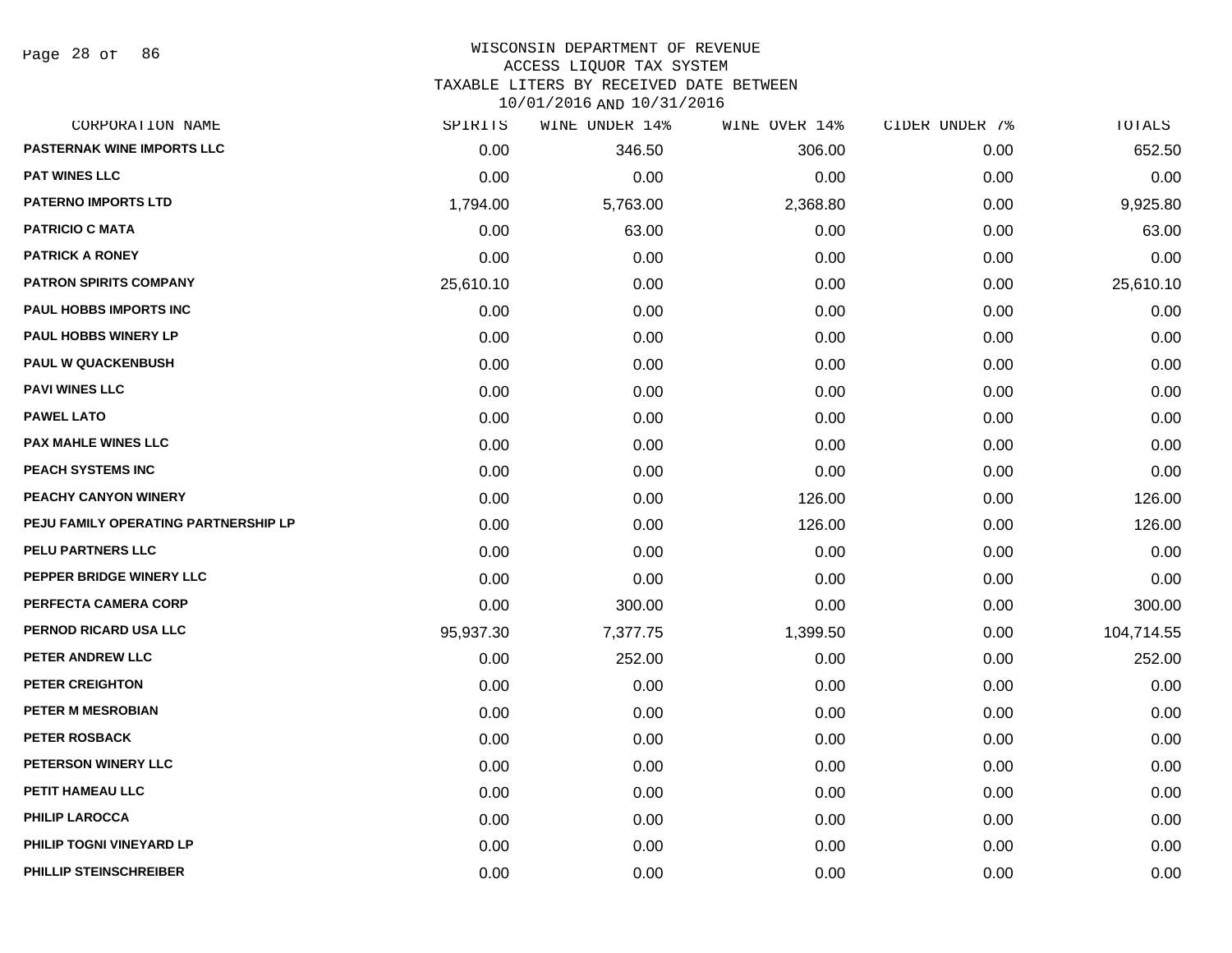# WISCONSIN DEPARTMENT OF REVENUE
## ACCESS LIQUOR TAX SYSTEM
## TAXABLE LITERS BY RECEIVED DATE BETWEEN 10/01/2016 AND 10/31/2016

| CORPORATION NAME | SPIRITS | WINE UNDER 14% | WINE OVER 14% | CIDER UNDER 7% | TOTALS |
|---|---|---|---|---|---|
| PASTERNAK WINE IMPORTS LLC | 0.00 | 346.50 | 306.00 | 0.00 | 652.50 |
| PAT WINES LLC | 0.00 | 0.00 | 0.00 | 0.00 | 0.00 |
| PATERNO IMPORTS LTD | 1,794.00 | 5,763.00 | 2,368.80 | 0.00 | 9,925.80 |
| PATRICIO C MATA | 0.00 | 63.00 | 0.00 | 0.00 | 63.00 |
| PATRICK A RONEY | 0.00 | 0.00 | 0.00 | 0.00 | 0.00 |
| PATRON SPIRITS COMPANY | 25,610.10 | 0.00 | 0.00 | 0.00 | 25,610.10 |
| PAUL HOBBS IMPORTS INC | 0.00 | 0.00 | 0.00 | 0.00 | 0.00 |
| PAUL HOBBS WINERY LP | 0.00 | 0.00 | 0.00 | 0.00 | 0.00 |
| PAUL W QUACKENBUSH | 0.00 | 0.00 | 0.00 | 0.00 | 0.00 |
| PAVI WINES LLC | 0.00 | 0.00 | 0.00 | 0.00 | 0.00 |
| PAWEL LATO | 0.00 | 0.00 | 0.00 | 0.00 | 0.00 |
| PAX MAHLE WINES LLC | 0.00 | 0.00 | 0.00 | 0.00 | 0.00 |
| PEACH SYSTEMS INC | 0.00 | 0.00 | 0.00 | 0.00 | 0.00 |
| PEACHY CANYON WINERY | 0.00 | 0.00 | 126.00 | 0.00 | 126.00 |
| PEJU FAMILY OPERATING PARTNERSHIP LP | 0.00 | 0.00 | 126.00 | 0.00 | 126.00 |
| PELU PARTNERS LLC | 0.00 | 0.00 | 0.00 | 0.00 | 0.00 |
| PEPPER BRIDGE WINERY LLC | 0.00 | 0.00 | 0.00 | 0.00 | 0.00 |
| PERFECTA CAMERA CORP | 0.00 | 300.00 | 0.00 | 0.00 | 300.00 |
| PERNOD RICARD USA LLC | 95,937.30 | 7,377.75 | 1,399.50 | 0.00 | 104,714.55 |
| PETER ANDREW LLC | 0.00 | 252.00 | 0.00 | 0.00 | 252.00 |
| PETER CREIGHTON | 0.00 | 0.00 | 0.00 | 0.00 | 0.00 |
| PETER M MESROBIAN | 0.00 | 0.00 | 0.00 | 0.00 | 0.00 |
| PETER ROSBACK | 0.00 | 0.00 | 0.00 | 0.00 | 0.00 |
| PETERSON WINERY LLC | 0.00 | 0.00 | 0.00 | 0.00 | 0.00 |
| PETIT HAMEAU LLC | 0.00 | 0.00 | 0.00 | 0.00 | 0.00 |
| PHILIP LAROCCA | 0.00 | 0.00 | 0.00 | 0.00 | 0.00 |
| PHILIP TOGNI VINEYARD LP | 0.00 | 0.00 | 0.00 | 0.00 | 0.00 |
| PHILLIP STEINSCHREIBER | 0.00 | 0.00 | 0.00 | 0.00 | 0.00 |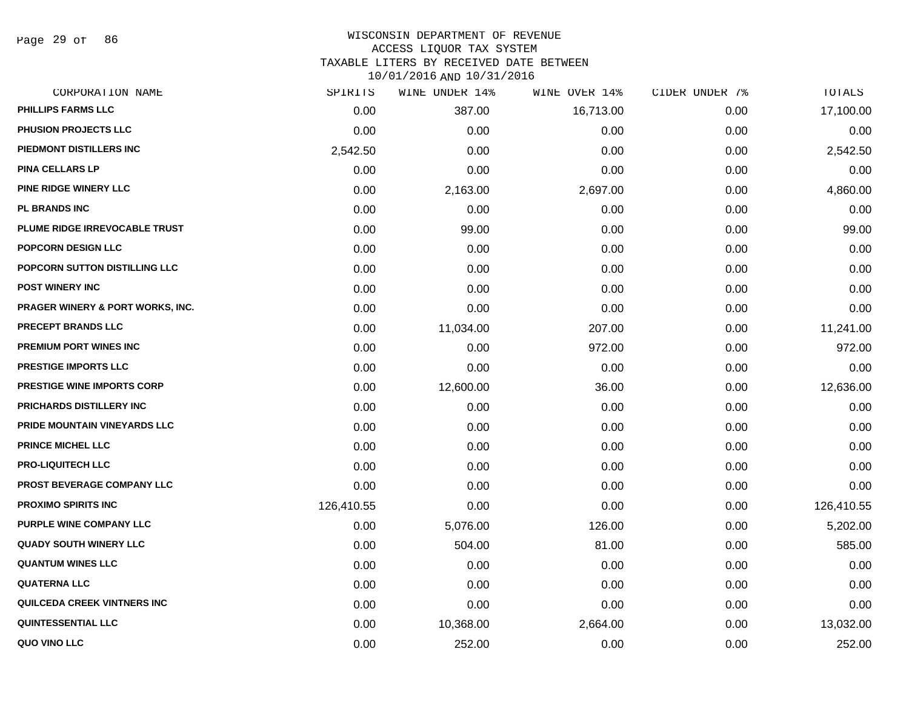WISCONSIN DEPARTMENT OF REVENUE
ACCESS LIQUOR TAX SYSTEM
TAXABLE LITERS BY RECEIVED DATE BETWEEN
10/01/2016 AND 10/31/2016

| CORPORATION NAME | SPIRITS | WINE UNDER 14% | WINE OVER 14% | CIDER UNDER 7% | TOTALS |
|---|---|---|---|---|---|
| PHILLIPS FARMS LLC | 0.00 | 387.00 | 16,713.00 | 0.00 | 17,100.00 |
| PHUSION PROJECTS LLC | 0.00 | 0.00 | 0.00 | 0.00 | 0.00 |
| PIEDMONT DISTILLERS INC | 2,542.50 | 0.00 | 0.00 | 0.00 | 2,542.50 |
| PINA CELLARS LP | 0.00 | 0.00 | 0.00 | 0.00 | 0.00 |
| PINE RIDGE WINERY LLC | 0.00 | 2,163.00 | 2,697.00 | 0.00 | 4,860.00 |
| PL BRANDS INC | 0.00 | 0.00 | 0.00 | 0.00 | 0.00 |
| PLUME RIDGE IRREVOCABLE TRUST | 0.00 | 99.00 | 0.00 | 0.00 | 99.00 |
| POPCORN DESIGN LLC | 0.00 | 0.00 | 0.00 | 0.00 | 0.00 |
| POPCORN SUTTON DISTILLING LLC | 0.00 | 0.00 | 0.00 | 0.00 | 0.00 |
| POST WINERY INC | 0.00 | 0.00 | 0.00 | 0.00 | 0.00 |
| PRAGER WINERY & PORT WORKS, INC. | 0.00 | 0.00 | 0.00 | 0.00 | 0.00 |
| PRECEPT BRANDS LLC | 0.00 | 11,034.00 | 207.00 | 0.00 | 11,241.00 |
| PREMIUM PORT WINES INC | 0.00 | 0.00 | 972.00 | 0.00 | 972.00 |
| PRESTIGE IMPORTS LLC | 0.00 | 0.00 | 0.00 | 0.00 | 0.00 |
| PRESTIGE WINE IMPORTS CORP | 0.00 | 12,600.00 | 36.00 | 0.00 | 12,636.00 |
| PRICHARDS DISTILLERY INC | 0.00 | 0.00 | 0.00 | 0.00 | 0.00 |
| PRIDE MOUNTAIN VINEYARDS LLC | 0.00 | 0.00 | 0.00 | 0.00 | 0.00 |
| PRINCE MICHEL LLC | 0.00 | 0.00 | 0.00 | 0.00 | 0.00 |
| PRO-LIQUITECH LLC | 0.00 | 0.00 | 0.00 | 0.00 | 0.00 |
| PROST BEVERAGE COMPANY LLC | 0.00 | 0.00 | 0.00 | 0.00 | 0.00 |
| PROXIMO SPIRITS INC | 126,410.55 | 0.00 | 0.00 | 0.00 | 126,410.55 |
| PURPLE WINE COMPANY LLC | 0.00 | 5,076.00 | 126.00 | 0.00 | 5,202.00 |
| QUADY SOUTH WINERY LLC | 0.00 | 504.00 | 81.00 | 0.00 | 585.00 |
| QUANTUM WINES LLC | 0.00 | 0.00 | 0.00 | 0.00 | 0.00 |
| QUATERNA LLC | 0.00 | 0.00 | 0.00 | 0.00 | 0.00 |
| QUILCEDA CREEK VINTNERS INC | 0.00 | 0.00 | 0.00 | 0.00 | 0.00 |
| QUINTESSENTIAL LLC | 0.00 | 10,368.00 | 2,664.00 | 0.00 | 13,032.00 |
| QUO VINO LLC | 0.00 | 252.00 | 0.00 | 0.00 | 252.00 |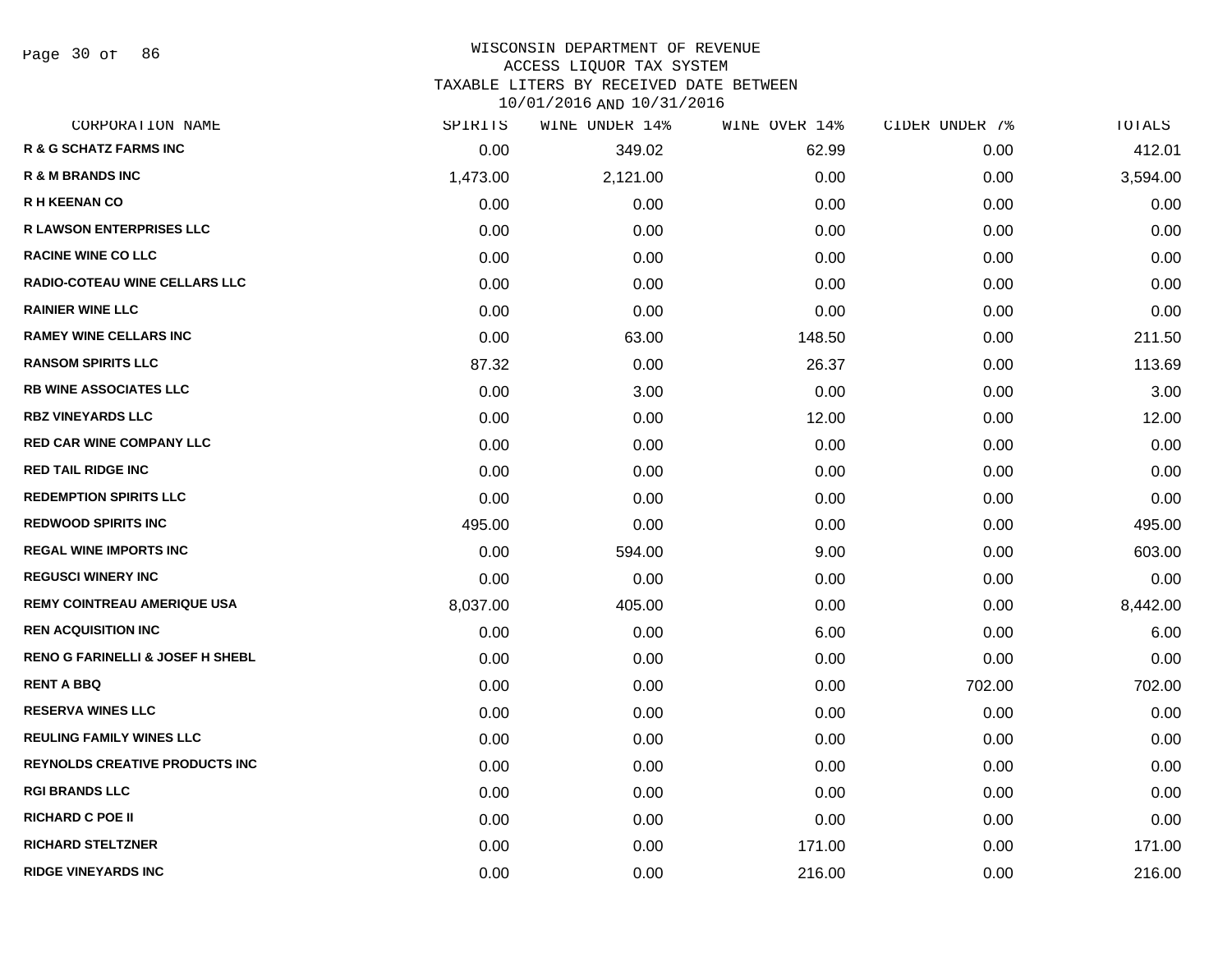# WISCONSIN DEPARTMENT OF REVENUE
## ACCESS LIQUOR TAX SYSTEM
### TAXABLE LITERS BY RECEIVED DATE BETWEEN 10/01/2016 AND 10/31/2016

| CORPORATION NAME | SPIRITS | WINE UNDER 14% | WINE OVER 14% | CIDER UNDER 7% | TOTALS |
|---|---|---|---|---|---|
| R & G SCHATZ FARMS INC | 0.00 | 349.02 | 62.99 | 0.00 | 412.01 |
| R & M BRANDS INC | 1,473.00 | 2,121.00 | 0.00 | 0.00 | 3,594.00 |
| R H KEENAN CO | 0.00 | 0.00 | 0.00 | 0.00 | 0.00 |
| R LAWSON ENTERPRISES LLC | 0.00 | 0.00 | 0.00 | 0.00 | 0.00 |
| RACINE WINE CO LLC | 0.00 | 0.00 | 0.00 | 0.00 | 0.00 |
| RADIO-COTEAU WINE CELLARS LLC | 0.00 | 0.00 | 0.00 | 0.00 | 0.00 |
| RAINIER WINE LLC | 0.00 | 0.00 | 0.00 | 0.00 | 0.00 |
| RAMEY WINE CELLARS INC | 0.00 | 63.00 | 148.50 | 0.00 | 211.50 |
| RANSOM SPIRITS LLC | 87.32 | 0.00 | 26.37 | 0.00 | 113.69 |
| RB WINE ASSOCIATES LLC | 0.00 | 3.00 | 0.00 | 0.00 | 3.00 |
| RBZ VINEYARDS LLC | 0.00 | 0.00 | 12.00 | 0.00 | 12.00 |
| RED CAR WINE COMPANY LLC | 0.00 | 0.00 | 0.00 | 0.00 | 0.00 |
| RED TAIL RIDGE INC | 0.00 | 0.00 | 0.00 | 0.00 | 0.00 |
| REDEMPTION SPIRITS LLC | 0.00 | 0.00 | 0.00 | 0.00 | 0.00 |
| REDWOOD SPIRITS INC | 495.00 | 0.00 | 0.00 | 0.00 | 495.00 |
| REGAL WINE IMPORTS INC | 0.00 | 594.00 | 9.00 | 0.00 | 603.00 |
| REGUSCI WINERY INC | 0.00 | 0.00 | 0.00 | 0.00 | 0.00 |
| REMY COINTREAU AMERIQUE USA | 8,037.00 | 405.00 | 0.00 | 0.00 | 8,442.00 |
| REN ACQUISITION INC | 0.00 | 0.00 | 6.00 | 0.00 | 6.00 |
| RENO G FARINELLI & JOSEF H SHEBL | 0.00 | 0.00 | 0.00 | 0.00 | 0.00 |
| RENT A BBQ | 0.00 | 0.00 | 0.00 | 702.00 | 702.00 |
| RESERVA WINES LLC | 0.00 | 0.00 | 0.00 | 0.00 | 0.00 |
| REULING FAMILY WINES LLC | 0.00 | 0.00 | 0.00 | 0.00 | 0.00 |
| REYNOLDS CREATIVE PRODUCTS INC | 0.00 | 0.00 | 0.00 | 0.00 | 0.00 |
| RGI BRANDS LLC | 0.00 | 0.00 | 0.00 | 0.00 | 0.00 |
| RICHARD C POE II | 0.00 | 0.00 | 0.00 | 0.00 | 0.00 |
| RICHARD STELTZNER | 0.00 | 0.00 | 171.00 | 0.00 | 171.00 |
| RIDGE VINEYARDS INC | 0.00 | 0.00 | 216.00 | 0.00 | 216.00 |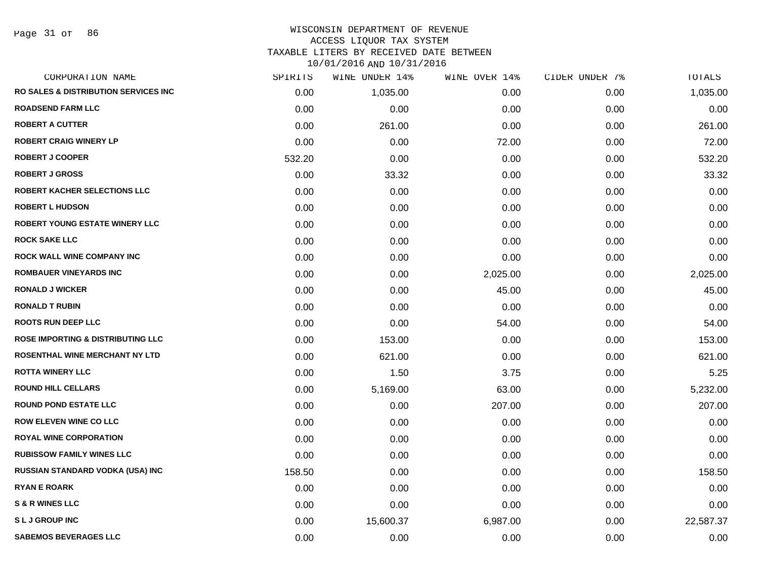# WISCONSIN DEPARTMENT OF REVENUE
## ACCESS LIQUOR TAX SYSTEM
## TAXABLE LITERS BY RECEIVED DATE BETWEEN 10/01/2016 AND 10/31/2016

| CORPORATION NAME | SPIRITS | WINE UNDER 14% | WINE OVER 14% | CIDER UNDER 7% | TOTALS |
|---|---|---|---|---|---|
| RO SALES & DISTRIBUTION SERVICES INC | 0.00 | 1,035.00 | 0.00 | 0.00 | 1,035.00 |
| ROADSEND FARM LLC | 0.00 | 0.00 | 0.00 | 0.00 | 0.00 |
| ROBERT A CUTTER | 0.00 | 261.00 | 0.00 | 0.00 | 261.00 |
| ROBERT CRAIG WINERY LP | 0.00 | 0.00 | 72.00 | 0.00 | 72.00 |
| ROBERT J COOPER | 532.20 | 0.00 | 0.00 | 0.00 | 532.20 |
| ROBERT J GROSS | 0.00 | 33.32 | 0.00 | 0.00 | 33.32 |
| ROBERT KACHER SELECTIONS LLC | 0.00 | 0.00 | 0.00 | 0.00 | 0.00 |
| ROBERT L HUDSON | 0.00 | 0.00 | 0.00 | 0.00 | 0.00 |
| ROBERT YOUNG ESTATE WINERY LLC | 0.00 | 0.00 | 0.00 | 0.00 | 0.00 |
| ROCK SAKE LLC | 0.00 | 0.00 | 0.00 | 0.00 | 0.00 |
| ROCK WALL WINE COMPANY INC | 0.00 | 0.00 | 0.00 | 0.00 | 0.00 |
| ROMBAUER VINEYARDS INC | 0.00 | 0.00 | 2,025.00 | 0.00 | 2,025.00 |
| RONALD J WICKER | 0.00 | 0.00 | 45.00 | 0.00 | 45.00 |
| RONALD T RUBIN | 0.00 | 0.00 | 0.00 | 0.00 | 0.00 |
| ROOTS RUN DEEP LLC | 0.00 | 0.00 | 54.00 | 0.00 | 54.00 |
| ROSE IMPORTING & DISTRIBUTING LLC | 0.00 | 153.00 | 0.00 | 0.00 | 153.00 |
| ROSENTHAL WINE MERCHANT NY LTD | 0.00 | 621.00 | 0.00 | 0.00 | 621.00 |
| ROTTA WINERY LLC | 0.00 | 1.50 | 3.75 | 0.00 | 5.25 |
| ROUND HILL CELLARS | 0.00 | 5,169.00 | 63.00 | 0.00 | 5,232.00 |
| ROUND POND ESTATE LLC | 0.00 | 0.00 | 207.00 | 0.00 | 207.00 |
| ROW ELEVEN WINE CO LLC | 0.00 | 0.00 | 0.00 | 0.00 | 0.00 |
| ROYAL WINE CORPORATION | 0.00 | 0.00 | 0.00 | 0.00 | 0.00 |
| RUBISSOW FAMILY WINES LLC | 0.00 | 0.00 | 0.00 | 0.00 | 0.00 |
| RUSSIAN STANDARD VODKA (USA) INC | 158.50 | 0.00 | 0.00 | 0.00 | 158.50 |
| RYAN E ROARK | 0.00 | 0.00 | 0.00 | 0.00 | 0.00 |
| S & R WINES LLC | 0.00 | 0.00 | 0.00 | 0.00 | 0.00 |
| S L J GROUP INC | 0.00 | 15,600.37 | 6,987.00 | 0.00 | 22,587.37 |
| SABEMOS BEVERAGES LLC | 0.00 | 0.00 | 0.00 | 0.00 | 0.00 |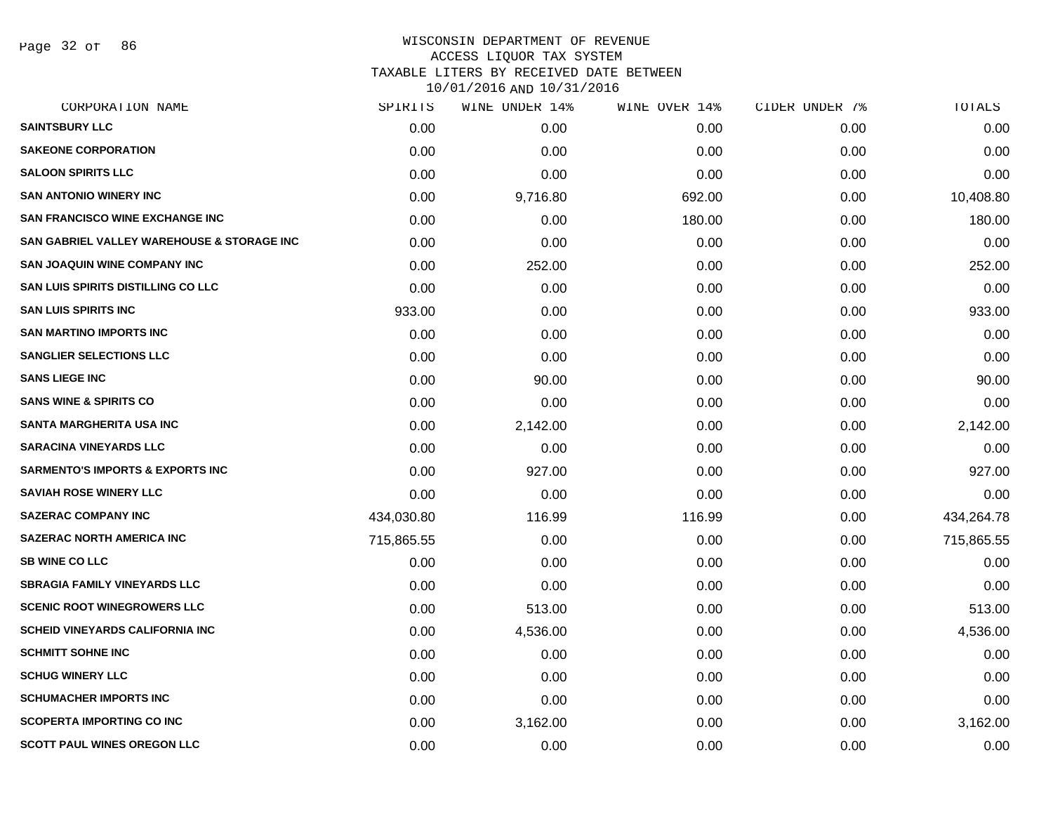# WISCONSIN DEPARTMENT OF REVENUE
## ACCESS LIQUOR TAX SYSTEM
### TAXABLE LITERS BY RECEIVED DATE BETWEEN 10/01/2016 AND 10/31/2016

| CORPORATION NAME | SPIRITS | WINE UNDER 14% | WINE OVER 14% | CIDER UNDER 7% | TOTALS |
|---|---|---|---|---|---|
| SAINTSBURY LLC | 0.00 | 0.00 | 0.00 | 0.00 | 0.00 |
| SAKEONE CORPORATION | 0.00 | 0.00 | 0.00 | 0.00 | 0.00 |
| SALOON SPIRITS LLC | 0.00 | 0.00 | 0.00 | 0.00 | 0.00 |
| SAN ANTONIO WINERY INC | 0.00 | 9,716.80 | 692.00 | 0.00 | 10,408.80 |
| SAN FRANCISCO WINE EXCHANGE INC | 0.00 | 0.00 | 180.00 | 0.00 | 180.00 |
| SAN GABRIEL VALLEY WAREHOUSE & STORAGE INC | 0.00 | 0.00 | 0.00 | 0.00 | 0.00 |
| SAN JOAQUIN WINE COMPANY INC | 0.00 | 252.00 | 0.00 | 0.00 | 252.00 |
| SAN LUIS SPIRITS DISTILLING CO LLC | 0.00 | 0.00 | 0.00 | 0.00 | 0.00 |
| SAN LUIS SPIRITS INC | 933.00 | 0.00 | 0.00 | 0.00 | 933.00 |
| SAN MARTINO IMPORTS INC | 0.00 | 0.00 | 0.00 | 0.00 | 0.00 |
| SANGLIER SELECTIONS LLC | 0.00 | 0.00 | 0.00 | 0.00 | 0.00 |
| SANS LIEGE INC | 0.00 | 90.00 | 0.00 | 0.00 | 90.00 |
| SANS WINE & SPIRITS CO | 0.00 | 0.00 | 0.00 | 0.00 | 0.00 |
| SANTA MARGHERITA USA INC | 0.00 | 2,142.00 | 0.00 | 0.00 | 2,142.00 |
| SARACINA VINEYARDS LLC | 0.00 | 0.00 | 0.00 | 0.00 | 0.00 |
| SARMENTO'S IMPORTS & EXPORTS INC | 0.00 | 927.00 | 0.00 | 0.00 | 927.00 |
| SAVIAH ROSE WINERY LLC | 0.00 | 0.00 | 0.00 | 0.00 | 0.00 |
| SAZERAC COMPANY INC | 434,030.80 | 116.99 | 116.99 | 0.00 | 434,264.78 |
| SAZERAC NORTH AMERICA INC | 715,865.55 | 0.00 | 0.00 | 0.00 | 715,865.55 |
| SB WINE CO LLC | 0.00 | 0.00 | 0.00 | 0.00 | 0.00 |
| SBRAGIA FAMILY VINEYARDS LLC | 0.00 | 0.00 | 0.00 | 0.00 | 0.00 |
| SCENIC ROOT WINEGROWERS LLC | 0.00 | 513.00 | 0.00 | 0.00 | 513.00 |
| SCHEID VINEYARDS CALIFORNIA INC | 0.00 | 4,536.00 | 0.00 | 0.00 | 4,536.00 |
| SCHMITT SOHNE INC | 0.00 | 0.00 | 0.00 | 0.00 | 0.00 |
| SCHUG WINERY LLC | 0.00 | 0.00 | 0.00 | 0.00 | 0.00 |
| SCHUMACHER IMPORTS INC | 0.00 | 0.00 | 0.00 | 0.00 | 0.00 |
| SCOPERTA IMPORTING CO INC | 0.00 | 3,162.00 | 0.00 | 0.00 | 3,162.00 |
| SCOTT PAUL WINES OREGON LLC | 0.00 | 0.00 | 0.00 | 0.00 | 0.00 |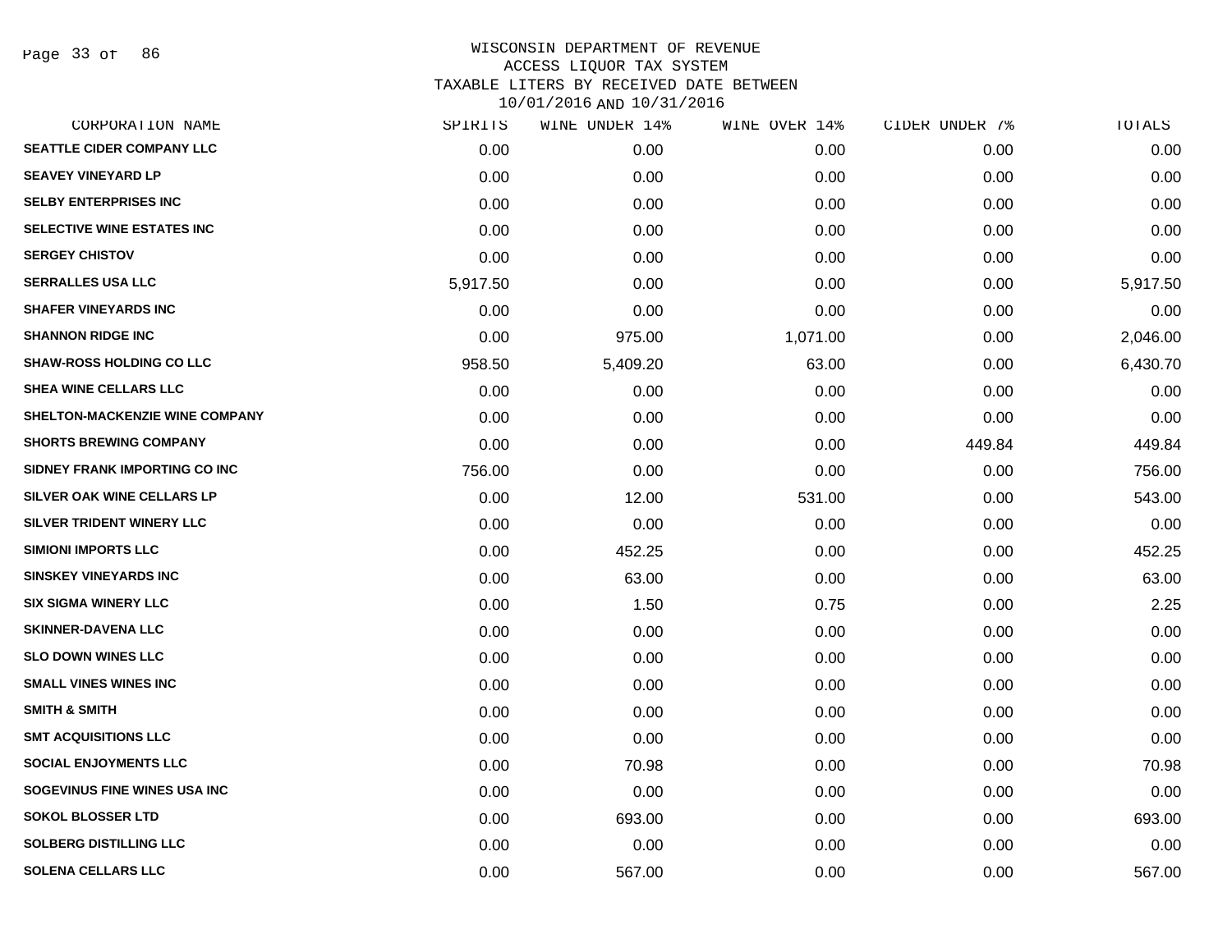WISCONSIN DEPARTMENT OF REVENUE
ACCESS LIQUOR TAX SYSTEM
TAXABLE LITERS BY RECEIVED DATE BETWEEN
10/01/2016 AND 10/31/2016

| CORPORATION NAME | SPIRITS | WINE UNDER 14% | WINE OVER 14% | CIDER UNDER 7% | TOTALS |
|---|---|---|---|---|---|
| SEATTLE CIDER COMPANY LLC | 0.00 | 0.00 | 0.00 | 0.00 | 0.00 |
| SEAVEY VINEYARD LP | 0.00 | 0.00 | 0.00 | 0.00 | 0.00 |
| SELBY ENTERPRISES INC | 0.00 | 0.00 | 0.00 | 0.00 | 0.00 |
| SELECTIVE WINE ESTATES INC | 0.00 | 0.00 | 0.00 | 0.00 | 0.00 |
| SERGEY CHISTOV | 0.00 | 0.00 | 0.00 | 0.00 | 0.00 |
| SERRALLES USA LLC | 5,917.50 | 0.00 | 0.00 | 0.00 | 5,917.50 |
| SHAFER VINEYARDS INC | 0.00 | 0.00 | 0.00 | 0.00 | 0.00 |
| SHANNON RIDGE INC | 0.00 | 975.00 | 1,071.00 | 0.00 | 2,046.00 |
| SHAW-ROSS HOLDING CO LLC | 958.50 | 5,409.20 | 63.00 | 0.00 | 6,430.70 |
| SHEA WINE CELLARS LLC | 0.00 | 0.00 | 0.00 | 0.00 | 0.00 |
| SHELTON-MACKENZIE WINE COMPANY | 0.00 | 0.00 | 0.00 | 0.00 | 0.00 |
| SHORTS BREWING COMPANY | 0.00 | 0.00 | 0.00 | 449.84 | 449.84 |
| SIDNEY FRANK IMPORTING CO INC | 756.00 | 0.00 | 0.00 | 0.00 | 756.00 |
| SILVER OAK WINE CELLARS LP | 0.00 | 12.00 | 531.00 | 0.00 | 543.00 |
| SILVER TRIDENT WINERY LLC | 0.00 | 0.00 | 0.00 | 0.00 | 0.00 |
| SIMIONI IMPORTS LLC | 0.00 | 452.25 | 0.00 | 0.00 | 452.25 |
| SINSKEY VINEYARDS INC | 0.00 | 63.00 | 0.00 | 0.00 | 63.00 |
| SIX SIGMA WINERY LLC | 0.00 | 1.50 | 0.75 | 0.00 | 2.25 |
| SKINNER-DAVENA LLC | 0.00 | 0.00 | 0.00 | 0.00 | 0.00 |
| SLO DOWN WINES LLC | 0.00 | 0.00 | 0.00 | 0.00 | 0.00 |
| SMALL VINES WINES INC | 0.00 | 0.00 | 0.00 | 0.00 | 0.00 |
| SMITH & SMITH | 0.00 | 0.00 | 0.00 | 0.00 | 0.00 |
| SMT ACQUISITIONS LLC | 0.00 | 0.00 | 0.00 | 0.00 | 0.00 |
| SOCIAL ENJOYMENTS LLC | 0.00 | 70.98 | 0.00 | 0.00 | 70.98 |
| SOGEVINUS FINE WINES USA INC | 0.00 | 0.00 | 0.00 | 0.00 | 0.00 |
| SOKOL BLOSSER LTD | 0.00 | 693.00 | 0.00 | 0.00 | 693.00 |
| SOLBERG DISTILLING LLC | 0.00 | 0.00 | 0.00 | 0.00 | 0.00 |
| SOLENA CELLARS LLC | 0.00 | 567.00 | 0.00 | 0.00 | 567.00 |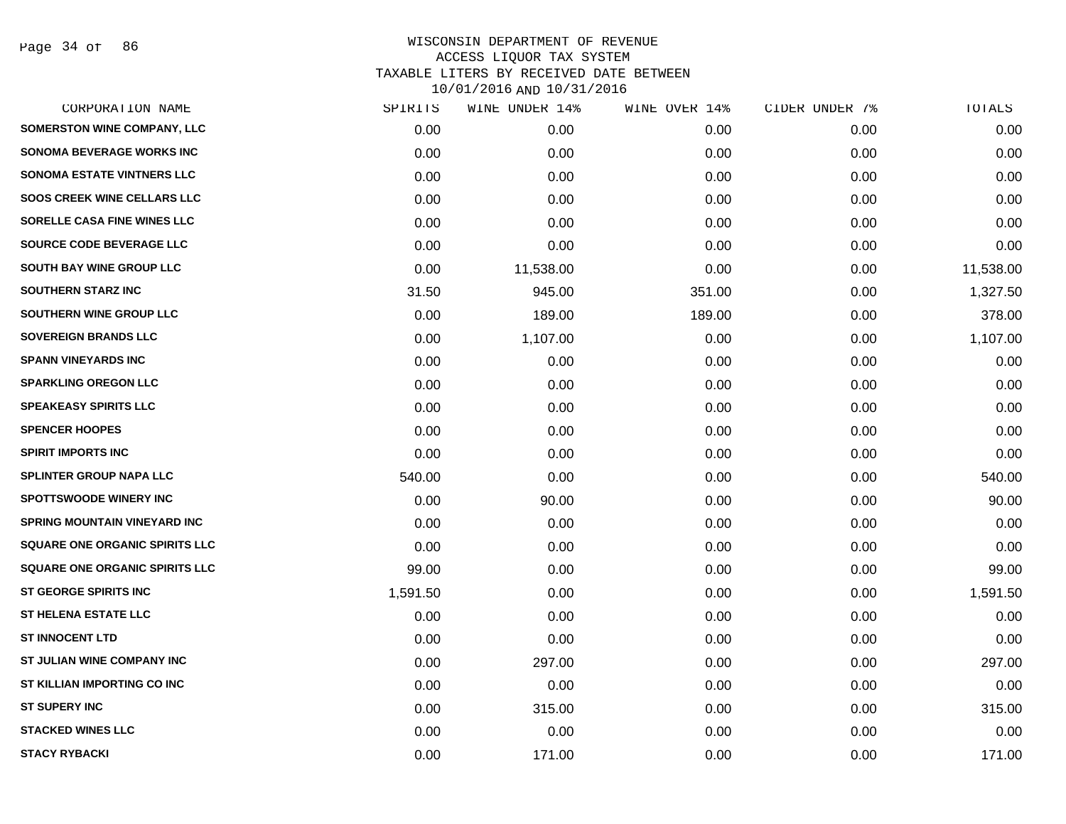WISCONSIN DEPARTMENT OF REVENUE
ACCESS LIQUOR TAX SYSTEM
TAXABLE LITERS BY RECEIVED DATE BETWEEN
10/01/2016 AND 10/31/2016

| CORPORATION NAME | SPIRITS | WINE UNDER 14% | WINE OVER 14% | CIDER UNDER 7% | TOTALS |
|---|---|---|---|---|---|
| SOMERSTON WINE COMPANY, LLC | 0.00 | 0.00 | 0.00 | 0.00 | 0.00 |
| SONOMA BEVERAGE WORKS INC | 0.00 | 0.00 | 0.00 | 0.00 | 0.00 |
| SONOMA ESTATE VINTNERS LLC | 0.00 | 0.00 | 0.00 | 0.00 | 0.00 |
| SOOS CREEK WINE CELLARS LLC | 0.00 | 0.00 | 0.00 | 0.00 | 0.00 |
| SORELLE CASA FINE WINES LLC | 0.00 | 0.00 | 0.00 | 0.00 | 0.00 |
| SOURCE CODE BEVERAGE LLC | 0.00 | 0.00 | 0.00 | 0.00 | 0.00 |
| SOUTH BAY WINE GROUP LLC | 0.00 | 11,538.00 | 0.00 | 0.00 | 11,538.00 |
| SOUTHERN STARZ INC | 31.50 | 945.00 | 351.00 | 0.00 | 1,327.50 |
| SOUTHERN WINE GROUP LLC | 0.00 | 189.00 | 189.00 | 0.00 | 378.00 |
| SOVEREIGN BRANDS LLC | 0.00 | 1,107.00 | 0.00 | 0.00 | 1,107.00 |
| SPANN VINEYARDS INC | 0.00 | 0.00 | 0.00 | 0.00 | 0.00 |
| SPARKLING OREGON LLC | 0.00 | 0.00 | 0.00 | 0.00 | 0.00 |
| SPEAKEASY SPIRITS LLC | 0.00 | 0.00 | 0.00 | 0.00 | 0.00 |
| SPENCER HOOPES | 0.00 | 0.00 | 0.00 | 0.00 | 0.00 |
| SPIRIT IMPORTS INC | 0.00 | 0.00 | 0.00 | 0.00 | 0.00 |
| SPLINTER GROUP NAPA LLC | 540.00 | 0.00 | 0.00 | 0.00 | 540.00 |
| SPOTTSWOODE WINERY INC | 0.00 | 90.00 | 0.00 | 0.00 | 90.00 |
| SPRING MOUNTAIN VINEYARD INC | 0.00 | 0.00 | 0.00 | 0.00 | 0.00 |
| SQUARE ONE ORGANIC SPIRITS LLC | 0.00 | 0.00 | 0.00 | 0.00 | 0.00 |
| SQUARE ONE ORGANIC SPIRITS LLC | 99.00 | 0.00 | 0.00 | 0.00 | 99.00 |
| ST GEORGE SPIRITS INC | 1,591.50 | 0.00 | 0.00 | 0.00 | 1,591.50 |
| ST HELENA ESTATE LLC | 0.00 | 0.00 | 0.00 | 0.00 | 0.00 |
| ST INNOCENT LTD | 0.00 | 0.00 | 0.00 | 0.00 | 0.00 |
| ST JULIAN WINE COMPANY INC | 0.00 | 297.00 | 0.00 | 0.00 | 297.00 |
| ST KILLIAN IMPORTING CO INC | 0.00 | 0.00 | 0.00 | 0.00 | 0.00 |
| ST SUPERY INC | 0.00 | 315.00 | 0.00 | 0.00 | 315.00 |
| STACKED WINES LLC | 0.00 | 0.00 | 0.00 | 0.00 | 0.00 |
| STACY RYBACKI | 0.00 | 171.00 | 0.00 | 0.00 | 171.00 |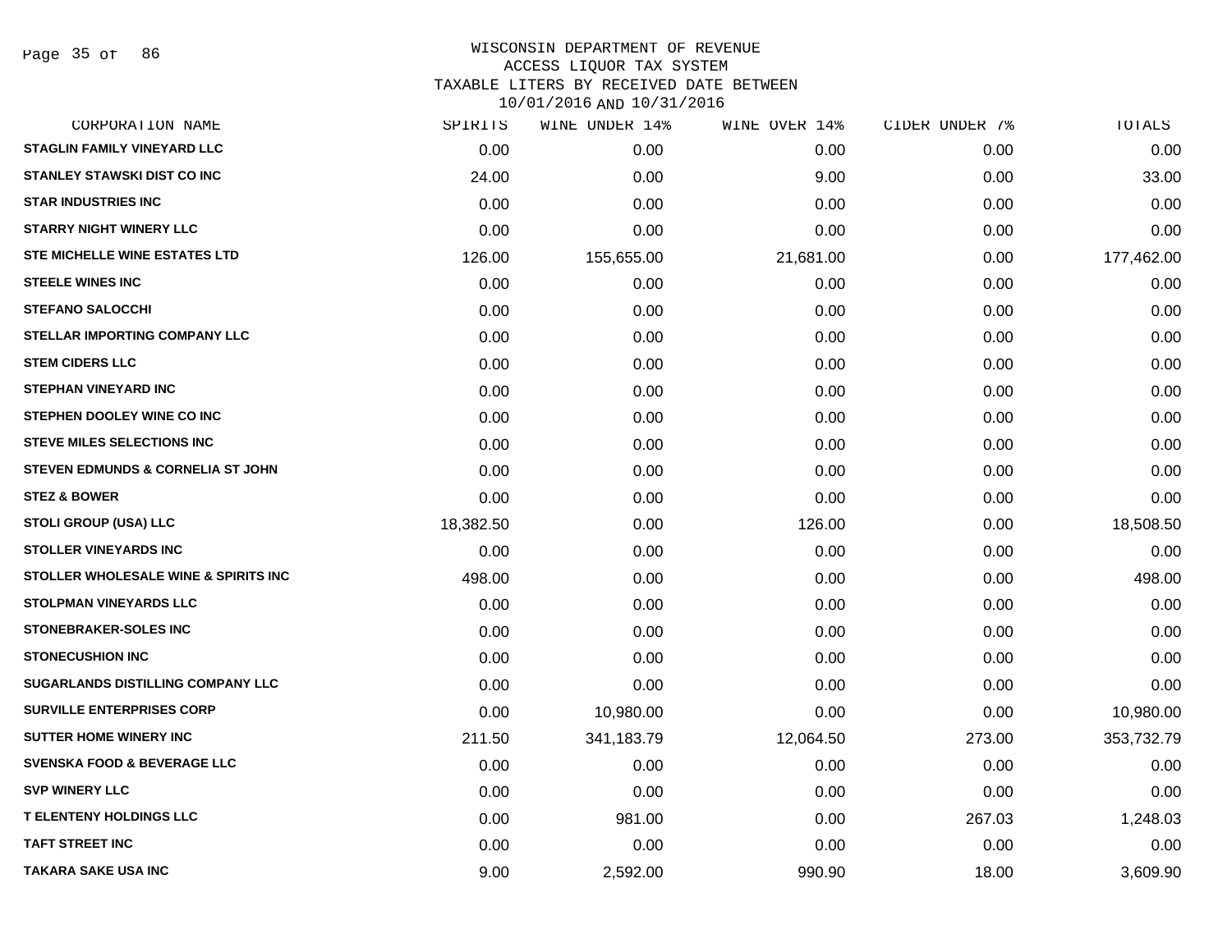WISCONSIN DEPARTMENT OF REVENUE
ACCESS LIQUOR TAX SYSTEM
TAXABLE LITERS BY RECEIVED DATE BETWEEN
10/01/2016 AND 10/31/2016

| CORPORATION NAME | SPIRITS | WINE UNDER 14% | WINE OVER 14% | CIDER UNDER 7% | TOTALS |
|---|---|---|---|---|---|
| STAGLIN FAMILY VINEYARD LLC | 0.00 | 0.00 | 0.00 | 0.00 | 0.00 |
| STANLEY STAWSKI DIST CO INC | 24.00 | 0.00 | 9.00 | 0.00 | 33.00 |
| STAR INDUSTRIES INC | 0.00 | 0.00 | 0.00 | 0.00 | 0.00 |
| STARRY NIGHT WINERY LLC | 0.00 | 0.00 | 0.00 | 0.00 | 0.00 |
| STE MICHELLE WINE ESTATES LTD | 126.00 | 155,655.00 | 21,681.00 | 0.00 | 177,462.00 |
| STEELE WINES INC | 0.00 | 0.00 | 0.00 | 0.00 | 0.00 |
| STEFANO SALOCCHI | 0.00 | 0.00 | 0.00 | 0.00 | 0.00 |
| STELLAR IMPORTING COMPANY LLC | 0.00 | 0.00 | 0.00 | 0.00 | 0.00 |
| STEM CIDERS LLC | 0.00 | 0.00 | 0.00 | 0.00 | 0.00 |
| STEPHAN VINEYARD INC | 0.00 | 0.00 | 0.00 | 0.00 | 0.00 |
| STEPHEN DOOLEY WINE CO INC | 0.00 | 0.00 | 0.00 | 0.00 | 0.00 |
| STEVE MILES SELECTIONS INC | 0.00 | 0.00 | 0.00 | 0.00 | 0.00 |
| STEVEN EDMUNDS & CORNELIA ST JOHN | 0.00 | 0.00 | 0.00 | 0.00 | 0.00 |
| STEZ & BOWER | 0.00 | 0.00 | 0.00 | 0.00 | 0.00 |
| STOLI GROUP (USA) LLC | 18,382.50 | 0.00 | 126.00 | 0.00 | 18,508.50 |
| STOLLER VINEYARDS INC | 0.00 | 0.00 | 0.00 | 0.00 | 0.00 |
| STOLLER WHOLESALE WINE & SPIRITS INC | 498.00 | 0.00 | 0.00 | 0.00 | 498.00 |
| STOLPMAN VINEYARDS LLC | 0.00 | 0.00 | 0.00 | 0.00 | 0.00 |
| STONEBRAKER-SOLES INC | 0.00 | 0.00 | 0.00 | 0.00 | 0.00 |
| STONECUSHION INC | 0.00 | 0.00 | 0.00 | 0.00 | 0.00 |
| SUGARLANDS DISTILLING COMPANY LLC | 0.00 | 0.00 | 0.00 | 0.00 | 0.00 |
| SURVILLE ENTERPRISES CORP | 0.00 | 10,980.00 | 0.00 | 0.00 | 10,980.00 |
| SUTTER HOME WINERY INC | 211.50 | 341,183.79 | 12,064.50 | 273.00 | 353,732.79 |
| SVENSKA FOOD & BEVERAGE LLC | 0.00 | 0.00 | 0.00 | 0.00 | 0.00 |
| SVP WINERY LLC | 0.00 | 0.00 | 0.00 | 0.00 | 0.00 |
| T ELENTENY HOLDINGS LLC | 0.00 | 981.00 | 0.00 | 267.03 | 1,248.03 |
| TAFT STREET INC | 0.00 | 0.00 | 0.00 | 0.00 | 0.00 |
| TAKARA SAKE USA INC | 9.00 | 2,592.00 | 990.90 | 18.00 | 3,609.90 |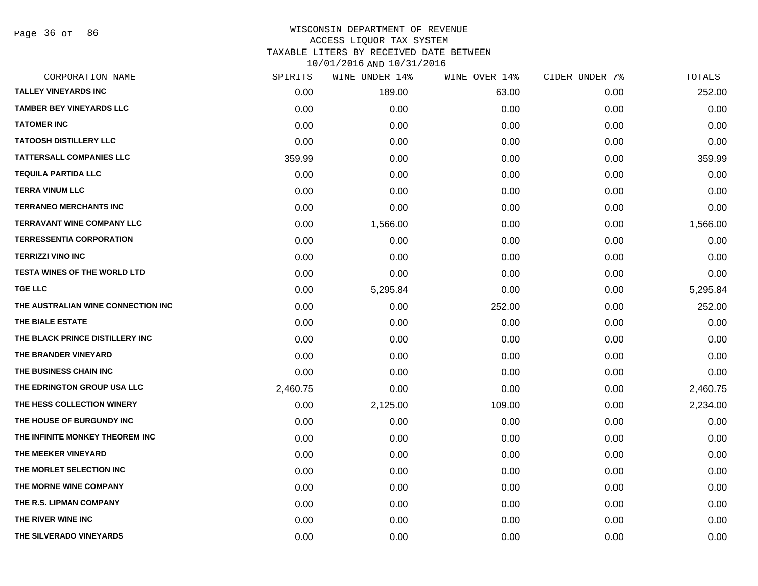WISCONSIN DEPARTMENT OF REVENUE
ACCESS LIQUOR TAX SYSTEM
TAXABLE LITERS BY RECEIVED DATE BETWEEN
10/01/2016 AND 10/31/2016

| CORPORATION NAME | SPIRITS | WINE UNDER 14% | WINE OVER 14% | CIDER UNDER 7% | TOTALS |
|---|---|---|---|---|---|
| TALLEY VINEYARDS INC | 0.00 | 189.00 | 63.00 | 0.00 | 252.00 |
| TAMBER BEY VINEYARDS LLC | 0.00 | 0.00 | 0.00 | 0.00 | 0.00 |
| TATOMER INC | 0.00 | 0.00 | 0.00 | 0.00 | 0.00 |
| TATOOSH DISTILLERY LLC | 0.00 | 0.00 | 0.00 | 0.00 | 0.00 |
| TATTERSALL COMPANIES LLC | 359.99 | 0.00 | 0.00 | 0.00 | 359.99 |
| TEQUILA PARTIDA LLC | 0.00 | 0.00 | 0.00 | 0.00 | 0.00 |
| TERRA VINUM LLC | 0.00 | 0.00 | 0.00 | 0.00 | 0.00 |
| TERRANEO MERCHANTS INC | 0.00 | 0.00 | 0.00 | 0.00 | 0.00 |
| TERRAVANT WINE COMPANY LLC | 0.00 | 1,566.00 | 0.00 | 0.00 | 1,566.00 |
| TERRESSENTIA CORPORATION | 0.00 | 0.00 | 0.00 | 0.00 | 0.00 |
| TERRIZZI VINO INC | 0.00 | 0.00 | 0.00 | 0.00 | 0.00 |
| TESTA WINES OF THE WORLD LTD | 0.00 | 0.00 | 0.00 | 0.00 | 0.00 |
| TGE LLC | 0.00 | 5,295.84 | 0.00 | 0.00 | 5,295.84 |
| THE AUSTRALIAN WINE CONNECTION INC | 0.00 | 0.00 | 252.00 | 0.00 | 252.00 |
| THE BIALE ESTATE | 0.00 | 0.00 | 0.00 | 0.00 | 0.00 |
| THE BLACK PRINCE DISTILLERY INC | 0.00 | 0.00 | 0.00 | 0.00 | 0.00 |
| THE BRANDER VINEYARD | 0.00 | 0.00 | 0.00 | 0.00 | 0.00 |
| THE BUSINESS CHAIN INC | 0.00 | 0.00 | 0.00 | 0.00 | 0.00 |
| THE EDRINGTON GROUP USA LLC | 2,460.75 | 0.00 | 0.00 | 0.00 | 2,460.75 |
| THE HESS COLLECTION WINERY | 0.00 | 2,125.00 | 109.00 | 0.00 | 2,234.00 |
| THE HOUSE OF BURGUNDY INC | 0.00 | 0.00 | 0.00 | 0.00 | 0.00 |
| THE INFINITE MONKEY THEOREM INC | 0.00 | 0.00 | 0.00 | 0.00 | 0.00 |
| THE MEEKER VINEYARD | 0.00 | 0.00 | 0.00 | 0.00 | 0.00 |
| THE MORLET SELECTION INC | 0.00 | 0.00 | 0.00 | 0.00 | 0.00 |
| THE MORNE WINE COMPANY | 0.00 | 0.00 | 0.00 | 0.00 | 0.00 |
| THE R.S. LIPMAN COMPANY | 0.00 | 0.00 | 0.00 | 0.00 | 0.00 |
| THE RIVER WINE INC | 0.00 | 0.00 | 0.00 | 0.00 | 0.00 |
| THE SILVERADO VINEYARDS | 0.00 | 0.00 | 0.00 | 0.00 | 0.00 |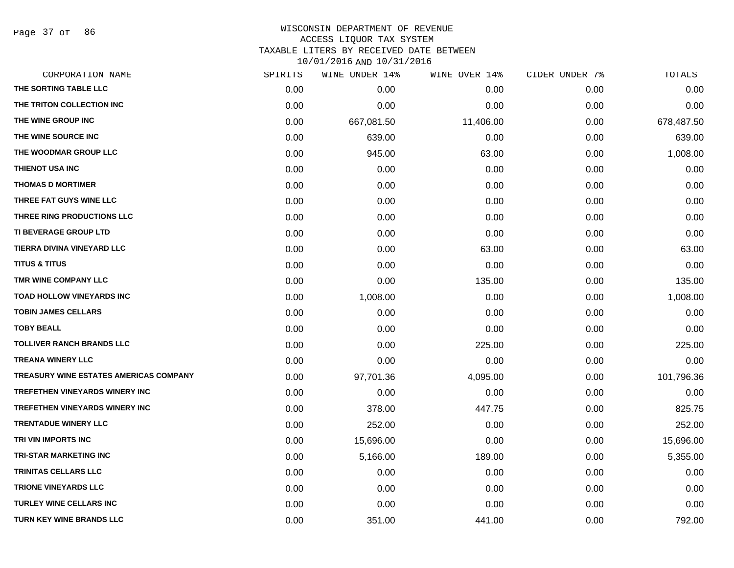WISCONSIN DEPARTMENT OF REVENUE
ACCESS LIQUOR TAX SYSTEM
TAXABLE LITERS BY RECEIVED DATE BETWEEN
10/01/2016 AND 10/31/2016

| CORPORATION NAME | SPIRITS | WINE UNDER 14% | WINE OVER 14% | CIDER UNDER 7% | TOTALS |
|---|---|---|---|---|---|
| THE SORTING TABLE LLC | 0.00 | 0.00 | 0.00 | 0.00 | 0.00 |
| THE TRITON COLLECTION INC | 0.00 | 0.00 | 0.00 | 0.00 | 0.00 |
| THE WINE GROUP INC | 0.00 | 667,081.50 | 11,406.00 | 0.00 | 678,487.50 |
| THE WINE SOURCE INC | 0.00 | 639.00 | 0.00 | 0.00 | 639.00 |
| THE WOODMAR GROUP LLC | 0.00 | 945.00 | 63.00 | 0.00 | 1,008.00 |
| THIENOT USA INC | 0.00 | 0.00 | 0.00 | 0.00 | 0.00 |
| THOMAS D MORTIMER | 0.00 | 0.00 | 0.00 | 0.00 | 0.00 |
| THREE FAT GUYS WINE LLC | 0.00 | 0.00 | 0.00 | 0.00 | 0.00 |
| THREE RING PRODUCTIONS LLC | 0.00 | 0.00 | 0.00 | 0.00 | 0.00 |
| TI BEVERAGE GROUP LTD | 0.00 | 0.00 | 0.00 | 0.00 | 0.00 |
| TIERRA DIVINA VINEYARD LLC | 0.00 | 0.00 | 63.00 | 0.00 | 63.00 |
| TITUS & TITUS | 0.00 | 0.00 | 0.00 | 0.00 | 0.00 |
| TMR WINE COMPANY LLC | 0.00 | 0.00 | 135.00 | 0.00 | 135.00 |
| TOAD HOLLOW VINEYARDS INC | 0.00 | 1,008.00 | 0.00 | 0.00 | 1,008.00 |
| TOBIN JAMES CELLARS | 0.00 | 0.00 | 0.00 | 0.00 | 0.00 |
| TOBY BEALL | 0.00 | 0.00 | 0.00 | 0.00 | 0.00 |
| TOLLIVER RANCH BRANDS LLC | 0.00 | 0.00 | 225.00 | 0.00 | 225.00 |
| TREANA WINERY LLC | 0.00 | 0.00 | 0.00 | 0.00 | 0.00 |
| TREASURY WINE ESTATES AMERICAS COMPANY | 0.00 | 97,701.36 | 4,095.00 | 0.00 | 101,796.36 |
| TREFETHEN VINEYARDS WINERY INC | 0.00 | 0.00 | 0.00 | 0.00 | 0.00 |
| TREFETHEN VINEYARDS WINERY INC | 0.00 | 378.00 | 447.75 | 0.00 | 825.75 |
| TRENTADUE WINERY LLC | 0.00 | 252.00 | 0.00 | 0.00 | 252.00 |
| TRI VIN IMPORTS INC | 0.00 | 15,696.00 | 0.00 | 0.00 | 15,696.00 |
| TRI-STAR MARKETING INC | 0.00 | 5,166.00 | 189.00 | 0.00 | 5,355.00 |
| TRINITAS CELLARS LLC | 0.00 | 0.00 | 0.00 | 0.00 | 0.00 |
| TRIONE VINEYARDS LLC | 0.00 | 0.00 | 0.00 | 0.00 | 0.00 |
| TURLEY WINE CELLARS INC | 0.00 | 0.00 | 0.00 | 0.00 | 0.00 |
| TURN KEY WINE BRANDS LLC | 0.00 | 351.00 | 441.00 | 0.00 | 792.00 |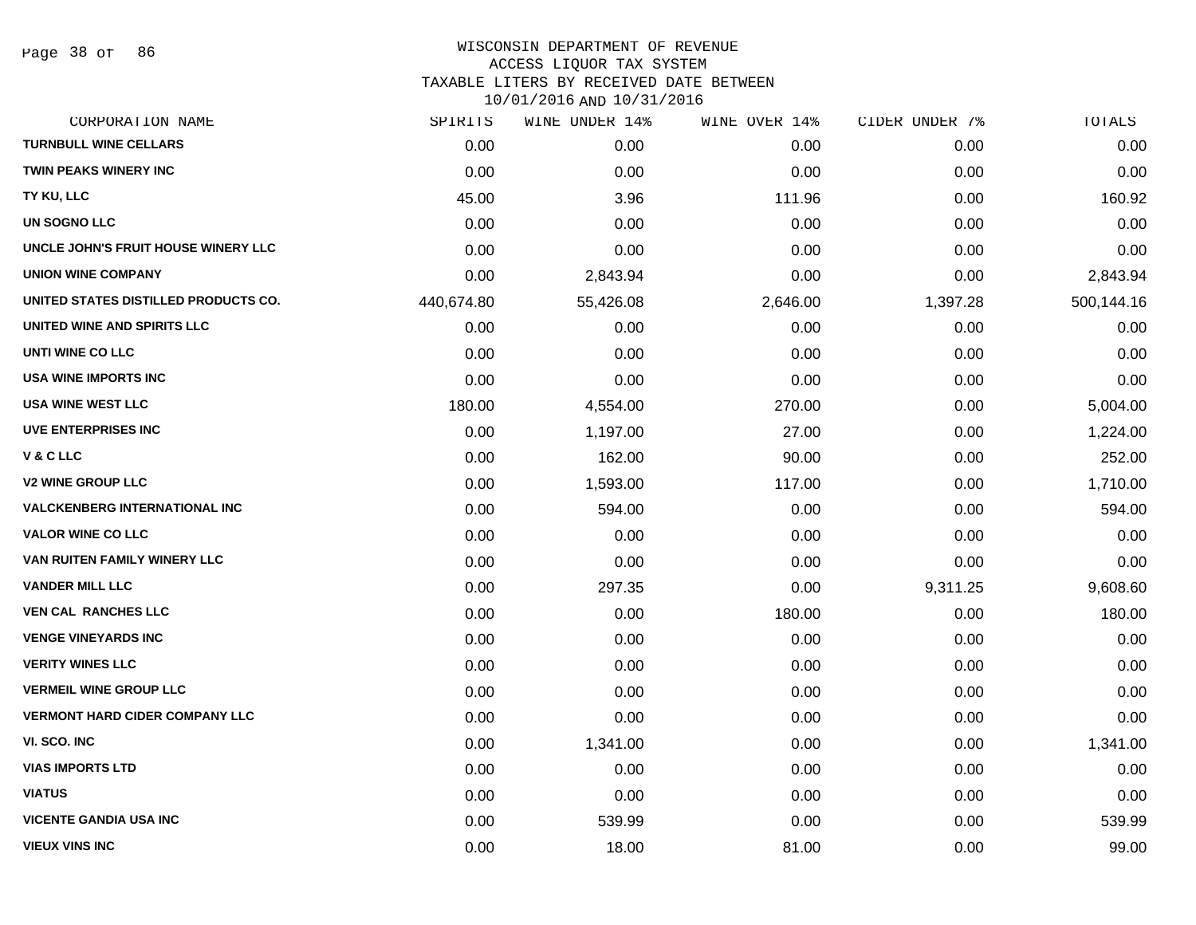# WISCONSIN DEPARTMENT OF REVENUE
## ACCESS LIQUOR TAX SYSTEM
### TAXABLE LITERS BY RECEIVED DATE BETWEEN 10/01/2016 AND 10/31/2016

| CORPORATION NAME | SPIRITS | WINE UNDER 14% | WINE OVER 14% | CIDER UNDER 7% | TOTALS |
|---|---|---|---|---|---|
| TURNBULL WINE CELLARS | 0.00 | 0.00 | 0.00 | 0.00 | 0.00 |
| TWIN PEAKS WINERY INC | 0.00 | 0.00 | 0.00 | 0.00 | 0.00 |
| TY KU, LLC | 45.00 | 3.96 | 111.96 | 0.00 | 160.92 |
| UN SOGNO LLC | 0.00 | 0.00 | 0.00 | 0.00 | 0.00 |
| UNCLE JOHN'S FRUIT HOUSE WINERY LLC | 0.00 | 0.00 | 0.00 | 0.00 | 0.00 |
| UNION WINE COMPANY | 0.00 | 2,843.94 | 0.00 | 0.00 | 2,843.94 |
| UNITED STATES DISTILLED PRODUCTS CO. | 440,674.80 | 55,426.08 | 2,646.00 | 1,397.28 | 500,144.16 |
| UNITED WINE AND SPIRITS LLC | 0.00 | 0.00 | 0.00 | 0.00 | 0.00 |
| UNTI WINE CO LLC | 0.00 | 0.00 | 0.00 | 0.00 | 0.00 |
| USA WINE IMPORTS INC | 0.00 | 0.00 | 0.00 | 0.00 | 0.00 |
| USA WINE WEST LLC | 180.00 | 4,554.00 | 270.00 | 0.00 | 5,004.00 |
| UVE ENTERPRISES INC | 0.00 | 1,197.00 | 27.00 | 0.00 | 1,224.00 |
| V & C LLC | 0.00 | 162.00 | 90.00 | 0.00 | 252.00 |
| V2 WINE GROUP LLC | 0.00 | 1,593.00 | 117.00 | 0.00 | 1,710.00 |
| VALCKENBERG INTERNATIONAL INC | 0.00 | 594.00 | 0.00 | 0.00 | 594.00 |
| VALOR WINE CO LLC | 0.00 | 0.00 | 0.00 | 0.00 | 0.00 |
| VAN RUITEN FAMILY WINERY LLC | 0.00 | 0.00 | 0.00 | 0.00 | 0.00 |
| VANDER MILL LLC | 0.00 | 297.35 | 0.00 | 9,311.25 | 9,608.60 |
| VEN CAL RANCHES LLC | 0.00 | 0.00 | 180.00 | 0.00 | 180.00 |
| VENGE VINEYARDS INC | 0.00 | 0.00 | 0.00 | 0.00 | 0.00 |
| VERITY WINES LLC | 0.00 | 0.00 | 0.00 | 0.00 | 0.00 |
| VERMEIL WINE GROUP LLC | 0.00 | 0.00 | 0.00 | 0.00 | 0.00 |
| VERMONT HARD CIDER COMPANY LLC | 0.00 | 0.00 | 0.00 | 0.00 | 0.00 |
| VI. SCO. INC | 0.00 | 1,341.00 | 0.00 | 0.00 | 1,341.00 |
| VIAS IMPORTS LTD | 0.00 | 0.00 | 0.00 | 0.00 | 0.00 |
| VIATUS | 0.00 | 0.00 | 0.00 | 0.00 | 0.00 |
| VICENTE GANDIA USA INC | 0.00 | 539.99 | 0.00 | 0.00 | 539.99 |
| VIEUX VINS INC | 0.00 | 18.00 | 81.00 | 0.00 | 99.00 |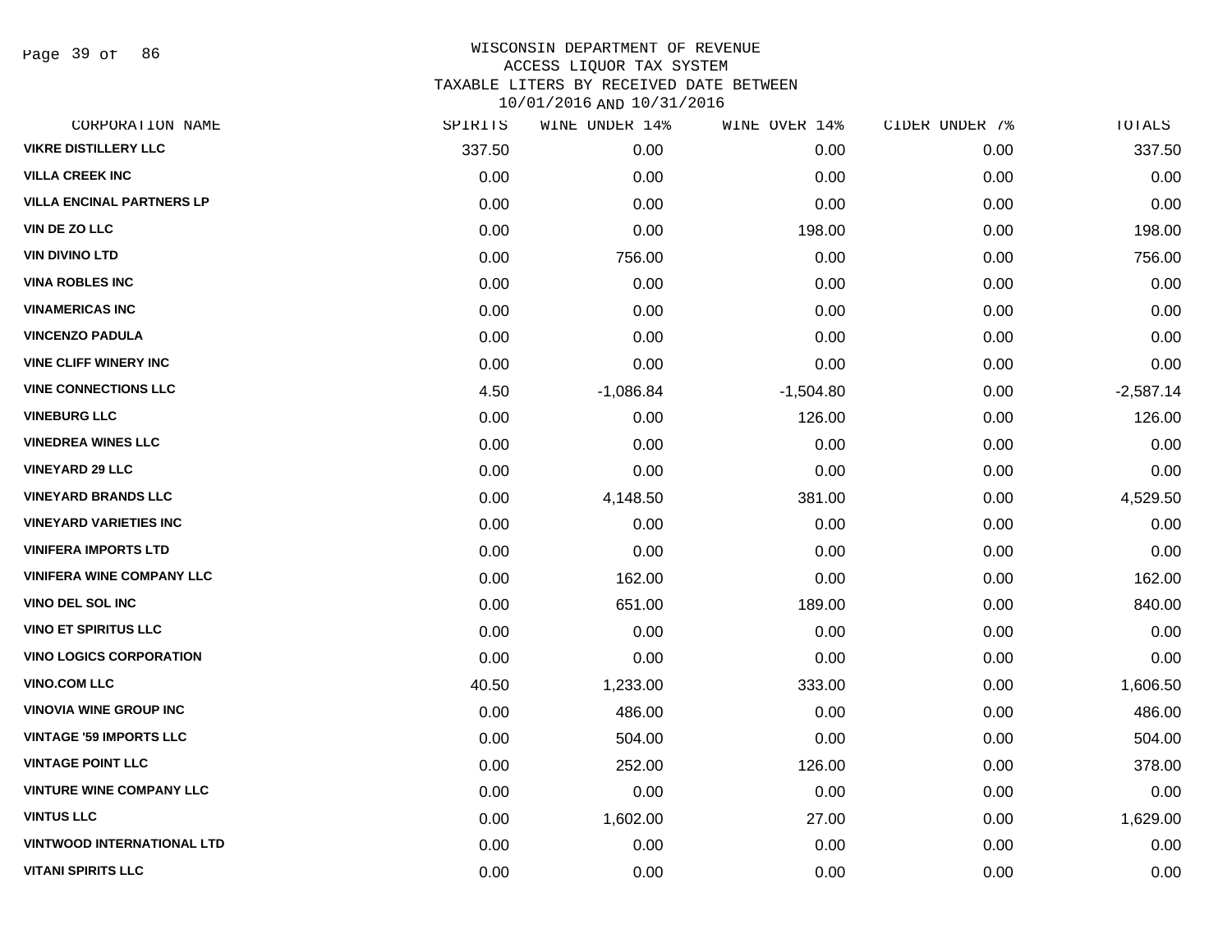# WISCONSIN DEPARTMENT OF REVENUE
## ACCESS LIQUOR TAX SYSTEM
## TAXABLE LITERS BY RECEIVED DATE BETWEEN 10/01/2016 AND 10/31/2016

| CORPORATION NAME | SPIRITS | WINE UNDER 14% | WINE OVER 14% | CIDER UNDER 7% | TOTALS |
|---|---|---|---|---|---|
| VIKRE DISTILLERY LLC | 337.50 | 0.00 | 0.00 | 0.00 | 337.50 |
| VILLA CREEK INC | 0.00 | 0.00 | 0.00 | 0.00 | 0.00 |
| VILLA ENCINAL PARTNERS LP | 0.00 | 0.00 | 0.00 | 0.00 | 0.00 |
| VIN DE ZO LLC | 0.00 | 0.00 | 198.00 | 0.00 | 198.00 |
| VIN DIVINO LTD | 0.00 | 756.00 | 0.00 | 0.00 | 756.00 |
| VINA ROBLES INC | 0.00 | 0.00 | 0.00 | 0.00 | 0.00 |
| VINAMERICAS INC | 0.00 | 0.00 | 0.00 | 0.00 | 0.00 |
| VINCENZO PADULA | 0.00 | 0.00 | 0.00 | 0.00 | 0.00 |
| VINE CLIFF WINERY INC | 0.00 | 0.00 | 0.00 | 0.00 | 0.00 |
| VINE CONNECTIONS LLC | 4.50 | -1,086.84 | -1,504.80 | 0.00 | -2,587.14 |
| VINEBURG LLC | 0.00 | 0.00 | 126.00 | 0.00 | 126.00 |
| VINEDREA WINES LLC | 0.00 | 0.00 | 0.00 | 0.00 | 0.00 |
| VINEYARD 29 LLC | 0.00 | 0.00 | 0.00 | 0.00 | 0.00 |
| VINEYARD BRANDS LLC | 0.00 | 4,148.50 | 381.00 | 0.00 | 4,529.50 |
| VINEYARD VARIETIES INC | 0.00 | 0.00 | 0.00 | 0.00 | 0.00 |
| VINIFERA IMPORTS LTD | 0.00 | 0.00 | 0.00 | 0.00 | 0.00 |
| VINIFERA WINE COMPANY LLC | 0.00 | 162.00 | 0.00 | 0.00 | 162.00 |
| VINO DEL SOL INC | 0.00 | 651.00 | 189.00 | 0.00 | 840.00 |
| VINO ET SPIRITUS LLC | 0.00 | 0.00 | 0.00 | 0.00 | 0.00 |
| VINO LOGICS CORPORATION | 0.00 | 0.00 | 0.00 | 0.00 | 0.00 |
| VINO.COM LLC | 40.50 | 1,233.00 | 333.00 | 0.00 | 1,606.50 |
| VINOVIA WINE GROUP INC | 0.00 | 486.00 | 0.00 | 0.00 | 486.00 |
| VINTAGE '59 IMPORTS LLC | 0.00 | 504.00 | 0.00 | 0.00 | 504.00 |
| VINTAGE POINT LLC | 0.00 | 252.00 | 126.00 | 0.00 | 378.00 |
| VINTURE WINE COMPANY LLC | 0.00 | 0.00 | 0.00 | 0.00 | 0.00 |
| VINTUS LLC | 0.00 | 1,602.00 | 27.00 | 0.00 | 1,629.00 |
| VINTWOOD INTERNATIONAL LTD | 0.00 | 0.00 | 0.00 | 0.00 | 0.00 |
| VITANI SPIRITS LLC | 0.00 | 0.00 | 0.00 | 0.00 | 0.00 |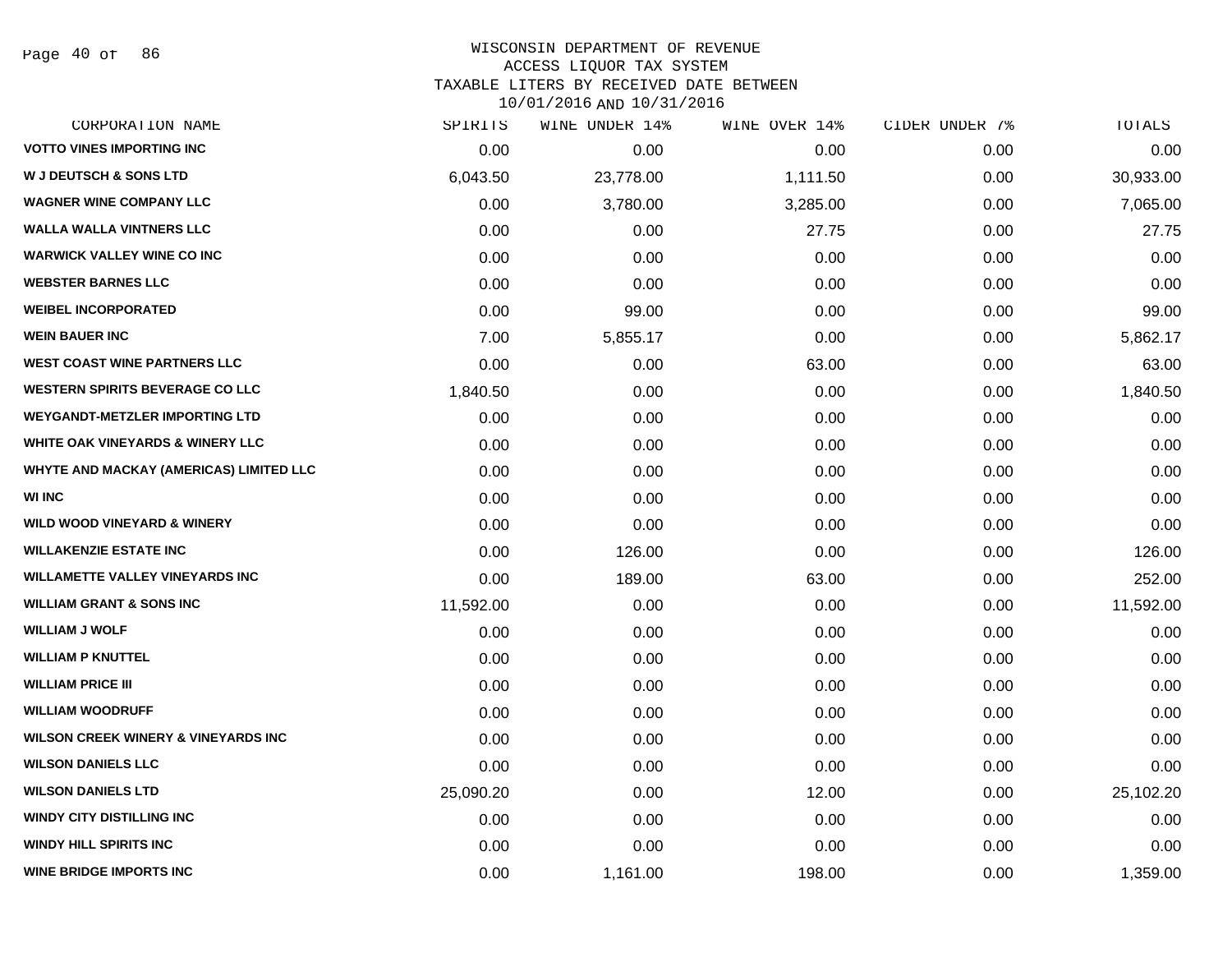WISCONSIN DEPARTMENT OF REVENUE
ACCESS LIQUOR TAX SYSTEM
TAXABLE LITERS BY RECEIVED DATE BETWEEN
10/01/2016 AND 10/31/2016

| CORPORATION NAME | SPIRITS | WINE UNDER 14% | WINE OVER 14% | CIDER UNDER 7% | TOTALS |
|---|---|---|---|---|---|
| VOTTO VINES IMPORTING INC | 0.00 | 0.00 | 0.00 | 0.00 | 0.00 |
| W J DEUTSCH & SONS LTD | 6,043.50 | 23,778.00 | 1,111.50 | 0.00 | 30,933.00 |
| WAGNER WINE COMPANY LLC | 0.00 | 3,780.00 | 3,285.00 | 0.00 | 7,065.00 |
| WALLA WALLA VINTNERS LLC | 0.00 | 0.00 | 27.75 | 0.00 | 27.75 |
| WARWICK VALLEY WINE CO INC | 0.00 | 0.00 | 0.00 | 0.00 | 0.00 |
| WEBSTER BARNES LLC | 0.00 | 0.00 | 0.00 | 0.00 | 0.00 |
| WEIBEL INCORPORATED | 0.00 | 99.00 | 0.00 | 0.00 | 99.00 |
| WEIN BAUER INC | 7.00 | 5,855.17 | 0.00 | 0.00 | 5,862.17 |
| WEST COAST WINE PARTNERS LLC | 0.00 | 0.00 | 63.00 | 0.00 | 63.00 |
| WESTERN SPIRITS BEVERAGE CO LLC | 1,840.50 | 0.00 | 0.00 | 0.00 | 1,840.50 |
| WEYGANDT-METZLER IMPORTING LTD | 0.00 | 0.00 | 0.00 | 0.00 | 0.00 |
| WHITE OAK VINEYARDS & WINERY LLC | 0.00 | 0.00 | 0.00 | 0.00 | 0.00 |
| WHYTE AND MACKAY (AMERICAS) LIMITED LLC | 0.00 | 0.00 | 0.00 | 0.00 | 0.00 |
| WI INC | 0.00 | 0.00 | 0.00 | 0.00 | 0.00 |
| WILD WOOD VINEYARD & WINERY | 0.00 | 0.00 | 0.00 | 0.00 | 0.00 |
| WILLAKENZIE ESTATE INC | 0.00 | 126.00 | 0.00 | 0.00 | 126.00 |
| WILLAMETTE VALLEY VINEYARDS INC | 0.00 | 189.00 | 63.00 | 0.00 | 252.00 |
| WILLIAM GRANT & SONS INC | 11,592.00 | 0.00 | 0.00 | 0.00 | 11,592.00 |
| WILLIAM J WOLF | 0.00 | 0.00 | 0.00 | 0.00 | 0.00 |
| WILLIAM P KNUTTEL | 0.00 | 0.00 | 0.00 | 0.00 | 0.00 |
| WILLIAM PRICE III | 0.00 | 0.00 | 0.00 | 0.00 | 0.00 |
| WILLIAM WOODRUFF | 0.00 | 0.00 | 0.00 | 0.00 | 0.00 |
| WILSON CREEK WINERY & VINEYARDS INC | 0.00 | 0.00 | 0.00 | 0.00 | 0.00 |
| WILSON DANIELS LLC | 0.00 | 0.00 | 0.00 | 0.00 | 0.00 |
| WILSON DANIELS LTD | 25,090.20 | 0.00 | 12.00 | 0.00 | 25,102.20 |
| WINDY CITY DISTILLING INC | 0.00 | 0.00 | 0.00 | 0.00 | 0.00 |
| WINDY HILL SPIRITS INC | 0.00 | 0.00 | 0.00 | 0.00 | 0.00 |
| WINE BRIDGE IMPORTS INC | 0.00 | 1,161.00 | 198.00 | 0.00 | 1,359.00 |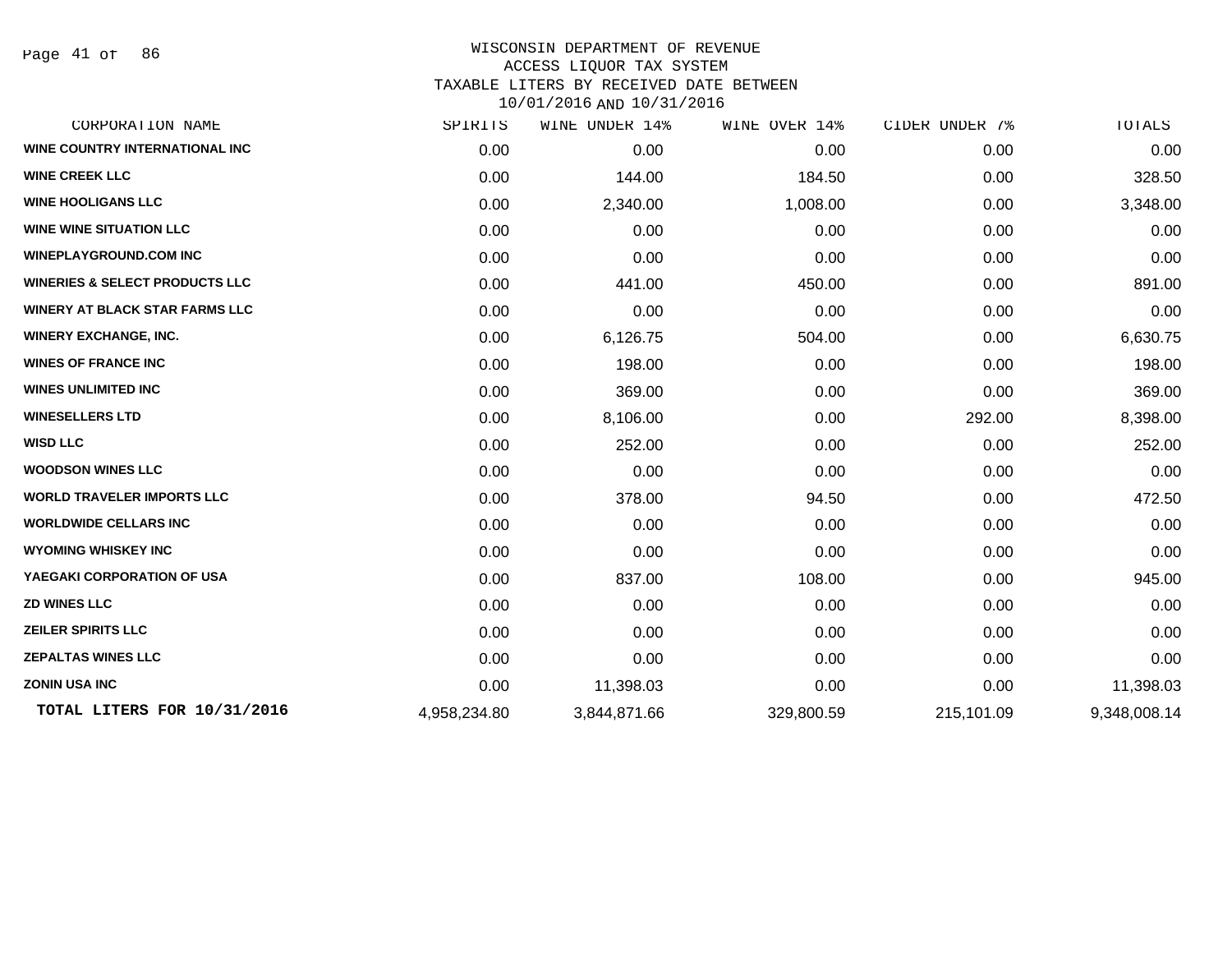WISCONSIN DEPARTMENT OF REVENUE
ACCESS LIQUOR TAX SYSTEM
TAXABLE LITERS BY RECEIVED DATE BETWEEN
10/01/2016 AND 10/31/2016

| CORPORATION NAME | SPIRITS | WINE UNDER 14% | WINE OVER 14% | CIDER UNDER 7% | TOTALS |
|---|---|---|---|---|---|
| WINE COUNTRY INTERNATIONAL INC | 0.00 | 0.00 | 0.00 | 0.00 | 0.00 |
| WINE CREEK LLC | 0.00 | 144.00 | 184.50 | 0.00 | 328.50 |
| WINE HOOLIGANS LLC | 0.00 | 2,340.00 | 1,008.00 | 0.00 | 3,348.00 |
| WINE WINE SITUATION LLC | 0.00 | 0.00 | 0.00 | 0.00 | 0.00 |
| WINEPLAYGROUND.COM INC | 0.00 | 0.00 | 0.00 | 0.00 | 0.00 |
| WINERIES & SELECT PRODUCTS LLC | 0.00 | 441.00 | 450.00 | 0.00 | 891.00 |
| WINERY AT BLACK STAR FARMS LLC | 0.00 | 0.00 | 0.00 | 0.00 | 0.00 |
| WINERY EXCHANGE, INC. | 0.00 | 6,126.75 | 504.00 | 0.00 | 6,630.75 |
| WINES OF FRANCE INC | 0.00 | 198.00 | 0.00 | 0.00 | 198.00 |
| WINES UNLIMITED INC | 0.00 | 369.00 | 0.00 | 0.00 | 369.00 |
| WINESELLERS LTD | 0.00 | 8,106.00 | 0.00 | 292.00 | 8,398.00 |
| WISD LLC | 0.00 | 252.00 | 0.00 | 0.00 | 252.00 |
| WOODSON WINES LLC | 0.00 | 0.00 | 0.00 | 0.00 | 0.00 |
| WORLD TRAVELER IMPORTS LLC | 0.00 | 378.00 | 94.50 | 0.00 | 472.50 |
| WORLDWIDE CELLARS INC | 0.00 | 0.00 | 0.00 | 0.00 | 0.00 |
| WYOMING WHISKEY INC | 0.00 | 0.00 | 0.00 | 0.00 | 0.00 |
| YAEGAKI CORPORATION OF USA | 0.00 | 837.00 | 108.00 | 0.00 | 945.00 |
| ZD WINES LLC | 0.00 | 0.00 | 0.00 | 0.00 | 0.00 |
| ZEILER SPIRITS LLC | 0.00 | 0.00 | 0.00 | 0.00 | 0.00 |
| ZEPALTAS WINES LLC | 0.00 | 0.00 | 0.00 | 0.00 | 0.00 |
| ZONIN USA INC | 0.00 | 11,398.03 | 0.00 | 0.00 | 11,398.03 |
| **TOTAL LITERS FOR 10/31/2016** | 4,958,234.80 | 3,844,871.66 | 329,800.59 | 215,101.09 | 9,348,008.14 |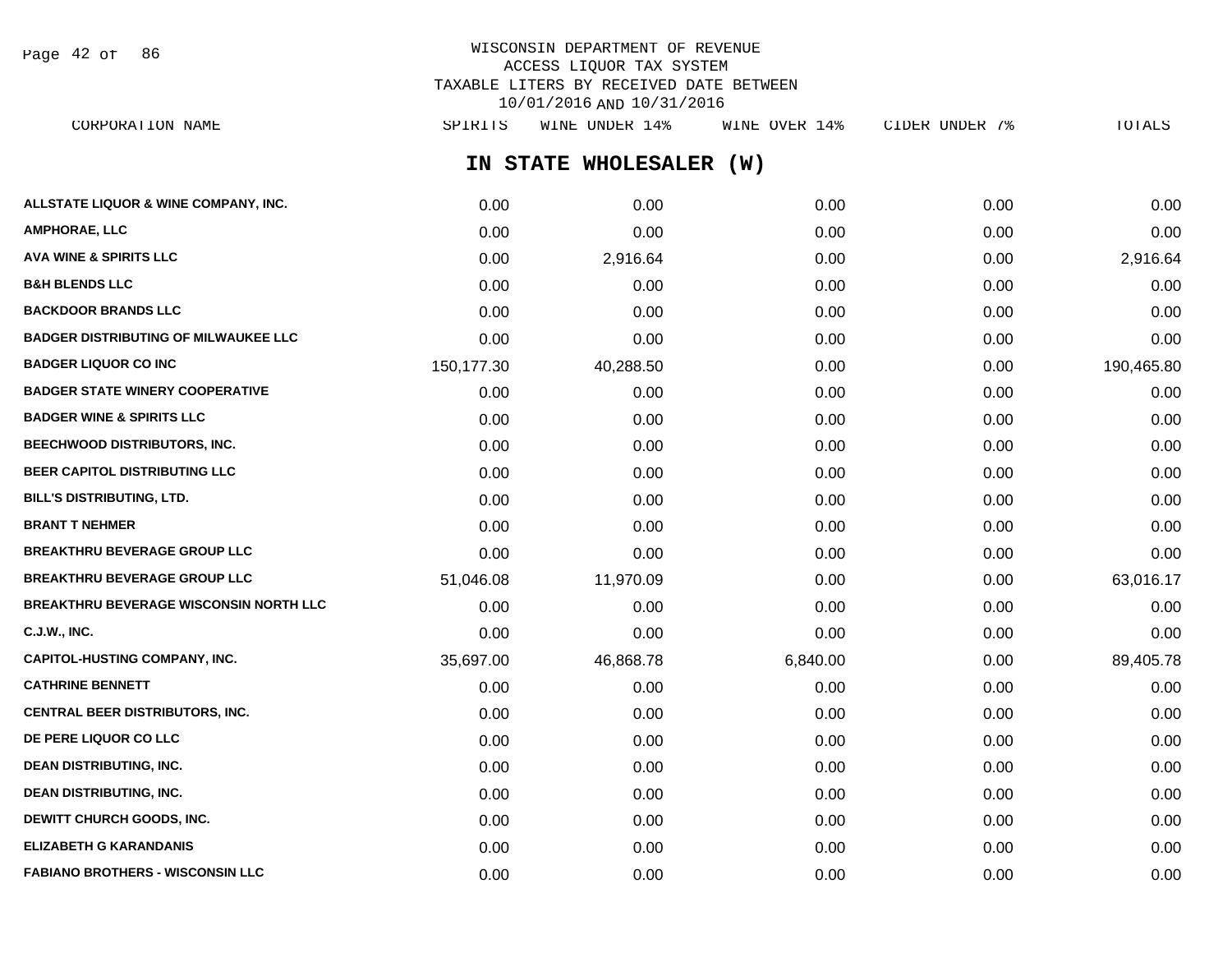WISCONSIN DEPARTMENT OF REVENUE
ACCESS LIQUOR TAX SYSTEM
TAXABLE LITERS BY RECEIVED DATE BETWEEN
10/01/2016 AND 10/31/2016

## IN STATE WHOLESALER (W)

| CORPORATION NAME | SPIRITS | WINE UNDER 14% | WINE OVER 14% | CIDER UNDER 7% | TOTALS |
|---|---|---|---|---|---|
| ALLSTATE LIQUOR & WINE COMPANY, INC. | 0.00 | 0.00 | 0.00 | 0.00 | 0.00 |
| AMPHORAE, LLC | 0.00 | 0.00 | 0.00 | 0.00 | 0.00 |
| AVA WINE & SPIRITS LLC | 0.00 | 2,916.64 | 0.00 | 0.00 | 2,916.64 |
| B&H BLENDS LLC | 0.00 | 0.00 | 0.00 | 0.00 | 0.00 |
| BACKDOOR BRANDS LLC | 0.00 | 0.00 | 0.00 | 0.00 | 0.00 |
| BADGER DISTRIBUTING OF MILWAUKEE LLC | 0.00 | 0.00 | 0.00 | 0.00 | 0.00 |
| BADGER LIQUOR CO INC | 150,177.30 | 40,288.50 | 0.00 | 0.00 | 190,465.80 |
| BADGER STATE WINERY COOPERATIVE | 0.00 | 0.00 | 0.00 | 0.00 | 0.00 |
| BADGER WINE & SPIRITS LLC | 0.00 | 0.00 | 0.00 | 0.00 | 0.00 |
| BEECHWOOD DISTRIBUTORS, INC. | 0.00 | 0.00 | 0.00 | 0.00 | 0.00 |
| BEER CAPITOL DISTRIBUTING LLC | 0.00 | 0.00 | 0.00 | 0.00 | 0.00 |
| BILL'S DISTRIBUTING, LTD. | 0.00 | 0.00 | 0.00 | 0.00 | 0.00 |
| BRANT T NEHMER | 0.00 | 0.00 | 0.00 | 0.00 | 0.00 |
| BREAKTHRU BEVERAGE GROUP LLC | 0.00 | 0.00 | 0.00 | 0.00 | 0.00 |
| BREAKTHRU BEVERAGE GROUP LLC | 51,046.08 | 11,970.09 | 0.00 | 0.00 | 63,016.17 |
| BREAKTHRU BEVERAGE WISCONSIN NORTH LLC | 0.00 | 0.00 | 0.00 | 0.00 | 0.00 |
| C.J.W., INC. | 0.00 | 0.00 | 0.00 | 0.00 | 0.00 |
| CAPITOL-HUSTING COMPANY, INC. | 35,697.00 | 46,868.78 | 6,840.00 | 0.00 | 89,405.78 |
| CATHRINE BENNETT | 0.00 | 0.00 | 0.00 | 0.00 | 0.00 |
| CENTRAL BEER DISTRIBUTORS, INC. | 0.00 | 0.00 | 0.00 | 0.00 | 0.00 |
| DE PERE LIQUOR CO LLC | 0.00 | 0.00 | 0.00 | 0.00 | 0.00 |
| DEAN DISTRIBUTING, INC. | 0.00 | 0.00 | 0.00 | 0.00 | 0.00 |
| DEAN DISTRIBUTING, INC. | 0.00 | 0.00 | 0.00 | 0.00 | 0.00 |
| DEWITT CHURCH GOODS, INC. | 0.00 | 0.00 | 0.00 | 0.00 | 0.00 |
| ELIZABETH G KARANDANIS | 0.00 | 0.00 | 0.00 | 0.00 | 0.00 |
| FABIANO BROTHERS - WISCONSIN LLC | 0.00 | 0.00 | 0.00 | 0.00 | 0.00 |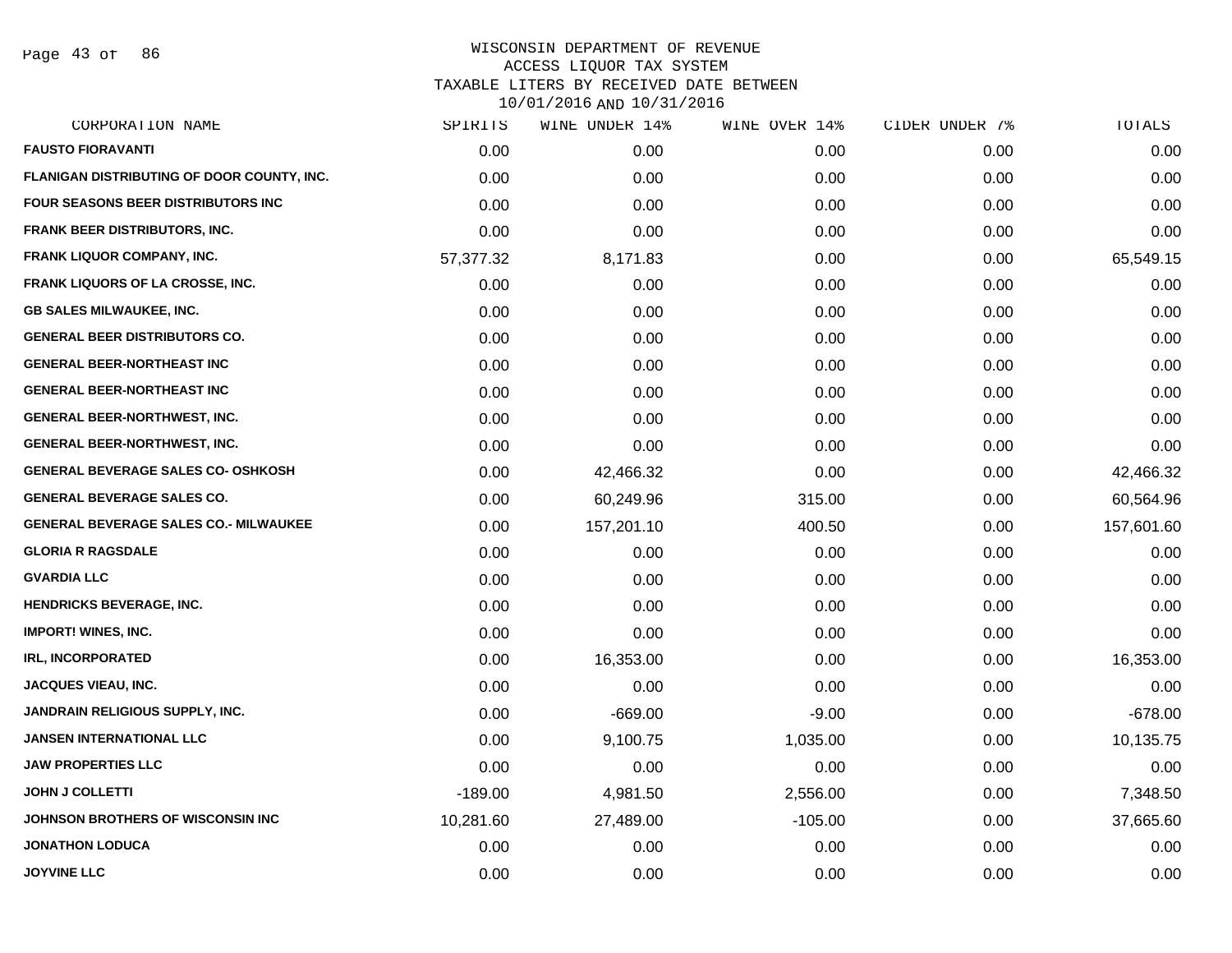# WISCONSIN DEPARTMENT OF REVENUE
## ACCESS LIQUOR TAX SYSTEM
## TAXABLE LITERS BY RECEIVED DATE BETWEEN 10/01/2016 AND 10/31/2016

| CORPORATION NAME | SPIRITS | WINE UNDER 14% | WINE OVER 14% | CIDER UNDER 7% | TOTALS |
|---|---|---|---|---|---|
| FAUSTO FIORAVANTI | 0.00 | 0.00 | 0.00 | 0.00 | 0.00 |
| FLANIGAN DISTRIBUTING OF DOOR COUNTY, INC. | 0.00 | 0.00 | 0.00 | 0.00 | 0.00 |
| FOUR SEASONS BEER DISTRIBUTORS INC | 0.00 | 0.00 | 0.00 | 0.00 | 0.00 |
| FRANK BEER DISTRIBUTORS, INC. | 0.00 | 0.00 | 0.00 | 0.00 | 0.00 |
| FRANK LIQUOR COMPANY, INC. | 57,377.32 | 8,171.83 | 0.00 | 0.00 | 65,549.15 |
| FRANK LIQUORS OF LA CROSSE, INC. | 0.00 | 0.00 | 0.00 | 0.00 | 0.00 |
| GB SALES MILWAUKEE, INC. | 0.00 | 0.00 | 0.00 | 0.00 | 0.00 |
| GENERAL BEER DISTRIBUTORS CO. | 0.00 | 0.00 | 0.00 | 0.00 | 0.00 |
| GENERAL BEER-NORTHEAST INC | 0.00 | 0.00 | 0.00 | 0.00 | 0.00 |
| GENERAL BEER-NORTHEAST INC | 0.00 | 0.00 | 0.00 | 0.00 | 0.00 |
| GENERAL BEER-NORTHWEST, INC. | 0.00 | 0.00 | 0.00 | 0.00 | 0.00 |
| GENERAL BEER-NORTHWEST, INC. | 0.00 | 0.00 | 0.00 | 0.00 | 0.00 |
| GENERAL BEVERAGE SALES CO- OSHKOSH | 0.00 | 42,466.32 | 0.00 | 0.00 | 42,466.32 |
| GENERAL BEVERAGE SALES CO. | 0.00 | 60,249.96 | 315.00 | 0.00 | 60,564.96 |
| GENERAL BEVERAGE SALES CO.- MILWAUKEE | 0.00 | 157,201.10 | 400.50 | 0.00 | 157,601.60 |
| GLORIA R RAGSDALE | 0.00 | 0.00 | 0.00 | 0.00 | 0.00 |
| GVARDIA LLC | 0.00 | 0.00 | 0.00 | 0.00 | 0.00 |
| HENDRICKS BEVERAGE, INC. | 0.00 | 0.00 | 0.00 | 0.00 | 0.00 |
| IMPORT! WINES, INC. | 0.00 | 0.00 | 0.00 | 0.00 | 0.00 |
| IRL, INCORPORATED | 0.00 | 16,353.00 | 0.00 | 0.00 | 16,353.00 |
| JACQUES VIEAU, INC. | 0.00 | 0.00 | 0.00 | 0.00 | 0.00 |
| JANDRAIN RELIGIOUS SUPPLY, INC. | 0.00 | -669.00 | -9.00 | 0.00 | -678.00 |
| JANSEN INTERNATIONAL LLC | 0.00 | 9,100.75 | 1,035.00 | 0.00 | 10,135.75 |
| JAW PROPERTIES LLC | 0.00 | 0.00 | 0.00 | 0.00 | 0.00 |
| JOHN J COLLETTI | -189.00 | 4,981.50 | 2,556.00 | 0.00 | 7,348.50 |
| JOHNSON BROTHERS OF WISCONSIN INC | 10,281.60 | 27,489.00 | -105.00 | 0.00 | 37,665.60 |
| JONATHON LODUCA | 0.00 | 0.00 | 0.00 | 0.00 | 0.00 |
| JOYVINE LLC | 0.00 | 0.00 | 0.00 | 0.00 | 0.00 |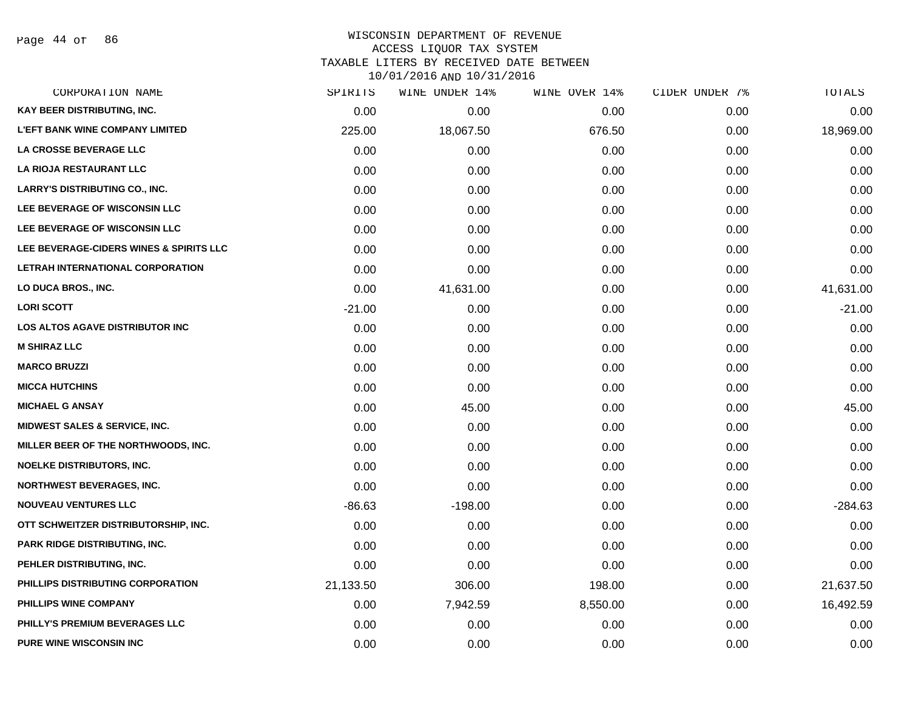# WISCONSIN DEPARTMENT OF REVENUE
## ACCESS LIQUOR TAX SYSTEM
## TAXABLE LITERS BY RECEIVED DATE BETWEEN 10/01/2016 AND 10/31/2016

| CORPORATION NAME | SPIRITS | WINE UNDER 14% | WINE OVER 14% | CIDER UNDER 7% | TOTALS |
|---|---|---|---|---|---|
| KAY BEER DISTRIBUTING, INC. | 0.00 | 0.00 | 0.00 | 0.00 | 0.00 |
| L'EFT BANK WINE COMPANY LIMITED | 225.00 | 18,067.50 | 676.50 | 0.00 | 18,969.00 |
| LA CROSSE BEVERAGE LLC | 0.00 | 0.00 | 0.00 | 0.00 | 0.00 |
| LA RIOJA RESTAURANT LLC | 0.00 | 0.00 | 0.00 | 0.00 | 0.00 |
| LARRY'S DISTRIBUTING CO., INC. | 0.00 | 0.00 | 0.00 | 0.00 | 0.00 |
| LEE BEVERAGE OF WISCONSIN LLC | 0.00 | 0.00 | 0.00 | 0.00 | 0.00 |
| LEE BEVERAGE OF WISCONSIN LLC | 0.00 | 0.00 | 0.00 | 0.00 | 0.00 |
| LEE BEVERAGE-CIDERS WINES & SPIRITS LLC | 0.00 | 0.00 | 0.00 | 0.00 | 0.00 |
| LETRAH INTERNATIONAL CORPORATION | 0.00 | 0.00 | 0.00 | 0.00 | 0.00 |
| LO DUCA BROS., INC. | 0.00 | 41,631.00 | 0.00 | 0.00 | 41,631.00 |
| LORI SCOTT | -21.00 | 0.00 | 0.00 | 0.00 | -21.00 |
| LOS ALTOS AGAVE DISTRIBUTOR INC | 0.00 | 0.00 | 0.00 | 0.00 | 0.00 |
| M SHIRAZ LLC | 0.00 | 0.00 | 0.00 | 0.00 | 0.00 |
| MARCO BRUZZI | 0.00 | 0.00 | 0.00 | 0.00 | 0.00 |
| MICCA HUTCHINS | 0.00 | 0.00 | 0.00 | 0.00 | 0.00 |
| MICHAEL G ANSAY | 0.00 | 45.00 | 0.00 | 0.00 | 45.00 |
| MIDWEST SALES & SERVICE, INC. | 0.00 | 0.00 | 0.00 | 0.00 | 0.00 |
| MILLER BEER OF THE NORTHWOODS, INC. | 0.00 | 0.00 | 0.00 | 0.00 | 0.00 |
| NOELKE DISTRIBUTORS, INC. | 0.00 | 0.00 | 0.00 | 0.00 | 0.00 |
| NORTHWEST BEVERAGES, INC. | 0.00 | 0.00 | 0.00 | 0.00 | 0.00 |
| NOUVEAU VENTURES LLC | -86.63 | -198.00 | 0.00 | 0.00 | -284.63 |
| OTT SCHWEITZER DISTRIBUTORSHIP, INC. | 0.00 | 0.00 | 0.00 | 0.00 | 0.00 |
| PARK RIDGE DISTRIBUTING, INC. | 0.00 | 0.00 | 0.00 | 0.00 | 0.00 |
| PEHLER DISTRIBUTING, INC. | 0.00 | 0.00 | 0.00 | 0.00 | 0.00 |
| PHILLIPS DISTRIBUTING CORPORATION | 21,133.50 | 306.00 | 198.00 | 0.00 | 21,637.50 |
| PHILLIPS WINE COMPANY | 0.00 | 7,942.59 | 8,550.00 | 0.00 | 16,492.59 |
| PHILLY'S PREMIUM BEVERAGES LLC | 0.00 | 0.00 | 0.00 | 0.00 | 0.00 |
| PURE WINE WISCONSIN INC | 0.00 | 0.00 | 0.00 | 0.00 | 0.00 |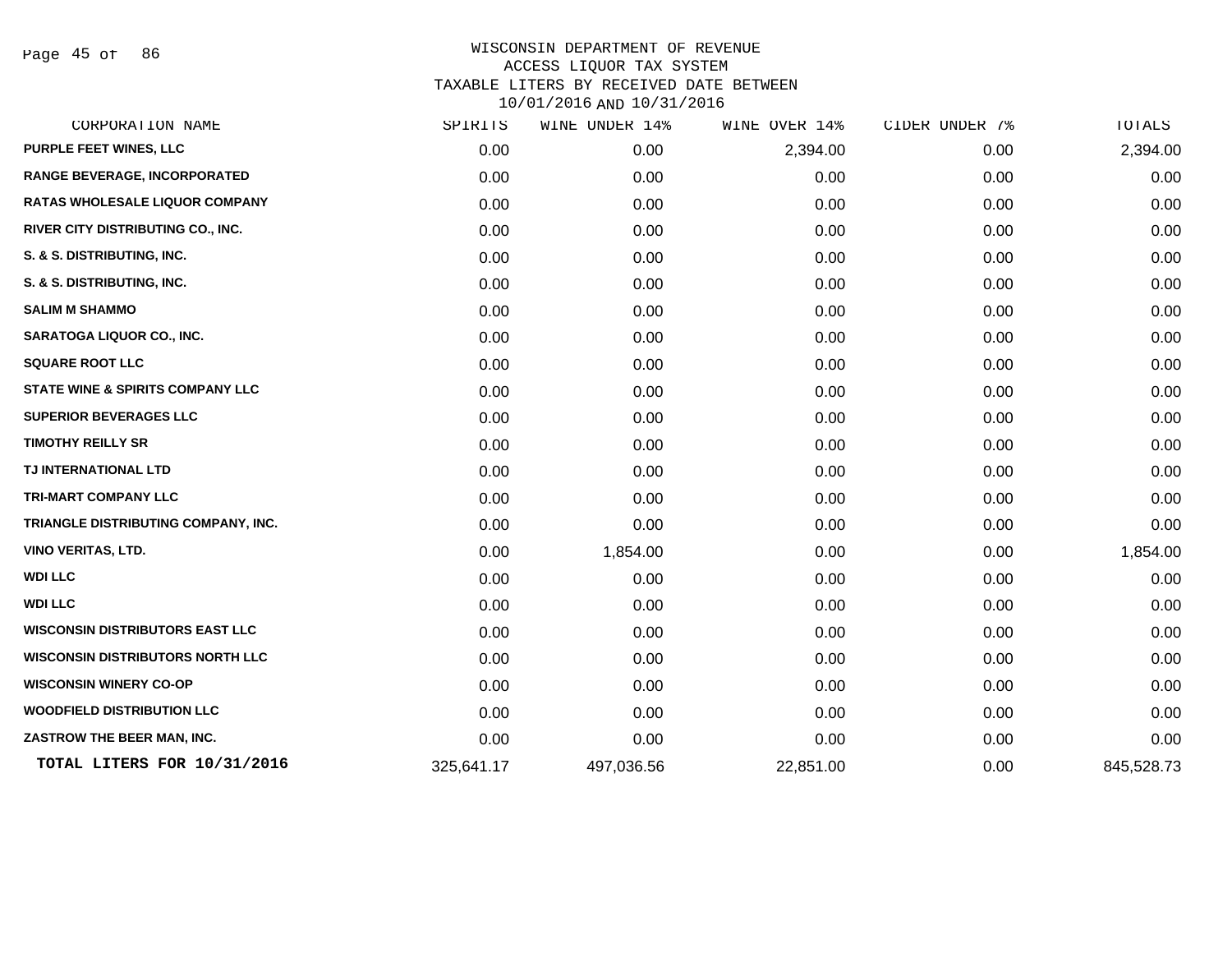WISCONSIN DEPARTMENT OF REVENUE
ACCESS LIQUOR TAX SYSTEM
TAXABLE LITERS BY RECEIVED DATE BETWEEN
10/01/2016 AND 10/31/2016

| CORPORATION NAME | SPIRITS | WINE UNDER 14% | WINE OVER 14% | CIDER UNDER 7% | TOTALS |
|---|---|---|---|---|---|
| PURPLE FEET WINES, LLC | 0.00 | 0.00 | 2,394.00 | 0.00 | 2,394.00 |
| RANGE BEVERAGE, INCORPORATED | 0.00 | 0.00 | 0.00 | 0.00 | 0.00 |
| RATAS WHOLESALE LIQUOR COMPANY | 0.00 | 0.00 | 0.00 | 0.00 | 0.00 |
| RIVER CITY DISTRIBUTING CO., INC. | 0.00 | 0.00 | 0.00 | 0.00 | 0.00 |
| S. & S. DISTRIBUTING, INC. | 0.00 | 0.00 | 0.00 | 0.00 | 0.00 |
| S. & S. DISTRIBUTING, INC. | 0.00 | 0.00 | 0.00 | 0.00 | 0.00 |
| SALIM M SHAMMO | 0.00 | 0.00 | 0.00 | 0.00 | 0.00 |
| SARATOGA LIQUOR CO., INC. | 0.00 | 0.00 | 0.00 | 0.00 | 0.00 |
| SQUARE ROOT LLC | 0.00 | 0.00 | 0.00 | 0.00 | 0.00 |
| STATE WINE & SPIRITS COMPANY LLC | 0.00 | 0.00 | 0.00 | 0.00 | 0.00 |
| SUPERIOR BEVERAGES LLC | 0.00 | 0.00 | 0.00 | 0.00 | 0.00 |
| TIMOTHY REILLY SR | 0.00 | 0.00 | 0.00 | 0.00 | 0.00 |
| TJ INTERNATIONAL LTD | 0.00 | 0.00 | 0.00 | 0.00 | 0.00 |
| TRI-MART COMPANY LLC | 0.00 | 0.00 | 0.00 | 0.00 | 0.00 |
| TRIANGLE DISTRIBUTING COMPANY, INC. | 0.00 | 0.00 | 0.00 | 0.00 | 0.00 |
| VINO VERITAS, LTD. | 0.00 | 1,854.00 | 0.00 | 0.00 | 1,854.00 |
| WDI LLC | 0.00 | 0.00 | 0.00 | 0.00 | 0.00 |
| WDI LLC | 0.00 | 0.00 | 0.00 | 0.00 | 0.00 |
| WISCONSIN DISTRIBUTORS EAST LLC | 0.00 | 0.00 | 0.00 | 0.00 | 0.00 |
| WISCONSIN DISTRIBUTORS NORTH LLC | 0.00 | 0.00 | 0.00 | 0.00 | 0.00 |
| WISCONSIN WINERY CO-OP | 0.00 | 0.00 | 0.00 | 0.00 | 0.00 |
| WOODFIELD DISTRIBUTION LLC | 0.00 | 0.00 | 0.00 | 0.00 | 0.00 |
| ZASTROW THE BEER MAN, INC. | 0.00 | 0.00 | 0.00 | 0.00 | 0.00 |
| **TOTAL LITERS FOR 10/31/2016** | 325,641.17 | 497,036.56 | 22,851.00 | 0.00 | 845,528.73 |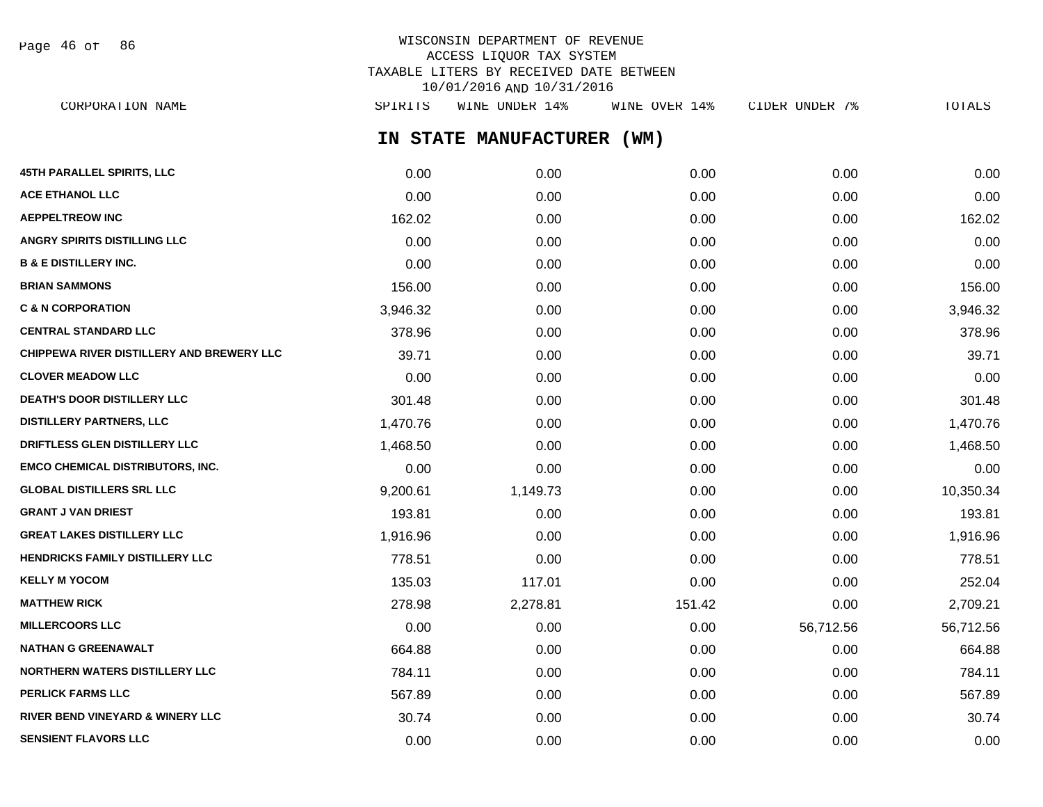WISCONSIN DEPARTMENT OF REVENUE
ACCESS LIQUOR TAX SYSTEM
TAXABLE LITERS BY RECEIVED DATE BETWEEN
10/01/2016 AND 10/31/2016

## IN STATE MANUFACTURER (WM)

| CORPORATION NAME | SPIRITS | WINE UNDER 14% | WINE OVER 14% | CIDER UNDER 7% | TOTALS |
|---|---|---|---|---|---|
| 45TH PARALLEL SPIRITS, LLC | 0.00 | 0.00 | 0.00 | 0.00 | 0.00 |
| ACE ETHANOL LLC | 0.00 | 0.00 | 0.00 | 0.00 | 0.00 |
| AEPPELTREOW INC | 162.02 | 0.00 | 0.00 | 0.00 | 162.02 |
| ANGRY SPIRITS DISTILLING LLC | 0.00 | 0.00 | 0.00 | 0.00 | 0.00 |
| B & E DISTILLERY INC. | 0.00 | 0.00 | 0.00 | 0.00 | 0.00 |
| BRIAN SAMMONS | 156.00 | 0.00 | 0.00 | 0.00 | 156.00 |
| C & N CORPORATION | 3,946.32 | 0.00 | 0.00 | 0.00 | 3,946.32 |
| CENTRAL STANDARD LLC | 378.96 | 0.00 | 0.00 | 0.00 | 378.96 |
| CHIPPEWA RIVER DISTILLERY AND BREWERY LLC | 39.71 | 0.00 | 0.00 | 0.00 | 39.71 |
| CLOVER MEADOW LLC | 0.00 | 0.00 | 0.00 | 0.00 | 0.00 |
| DEATH'S DOOR DISTILLERY LLC | 301.48 | 0.00 | 0.00 | 0.00 | 301.48 |
| DISTILLERY PARTNERS, LLC | 1,470.76 | 0.00 | 0.00 | 0.00 | 1,470.76 |
| DRIFTLESS GLEN DISTILLERY LLC | 1,468.50 | 0.00 | 0.00 | 0.00 | 1,468.50 |
| EMCO CHEMICAL DISTRIBUTORS, INC. | 0.00 | 0.00 | 0.00 | 0.00 | 0.00 |
| GLOBAL DISTILLERS SRL LLC | 9,200.61 | 1,149.73 | 0.00 | 0.00 | 10,350.34 |
| GRANT J VAN DRIEST | 193.81 | 0.00 | 0.00 | 0.00 | 193.81 |
| GREAT LAKES DISTILLERY LLC | 1,916.96 | 0.00 | 0.00 | 0.00 | 1,916.96 |
| HENDRICKS FAMILY DISTILLERY LLC | 778.51 | 0.00 | 0.00 | 0.00 | 778.51 |
| KELLY M YOCOM | 135.03 | 117.01 | 0.00 | 0.00 | 252.04 |
| MATTHEW RICK | 278.98 | 2,278.81 | 151.42 | 0.00 | 2,709.21 |
| MILLERCOORS LLC | 0.00 | 0.00 | 0.00 | 56,712.56 | 56,712.56 |
| NATHAN G GREENAWALT | 664.88 | 0.00 | 0.00 | 0.00 | 664.88 |
| NORTHERN WATERS DISTILLERY LLC | 784.11 | 0.00 | 0.00 | 0.00 | 784.11 |
| PERLICK FARMS LLC | 567.89 | 0.00 | 0.00 | 0.00 | 567.89 |
| RIVER BEND VINEYARD & WINERY LLC | 30.74 | 0.00 | 0.00 | 0.00 | 30.74 |
| SENSIENT FLAVORS LLC | 0.00 | 0.00 | 0.00 | 0.00 | 0.00 |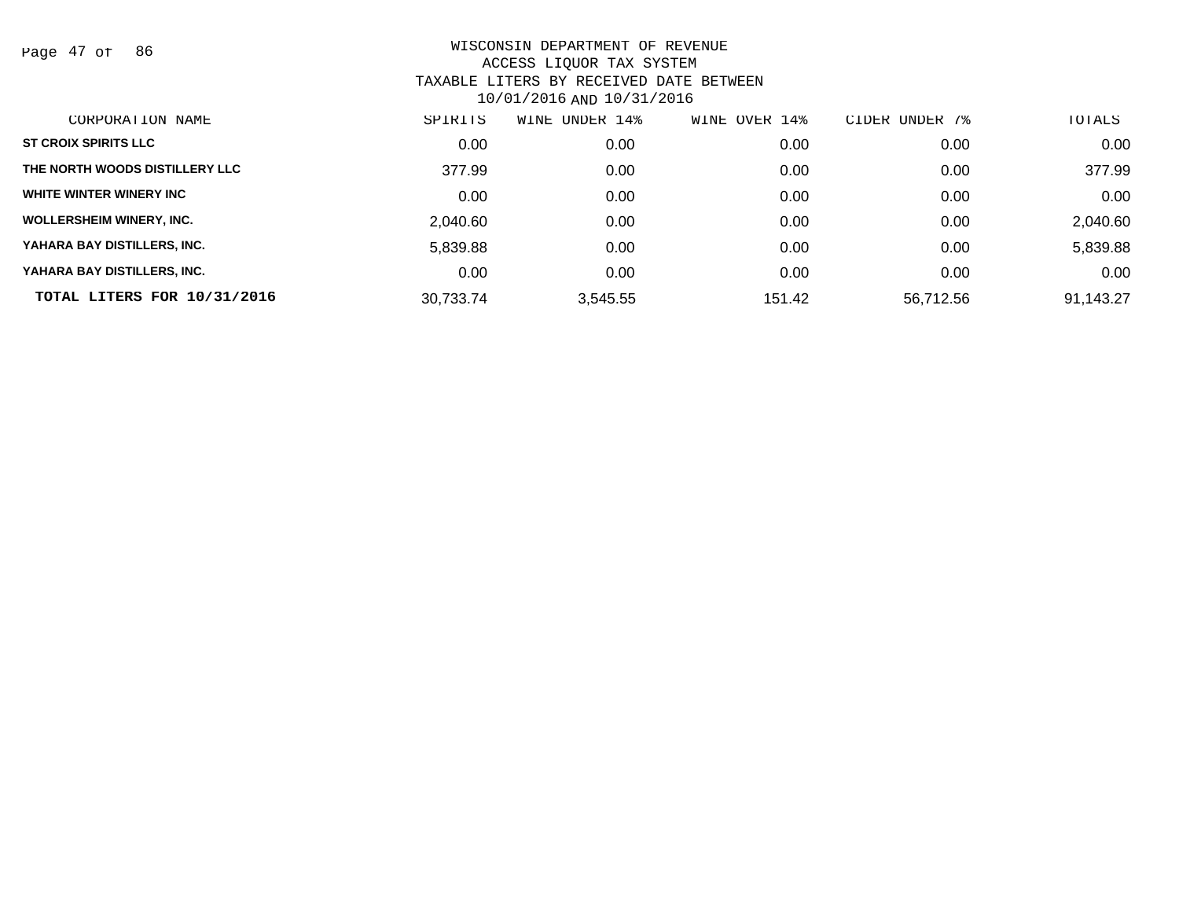WISCONSIN DEPARTMENT OF REVENUE
ACCESS LIQUOR TAX SYSTEM
TAXABLE LITERS BY RECEIVED DATE BETWEEN
10/01/2016 AND 10/31/2016

| CORPORATION NAME | SPIRITS | WINE UNDER 14% | WINE OVER 14% | CIDER UNDER 7% | TOTALS |
|---|---|---|---|---|---|
| ST CROIX SPIRITS LLC | 0.00 | 0.00 | 0.00 | 0.00 | 0.00 |
| THE NORTH WOODS DISTILLERY LLC | 377.99 | 0.00 | 0.00 | 0.00 | 377.99 |
| WHITE WINTER WINERY INC | 0.00 | 0.00 | 0.00 | 0.00 | 0.00 |
| WOLLERSHEIM WINERY, INC. | 2,040.60 | 0.00 | 0.00 | 0.00 | 2,040.60 |
| YAHARA BAY DISTILLERS, INC. | 5,839.88 | 0.00 | 0.00 | 0.00 | 5,839.88 |
| YAHARA BAY DISTILLERS, INC. | 0.00 | 0.00 | 0.00 | 0.00 | 0.00 |
| **TOTAL LITERS FOR 10/31/2016** | 30,733.74 | 3,545.55 | 151.42 | 56,712.56 | 91,143.27 |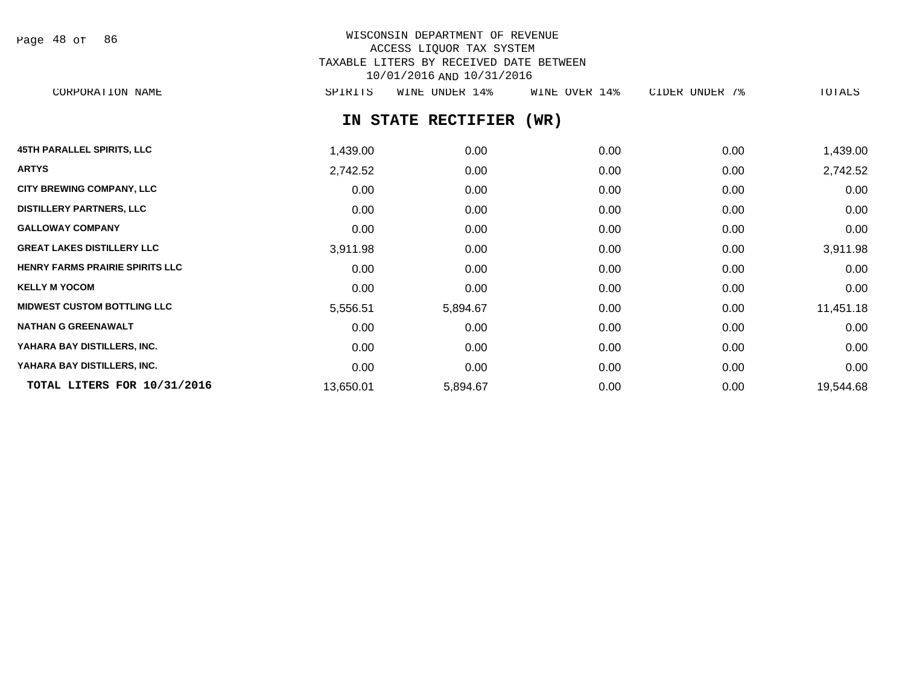# WISCONSIN DEPARTMENT OF REVENUE
## ACCESS LIQUOR TAX SYSTEM
## TAXABLE LITERS BY RECEIVED DATE BETWEEN 10/01/2016 AND 10/31/2016

### IN STATE RECTIFIER (WR)

| CORPORATION NAME | SPIRITS | WINE UNDER 14% | WINE OVER 14% | CIDER UNDER 7% | TOTALS |
|---|---|---|---|---|---|
| 45TH PARALLEL SPIRITS, LLC | 1,439.00 | 0.00 | 0.00 | 0.00 | 1,439.00 |
| ARTYS | 2,742.52 | 0.00 | 0.00 | 0.00 | 2,742.52 |
| CITY BREWING COMPANY, LLC | 0.00 | 0.00 | 0.00 | 0.00 | 0.00 |
| DISTILLERY PARTNERS, LLC | 0.00 | 0.00 | 0.00 | 0.00 | 0.00 |
| GALLOWAY COMPANY | 0.00 | 0.00 | 0.00 | 0.00 | 0.00 |
| GREAT LAKES DISTILLERY LLC | 3,911.98 | 0.00 | 0.00 | 0.00 | 3,911.98 |
| HENRY FARMS PRAIRIE SPIRITS LLC | 0.00 | 0.00 | 0.00 | 0.00 | 0.00 |
| KELLY M YOCOM | 0.00 | 0.00 | 0.00 | 0.00 | 0.00 |
| MIDWEST CUSTOM BOTTLING LLC | 5,556.51 | 5,894.67 | 0.00 | 0.00 | 11,451.18 |
| NATHAN G GREENAWALT | 0.00 | 0.00 | 0.00 | 0.00 | 0.00 |
| YAHARA BAY DISTILLERS, INC. | 0.00 | 0.00 | 0.00 | 0.00 | 0.00 |
| YAHARA BAY DISTILLERS, INC. | 0.00 | 0.00 | 0.00 | 0.00 | 0.00 |
| **TOTAL LITERS FOR 10/31/2016** | 13,650.01 | 5,894.67 | 0.00 | 0.00 | 19,544.68 |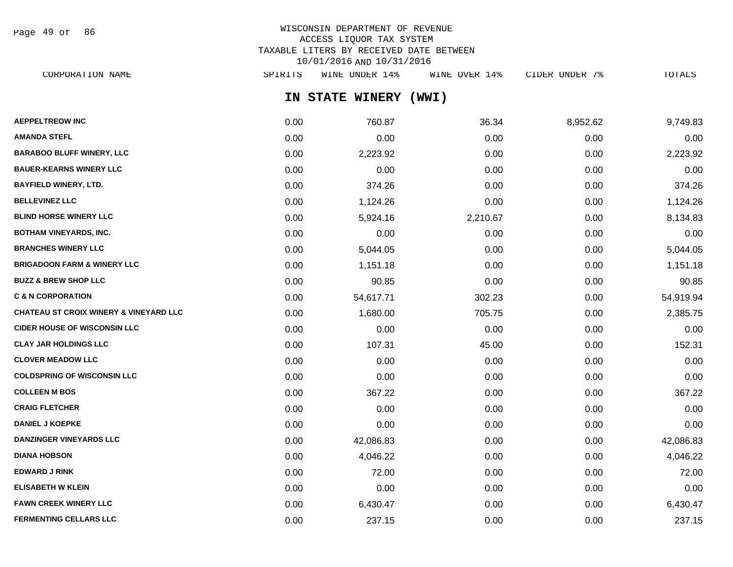WISCONSIN DEPARTMENT OF REVENUE
ACCESS LIQUOR TAX SYSTEM
TAXABLE LITERS BY RECEIVED DATE BETWEEN
10/01/2016 AND 10/31/2016

## IN STATE WINERY (WWI)

| CORPORATION NAME | SPIRITS | WINE UNDER 14% | WINE OVER 14% | CIDER UNDER 7% | TOTALS |
|---|---|---|---|---|---|
| AEPPELTREOW INC | 0.00 | 760.87 | 36.34 | 8,952.62 | 9,749.83 |
| AMANDA STEFL | 0.00 | 0.00 | 0.00 | 0.00 | 0.00 |
| BARABOO BLUFF WINERY, LLC | 0.00 | 2,223.92 | 0.00 | 0.00 | 2,223.92 |
| BAUER-KEARNS WINERY LLC | 0.00 | 0.00 | 0.00 | 0.00 | 0.00 |
| BAYFIELD WINERY, LTD. | 0.00 | 374.26 | 0.00 | 0.00 | 374.26 |
| BELLEVINEZ LLC | 0.00 | 1,124.26 | 0.00 | 0.00 | 1,124.26 |
| BLIND HORSE WINERY LLC | 0.00 | 5,924.16 | 2,210.67 | 0.00 | 8,134.83 |
| BOTHAM VINEYARDS, INC. | 0.00 | 0.00 | 0.00 | 0.00 | 0.00 |
| BRANCHES WINERY LLC | 0.00 | 5,044.05 | 0.00 | 0.00 | 5,044.05 |
| BRIGADOON FARM & WINERY LLC | 0.00 | 1,151.18 | 0.00 | 0.00 | 1,151.18 |
| BUZZ & BREW SHOP LLC | 0.00 | 90.85 | 0.00 | 0.00 | 90.85 |
| C & N CORPORATION | 0.00 | 54,617.71 | 302.23 | 0.00 | 54,919.94 |
| CHATEAU ST CROIX WINERY & VINEYARD LLC | 0.00 | 1,680.00 | 705.75 | 0.00 | 2,385.75 |
| CIDER HOUSE OF WISCONSIN LLC | 0.00 | 0.00 | 0.00 | 0.00 | 0.00 |
| CLAY JAR HOLDINGS LLC | 0.00 | 107.31 | 45.00 | 0.00 | 152.31 |
| CLOVER MEADOW LLC | 0.00 | 0.00 | 0.00 | 0.00 | 0.00 |
| COLDSPRING OF WISCONSIN LLC | 0.00 | 0.00 | 0.00 | 0.00 | 0.00 |
| COLLEEN M BOS | 0.00 | 367.22 | 0.00 | 0.00 | 367.22 |
| CRAIG FLETCHER | 0.00 | 0.00 | 0.00 | 0.00 | 0.00 |
| DANIEL J KOEPKE | 0.00 | 0.00 | 0.00 | 0.00 | 0.00 |
| DANZINGER VINEYARDS LLC | 0.00 | 42,086.83 | 0.00 | 0.00 | 42,086.83 |
| DIANA HOBSON | 0.00 | 4,046.22 | 0.00 | 0.00 | 4,046.22 |
| EDWARD J RINK | 0.00 | 72.00 | 0.00 | 0.00 | 72.00 |
| ELISABETH W KLEIN | 0.00 | 0.00 | 0.00 | 0.00 | 0.00 |
| FAWN CREEK WINERY LLC | 0.00 | 6,430.47 | 0.00 | 0.00 | 6,430.47 |
| FERMENTING CELLARS LLC | 0.00 | 237.15 | 0.00 | 0.00 | 237.15 |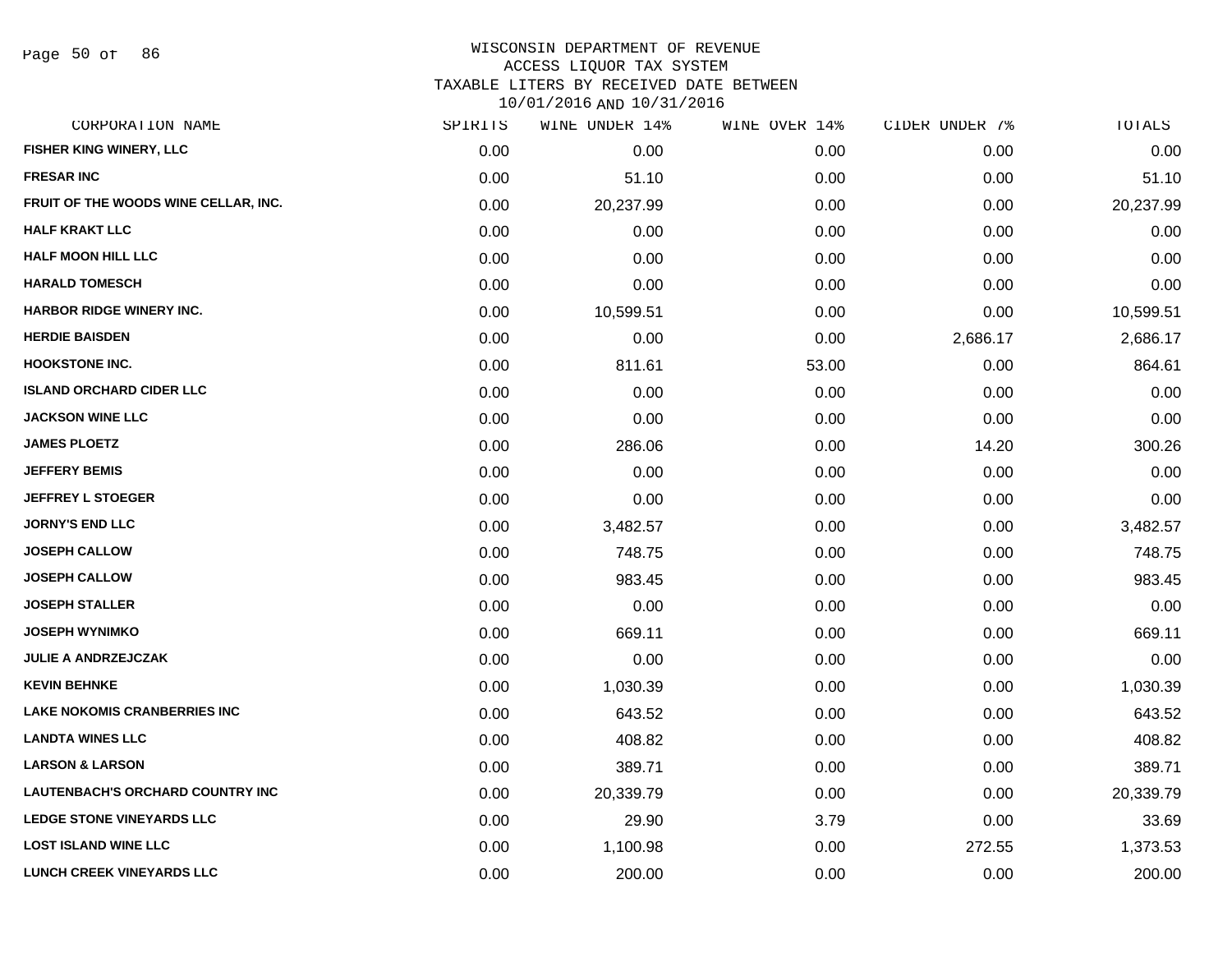WISCONSIN DEPARTMENT OF REVENUE
ACCESS LIQUOR TAX SYSTEM
TAXABLE LITERS BY RECEIVED DATE BETWEEN
10/01/2016 AND 10/31/2016

| CORPORATION NAME | SPIRITS | WINE UNDER 14% | WINE OVER 14% | CIDER UNDER 7% | TOTALS |
|---|---|---|---|---|---|
| FISHER KING WINERY, LLC | 0.00 | 0.00 | 0.00 | 0.00 | 0.00 |
| FRESAR INC | 0.00 | 51.10 | 0.00 | 0.00 | 51.10 |
| FRUIT OF THE WOODS WINE CELLAR, INC. | 0.00 | 20,237.99 | 0.00 | 0.00 | 20,237.99 |
| HALF KRAKT LLC | 0.00 | 0.00 | 0.00 | 0.00 | 0.00 |
| HALF MOON HILL LLC | 0.00 | 0.00 | 0.00 | 0.00 | 0.00 |
| HARALD TOMESCH | 0.00 | 0.00 | 0.00 | 0.00 | 0.00 |
| HARBOR RIDGE WINERY INC. | 0.00 | 10,599.51 | 0.00 | 0.00 | 10,599.51 |
| HERDIE BAISDEN | 0.00 | 0.00 | 0.00 | 2,686.17 | 2,686.17 |
| HOOKSTONE INC. | 0.00 | 811.61 | 53.00 | 0.00 | 864.61 |
| ISLAND ORCHARD CIDER LLC | 0.00 | 0.00 | 0.00 | 0.00 | 0.00 |
| JACKSON WINE LLC | 0.00 | 0.00 | 0.00 | 0.00 | 0.00 |
| JAMES PLOETZ | 0.00 | 286.06 | 0.00 | 14.20 | 300.26 |
| JEFFERY BEMIS | 0.00 | 0.00 | 0.00 | 0.00 | 0.00 |
| JEFFREY L STOEGER | 0.00 | 0.00 | 0.00 | 0.00 | 0.00 |
| JORNY'S END LLC | 0.00 | 3,482.57 | 0.00 | 0.00 | 3,482.57 |
| JOSEPH CALLOW | 0.00 | 748.75 | 0.00 | 0.00 | 748.75 |
| JOSEPH CALLOW | 0.00 | 983.45 | 0.00 | 0.00 | 983.45 |
| JOSEPH STALLER | 0.00 | 0.00 | 0.00 | 0.00 | 0.00 |
| JOSEPH WYNIMKO | 0.00 | 669.11 | 0.00 | 0.00 | 669.11 |
| JULIE A ANDRZEJCZAK | 0.00 | 0.00 | 0.00 | 0.00 | 0.00 |
| KEVIN BEHNKE | 0.00 | 1,030.39 | 0.00 | 0.00 | 1,030.39 |
| LAKE NOKOMIS CRANBERRIES INC | 0.00 | 643.52 | 0.00 | 0.00 | 643.52 |
| LANDTA WINES LLC | 0.00 | 408.82 | 0.00 | 0.00 | 408.82 |
| LARSON & LARSON | 0.00 | 389.71 | 0.00 | 0.00 | 389.71 |
| LAUTENBACH'S ORCHARD COUNTRY INC | 0.00 | 20,339.79 | 0.00 | 0.00 | 20,339.79 |
| LEDGE STONE VINEYARDS LLC | 0.00 | 29.90 | 3.79 | 0.00 | 33.69 |
| LOST ISLAND WINE LLC | 0.00 | 1,100.98 | 0.00 | 272.55 | 1,373.53 |
| LUNCH CREEK VINEYARDS LLC | 0.00 | 200.00 | 0.00 | 0.00 | 200.00 |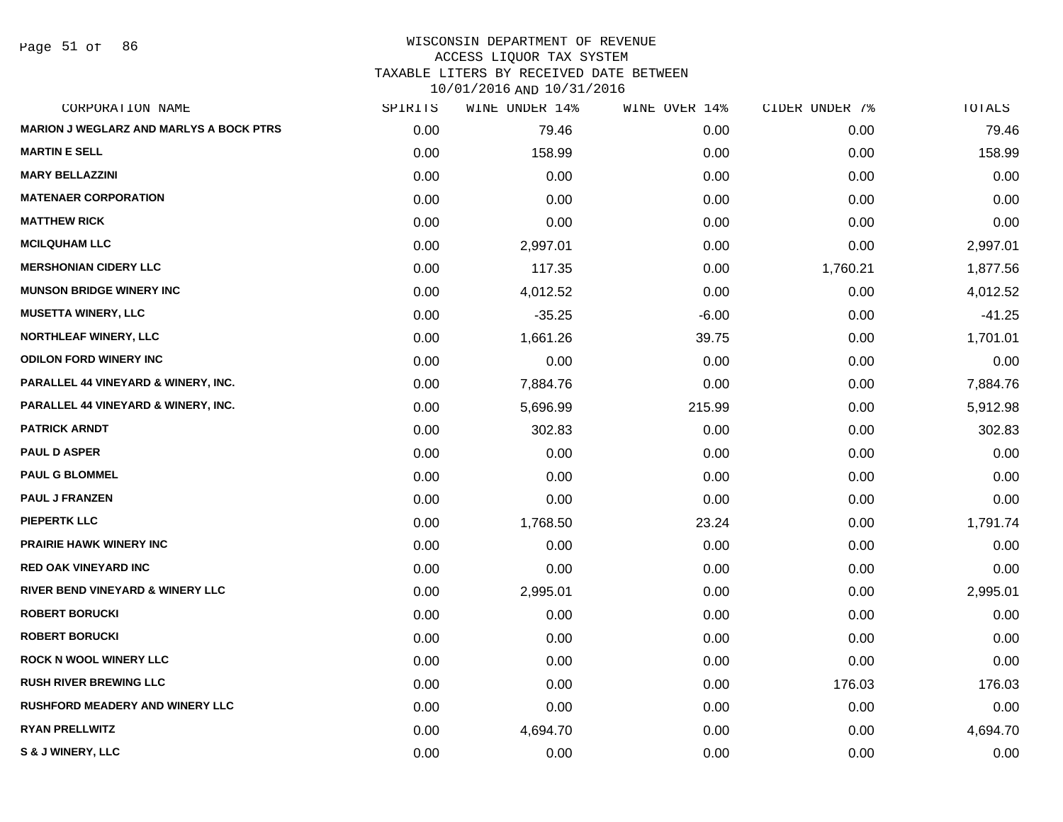WISCONSIN DEPARTMENT OF REVENUE
ACCESS LIQUOR TAX SYSTEM
TAXABLE LITERS BY RECEIVED DATE BETWEEN
10/01/2016 AND 10/31/2016

| CORPORATION NAME | SPIRITS | WINE UNDER 14% | WINE OVER 14% | CIDER UNDER 7% | TOTALS |
|---|---|---|---|---|---|
| MARION J WEGLARZ AND MARLYS A BOCK PTRS | 0.00 | 79.46 | 0.00 | 0.00 | 79.46 |
| MARTIN E SELL | 0.00 | 158.99 | 0.00 | 0.00 | 158.99 |
| MARY BELLAZZINI | 0.00 | 0.00 | 0.00 | 0.00 | 0.00 |
| MATENAER CORPORATION | 0.00 | 0.00 | 0.00 | 0.00 | 0.00 |
| MATTHEW RICK | 0.00 | 0.00 | 0.00 | 0.00 | 0.00 |
| MCILQUHAM LLC | 0.00 | 2,997.01 | 0.00 | 0.00 | 2,997.01 |
| MERSHONIAN CIDERY LLC | 0.00 | 117.35 | 0.00 | 1,760.21 | 1,877.56 |
| MUNSON BRIDGE WINERY INC | 0.00 | 4,012.52 | 0.00 | 0.00 | 4,012.52 |
| MUSETTA WINERY, LLC | 0.00 | -35.25 | -6.00 | 0.00 | -41.25 |
| NORTHLEAF WINERY, LLC | 0.00 | 1,661.26 | 39.75 | 0.00 | 1,701.01 |
| ODILON FORD WINERY INC | 0.00 | 0.00 | 0.00 | 0.00 | 0.00 |
| PARALLEL 44 VINEYARD & WINERY, INC. | 0.00 | 7,884.76 | 0.00 | 0.00 | 7,884.76 |
| PARALLEL 44 VINEYARD & WINERY, INC. | 0.00 | 5,696.99 | 215.99 | 0.00 | 5,912.98 |
| PATRICK ARNDT | 0.00 | 302.83 | 0.00 | 0.00 | 302.83 |
| PAUL D ASPER | 0.00 | 0.00 | 0.00 | 0.00 | 0.00 |
| PAUL G BLOMMEL | 0.00 | 0.00 | 0.00 | 0.00 | 0.00 |
| PAUL J FRANZEN | 0.00 | 0.00 | 0.00 | 0.00 | 0.00 |
| PIEPERTK LLC | 0.00 | 1,768.50 | 23.24 | 0.00 | 1,791.74 |
| PRAIRIE HAWK WINERY INC | 0.00 | 0.00 | 0.00 | 0.00 | 0.00 |
| RED OAK VINEYARD INC | 0.00 | 0.00 | 0.00 | 0.00 | 0.00 |
| RIVER BEND VINEYARD & WINERY LLC | 0.00 | 2,995.01 | 0.00 | 0.00 | 2,995.01 |
| ROBERT BORUCKI | 0.00 | 0.00 | 0.00 | 0.00 | 0.00 |
| ROBERT BORUCKI | 0.00 | 0.00 | 0.00 | 0.00 | 0.00 |
| ROCK N WOOL WINERY LLC | 0.00 | 0.00 | 0.00 | 0.00 | 0.00 |
| RUSH RIVER BREWING LLC | 0.00 | 0.00 | 0.00 | 176.03 | 176.03 |
| RUSHFORD MEADERY AND WINERY LLC | 0.00 | 0.00 | 0.00 | 0.00 | 0.00 |
| RYAN PRELLWITZ | 0.00 | 4,694.70 | 0.00 | 0.00 | 4,694.70 |
| S & J WINERY, LLC | 0.00 | 0.00 | 0.00 | 0.00 | 0.00 |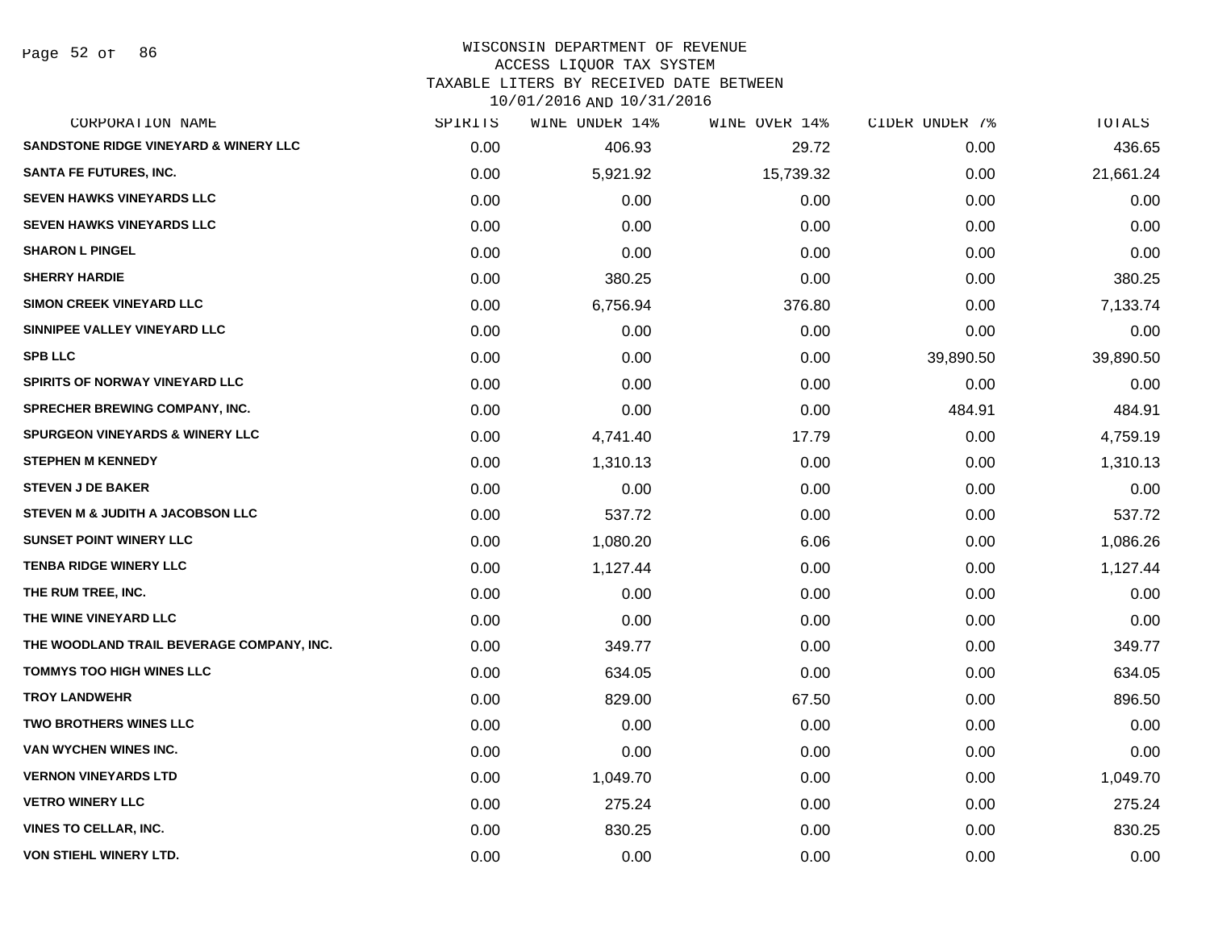# WISCONSIN DEPARTMENT OF REVENUE
## ACCESS LIQUOR TAX SYSTEM
## TAXABLE LITERS BY RECEIVED DATE BETWEEN 10/01/2016 AND 10/31/2016

| CORPORATION NAME | SPIRITS | WINE UNDER 14% | WINE OVER 14% | CIDER UNDER 7% | TOTALS |
|---|---|---|---|---|---|
| SANDSTONE RIDGE VINEYARD & WINERY LLC | 0.00 | 406.93 | 29.72 | 0.00 | 436.65 |
| SANTA FE FUTURES, INC. | 0.00 | 5,921.92 | 15,739.32 | 0.00 | 21,661.24 |
| SEVEN HAWKS VINEYARDS LLC | 0.00 | 0.00 | 0.00 | 0.00 | 0.00 |
| SEVEN HAWKS VINEYARDS LLC | 0.00 | 0.00 | 0.00 | 0.00 | 0.00 |
| SHARON L PINGEL | 0.00 | 0.00 | 0.00 | 0.00 | 0.00 |
| SHERRY HARDIE | 0.00 | 380.25 | 0.00 | 0.00 | 380.25 |
| SIMON CREEK VINEYARD LLC | 0.00 | 6,756.94 | 376.80 | 0.00 | 7,133.74 |
| SINNIPEE VALLEY VINEYARD LLC | 0.00 | 0.00 | 0.00 | 0.00 | 0.00 |
| SPB LLC | 0.00 | 0.00 | 0.00 | 39,890.50 | 39,890.50 |
| SPIRITS OF NORWAY VINEYARD LLC | 0.00 | 0.00 | 0.00 | 0.00 | 0.00 |
| SPRECHER BREWING COMPANY, INC. | 0.00 | 0.00 | 0.00 | 484.91 | 484.91 |
| SPURGEON VINEYARDS & WINERY LLC | 0.00 | 4,741.40 | 17.79 | 0.00 | 4,759.19 |
| STEPHEN M KENNEDY | 0.00 | 1,310.13 | 0.00 | 0.00 | 1,310.13 |
| STEVEN J DE BAKER | 0.00 | 0.00 | 0.00 | 0.00 | 0.00 |
| STEVEN M & JUDITH A JACOBSON LLC | 0.00 | 537.72 | 0.00 | 0.00 | 537.72 |
| SUNSET POINT WINERY LLC | 0.00 | 1,080.20 | 6.06 | 0.00 | 1,086.26 |
| TENBA RIDGE WINERY LLC | 0.00 | 1,127.44 | 0.00 | 0.00 | 1,127.44 |
| THE RUM TREE, INC. | 0.00 | 0.00 | 0.00 | 0.00 | 0.00 |
| THE WINE VINEYARD LLC | 0.00 | 0.00 | 0.00 | 0.00 | 0.00 |
| THE WOODLAND TRAIL BEVERAGE COMPANY, INC. | 0.00 | 349.77 | 0.00 | 0.00 | 349.77 |
| TOMMYS TOO HIGH WINES LLC | 0.00 | 634.05 | 0.00 | 0.00 | 634.05 |
| TROY LANDWEHR | 0.00 | 829.00 | 67.50 | 0.00 | 896.50 |
| TWO BROTHERS WINES LLC | 0.00 | 0.00 | 0.00 | 0.00 | 0.00 |
| VAN WYCHEN WINES INC. | 0.00 | 0.00 | 0.00 | 0.00 | 0.00 |
| VERNON VINEYARDS LTD | 0.00 | 1,049.70 | 0.00 | 0.00 | 1,049.70 |
| VETRO WINERY LLC | 0.00 | 275.24 | 0.00 | 0.00 | 275.24 |
| VINES TO CELLAR, INC. | 0.00 | 830.25 | 0.00 | 0.00 | 830.25 |
| VON STIEHL WINERY LTD. | 0.00 | 0.00 | 0.00 | 0.00 | 0.00 |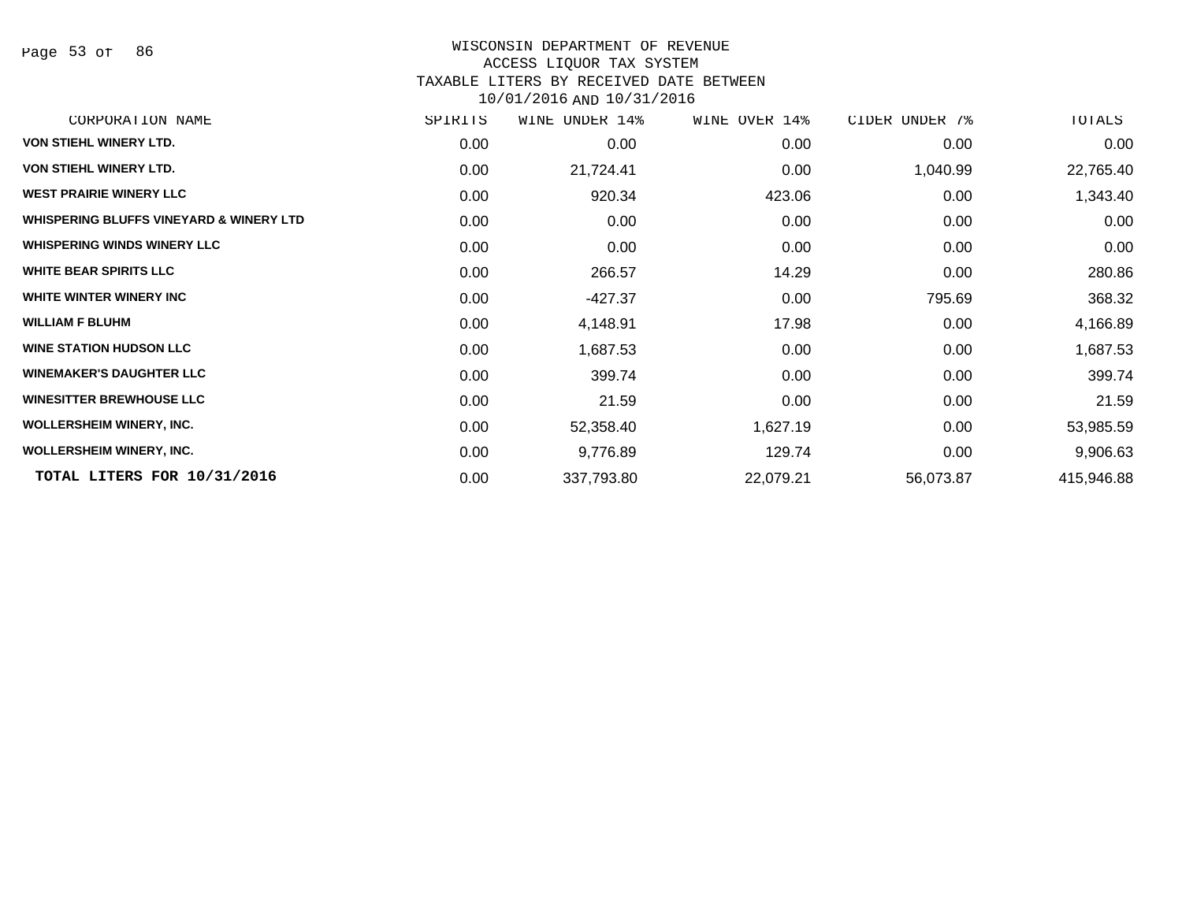WISCONSIN DEPARTMENT OF REVENUE
ACCESS LIQUOR TAX SYSTEM
TAXABLE LITERS BY RECEIVED DATE BETWEEN
10/01/2016 AND 10/31/2016

| CORPORATION NAME | SPIRITS | WINE UNDER 14% | WINE OVER 14% | CIDER UNDER 7% | TOTALS |
|---|---|---|---|---|---|
| VON STIEHL WINERY LTD. | 0.00 | 0.00 | 0.00 | 0.00 | 0.00 |
| VON STIEHL WINERY LTD. | 0.00 | 21,724.41 | 0.00 | 1,040.99 | 22,765.40 |
| WEST PRAIRIE WINERY LLC | 0.00 | 920.34 | 423.06 | 0.00 | 1,343.40 |
| WHISPERING BLUFFS VINEYARD & WINERY LTD | 0.00 | 0.00 | 0.00 | 0.00 | 0.00 |
| WHISPERING WINDS WINERY LLC | 0.00 | 0.00 | 0.00 | 0.00 | 0.00 |
| WHITE BEAR SPIRITS LLC | 0.00 | 266.57 | 14.29 | 0.00 | 280.86 |
| WHITE WINTER WINERY INC | 0.00 | -427.37 | 0.00 | 795.69 | 368.32 |
| WILLIAM F BLUHM | 0.00 | 4,148.91 | 17.98 | 0.00 | 4,166.89 |
| WINE STATION HUDSON LLC | 0.00 | 1,687.53 | 0.00 | 0.00 | 1,687.53 |
| WINEMAKER'S DAUGHTER LLC | 0.00 | 399.74 | 0.00 | 0.00 | 399.74 |
| WINESITTER BREWHOUSE LLC | 0.00 | 21.59 | 0.00 | 0.00 | 21.59 |
| WOLLERSHEIM WINERY, INC. | 0.00 | 52,358.40 | 1,627.19 | 0.00 | 53,985.59 |
| WOLLERSHEIM WINERY, INC. | 0.00 | 9,776.89 | 129.74 | 0.00 | 9,906.63 |
| **TOTAL LITERS FOR 10/31/2016** | 0.00 | 337,793.80 | 22,079.21 | 56,073.87 | 415,946.88 |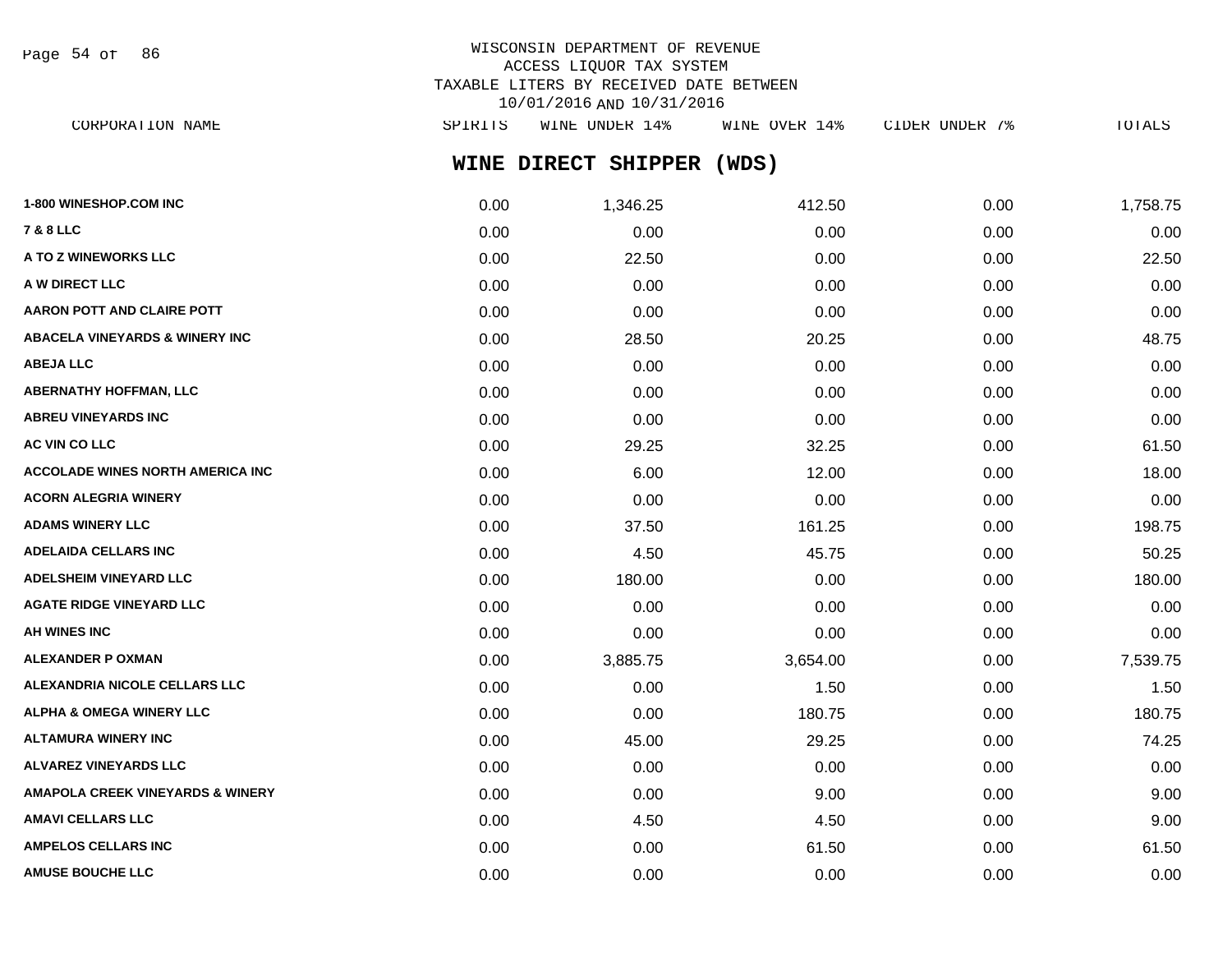WISCONSIN DEPARTMENT OF REVENUE
ACCESS LIQUOR TAX SYSTEM
TAXABLE LITERS BY RECEIVED DATE BETWEEN
10/01/2016 AND 10/31/2016

## WINE DIRECT SHIPPER (WDS)

| CORPORATION NAME | SPIRITS | WINE UNDER 14% | WINE OVER 14% | CIDER UNDER 7% | TOTALS |
|---|---|---|---|---|---|
| **1-800 WINESHOP.COM INC** | 0.00 | 1,346.25 | 412.50 | 0.00 | 1,758.75 |
| **7 & 8 LLC** | 0.00 | 0.00 | 0.00 | 0.00 | 0.00 |
| **A TO Z WINEWORKS LLC** | 0.00 | 22.50 | 0.00 | 0.00 | 22.50 |
| **A W DIRECT LLC** | 0.00 | 0.00 | 0.00 | 0.00 | 0.00 |
| **AARON POTT AND CLAIRE POTT** | 0.00 | 0.00 | 0.00 | 0.00 | 0.00 |
| **ABACELA VINEYARDS & WINERY INC** | 0.00 | 28.50 | 20.25 | 0.00 | 48.75 |
| **ABEJA LLC** | 0.00 | 0.00 | 0.00 | 0.00 | 0.00 |
| **ABERNATHY HOFFMAN, LLC** | 0.00 | 0.00 | 0.00 | 0.00 | 0.00 |
| **ABREU VINEYARDS INC** | 0.00 | 0.00 | 0.00 | 0.00 | 0.00 |
| **AC VIN CO LLC** | 0.00 | 29.25 | 32.25 | 0.00 | 61.50 |
| **ACCOLADE WINES NORTH AMERICA INC** | 0.00 | 6.00 | 12.00 | 0.00 | 18.00 |
| **ACORN ALEGRIA WINERY** | 0.00 | 0.00 | 0.00 | 0.00 | 0.00 |
| **ADAMS WINERY LLC** | 0.00 | 37.50 | 161.25 | 0.00 | 198.75 |
| **ADELAIDA CELLARS INC** | 0.00 | 4.50 | 45.75 | 0.00 | 50.25 |
| **ADELSHEIM VINEYARD LLC** | 0.00 | 180.00 | 0.00 | 0.00 | 180.00 |
| **AGATE RIDGE VINEYARD LLC** | 0.00 | 0.00 | 0.00 | 0.00 | 0.00 |
| **AH WINES INC** | 0.00 | 0.00 | 0.00 | 0.00 | 0.00 |
| **ALEXANDER P OXMAN** | 0.00 | 3,885.75 | 3,654.00 | 0.00 | 7,539.75 |
| **ALEXANDRIA NICOLE CELLARS LLC** | 0.00 | 0.00 | 1.50 | 0.00 | 1.50 |
| **ALPHA & OMEGA WINERY LLC** | 0.00 | 0.00 | 180.75 | 0.00 | 180.75 |
| **ALTAMURA WINERY INC** | 0.00 | 45.00 | 29.25 | 0.00 | 74.25 |
| **ALVAREZ VINEYARDS LLC** | 0.00 | 0.00 | 0.00 | 0.00 | 0.00 |
| **AMAPOLA CREEK VINEYARDS & WINERY** | 0.00 | 0.00 | 9.00 | 0.00 | 9.00 |
| **AMAVI CELLARS LLC** | 0.00 | 4.50 | 4.50 | 0.00 | 9.00 |
| **AMPELOS CELLARS INC** | 0.00 | 0.00 | 61.50 | 0.00 | 61.50 |
| **AMUSE BOUCHE LLC** | 0.00 | 0.00 | 0.00 | 0.00 | 0.00 |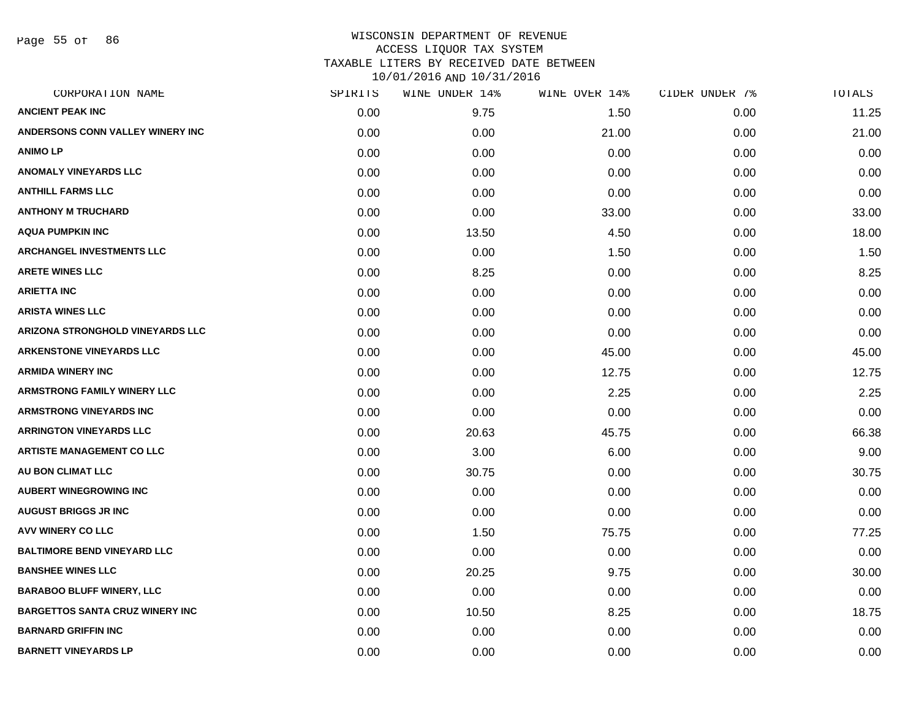# WISCONSIN DEPARTMENT OF REVENUE
## ACCESS LIQUOR TAX SYSTEM
## TAXABLE LITERS BY RECEIVED DATE BETWEEN 10/01/2016 AND 10/31/2016

| CORPORATION NAME | SPIRITS | WINE UNDER 14% | WINE OVER 14% | CIDER UNDER 7% | TOTALS |
|---|---|---|---|---|---|
| ANCIENT PEAK INC | 0.00 | 9.75 | 1.50 | 0.00 | 11.25 |
| ANDERSONS CONN VALLEY WINERY INC | 0.00 | 0.00 | 21.00 | 0.00 | 21.00 |
| ANIMO LP | 0.00 | 0.00 | 0.00 | 0.00 | 0.00 |
| ANOMALY VINEYARDS LLC | 0.00 | 0.00 | 0.00 | 0.00 | 0.00 |
| ANTHILL FARMS LLC | 0.00 | 0.00 | 0.00 | 0.00 | 0.00 |
| ANTHONY M TRUCHARD | 0.00 | 0.00 | 33.00 | 0.00 | 33.00 |
| AQUA PUMPKIN INC | 0.00 | 13.50 | 4.50 | 0.00 | 18.00 |
| ARCHANGEL INVESTMENTS LLC | 0.00 | 0.00 | 1.50 | 0.00 | 1.50 |
| ARETE WINES LLC | 0.00 | 8.25 | 0.00 | 0.00 | 8.25 |
| ARIETTA INC | 0.00 | 0.00 | 0.00 | 0.00 | 0.00 |
| ARISTA WINES LLC | 0.00 | 0.00 | 0.00 | 0.00 | 0.00 |
| ARIZONA STRONGHOLD VINEYARDS LLC | 0.00 | 0.00 | 0.00 | 0.00 | 0.00 |
| ARKENSTONE VINEYARDS LLC | 0.00 | 0.00 | 45.00 | 0.00 | 45.00 |
| ARMIDA WINERY INC | 0.00 | 0.00 | 12.75 | 0.00 | 12.75 |
| ARMSTRONG FAMILY WINERY LLC | 0.00 | 0.00 | 2.25 | 0.00 | 2.25 |
| ARMSTRONG VINEYARDS INC | 0.00 | 0.00 | 0.00 | 0.00 | 0.00 |
| ARRINGTON VINEYARDS LLC | 0.00 | 20.63 | 45.75 | 0.00 | 66.38 |
| ARTISTE MANAGEMENT CO LLC | 0.00 | 3.00 | 6.00 | 0.00 | 9.00 |
| AU BON CLIMAT LLC | 0.00 | 30.75 | 0.00 | 0.00 | 30.75 |
| AUBERT WINEGROWING INC | 0.00 | 0.00 | 0.00 | 0.00 | 0.00 |
| AUGUST BRIGGS JR INC | 0.00 | 0.00 | 0.00 | 0.00 | 0.00 |
| AVV WINERY CO LLC | 0.00 | 1.50 | 75.75 | 0.00 | 77.25 |
| BALTIMORE BEND VINEYARD LLC | 0.00 | 0.00 | 0.00 | 0.00 | 0.00 |
| BANSHEE WINES LLC | 0.00 | 20.25 | 9.75 | 0.00 | 30.00 |
| BARABOO BLUFF WINERY, LLC | 0.00 | 0.00 | 0.00 | 0.00 | 0.00 |
| BARGETTOS SANTA CRUZ WINERY INC | 0.00 | 10.50 | 8.25 | 0.00 | 18.75 |
| BARNARD GRIFFIN INC | 0.00 | 0.00 | 0.00 | 0.00 | 0.00 |
| BARNETT VINEYARDS LP | 0.00 | 0.00 | 0.00 | 0.00 | 0.00 |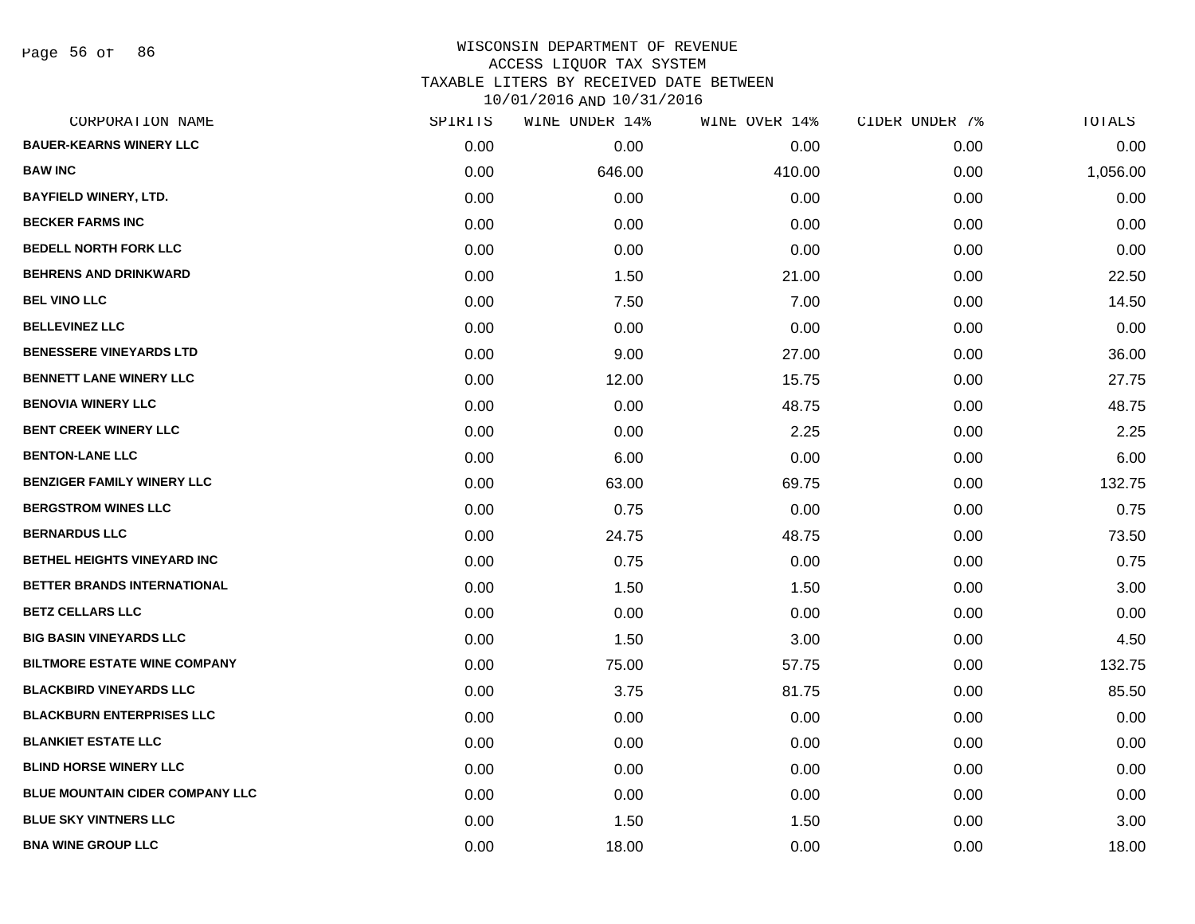WISCONSIN DEPARTMENT OF REVENUE
ACCESS LIQUOR TAX SYSTEM
TAXABLE LITERS BY RECEIVED DATE BETWEEN
10/01/2016 AND 10/31/2016

| CORPORATION NAME | SPIRITS | WINE UNDER 14% | WINE OVER 14% | CIDER UNDER 7% | TOTALS |
|---|---|---|---|---|---|
| BAUER-KEARNS WINERY LLC | 0.00 | 0.00 | 0.00 | 0.00 | 0.00 |
| BAW INC | 0.00 | 646.00 | 410.00 | 0.00 | 1,056.00 |
| BAYFIELD WINERY, LTD. | 0.00 | 0.00 | 0.00 | 0.00 | 0.00 |
| BECKER FARMS INC | 0.00 | 0.00 | 0.00 | 0.00 | 0.00 |
| BEDELL NORTH FORK LLC | 0.00 | 0.00 | 0.00 | 0.00 | 0.00 |
| BEHRENS AND DRINKWARD | 0.00 | 1.50 | 21.00 | 0.00 | 22.50 |
| BEL VINO LLC | 0.00 | 7.50 | 7.00 | 0.00 | 14.50 |
| BELLEVINEZ LLC | 0.00 | 0.00 | 0.00 | 0.00 | 0.00 |
| BENESSERE VINEYARDS LTD | 0.00 | 9.00 | 27.00 | 0.00 | 36.00 |
| BENNETT LANE WINERY LLC | 0.00 | 12.00 | 15.75 | 0.00 | 27.75 |
| BENOVIA WINERY LLC | 0.00 | 0.00 | 48.75 | 0.00 | 48.75 |
| BENT CREEK WINERY LLC | 0.00 | 0.00 | 2.25 | 0.00 | 2.25 |
| BENTON-LANE LLC | 0.00 | 6.00 | 0.00 | 0.00 | 6.00 |
| BENZIGER FAMILY WINERY LLC | 0.00 | 63.00 | 69.75 | 0.00 | 132.75 |
| BERGSTROM WINES LLC | 0.00 | 0.75 | 0.00 | 0.00 | 0.75 |
| BERNARDUS LLC | 0.00 | 24.75 | 48.75 | 0.00 | 73.50 |
| BETHEL HEIGHTS VINEYARD INC | 0.00 | 0.75 | 0.00 | 0.00 | 0.75 |
| BETTER BRANDS INTERNATIONAL | 0.00 | 1.50 | 1.50 | 0.00 | 3.00 |
| BETZ CELLARS LLC | 0.00 | 0.00 | 0.00 | 0.00 | 0.00 |
| BIG BASIN VINEYARDS LLC | 0.00 | 1.50 | 3.00 | 0.00 | 4.50 |
| BILTMORE ESTATE WINE COMPANY | 0.00 | 75.00 | 57.75 | 0.00 | 132.75 |
| BLACKBIRD VINEYARDS LLC | 0.00 | 3.75 | 81.75 | 0.00 | 85.50 |
| BLACKBURN ENTERPRISES LLC | 0.00 | 0.00 | 0.00 | 0.00 | 0.00 |
| BLANKIET ESTATE LLC | 0.00 | 0.00 | 0.00 | 0.00 | 0.00 |
| BLIND HORSE WINERY LLC | 0.00 | 0.00 | 0.00 | 0.00 | 0.00 |
| BLUE MOUNTAIN CIDER COMPANY LLC | 0.00 | 0.00 | 0.00 | 0.00 | 0.00 |
| BLUE SKY VINTNERS LLC | 0.00 | 1.50 | 1.50 | 0.00 | 3.00 |
| BNA WINE GROUP LLC | 0.00 | 18.00 | 0.00 | 0.00 | 18.00 |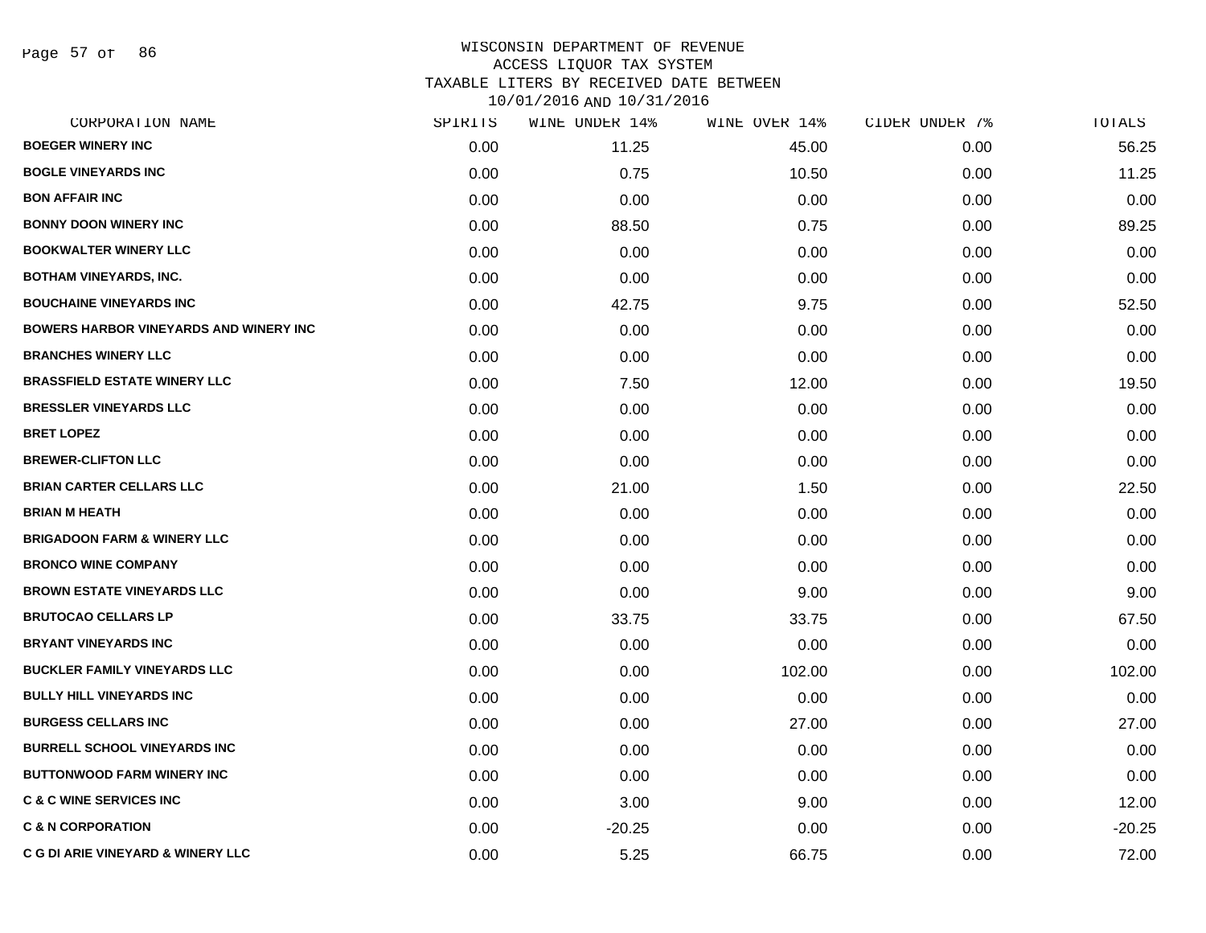# WISCONSIN DEPARTMENT OF REVENUE
## ACCESS LIQUOR TAX SYSTEM
## TAXABLE LITERS BY RECEIVED DATE BETWEEN 10/01/2016 AND 10/31/2016

| CORPORATION NAME | SPIRITS | WINE UNDER 14% | WINE OVER 14% | CIDER UNDER 7% | TOTALS |
|---|---|---|---|---|---|
| BOEGER WINERY INC | 0.00 | 11.25 | 45.00 | 0.00 | 56.25 |
| BOGLE VINEYARDS INC | 0.00 | 0.75 | 10.50 | 0.00 | 11.25 |
| BON AFFAIR INC | 0.00 | 0.00 | 0.00 | 0.00 | 0.00 |
| BONNY DOON WINERY INC | 0.00 | 88.50 | 0.75 | 0.00 | 89.25 |
| BOOKWALTER WINERY LLC | 0.00 | 0.00 | 0.00 | 0.00 | 0.00 |
| BOTHAM VINEYARDS, INC. | 0.00 | 0.00 | 0.00 | 0.00 | 0.00 |
| BOUCHAINE VINEYARDS INC | 0.00 | 42.75 | 9.75 | 0.00 | 52.50 |
| BOWERS HARBOR VINEYARDS AND WINERY INC | 0.00 | 0.00 | 0.00 | 0.00 | 0.00 |
| BRANCHES WINERY LLC | 0.00 | 0.00 | 0.00 | 0.00 | 0.00 |
| BRASSFIELD ESTATE WINERY LLC | 0.00 | 7.50 | 12.00 | 0.00 | 19.50 |
| BRESSLER VINEYARDS LLC | 0.00 | 0.00 | 0.00 | 0.00 | 0.00 |
| BRET LOPEZ | 0.00 | 0.00 | 0.00 | 0.00 | 0.00 |
| BREWER-CLIFTON LLC | 0.00 | 0.00 | 0.00 | 0.00 | 0.00 |
| BRIAN CARTER CELLARS LLC | 0.00 | 21.00 | 1.50 | 0.00 | 22.50 |
| BRIAN M HEATH | 0.00 | 0.00 | 0.00 | 0.00 | 0.00 |
| BRIGADOON FARM & WINERY LLC | 0.00 | 0.00 | 0.00 | 0.00 | 0.00 |
| BRONCO WINE COMPANY | 0.00 | 0.00 | 0.00 | 0.00 | 0.00 |
| BROWN ESTATE VINEYARDS LLC | 0.00 | 0.00 | 9.00 | 0.00 | 9.00 |
| BRUTOCAO CELLARS LP | 0.00 | 33.75 | 33.75 | 0.00 | 67.50 |
| BRYANT VINEYARDS INC | 0.00 | 0.00 | 0.00 | 0.00 | 0.00 |
| BUCKLER FAMILY VINEYARDS LLC | 0.00 | 0.00 | 102.00 | 0.00 | 102.00 |
| BULLY HILL VINEYARDS INC | 0.00 | 0.00 | 0.00 | 0.00 | 0.00 |
| BURGESS CELLARS INC | 0.00 | 0.00 | 27.00 | 0.00 | 27.00 |
| BURRELL SCHOOL VINEYARDS INC | 0.00 | 0.00 | 0.00 | 0.00 | 0.00 |
| BUTTONWOOD FARM WINERY INC | 0.00 | 0.00 | 0.00 | 0.00 | 0.00 |
| C & C WINE SERVICES INC | 0.00 | 3.00 | 9.00 | 0.00 | 12.00 |
| C & N CORPORATION | 0.00 | -20.25 | 0.00 | 0.00 | -20.25 |
| C G DI ARIE VINEYARD & WINERY LLC | 0.00 | 5.25 | 66.75 | 0.00 | 72.00 |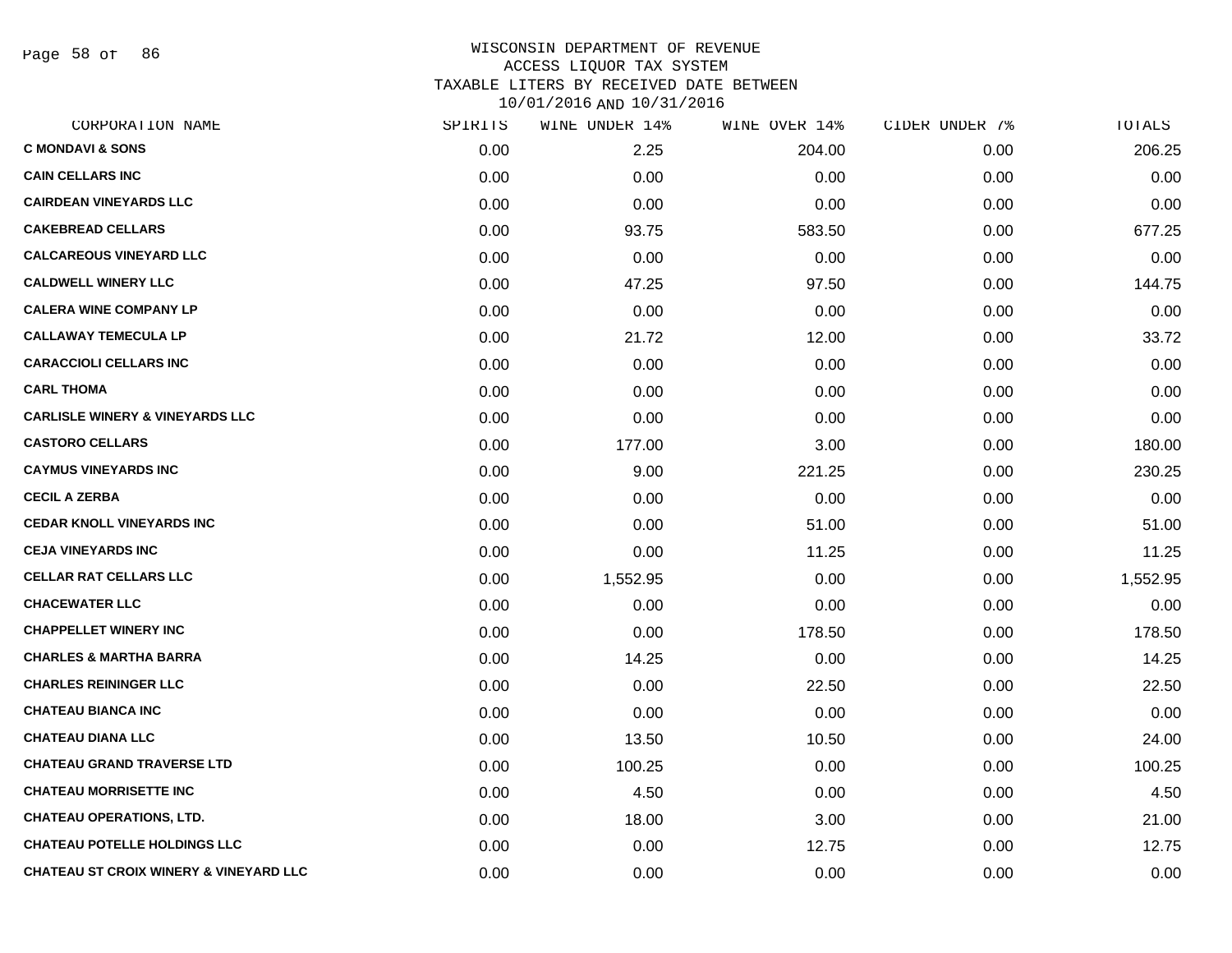WISCONSIN DEPARTMENT OF REVENUE
ACCESS LIQUOR TAX SYSTEM
TAXABLE LITERS BY RECEIVED DATE BETWEEN
10/01/2016 AND 10/31/2016

| CORPORATION NAME | SPIRITS | WINE UNDER 14% | WINE OVER 14% | CIDER UNDER 7% | TOTALS |
|---|---|---|---|---|---|
| C MONDAVI & SONS | 0.00 | 2.25 | 204.00 | 0.00 | 206.25 |
| CAIN CELLARS INC | 0.00 | 0.00 | 0.00 | 0.00 | 0.00 |
| CAIRDEAN VINEYARDS LLC | 0.00 | 0.00 | 0.00 | 0.00 | 0.00 |
| CAKEBREAD CELLARS | 0.00 | 93.75 | 583.50 | 0.00 | 677.25 |
| CALCAREOUS VINEYARD LLC | 0.00 | 0.00 | 0.00 | 0.00 | 0.00 |
| CALDWELL WINERY LLC | 0.00 | 47.25 | 97.50 | 0.00 | 144.75 |
| CALERA WINE COMPANY LP | 0.00 | 0.00 | 0.00 | 0.00 | 0.00 |
| CALLAWAY TEMECULA LP | 0.00 | 21.72 | 12.00 | 0.00 | 33.72 |
| CARACCIOLI CELLARS INC | 0.00 | 0.00 | 0.00 | 0.00 | 0.00 |
| CARL THOMA | 0.00 | 0.00 | 0.00 | 0.00 | 0.00 |
| CARLISLE WINERY & VINEYARDS LLC | 0.00 | 0.00 | 0.00 | 0.00 | 0.00 |
| CASTORO CELLARS | 0.00 | 177.00 | 3.00 | 0.00 | 180.00 |
| CAYMUS VINEYARDS INC | 0.00 | 9.00 | 221.25 | 0.00 | 230.25 |
| CECIL A ZERBA | 0.00 | 0.00 | 0.00 | 0.00 | 0.00 |
| CEDAR KNOLL VINEYARDS INC | 0.00 | 0.00 | 51.00 | 0.00 | 51.00 |
| CEJA VINEYARDS INC | 0.00 | 0.00 | 11.25 | 0.00 | 11.25 |
| CELLAR RAT CELLARS LLC | 0.00 | 1,552.95 | 0.00 | 0.00 | 1,552.95 |
| CHACEWATER LLC | 0.00 | 0.00 | 0.00 | 0.00 | 0.00 |
| CHAPPELLET WINERY INC | 0.00 | 0.00 | 178.50 | 0.00 | 178.50 |
| CHARLES & MARTHA BARRA | 0.00 | 14.25 | 0.00 | 0.00 | 14.25 |
| CHARLES REININGER LLC | 0.00 | 0.00 | 22.50 | 0.00 | 22.50 |
| CHATEAU BIANCA INC | 0.00 | 0.00 | 0.00 | 0.00 | 0.00 |
| CHATEAU DIANA LLC | 0.00 | 13.50 | 10.50 | 0.00 | 24.00 |
| CHATEAU GRAND TRAVERSE LTD | 0.00 | 100.25 | 0.00 | 0.00 | 100.25 |
| CHATEAU MORRISETTE INC | 0.00 | 4.50 | 0.00 | 0.00 | 4.50 |
| CHATEAU OPERATIONS, LTD. | 0.00 | 18.00 | 3.00 | 0.00 | 21.00 |
| CHATEAU POTELLE HOLDINGS LLC | 0.00 | 0.00 | 12.75 | 0.00 | 12.75 |
| CHATEAU ST CROIX WINERY & VINEYARD LLC | 0.00 | 0.00 | 0.00 | 0.00 | 0.00 |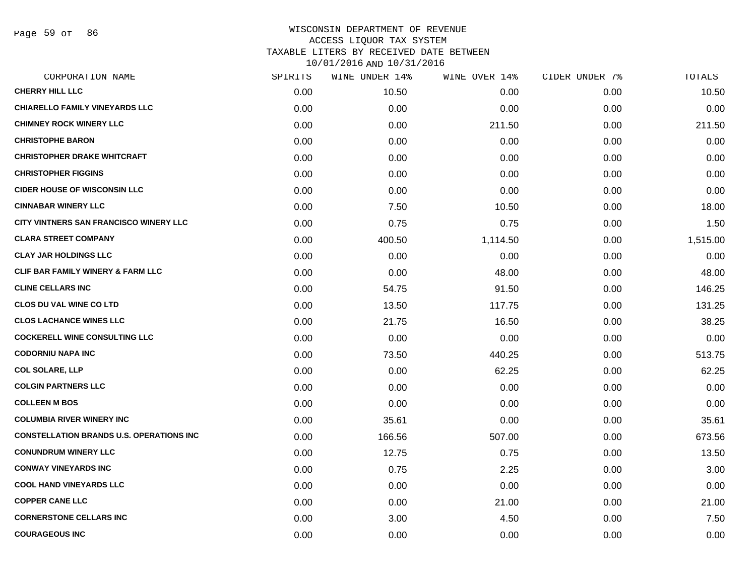WISCONSIN DEPARTMENT OF REVENUE
ACCESS LIQUOR TAX SYSTEM
TAXABLE LITERS BY RECEIVED DATE BETWEEN
10/01/2016 AND 10/31/2016

| CORPORATION NAME | SPIRITS | WINE UNDER 14% | WINE OVER 14% | CIDER UNDER 7% | TOTALS |
|---|---|---|---|---|---|
| CHERRY HILL LLC | 0.00 | 10.50 | 0.00 | 0.00 | 10.50 |
| CHIARELLO FAMILY VINEYARDS LLC | 0.00 | 0.00 | 0.00 | 0.00 | 0.00 |
| CHIMNEY ROCK WINERY LLC | 0.00 | 0.00 | 211.50 | 0.00 | 211.50 |
| CHRISTOPHE BARON | 0.00 | 0.00 | 0.00 | 0.00 | 0.00 |
| CHRISTOPHER DRAKE WHITCRAFT | 0.00 | 0.00 | 0.00 | 0.00 | 0.00 |
| CHRISTOPHER FIGGINS | 0.00 | 0.00 | 0.00 | 0.00 | 0.00 |
| CIDER HOUSE OF WISCONSIN LLC | 0.00 | 0.00 | 0.00 | 0.00 | 0.00 |
| CINNABAR WINERY LLC | 0.00 | 7.50 | 10.50 | 0.00 | 18.00 |
| CITY VINTNERS SAN FRANCISCO WINERY LLC | 0.00 | 0.75 | 0.75 | 0.00 | 1.50 |
| CLARA STREET COMPANY | 0.00 | 400.50 | 1,114.50 | 0.00 | 1,515.00 |
| CLAY JAR HOLDINGS LLC | 0.00 | 0.00 | 0.00 | 0.00 | 0.00 |
| CLIF BAR FAMILY WINERY & FARM LLC | 0.00 | 0.00 | 48.00 | 0.00 | 48.00 |
| CLINE CELLARS INC | 0.00 | 54.75 | 91.50 | 0.00 | 146.25 |
| CLOS DU VAL WINE CO LTD | 0.00 | 13.50 | 117.75 | 0.00 | 131.25 |
| CLOS LACHANCE WINES LLC | 0.00 | 21.75 | 16.50 | 0.00 | 38.25 |
| COCKERELL WINE CONSULTING LLC | 0.00 | 0.00 | 0.00 | 0.00 | 0.00 |
| CODORNIU NAPA INC | 0.00 | 73.50 | 440.25 | 0.00 | 513.75 |
| COL SOLARE, LLP | 0.00 | 0.00 | 62.25 | 0.00 | 62.25 |
| COLGIN PARTNERS LLC | 0.00 | 0.00 | 0.00 | 0.00 | 0.00 |
| COLLEEN M BOS | 0.00 | 0.00 | 0.00 | 0.00 | 0.00 |
| COLUMBIA RIVER WINERY INC | 0.00 | 35.61 | 0.00 | 0.00 | 35.61 |
| CONSTELLATION BRANDS U.S. OPERATIONS INC | 0.00 | 166.56 | 507.00 | 0.00 | 673.56 |
| CONUNDRUM WINERY LLC | 0.00 | 12.75 | 0.75 | 0.00 | 13.50 |
| CONWAY VINEYARDS INC | 0.00 | 0.75 | 2.25 | 0.00 | 3.00 |
| COOL HAND VINEYARDS LLC | 0.00 | 0.00 | 0.00 | 0.00 | 0.00 |
| COPPER CANE LLC | 0.00 | 0.00 | 21.00 | 0.00 | 21.00 |
| CORNERSTONE CELLARS INC | 0.00 | 3.00 | 4.50 | 0.00 | 7.50 |
| COURAGEOUS INC | 0.00 | 0.00 | 0.00 | 0.00 | 0.00 |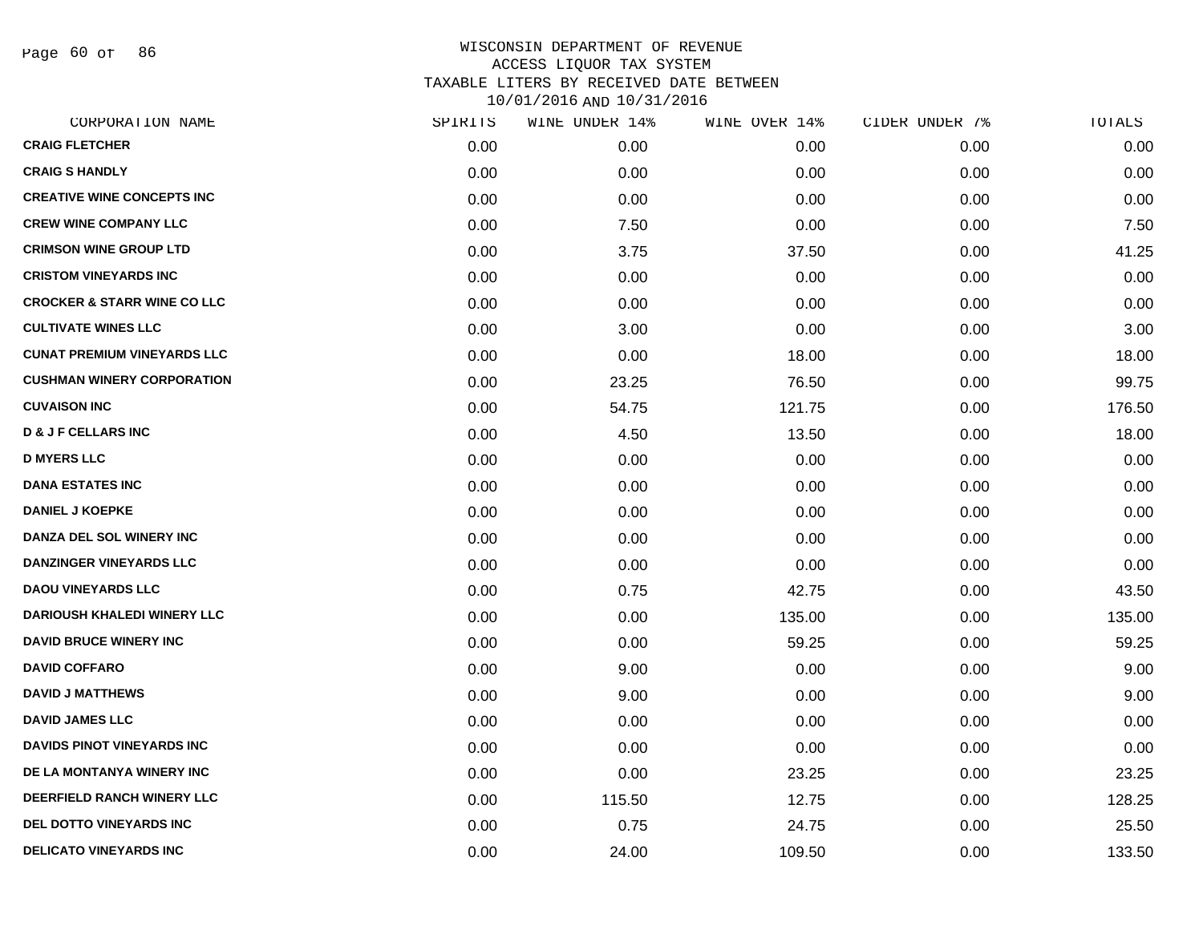WISCONSIN DEPARTMENT OF REVENUE
ACCESS LIQUOR TAX SYSTEM
TAXABLE LITERS BY RECEIVED DATE BETWEEN
10/01/2016 AND 10/31/2016

| CORPORATION NAME | SPIRITS | WINE UNDER 14% | WINE OVER 14% | CIDER UNDER 7% | TOTALS |
|---|---|---|---|---|---|
| CRAIG FLETCHER | 0.00 | 0.00 | 0.00 | 0.00 | 0.00 |
| CRAIG S HANDLY | 0.00 | 0.00 | 0.00 | 0.00 | 0.00 |
| CREATIVE WINE CONCEPTS INC | 0.00 | 0.00 | 0.00 | 0.00 | 0.00 |
| CREW WINE COMPANY LLC | 0.00 | 7.50 | 0.00 | 0.00 | 7.50 |
| CRIMSON WINE GROUP LTD | 0.00 | 3.75 | 37.50 | 0.00 | 41.25 |
| CRISTOM VINEYARDS INC | 0.00 | 0.00 | 0.00 | 0.00 | 0.00 |
| CROCKER & STARR WINE CO LLC | 0.00 | 0.00 | 0.00 | 0.00 | 0.00 |
| CULTIVATE WINES LLC | 0.00 | 3.00 | 0.00 | 0.00 | 3.00 |
| CUNAT PREMIUM VINEYARDS LLC | 0.00 | 0.00 | 18.00 | 0.00 | 18.00 |
| CUSHMAN WINERY CORPORATION | 0.00 | 23.25 | 76.50 | 0.00 | 99.75 |
| CUVAISON INC | 0.00 | 54.75 | 121.75 | 0.00 | 176.50 |
| D & J F CELLARS INC | 0.00 | 4.50 | 13.50 | 0.00 | 18.00 |
| D MYERS LLC | 0.00 | 0.00 | 0.00 | 0.00 | 0.00 |
| DANA ESTATES INC | 0.00 | 0.00 | 0.00 | 0.00 | 0.00 |
| DANIEL J KOEPKE | 0.00 | 0.00 | 0.00 | 0.00 | 0.00 |
| DANZA DEL SOL WINERY INC | 0.00 | 0.00 | 0.00 | 0.00 | 0.00 |
| DANZINGER VINEYARDS LLC | 0.00 | 0.00 | 0.00 | 0.00 | 0.00 |
| DAOU VINEYARDS LLC | 0.00 | 0.75 | 42.75 | 0.00 | 43.50 |
| DARIOUSH KHALEDI WINERY LLC | 0.00 | 0.00 | 135.00 | 0.00 | 135.00 |
| DAVID BRUCE WINERY INC | 0.00 | 0.00 | 59.25 | 0.00 | 59.25 |
| DAVID COFFARO | 0.00 | 9.00 | 0.00 | 0.00 | 9.00 |
| DAVID J MATTHEWS | 0.00 | 9.00 | 0.00 | 0.00 | 9.00 |
| DAVID JAMES LLC | 0.00 | 0.00 | 0.00 | 0.00 | 0.00 |
| DAVIDS PINOT VINEYARDS INC | 0.00 | 0.00 | 0.00 | 0.00 | 0.00 |
| DE LA MONTANYA WINERY INC | 0.00 | 0.00 | 23.25 | 0.00 | 23.25 |
| DEERFIELD RANCH WINERY LLC | 0.00 | 115.50 | 12.75 | 0.00 | 128.25 |
| DEL DOTTO VINEYARDS INC | 0.00 | 0.75 | 24.75 | 0.00 | 25.50 |
| DELICATO VINEYARDS INC | 0.00 | 24.00 | 109.50 | 0.00 | 133.50 |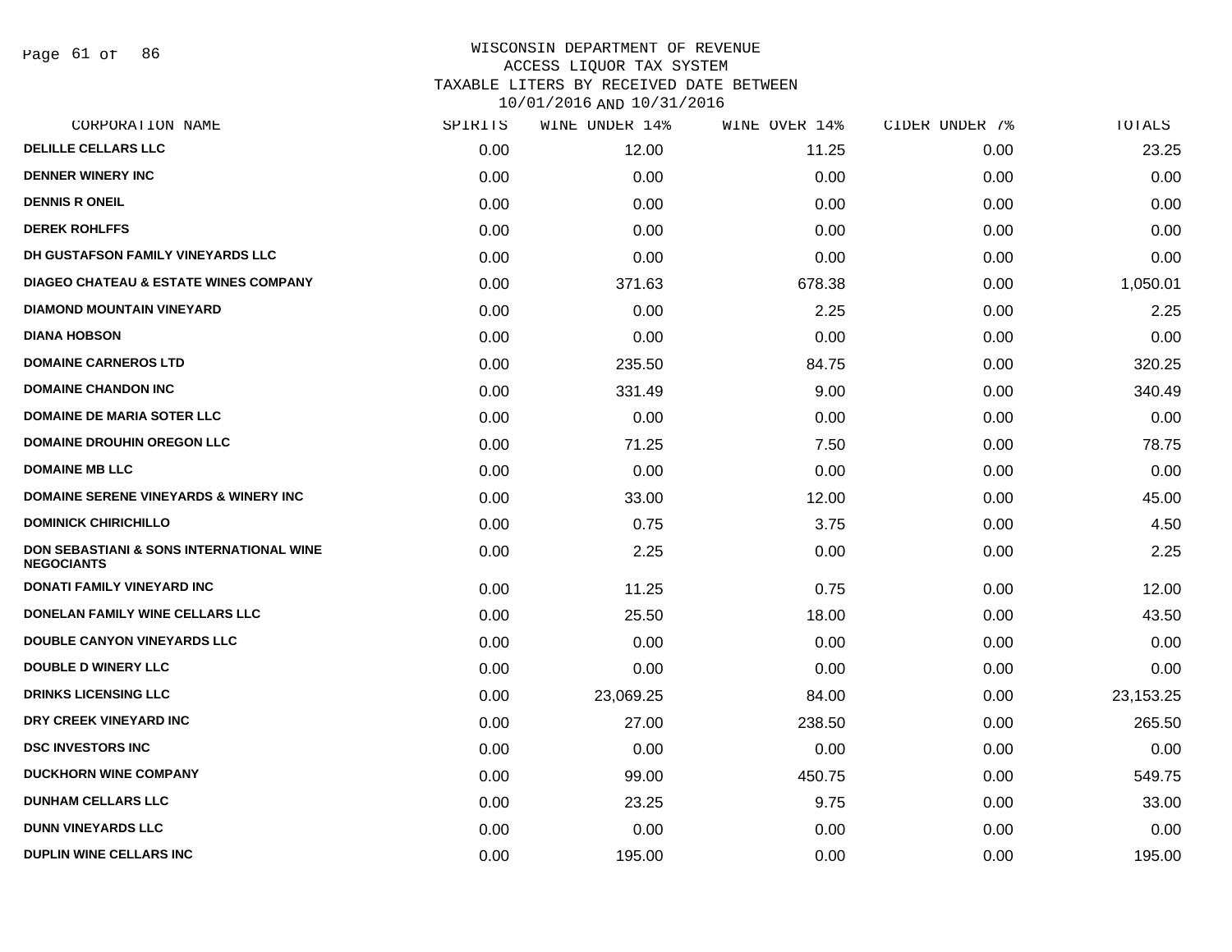# WISCONSIN DEPARTMENT OF REVENUE
## ACCESS LIQUOR TAX SYSTEM
## TAXABLE LITERS BY RECEIVED DATE BETWEEN 10/01/2016 AND 10/31/2016

| CORPORATION NAME | SPIRITS | WINE UNDER 14% | WINE OVER 14% | CIDER UNDER 7% | TOTALS |
|---|---|---|---|---|---|
| DELILLE CELLARS LLC | 0.00 | 12.00 | 11.25 | 0.00 | 23.25 |
| DENNER WINERY INC | 0.00 | 0.00 | 0.00 | 0.00 | 0.00 |
| DENNIS R ONEIL | 0.00 | 0.00 | 0.00 | 0.00 | 0.00 |
| DEREK ROHLFFS | 0.00 | 0.00 | 0.00 | 0.00 | 0.00 |
| DH GUSTAFSON FAMILY VINEYARDS LLC | 0.00 | 0.00 | 0.00 | 0.00 | 0.00 |
| DIAGEO CHATEAU & ESTATE WINES COMPANY | 0.00 | 371.63 | 678.38 | 0.00 | 1,050.01 |
| DIAMOND MOUNTAIN VINEYARD | 0.00 | 0.00 | 2.25 | 0.00 | 2.25 |
| DIANA HOBSON | 0.00 | 0.00 | 0.00 | 0.00 | 0.00 |
| DOMAINE CARNEROS LTD | 0.00 | 235.50 | 84.75 | 0.00 | 320.25 |
| DOMAINE CHANDON INC | 0.00 | 331.49 | 9.00 | 0.00 | 340.49 |
| DOMAINE DE MARIA SOTER LLC | 0.00 | 0.00 | 0.00 | 0.00 | 0.00 |
| DOMAINE DROUHIN OREGON LLC | 0.00 | 71.25 | 7.50 | 0.00 | 78.75 |
| DOMAINE MB LLC | 0.00 | 0.00 | 0.00 | 0.00 | 0.00 |
| DOMAINE SERENE VINEYARDS & WINERY INC | 0.00 | 33.00 | 12.00 | 0.00 | 45.00 |
| DOMINICK CHIRICHILLO | 0.00 | 0.75 | 3.75 | 0.00 | 4.50 |
| DON SEBASTIANI & SONS INTERNATIONAL WINE NEGOCIANTS | 0.00 | 2.25 | 0.00 | 0.00 | 2.25 |
| DONATI FAMILY VINEYARD INC | 0.00 | 11.25 | 0.75 | 0.00 | 12.00 |
| DONELAN FAMILY WINE CELLARS LLC | 0.00 | 25.50 | 18.00 | 0.00 | 43.50 |
| DOUBLE CANYON VINEYARDS LLC | 0.00 | 0.00 | 0.00 | 0.00 | 0.00 |
| DOUBLE D WINERY LLC | 0.00 | 0.00 | 0.00 | 0.00 | 0.00 |
| DRINKS LICENSING LLC | 0.00 | 23,069.25 | 84.00 | 0.00 | 23,153.25 |
| DRY CREEK VINEYARD INC | 0.00 | 27.00 | 238.50 | 0.00 | 265.50 |
| DSC INVESTORS INC | 0.00 | 0.00 | 0.00 | 0.00 | 0.00 |
| DUCKHORN WINE COMPANY | 0.00 | 99.00 | 450.75 | 0.00 | 549.75 |
| DUNHAM CELLARS LLC | 0.00 | 23.25 | 9.75 | 0.00 | 33.00 |
| DUNN VINEYARDS LLC | 0.00 | 0.00 | 0.00 | 0.00 | 0.00 |
| DUPLIN WINE CELLARS INC | 0.00 | 195.00 | 0.00 | 0.00 | 195.00 |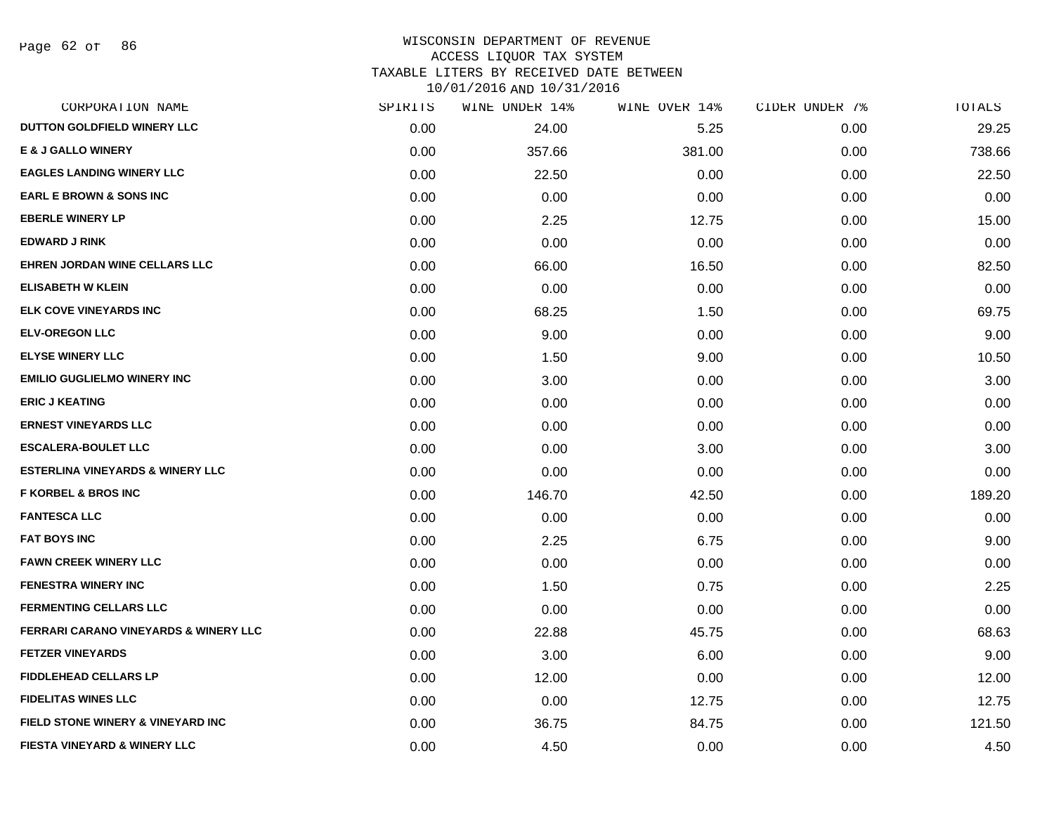WISCONSIN DEPARTMENT OF REVENUE
ACCESS LIQUOR TAX SYSTEM
TAXABLE LITERS BY RECEIVED DATE BETWEEN
10/01/2016 AND 10/31/2016

| CORPORATION NAME | SPIRITS | WINE UNDER 14% | WINE OVER 14% | CIDER UNDER 7% | TOTALS |
|---|---|---|---|---|---|
| DUTTON GOLDFIELD WINERY LLC | 0.00 | 24.00 | 5.25 | 0.00 | 29.25 |
| E & J GALLO WINERY | 0.00 | 357.66 | 381.00 | 0.00 | 738.66 |
| EAGLES LANDING WINERY LLC | 0.00 | 22.50 | 0.00 | 0.00 | 22.50 |
| EARL E BROWN & SONS INC | 0.00 | 0.00 | 0.00 | 0.00 | 0.00 |
| EBERLE WINERY LP | 0.00 | 2.25 | 12.75 | 0.00 | 15.00 |
| EDWARD J RINK | 0.00 | 0.00 | 0.00 | 0.00 | 0.00 |
| EHREN JORDAN WINE CELLARS LLC | 0.00 | 66.00 | 16.50 | 0.00 | 82.50 |
| ELISABETH W KLEIN | 0.00 | 0.00 | 0.00 | 0.00 | 0.00 |
| ELK COVE VINEYARDS INC | 0.00 | 68.25 | 1.50 | 0.00 | 69.75 |
| ELV-OREGON LLC | 0.00 | 9.00 | 0.00 | 0.00 | 9.00 |
| ELYSE WINERY LLC | 0.00 | 1.50 | 9.00 | 0.00 | 10.50 |
| EMILIO GUGLIELMO WINERY INC | 0.00 | 3.00 | 0.00 | 0.00 | 3.00 |
| ERIC J KEATING | 0.00 | 0.00 | 0.00 | 0.00 | 0.00 |
| ERNEST VINEYARDS LLC | 0.00 | 0.00 | 0.00 | 0.00 | 0.00 |
| ESCALERA-BOULET LLC | 0.00 | 0.00 | 3.00 | 0.00 | 3.00 |
| ESTERLINA VINEYARDS & WINERY LLC | 0.00 | 0.00 | 0.00 | 0.00 | 0.00 |
| F KORBEL & BROS INC | 0.00 | 146.70 | 42.50 | 0.00 | 189.20 |
| FANTESCA LLC | 0.00 | 0.00 | 0.00 | 0.00 | 0.00 |
| FAT BOYS INC | 0.00 | 2.25 | 6.75 | 0.00 | 9.00 |
| FAWN CREEK WINERY LLC | 0.00 | 0.00 | 0.00 | 0.00 | 0.00 |
| FENESTRA WINERY INC | 0.00 | 1.50 | 0.75 | 0.00 | 2.25 |
| FERMENTING CELLARS LLC | 0.00 | 0.00 | 0.00 | 0.00 | 0.00 |
| FERRARI CARANO VINEYARDS & WINERY LLC | 0.00 | 22.88 | 45.75 | 0.00 | 68.63 |
| FETZER VINEYARDS | 0.00 | 3.00 | 6.00 | 0.00 | 9.00 |
| FIDDLEHEAD CELLARS LP | 0.00 | 12.00 | 0.00 | 0.00 | 12.00 |
| FIDELITAS WINES LLC | 0.00 | 0.00 | 12.75 | 0.00 | 12.75 |
| FIELD STONE WINERY & VINEYARD INC | 0.00 | 36.75 | 84.75 | 0.00 | 121.50 |
| FIESTA VINEYARD & WINERY LLC | 0.00 | 4.50 | 0.00 | 0.00 | 4.50 |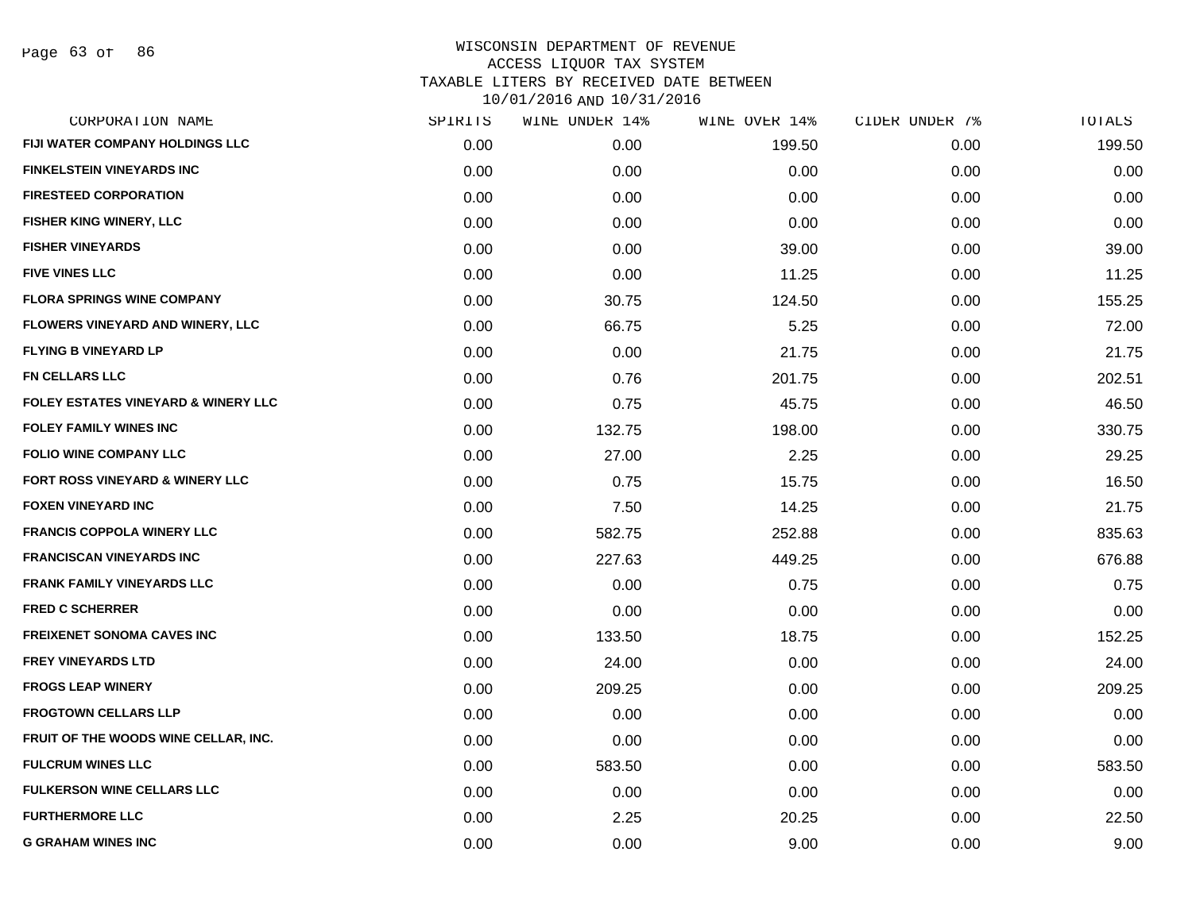WISCONSIN DEPARTMENT OF REVENUE
ACCESS LIQUOR TAX SYSTEM
TAXABLE LITERS BY RECEIVED DATE BETWEEN
10/01/2016 AND 10/31/2016

| CORPORATION NAME | SPIRITS | WINE UNDER 14% | WINE OVER 14% | CIDER UNDER 7% | TOTALS |
|---|---|---|---|---|---|
| FIJI WATER COMPANY HOLDINGS LLC | 0.00 | 0.00 | 199.50 | 0.00 | 199.50 |
| FINKELSTEIN VINEYARDS INC | 0.00 | 0.00 | 0.00 | 0.00 | 0.00 |
| FIRESTEED CORPORATION | 0.00 | 0.00 | 0.00 | 0.00 | 0.00 |
| FISHER KING WINERY, LLC | 0.00 | 0.00 | 0.00 | 0.00 | 0.00 |
| FISHER VINEYARDS | 0.00 | 0.00 | 39.00 | 0.00 | 39.00 |
| FIVE VINES LLC | 0.00 | 0.00 | 11.25 | 0.00 | 11.25 |
| FLORA SPRINGS WINE COMPANY | 0.00 | 30.75 | 124.50 | 0.00 | 155.25 |
| FLOWERS VINEYARD AND WINERY, LLC | 0.00 | 66.75 | 5.25 | 0.00 | 72.00 |
| FLYING B VINEYARD LP | 0.00 | 0.00 | 21.75 | 0.00 | 21.75 |
| FN CELLARS LLC | 0.00 | 0.76 | 201.75 | 0.00 | 202.51 |
| FOLEY ESTATES VINEYARD & WINERY LLC | 0.00 | 0.75 | 45.75 | 0.00 | 46.50 |
| FOLEY FAMILY WINES INC | 0.00 | 132.75 | 198.00 | 0.00 | 330.75 |
| FOLIO WINE COMPANY LLC | 0.00 | 27.00 | 2.25 | 0.00 | 29.25 |
| FORT ROSS VINEYARD & WINERY LLC | 0.00 | 0.75 | 15.75 | 0.00 | 16.50 |
| FOXEN VINEYARD INC | 0.00 | 7.50 | 14.25 | 0.00 | 21.75 |
| FRANCIS COPPOLA WINERY LLC | 0.00 | 582.75 | 252.88 | 0.00 | 835.63 |
| FRANCISCAN VINEYARDS INC | 0.00 | 227.63 | 449.25 | 0.00 | 676.88 |
| FRANK FAMILY VINEYARDS LLC | 0.00 | 0.00 | 0.75 | 0.00 | 0.75 |
| FRED C SCHERRER | 0.00 | 0.00 | 0.00 | 0.00 | 0.00 |
| FREIXENET SONOMA CAVES INC | 0.00 | 133.50 | 18.75 | 0.00 | 152.25 |
| FREY VINEYARDS LTD | 0.00 | 24.00 | 0.00 | 0.00 | 24.00 |
| FROGS LEAP WINERY | 0.00 | 209.25 | 0.00 | 0.00 | 209.25 |
| FROGTOWN CELLARS LLP | 0.00 | 0.00 | 0.00 | 0.00 | 0.00 |
| FRUIT OF THE WOODS WINE CELLAR, INC. | 0.00 | 0.00 | 0.00 | 0.00 | 0.00 |
| FULCRUM WINES LLC | 0.00 | 583.50 | 0.00 | 0.00 | 583.50 |
| FULKERSON WINE CELLARS LLC | 0.00 | 0.00 | 0.00 | 0.00 | 0.00 |
| FURTHERMORE LLC | 0.00 | 2.25 | 20.25 | 0.00 | 22.50 |
| G GRAHAM WINES INC | 0.00 | 0.00 | 9.00 | 0.00 | 9.00 |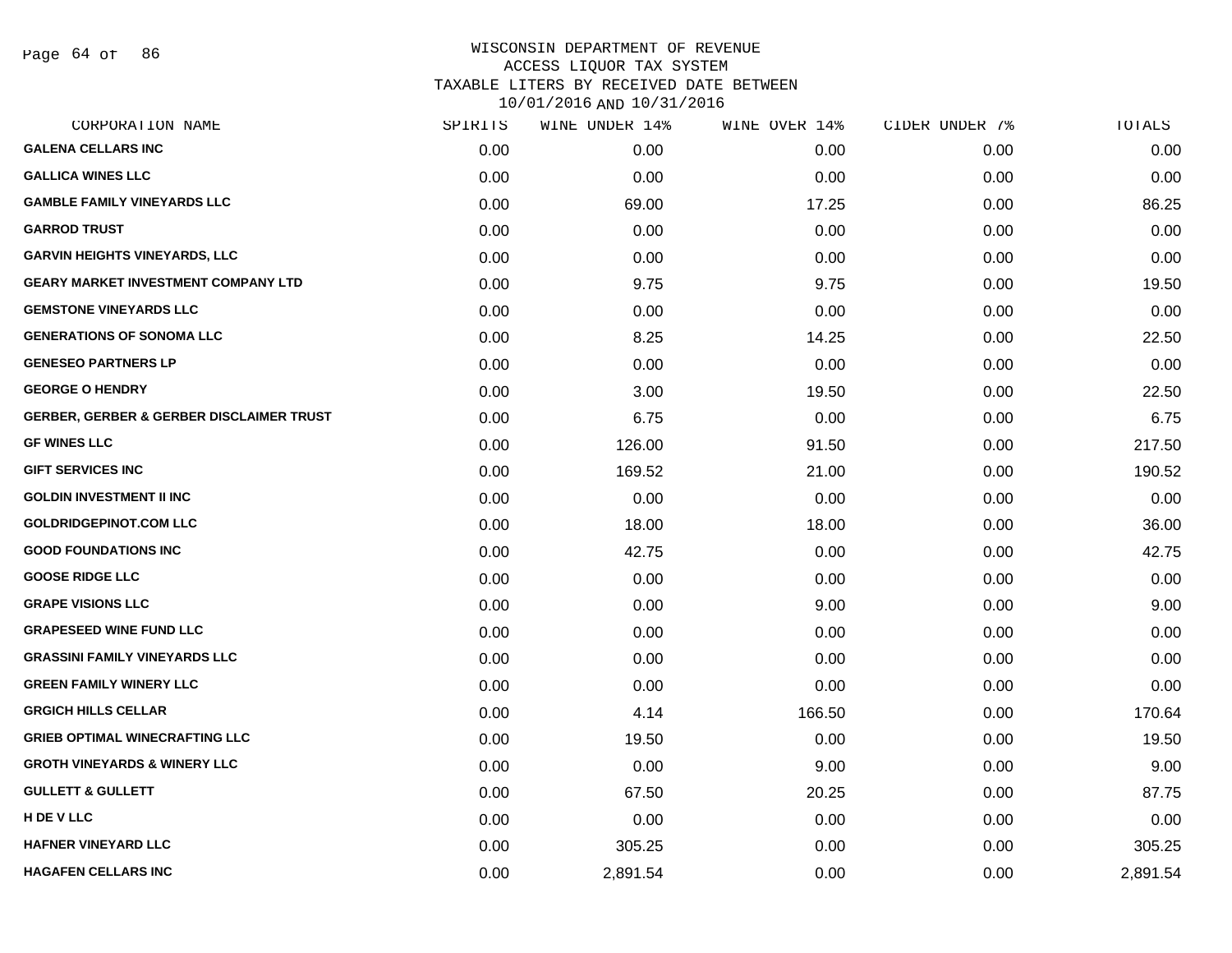# WISCONSIN DEPARTMENT OF REVENUE
## ACCESS LIQUOR TAX SYSTEM
### TAXABLE LITERS BY RECEIVED DATE BETWEEN 10/01/2016 AND 10/31/2016

| CORPORATION NAME | SPIRITS | WINE UNDER 14% | WINE OVER 14% | CIDER UNDER 7% | TOTALS |
|---|---|---|---|---|---|
| GALENA CELLARS INC | 0.00 | 0.00 | 0.00 | 0.00 | 0.00 |
| GALLICA WINES LLC | 0.00 | 0.00 | 0.00 | 0.00 | 0.00 |
| GAMBLE FAMILY VINEYARDS LLC | 0.00 | 69.00 | 17.25 | 0.00 | 86.25 |
| GARROD TRUST | 0.00 | 0.00 | 0.00 | 0.00 | 0.00 |
| GARVIN HEIGHTS VINEYARDS, LLC | 0.00 | 0.00 | 0.00 | 0.00 | 0.00 |
| GEARY MARKET INVESTMENT COMPANY LTD | 0.00 | 9.75 | 9.75 | 0.00 | 19.50 |
| GEMSTONE VINEYARDS LLC | 0.00 | 0.00 | 0.00 | 0.00 | 0.00 |
| GENERATIONS OF SONOMA LLC | 0.00 | 8.25 | 14.25 | 0.00 | 22.50 |
| GENESEO PARTNERS LP | 0.00 | 0.00 | 0.00 | 0.00 | 0.00 |
| GEORGE O HENDRY | 0.00 | 3.00 | 19.50 | 0.00 | 22.50 |
| GERBER, GERBER & GERBER DISCLAIMER TRUST | 0.00 | 6.75 | 0.00 | 0.00 | 6.75 |
| GF WINES LLC | 0.00 | 126.00 | 91.50 | 0.00 | 217.50 |
| GIFT SERVICES INC | 0.00 | 169.52 | 21.00 | 0.00 | 190.52 |
| GOLDIN INVESTMENT II INC | 0.00 | 0.00 | 0.00 | 0.00 | 0.00 |
| GOLDRIDGEPINOT.COM LLC | 0.00 | 18.00 | 18.00 | 0.00 | 36.00 |
| GOOD FOUNDATIONS INC | 0.00 | 42.75 | 0.00 | 0.00 | 42.75 |
| GOOSE RIDGE LLC | 0.00 | 0.00 | 0.00 | 0.00 | 0.00 |
| GRAPE VISIONS LLC | 0.00 | 0.00 | 9.00 | 0.00 | 9.00 |
| GRAPESEED WINE FUND LLC | 0.00 | 0.00 | 0.00 | 0.00 | 0.00 |
| GRASSINI FAMILY VINEYARDS LLC | 0.00 | 0.00 | 0.00 | 0.00 | 0.00 |
| GREEN FAMILY WINERY LLC | 0.00 | 0.00 | 0.00 | 0.00 | 0.00 |
| GRGICH HILLS CELLAR | 0.00 | 4.14 | 166.50 | 0.00 | 170.64 |
| GRIEB OPTIMAL WINECRAFTING LLC | 0.00 | 19.50 | 0.00 | 0.00 | 19.50 |
| GROTH VINEYARDS & WINERY LLC | 0.00 | 0.00 | 9.00 | 0.00 | 9.00 |
| GULLETT & GULLETT | 0.00 | 67.50 | 20.25 | 0.00 | 87.75 |
| H DE V LLC | 0.00 | 0.00 | 0.00 | 0.00 | 0.00 |
| HAFNER VINEYARD LLC | 0.00 | 305.25 | 0.00 | 0.00 | 305.25 |
| HAGAFEN CELLARS INC | 0.00 | 2,891.54 | 0.00 | 0.00 | 2,891.54 |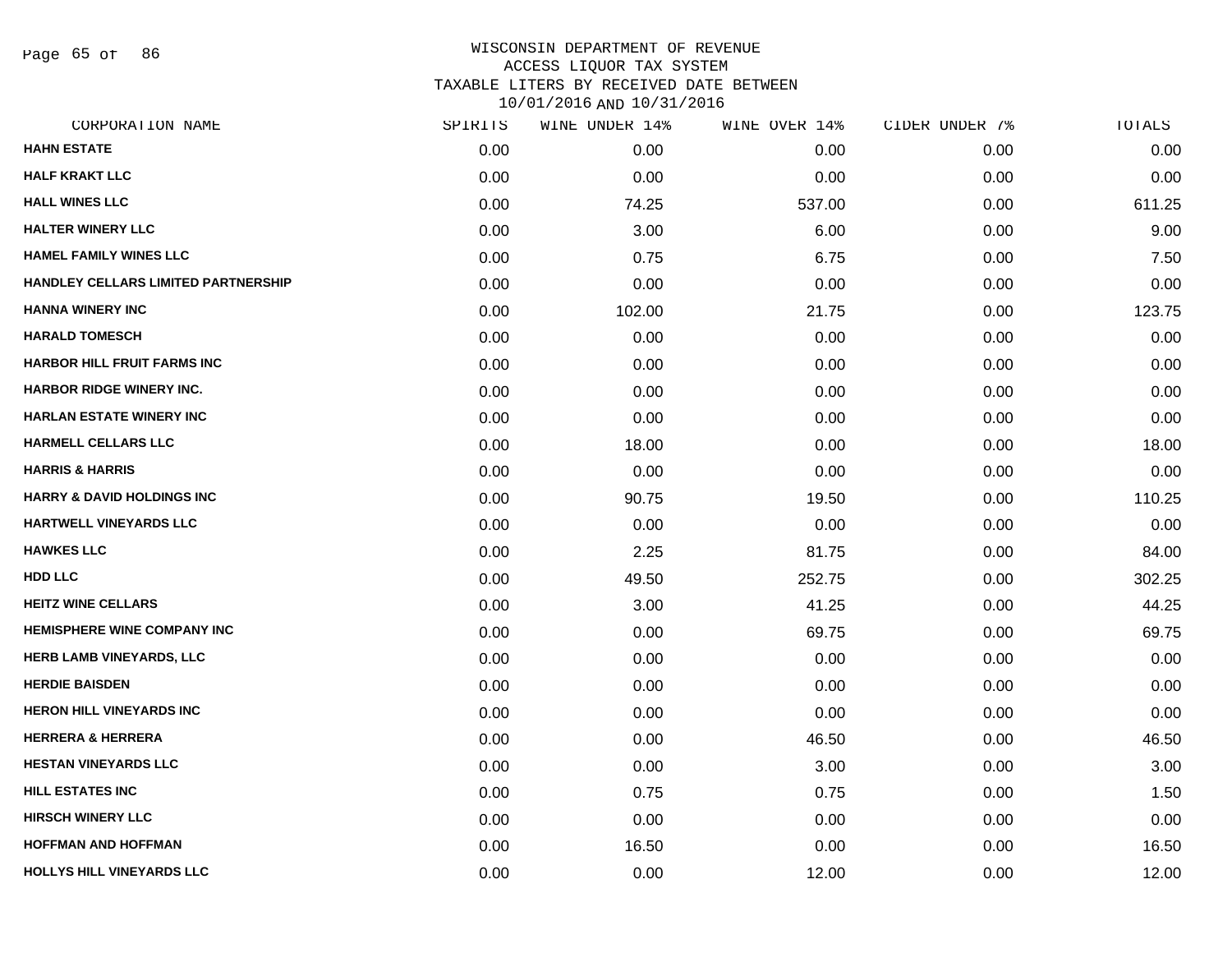WISCONSIN DEPARTMENT OF REVENUE
ACCESS LIQUOR TAX SYSTEM
TAXABLE LITERS BY RECEIVED DATE BETWEEN
10/01/2016 AND 10/31/2016

| CORPORATION NAME | SPIRITS | WINE UNDER 14% | WINE OVER 14% | CIDER UNDER 7% | TOTALS |
|---|---|---|---|---|---|
| HAHN ESTATE | 0.00 | 0.00 | 0.00 | 0.00 | 0.00 |
| HALF KRAKT LLC | 0.00 | 0.00 | 0.00 | 0.00 | 0.00 |
| HALL WINES LLC | 0.00 | 74.25 | 537.00 | 0.00 | 611.25 |
| HALTER WINERY LLC | 0.00 | 3.00 | 6.00 | 0.00 | 9.00 |
| HAMEL FAMILY WINES LLC | 0.00 | 0.75 | 6.75 | 0.00 | 7.50 |
| HANDLEY CELLARS LIMITED PARTNERSHIP | 0.00 | 0.00 | 0.00 | 0.00 | 0.00 |
| HANNA WINERY INC | 0.00 | 102.00 | 21.75 | 0.00 | 123.75 |
| HARALD TOMESCH | 0.00 | 0.00 | 0.00 | 0.00 | 0.00 |
| HARBOR HILL FRUIT FARMS INC | 0.00 | 0.00 | 0.00 | 0.00 | 0.00 |
| HARBOR RIDGE WINERY INC. | 0.00 | 0.00 | 0.00 | 0.00 | 0.00 |
| HARLAN ESTATE WINERY INC | 0.00 | 0.00 | 0.00 | 0.00 | 0.00 |
| HARMELL CELLARS LLC | 0.00 | 18.00 | 0.00 | 0.00 | 18.00 |
| HARRIS & HARRIS | 0.00 | 0.00 | 0.00 | 0.00 | 0.00 |
| HARRY & DAVID HOLDINGS INC | 0.00 | 90.75 | 19.50 | 0.00 | 110.25 |
| HARTWELL VINEYARDS LLC | 0.00 | 0.00 | 0.00 | 0.00 | 0.00 |
| HAWKES LLC | 0.00 | 2.25 | 81.75 | 0.00 | 84.00 |
| HDD LLC | 0.00 | 49.50 | 252.75 | 0.00 | 302.25 |
| HEITZ WINE CELLARS | 0.00 | 3.00 | 41.25 | 0.00 | 44.25 |
| HEMISPHERE WINE COMPANY INC | 0.00 | 0.00 | 69.75 | 0.00 | 69.75 |
| HERB LAMB VINEYARDS, LLC | 0.00 | 0.00 | 0.00 | 0.00 | 0.00 |
| HERDIE BAISDEN | 0.00 | 0.00 | 0.00 | 0.00 | 0.00 |
| HERON HILL VINEYARDS INC | 0.00 | 0.00 | 0.00 | 0.00 | 0.00 |
| HERRERA & HERRERA | 0.00 | 0.00 | 46.50 | 0.00 | 46.50 |
| HESTAN VINEYARDS LLC | 0.00 | 0.00 | 3.00 | 0.00 | 3.00 |
| HILL ESTATES INC | 0.00 | 0.75 | 0.75 | 0.00 | 1.50 |
| HIRSCH WINERY LLC | 0.00 | 0.00 | 0.00 | 0.00 | 0.00 |
| HOFFMAN AND HOFFMAN | 0.00 | 16.50 | 0.00 | 0.00 | 16.50 |
| HOLLYS HILL VINEYARDS LLC | 0.00 | 0.00 | 12.00 | 0.00 | 12.00 |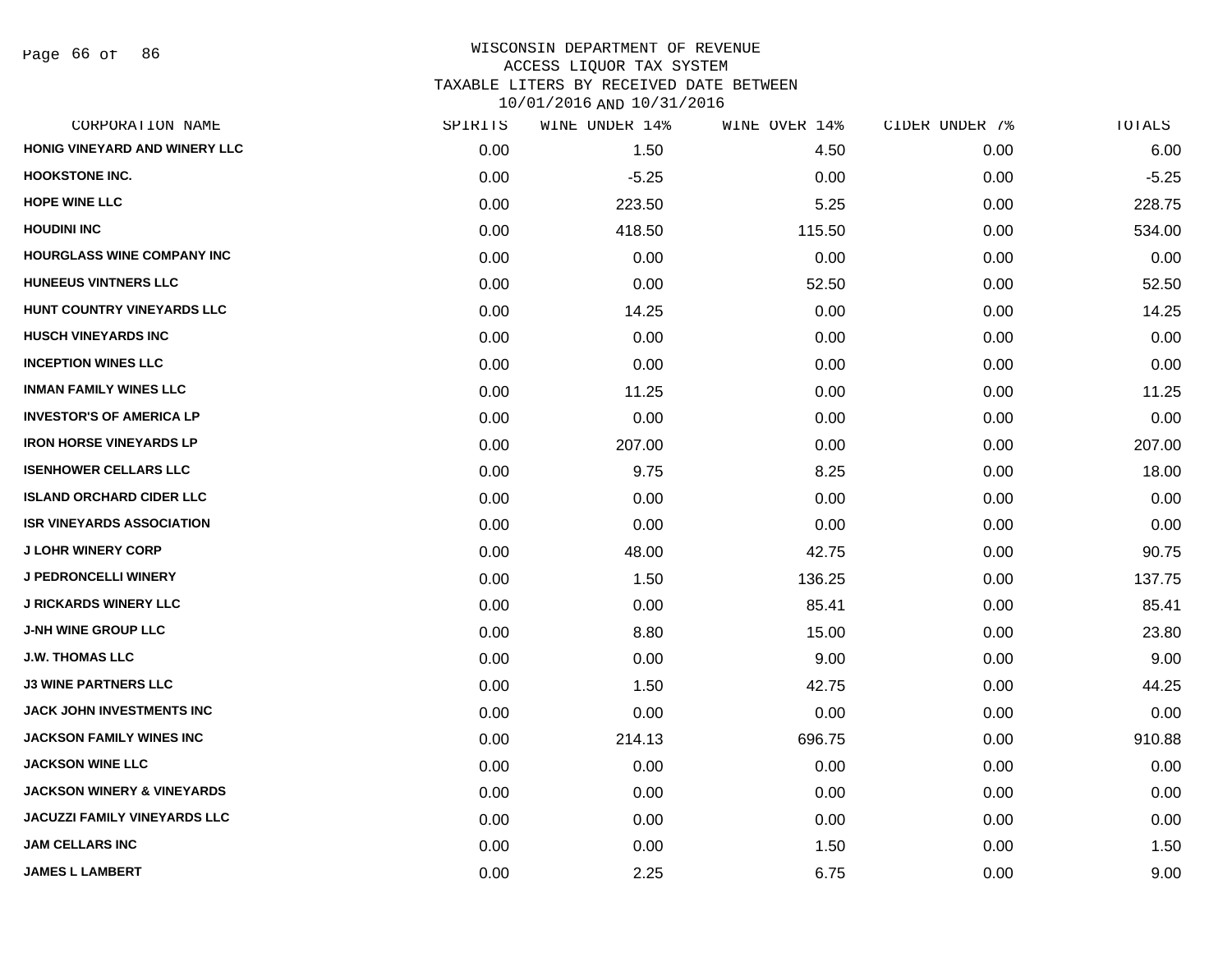# WISCONSIN DEPARTMENT OF REVENUE
## ACCESS LIQUOR TAX SYSTEM
## TAXABLE LITERS BY RECEIVED DATE BETWEEN 10/01/2016 AND 10/31/2016

| CORPORATION NAME | SPIRITS | WINE UNDER 14% | WINE OVER 14% | CIDER UNDER 7% | TOTALS |
|---|---|---|---|---|---|
| HONIG VINEYARD AND WINERY LLC | 0.00 | 1.50 | 4.50 | 0.00 | 6.00 |
| HOOKSTONE INC. | 0.00 | -5.25 | 0.00 | 0.00 | -5.25 |
| HOPE WINE LLC | 0.00 | 223.50 | 5.25 | 0.00 | 228.75 |
| HOUDINI INC | 0.00 | 418.50 | 115.50 | 0.00 | 534.00 |
| HOURGLASS WINE COMPANY INC | 0.00 | 0.00 | 0.00 | 0.00 | 0.00 |
| HUNEEUS VINTNERS LLC | 0.00 | 0.00 | 52.50 | 0.00 | 52.50 |
| HUNT COUNTRY VINEYARDS LLC | 0.00 | 14.25 | 0.00 | 0.00 | 14.25 |
| HUSCH VINEYARDS INC | 0.00 | 0.00 | 0.00 | 0.00 | 0.00 |
| INCEPTION WINES LLC | 0.00 | 0.00 | 0.00 | 0.00 | 0.00 |
| INMAN FAMILY WINES LLC | 0.00 | 11.25 | 0.00 | 0.00 | 11.25 |
| INVESTOR'S OF AMERICA LP | 0.00 | 0.00 | 0.00 | 0.00 | 0.00 |
| IRON HORSE VINEYARDS LP | 0.00 | 207.00 | 0.00 | 0.00 | 207.00 |
| ISENHOWER CELLARS LLC | 0.00 | 9.75 | 8.25 | 0.00 | 18.00 |
| ISLAND ORCHARD CIDER LLC | 0.00 | 0.00 | 0.00 | 0.00 | 0.00 |
| ISR VINEYARDS ASSOCIATION | 0.00 | 0.00 | 0.00 | 0.00 | 0.00 |
| J LOHR WINERY CORP | 0.00 | 48.00 | 42.75 | 0.00 | 90.75 |
| J PEDRONCELLI WINERY | 0.00 | 1.50 | 136.25 | 0.00 | 137.75 |
| J RICKARDS WINERY LLC | 0.00 | 0.00 | 85.41 | 0.00 | 85.41 |
| J-NH WINE GROUP LLC | 0.00 | 8.80 | 15.00 | 0.00 | 23.80 |
| J.W. THOMAS LLC | 0.00 | 0.00 | 9.00 | 0.00 | 9.00 |
| J3 WINE PARTNERS LLC | 0.00 | 1.50 | 42.75 | 0.00 | 44.25 |
| JACK JOHN INVESTMENTS INC | 0.00 | 0.00 | 0.00 | 0.00 | 0.00 |
| JACKSON FAMILY WINES INC | 0.00 | 214.13 | 696.75 | 0.00 | 910.88 |
| JACKSON WINE LLC | 0.00 | 0.00 | 0.00 | 0.00 | 0.00 |
| JACKSON WINERY & VINEYARDS | 0.00 | 0.00 | 0.00 | 0.00 | 0.00 |
| JACUZZI FAMILY VINEYARDS LLC | 0.00 | 0.00 | 0.00 | 0.00 | 0.00 |
| JAM CELLARS INC | 0.00 | 0.00 | 1.50 | 0.00 | 1.50 |
| JAMES L LAMBERT | 0.00 | 2.25 | 6.75 | 0.00 | 9.00 |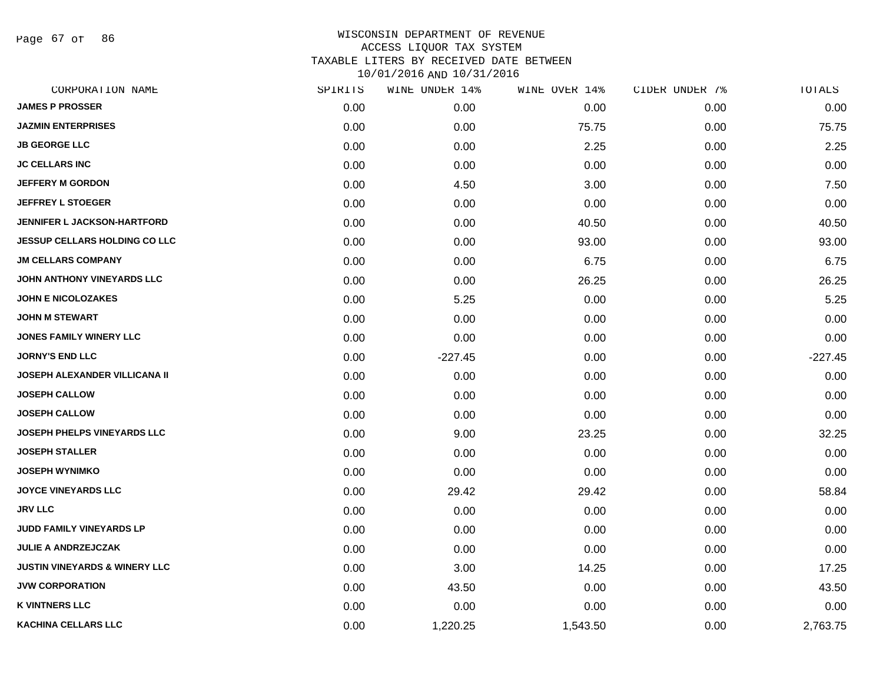WISCONSIN DEPARTMENT OF REVENUE
ACCESS LIQUOR TAX SYSTEM
TAXABLE LITERS BY RECEIVED DATE BETWEEN
10/01/2016 AND 10/31/2016

| CORPORATION NAME | SPIRITS | WINE UNDER 14% | WINE OVER 14% | CIDER UNDER 7% | TOTALS |
|---|---|---|---|---|---|
| JAMES P PROSSER | 0.00 | 0.00 | 0.00 | 0.00 | 0.00 |
| JAZMIN ENTERPRISES | 0.00 | 0.00 | 75.75 | 0.00 | 75.75 |
| JB GEORGE LLC | 0.00 | 0.00 | 2.25 | 0.00 | 2.25 |
| JC CELLARS INC | 0.00 | 0.00 | 0.00 | 0.00 | 0.00 |
| JEFFERY M GORDON | 0.00 | 4.50 | 3.00 | 0.00 | 7.50 |
| JEFFREY L STOEGER | 0.00 | 0.00 | 0.00 | 0.00 | 0.00 |
| JENNIFER L JACKSON-HARTFORD | 0.00 | 0.00 | 40.50 | 0.00 | 40.50 |
| JESSUP CELLARS HOLDING CO LLC | 0.00 | 0.00 | 93.00 | 0.00 | 93.00 |
| JM CELLARS COMPANY | 0.00 | 0.00 | 6.75 | 0.00 | 6.75 |
| JOHN ANTHONY VINEYARDS LLC | 0.00 | 0.00 | 26.25 | 0.00 | 26.25 |
| JOHN E NICOLOZAKES | 0.00 | 5.25 | 0.00 | 0.00 | 5.25 |
| JOHN M STEWART | 0.00 | 0.00 | 0.00 | 0.00 | 0.00 |
| JONES FAMILY WINERY LLC | 0.00 | 0.00 | 0.00 | 0.00 | 0.00 |
| JORNY'S END LLC | 0.00 | -227.45 | 0.00 | 0.00 | -227.45 |
| JOSEPH ALEXANDER VILLICANA II | 0.00 | 0.00 | 0.00 | 0.00 | 0.00 |
| JOSEPH CALLOW | 0.00 | 0.00 | 0.00 | 0.00 | 0.00 |
| JOSEPH CALLOW | 0.00 | 0.00 | 0.00 | 0.00 | 0.00 |
| JOSEPH PHELPS VINEYARDS LLC | 0.00 | 9.00 | 23.25 | 0.00 | 32.25 |
| JOSEPH STALLER | 0.00 | 0.00 | 0.00 | 0.00 | 0.00 |
| JOSEPH WYNIMKO | 0.00 | 0.00 | 0.00 | 0.00 | 0.00 |
| JOYCE VINEYARDS LLC | 0.00 | 29.42 | 29.42 | 0.00 | 58.84 |
| JRV LLC | 0.00 | 0.00 | 0.00 | 0.00 | 0.00 |
| JUDD FAMILY VINEYARDS LP | 0.00 | 0.00 | 0.00 | 0.00 | 0.00 |
| JULIE A ANDRZEJCZAK | 0.00 | 0.00 | 0.00 | 0.00 | 0.00 |
| JUSTIN VINEYARDS & WINERY LLC | 0.00 | 3.00 | 14.25 | 0.00 | 17.25 |
| JVW CORPORATION | 0.00 | 43.50 | 0.00 | 0.00 | 43.50 |
| K VINTNERS LLC | 0.00 | 0.00 | 0.00 | 0.00 | 0.00 |
| KACHINA CELLARS LLC | 0.00 | 1,220.25 | 1,543.50 | 0.00 | 2,763.75 |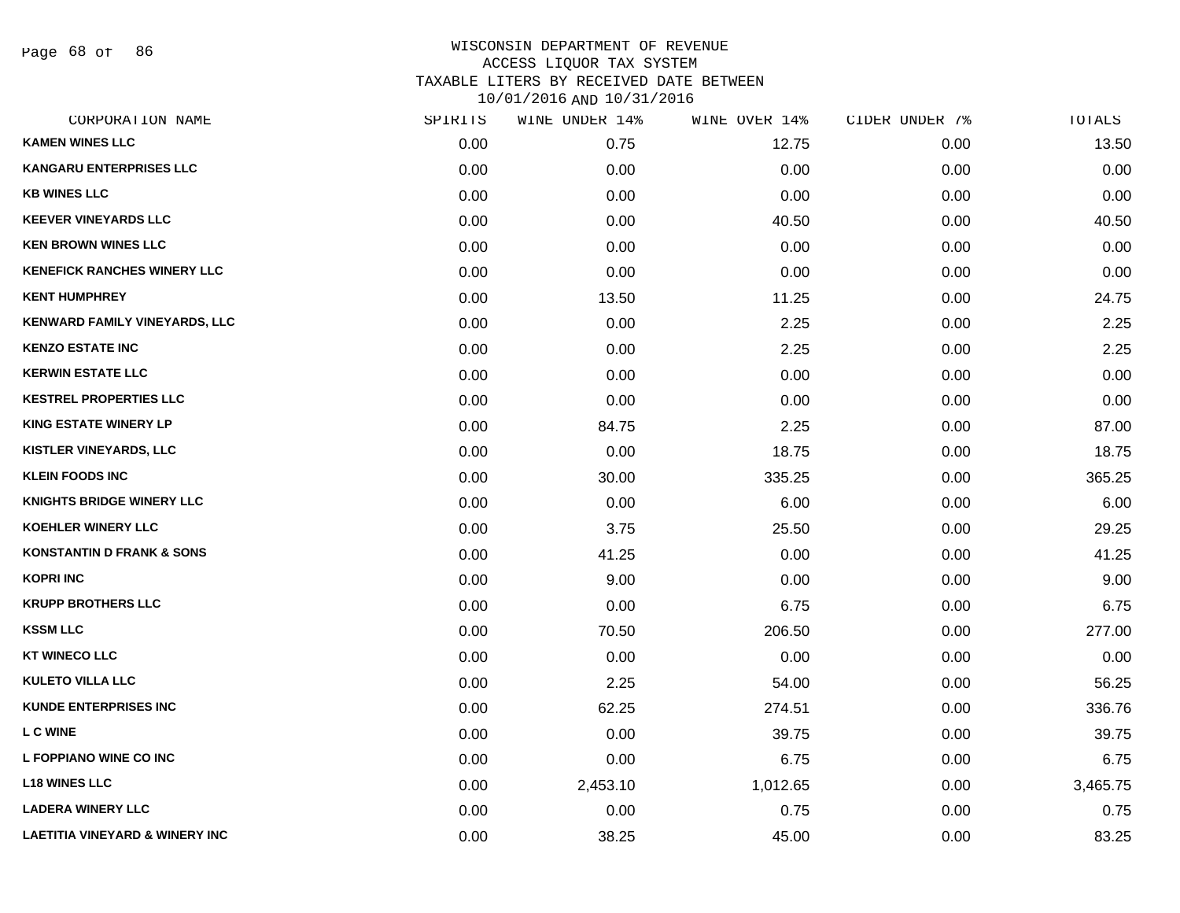WISCONSIN DEPARTMENT OF REVENUE
ACCESS LIQUOR TAX SYSTEM
TAXABLE LITERS BY RECEIVED DATE BETWEEN
10/01/2016 AND 10/31/2016

| CORPORATION NAME | SPIRITS | WINE UNDER 14% | WINE OVER 14% | CIDER UNDER 7% | TOTALS |
|---|---|---|---|---|---|
| KAMEN WINES LLC | 0.00 | 0.75 | 12.75 | 0.00 | 13.50 |
| KANGARU ENTERPRISES LLC | 0.00 | 0.00 | 0.00 | 0.00 | 0.00 |
| KB WINES LLC | 0.00 | 0.00 | 0.00 | 0.00 | 0.00 |
| KEEVER VINEYARDS LLC | 0.00 | 0.00 | 40.50 | 0.00 | 40.50 |
| KEN BROWN WINES LLC | 0.00 | 0.00 | 0.00 | 0.00 | 0.00 |
| KENEFICK RANCHES WINERY LLC | 0.00 | 0.00 | 0.00 | 0.00 | 0.00 |
| KENT HUMPHREY | 0.00 | 13.50 | 11.25 | 0.00 | 24.75 |
| KENWARD FAMILY VINEYARDS, LLC | 0.00 | 0.00 | 2.25 | 0.00 | 2.25 |
| KENZO ESTATE INC | 0.00 | 0.00 | 2.25 | 0.00 | 2.25 |
| KERWIN ESTATE LLC | 0.00 | 0.00 | 0.00 | 0.00 | 0.00 |
| KESTREL PROPERTIES LLC | 0.00 | 0.00 | 0.00 | 0.00 | 0.00 |
| KING ESTATE WINERY LP | 0.00 | 84.75 | 2.25 | 0.00 | 87.00 |
| KISTLER VINEYARDS, LLC | 0.00 | 0.00 | 18.75 | 0.00 | 18.75 |
| KLEIN FOODS INC | 0.00 | 30.00 | 335.25 | 0.00 | 365.25 |
| KNIGHTS BRIDGE WINERY LLC | 0.00 | 0.00 | 6.00 | 0.00 | 6.00 |
| KOEHLER WINERY LLC | 0.00 | 3.75 | 25.50 | 0.00 | 29.25 |
| KONSTANTIN D FRANK & SONS | 0.00 | 41.25 | 0.00 | 0.00 | 41.25 |
| KOPRI INC | 0.00 | 9.00 | 0.00 | 0.00 | 9.00 |
| KRUPP BROTHERS LLC | 0.00 | 0.00 | 6.75 | 0.00 | 6.75 |
| KSSM LLC | 0.00 | 70.50 | 206.50 | 0.00 | 277.00 |
| KT WINECO LLC | 0.00 | 0.00 | 0.00 | 0.00 | 0.00 |
| KULETO VILLA LLC | 0.00 | 2.25 | 54.00 | 0.00 | 56.25 |
| KUNDE ENTERPRISES INC | 0.00 | 62.25 | 274.51 | 0.00 | 336.76 |
| L C WINE | 0.00 | 0.00 | 39.75 | 0.00 | 39.75 |
| L FOPPIANO WINE CO INC | 0.00 | 0.00 | 6.75 | 0.00 | 6.75 |
| L18 WINES LLC | 0.00 | 2,453.10 | 1,012.65 | 0.00 | 3,465.75 |
| LADERA WINERY LLC | 0.00 | 0.00 | 0.75 | 0.00 | 0.75 |
| LAETITIA VINEYARD & WINERY INC | 0.00 | 38.25 | 45.00 | 0.00 | 83.25 |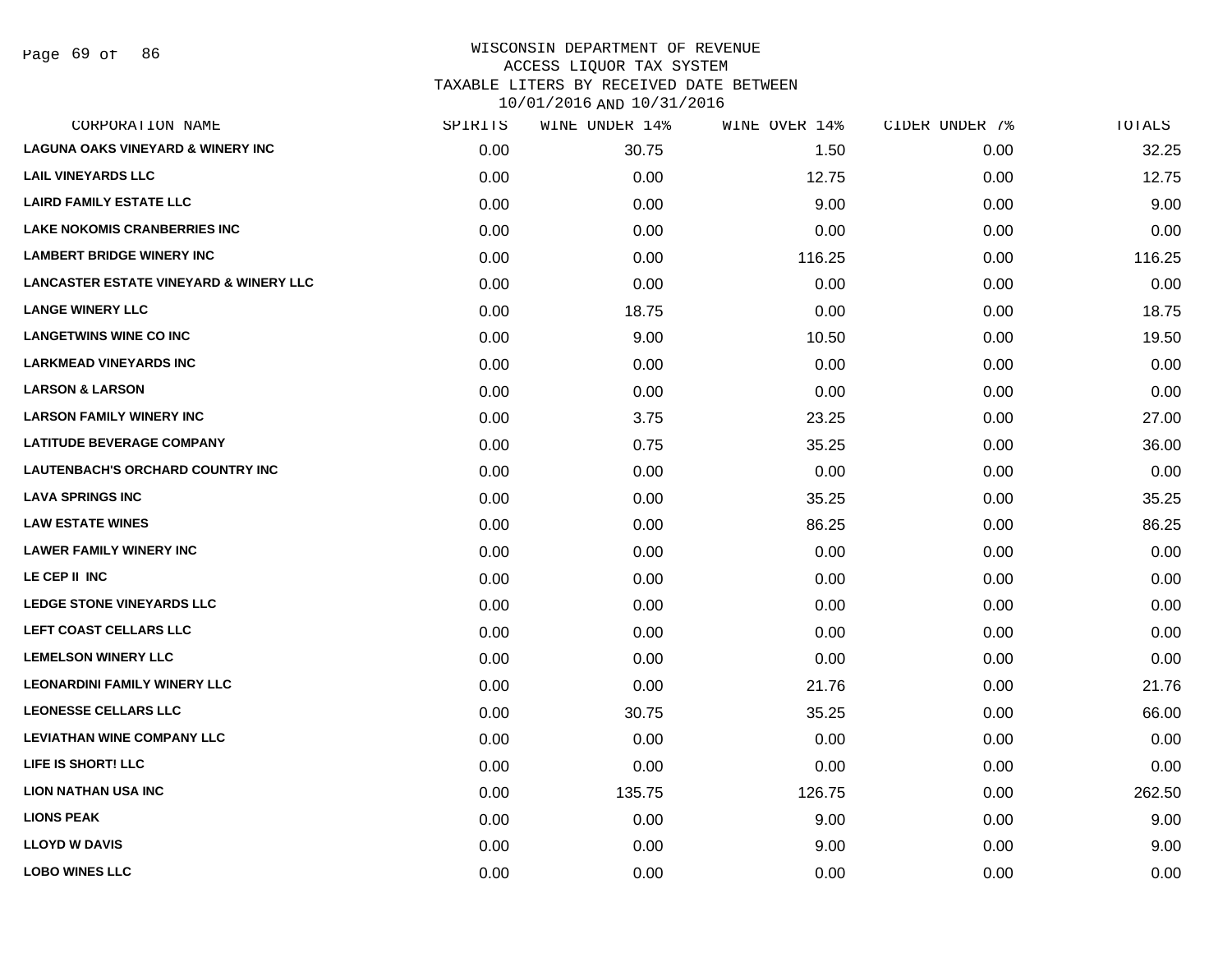# WISCONSIN DEPARTMENT OF REVENUE
## ACCESS LIQUOR TAX SYSTEM
## TAXABLE LITERS BY RECEIVED DATE BETWEEN 10/01/2016 AND 10/31/2016

| CORPORATION NAME | SPIRITS | WINE UNDER 14% | WINE OVER 14% | CIDER UNDER 7% | TOTALS |
|---|---|---|---|---|---|
| LAGUNA OAKS VINEYARD & WINERY INC | 0.00 | 30.75 | 1.50 | 0.00 | 32.25 |
| LAIL VINEYARDS LLC | 0.00 | 0.00 | 12.75 | 0.00 | 12.75 |
| LAIRD FAMILY ESTATE LLC | 0.00 | 0.00 | 9.00 | 0.00 | 9.00 |
| LAKE NOKOMIS CRANBERRIES INC | 0.00 | 0.00 | 0.00 | 0.00 | 0.00 |
| LAMBERT BRIDGE WINERY INC | 0.00 | 0.00 | 116.25 | 0.00 | 116.25 |
| LANCASTER ESTATE VINEYARD & WINERY LLC | 0.00 | 0.00 | 0.00 | 0.00 | 0.00 |
| LANGE WINERY LLC | 0.00 | 18.75 | 0.00 | 0.00 | 18.75 |
| LANGETWINS WINE CO INC | 0.00 | 9.00 | 10.50 | 0.00 | 19.50 |
| LARKMEAD VINEYARDS INC | 0.00 | 0.00 | 0.00 | 0.00 | 0.00 |
| LARSON & LARSON | 0.00 | 0.00 | 0.00 | 0.00 | 0.00 |
| LARSON FAMILY WINERY INC | 0.00 | 3.75 | 23.25 | 0.00 | 27.00 |
| LATITUDE BEVERAGE COMPANY | 0.00 | 0.75 | 35.25 | 0.00 | 36.00 |
| LAUTENBACH'S ORCHARD COUNTRY INC | 0.00 | 0.00 | 0.00 | 0.00 | 0.00 |
| LAVA SPRINGS INC | 0.00 | 0.00 | 35.25 | 0.00 | 35.25 |
| LAW ESTATE WINES | 0.00 | 0.00 | 86.25 | 0.00 | 86.25 |
| LAWER FAMILY WINERY INC | 0.00 | 0.00 | 0.00 | 0.00 | 0.00 |
| LE CEP II INC | 0.00 | 0.00 | 0.00 | 0.00 | 0.00 |
| LEDGE STONE VINEYARDS LLC | 0.00 | 0.00 | 0.00 | 0.00 | 0.00 |
| LEFT COAST CELLARS LLC | 0.00 | 0.00 | 0.00 | 0.00 | 0.00 |
| LEMELSON WINERY LLC | 0.00 | 0.00 | 0.00 | 0.00 | 0.00 |
| LEONARDINI FAMILY WINERY LLC | 0.00 | 0.00 | 21.76 | 0.00 | 21.76 |
| LEONESSE CELLARS LLC | 0.00 | 30.75 | 35.25 | 0.00 | 66.00 |
| LEVIATHAN WINE COMPANY LLC | 0.00 | 0.00 | 0.00 | 0.00 | 0.00 |
| LIFE IS SHORT! LLC | 0.00 | 0.00 | 0.00 | 0.00 | 0.00 |
| LION NATHAN USA INC | 0.00 | 135.75 | 126.75 | 0.00 | 262.50 |
| LIONS PEAK | 0.00 | 0.00 | 9.00 | 0.00 | 9.00 |
| LLOYD W DAVIS | 0.00 | 0.00 | 9.00 | 0.00 | 9.00 |
| LOBO WINES LLC | 0.00 | 0.00 | 0.00 | 0.00 | 0.00 |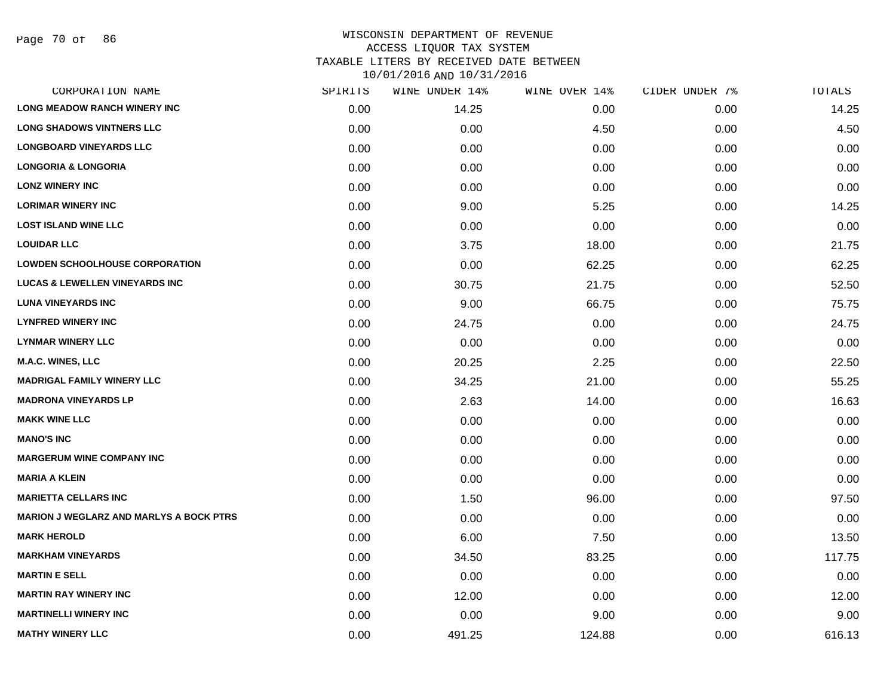# WISCONSIN DEPARTMENT OF REVENUE
## ACCESS LIQUOR TAX SYSTEM
## TAXABLE LITERS BY RECEIVED DATE BETWEEN 10/01/2016 AND 10/31/2016

| CORPORATION NAME | SPIRITS | WINE UNDER 14% | WINE OVER 14% | CIDER UNDER 7% | TOTALS |
|---|---|---|---|---|---|
| LONG MEADOW RANCH WINERY INC | 0.00 | 14.25 | 0.00 | 0.00 | 14.25 |
| LONG SHADOWS VINTNERS LLC | 0.00 | 0.00 | 4.50 | 0.00 | 4.50 |
| LONGBOARD VINEYARDS LLC | 0.00 | 0.00 | 0.00 | 0.00 | 0.00 |
| LONGORIA & LONGORIA | 0.00 | 0.00 | 0.00 | 0.00 | 0.00 |
| LONZ WINERY INC | 0.00 | 0.00 | 0.00 | 0.00 | 0.00 |
| LORIMAR WINERY INC | 0.00 | 9.00 | 5.25 | 0.00 | 14.25 |
| LOST ISLAND WINE LLC | 0.00 | 0.00 | 0.00 | 0.00 | 0.00 |
| LOUIDAR LLC | 0.00 | 3.75 | 18.00 | 0.00 | 21.75 |
| LOWDEN SCHOOLHOUSE CORPORATION | 0.00 | 0.00 | 62.25 | 0.00 | 62.25 |
| LUCAS & LEWELLEN VINEYARDS INC | 0.00 | 30.75 | 21.75 | 0.00 | 52.50 |
| LUNA VINEYARDS INC | 0.00 | 9.00 | 66.75 | 0.00 | 75.75 |
| LYNFRED WINERY INC | 0.00 | 24.75 | 0.00 | 0.00 | 24.75 |
| LYNMAR WINERY LLC | 0.00 | 0.00 | 0.00 | 0.00 | 0.00 |
| M.A.C. WINES, LLC | 0.00 | 20.25 | 2.25 | 0.00 | 22.50 |
| MADRIGAL FAMILY WINERY LLC | 0.00 | 34.25 | 21.00 | 0.00 | 55.25 |
| MADRONA VINEYARDS LP | 0.00 | 2.63 | 14.00 | 0.00 | 16.63 |
| MAKK WINE LLC | 0.00 | 0.00 | 0.00 | 0.00 | 0.00 |
| MANO'S INC | 0.00 | 0.00 | 0.00 | 0.00 | 0.00 |
| MARGERUM WINE COMPANY INC | 0.00 | 0.00 | 0.00 | 0.00 | 0.00 |
| MARIA A KLEIN | 0.00 | 0.00 | 0.00 | 0.00 | 0.00 |
| MARIETTA CELLARS INC | 0.00 | 1.50 | 96.00 | 0.00 | 97.50 |
| MARION J WEGLARZ AND MARLYS A BOCK PTRS | 0.00 | 0.00 | 0.00 | 0.00 | 0.00 |
| MARK HEROLD | 0.00 | 6.00 | 7.50 | 0.00 | 13.50 |
| MARKHAM VINEYARDS | 0.00 | 34.50 | 83.25 | 0.00 | 117.75 |
| MARTIN E SELL | 0.00 | 0.00 | 0.00 | 0.00 | 0.00 |
| MARTIN RAY WINERY INC | 0.00 | 12.00 | 0.00 | 0.00 | 12.00 |
| MARTINELLI WINERY INC | 0.00 | 0.00 | 9.00 | 0.00 | 9.00 |
| MATHY WINERY LLC | 0.00 | 491.25 | 124.88 | 0.00 | 616.13 |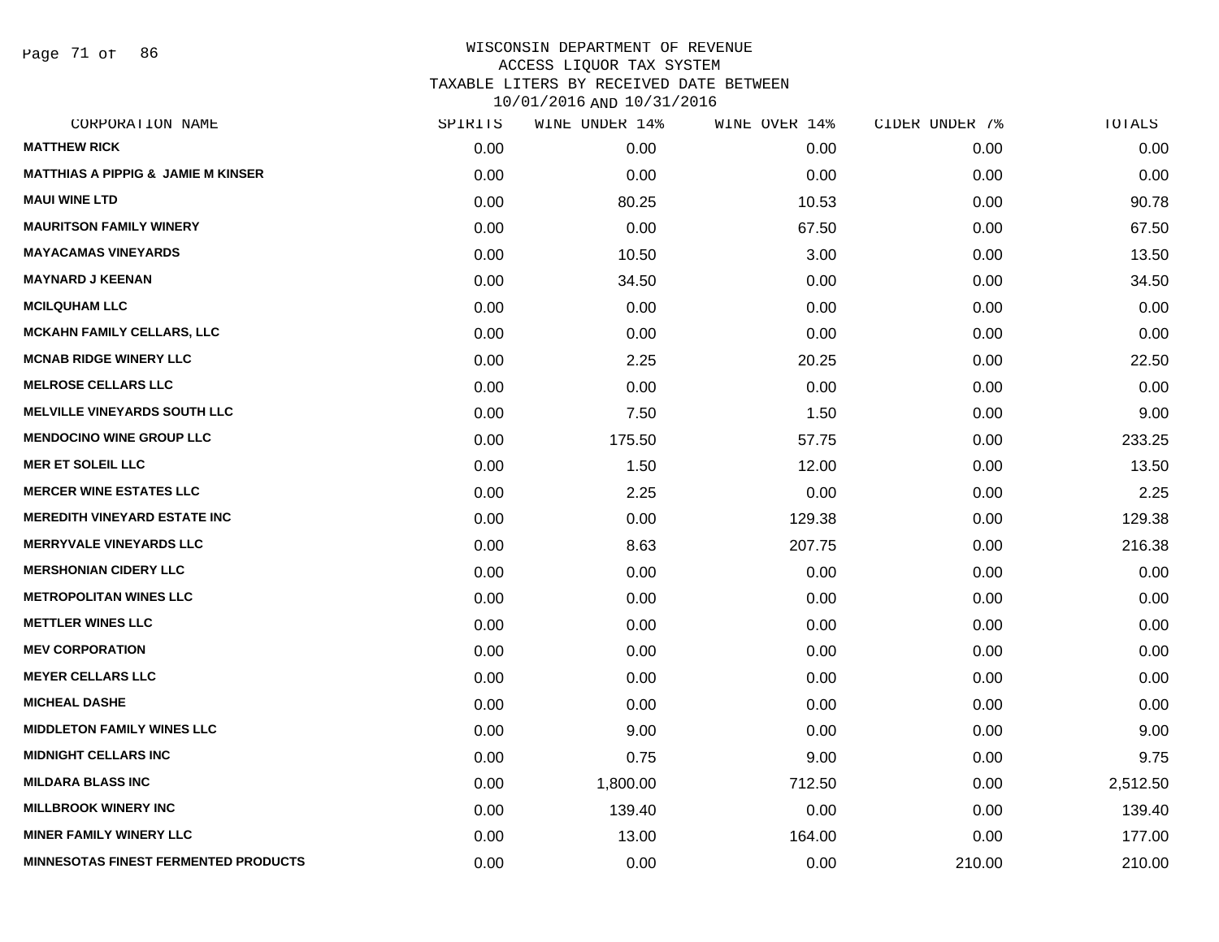# WISCONSIN DEPARTMENT OF REVENUE
## ACCESS LIQUOR TAX SYSTEM
## TAXABLE LITERS BY RECEIVED DATE BETWEEN 10/01/2016 AND 10/31/2016

| CORPORATION NAME | SPIRITS | WINE UNDER 14% | WINE OVER 14% | CIDER UNDER 7% | TOTALS |
|---|---|---|---|---|---|
| MATTHEW RICK | 0.00 | 0.00 | 0.00 | 0.00 | 0.00 |
| MATTHIAS A PIPPIG & JAMIE M KINSER | 0.00 | 0.00 | 0.00 | 0.00 | 0.00 |
| MAUI WINE LTD | 0.00 | 80.25 | 10.53 | 0.00 | 90.78 |
| MAURITSON FAMILY WINERY | 0.00 | 0.00 | 67.50 | 0.00 | 67.50 |
| MAYACAMAS VINEYARDS | 0.00 | 10.50 | 3.00 | 0.00 | 13.50 |
| MAYNARD J KEENAN | 0.00 | 34.50 | 0.00 | 0.00 | 34.50 |
| MCILQUHAM LLC | 0.00 | 0.00 | 0.00 | 0.00 | 0.00 |
| MCKAHN FAMILY CELLARS, LLC | 0.00 | 0.00 | 0.00 | 0.00 | 0.00 |
| MCNAB RIDGE WINERY LLC | 0.00 | 2.25 | 20.25 | 0.00 | 22.50 |
| MELROSE CELLARS LLC | 0.00 | 0.00 | 0.00 | 0.00 | 0.00 |
| MELVILLE VINEYARDS SOUTH LLC | 0.00 | 7.50 | 1.50 | 0.00 | 9.00 |
| MENDOCINO WINE GROUP LLC | 0.00 | 175.50 | 57.75 | 0.00 | 233.25 |
| MER ET SOLEIL LLC | 0.00 | 1.50 | 12.00 | 0.00 | 13.50 |
| MERCER WINE ESTATES LLC | 0.00 | 2.25 | 0.00 | 0.00 | 2.25 |
| MEREDITH VINEYARD ESTATE INC | 0.00 | 0.00 | 129.38 | 0.00 | 129.38 |
| MERRYVALE VINEYARDS LLC | 0.00 | 8.63 | 207.75 | 0.00 | 216.38 |
| MERSHONIAN CIDERY LLC | 0.00 | 0.00 | 0.00 | 0.00 | 0.00 |
| METROPOLITAN WINES LLC | 0.00 | 0.00 | 0.00 | 0.00 | 0.00 |
| METTLER WINES LLC | 0.00 | 0.00 | 0.00 | 0.00 | 0.00 |
| MEV CORPORATION | 0.00 | 0.00 | 0.00 | 0.00 | 0.00 |
| MEYER CELLARS LLC | 0.00 | 0.00 | 0.00 | 0.00 | 0.00 |
| MICHEAL DASHE | 0.00 | 0.00 | 0.00 | 0.00 | 0.00 |
| MIDDLETON FAMILY WINES LLC | 0.00 | 9.00 | 0.00 | 0.00 | 9.00 |
| MIDNIGHT CELLARS INC | 0.00 | 0.75 | 9.00 | 0.00 | 9.75 |
| MILDARA BLASS INC | 0.00 | 1,800.00 | 712.50 | 0.00 | 2,512.50 |
| MILLBROOK WINERY INC | 0.00 | 139.40 | 0.00 | 0.00 | 139.40 |
| MINER FAMILY WINERY LLC | 0.00 | 13.00 | 164.00 | 0.00 | 177.00 |
| MINNESOTAS FINEST FERMENTED PRODUCTS | 0.00 | 0.00 | 0.00 | 210.00 | 210.00 |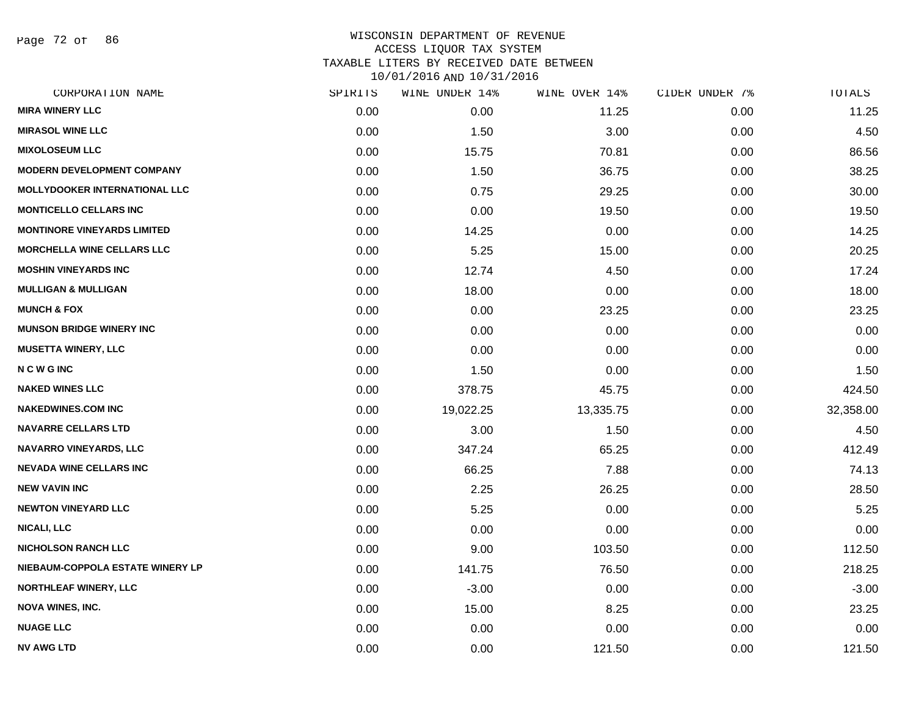WISCONSIN DEPARTMENT OF REVENUE
ACCESS LIQUOR TAX SYSTEM
TAXABLE LITERS BY RECEIVED DATE BETWEEN
10/01/2016 AND 10/31/2016

| CORPORATION NAME | SPIRITS | WINE UNDER 14% | WINE OVER 14% | CIDER UNDER 7% | TOTALS |
|---|---|---|---|---|---|
| MIRA WINERY LLC | 0.00 | 0.00 | 11.25 | 0.00 | 11.25 |
| MIRASOL WINE LLC | 0.00 | 1.50 | 3.00 | 0.00 | 4.50 |
| MIXOLOSEUM LLC | 0.00 | 15.75 | 70.81 | 0.00 | 86.56 |
| MODERN DEVELOPMENT COMPANY | 0.00 | 1.50 | 36.75 | 0.00 | 38.25 |
| MOLLYDOOKER INTERNATIONAL LLC | 0.00 | 0.75 | 29.25 | 0.00 | 30.00 |
| MONTICELLO CELLARS INC | 0.00 | 0.00 | 19.50 | 0.00 | 19.50 |
| MONTINORE VINEYARDS LIMITED | 0.00 | 14.25 | 0.00 | 0.00 | 14.25 |
| MORCHELLA WINE CELLARS LLC | 0.00 | 5.25 | 15.00 | 0.00 | 20.25 |
| MOSHIN VINEYARDS INC | 0.00 | 12.74 | 4.50 | 0.00 | 17.24 |
| MULLIGAN & MULLIGAN | 0.00 | 18.00 | 0.00 | 0.00 | 18.00 |
| MUNCH & FOX | 0.00 | 0.00 | 23.25 | 0.00 | 23.25 |
| MUNSON BRIDGE WINERY INC | 0.00 | 0.00 | 0.00 | 0.00 | 0.00 |
| MUSETTA WINERY, LLC | 0.00 | 0.00 | 0.00 | 0.00 | 0.00 |
| N C W G INC | 0.00 | 1.50 | 0.00 | 0.00 | 1.50 |
| NAKED WINES LLC | 0.00 | 378.75 | 45.75 | 0.00 | 424.50 |
| NAKEDWINES.COM INC | 0.00 | 19,022.25 | 13,335.75 | 0.00 | 32,358.00 |
| NAVARRE CELLARS LTD | 0.00 | 3.00 | 1.50 | 0.00 | 4.50 |
| NAVARRO VINEYARDS, LLC | 0.00 | 347.24 | 65.25 | 0.00 | 412.49 |
| NEVADA WINE CELLARS INC | 0.00 | 66.25 | 7.88 | 0.00 | 74.13 |
| NEW VAVIN INC | 0.00 | 2.25 | 26.25 | 0.00 | 28.50 |
| NEWTON VINEYARD LLC | 0.00 | 5.25 | 0.00 | 0.00 | 5.25 |
| NICALI, LLC | 0.00 | 0.00 | 0.00 | 0.00 | 0.00 |
| NICHOLSON RANCH LLC | 0.00 | 9.00 | 103.50 | 0.00 | 112.50 |
| NIEBAUM-COPPOLA ESTATE WINERY LP | 0.00 | 141.75 | 76.50 | 0.00 | 218.25 |
| NORTHLEAF WINERY, LLC | 0.00 | -3.00 | 0.00 | 0.00 | -3.00 |
| NOVA WINES, INC. | 0.00 | 15.00 | 8.25 | 0.00 | 23.25 |
| NUAGE LLC | 0.00 | 0.00 | 0.00 | 0.00 | 0.00 |
| NV AWG LTD | 0.00 | 0.00 | 121.50 | 0.00 | 121.50 |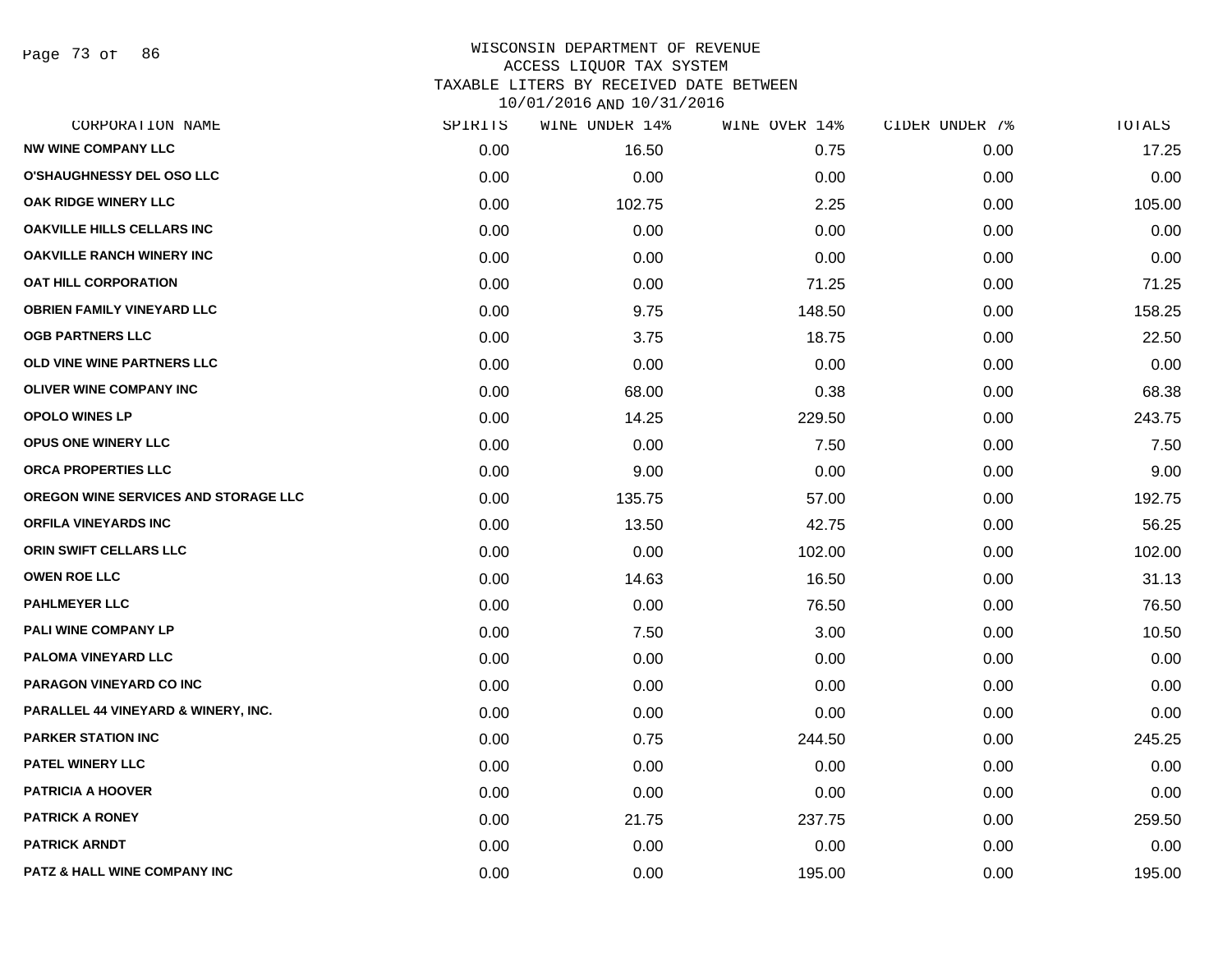WISCONSIN DEPARTMENT OF REVENUE
ACCESS LIQUOR TAX SYSTEM
TAXABLE LITERS BY RECEIVED DATE BETWEEN
10/01/2016 AND 10/31/2016

| CORPORATION NAME | SPIRITS | WINE UNDER 14% | WINE OVER 14% | CIDER UNDER 7% | TOTALS |
|---|---|---|---|---|---|
| NW WINE COMPANY LLC | 0.00 | 16.50 | 0.75 | 0.00 | 17.25 |
| O'SHAUGHNESSY DEL OSO LLC | 0.00 | 0.00 | 0.00 | 0.00 | 0.00 |
| OAK RIDGE WINERY LLC | 0.00 | 102.75 | 2.25 | 0.00 | 105.00 |
| OAKVILLE HILLS CELLARS INC | 0.00 | 0.00 | 0.00 | 0.00 | 0.00 |
| OAKVILLE RANCH WINERY INC | 0.00 | 0.00 | 0.00 | 0.00 | 0.00 |
| OAT HILL CORPORATION | 0.00 | 0.00 | 71.25 | 0.00 | 71.25 |
| OBRIEN FAMILY VINEYARD LLC | 0.00 | 9.75 | 148.50 | 0.00 | 158.25 |
| OGB PARTNERS LLC | 0.00 | 3.75 | 18.75 | 0.00 | 22.50 |
| OLD VINE WINE PARTNERS LLC | 0.00 | 0.00 | 0.00 | 0.00 | 0.00 |
| OLIVER WINE COMPANY INC | 0.00 | 68.00 | 0.38 | 0.00 | 68.38 |
| OPOLO WINES LP | 0.00 | 14.25 | 229.50 | 0.00 | 243.75 |
| OPUS ONE WINERY LLC | 0.00 | 0.00 | 7.50 | 0.00 | 7.50 |
| ORCA PROPERTIES LLC | 0.00 | 9.00 | 0.00 | 0.00 | 9.00 |
| OREGON WINE SERVICES AND STORAGE LLC | 0.00 | 135.75 | 57.00 | 0.00 | 192.75 |
| ORFILA VINEYARDS INC | 0.00 | 13.50 | 42.75 | 0.00 | 56.25 |
| ORIN SWIFT CELLARS LLC | 0.00 | 0.00 | 102.00 | 0.00 | 102.00 |
| OWEN ROE LLC | 0.00 | 14.63 | 16.50 | 0.00 | 31.13 |
| PAHLMEYER LLC | 0.00 | 0.00 | 76.50 | 0.00 | 76.50 |
| PALI WINE COMPANY LP | 0.00 | 7.50 | 3.00 | 0.00 | 10.50 |
| PALOMA VINEYARD LLC | 0.00 | 0.00 | 0.00 | 0.00 | 0.00 |
| PARAGON VINEYARD CO INC | 0.00 | 0.00 | 0.00 | 0.00 | 0.00 |
| PARALLEL 44 VINEYARD & WINERY, INC. | 0.00 | 0.00 | 0.00 | 0.00 | 0.00 |
| PARKER STATION INC | 0.00 | 0.75 | 244.50 | 0.00 | 245.25 |
| PATEL WINERY LLC | 0.00 | 0.00 | 0.00 | 0.00 | 0.00 |
| PATRICIA A HOOVER | 0.00 | 0.00 | 0.00 | 0.00 | 0.00 |
| PATRICK A RONEY | 0.00 | 21.75 | 237.75 | 0.00 | 259.50 |
| PATRICK ARNDT | 0.00 | 0.00 | 0.00 | 0.00 | 0.00 |
| PATZ & HALL WINE COMPANY INC | 0.00 | 0.00 | 195.00 | 0.00 | 195.00 |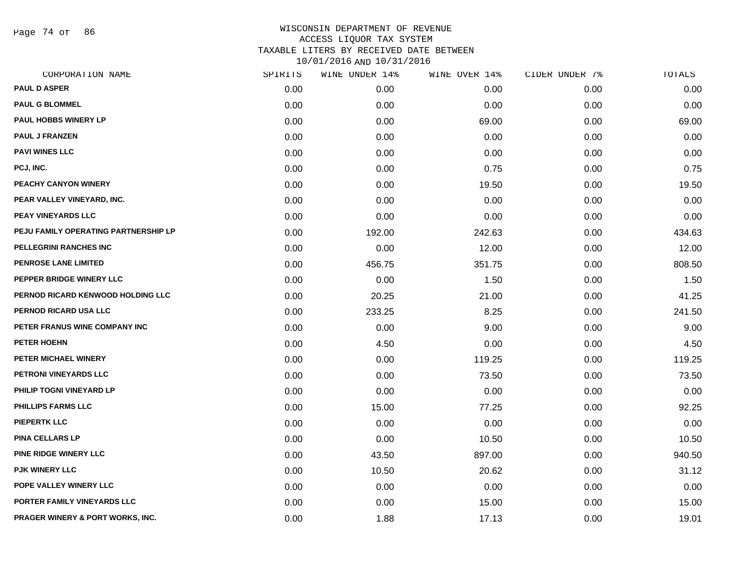# WISCONSIN DEPARTMENT OF REVENUE
## ACCESS LIQUOR TAX SYSTEM
## TAXABLE LITERS BY RECEIVED DATE BETWEEN 10/01/2016 AND 10/31/2016

| CORPORATION NAME | SPIRITS | WINE UNDER 14% | WINE OVER 14% | CIDER UNDER 7% | TOTALS |
|---|---|---|---|---|---|
| PAUL D ASPER | 0.00 | 0.00 | 0.00 | 0.00 | 0.00 |
| PAUL G BLOMMEL | 0.00 | 0.00 | 0.00 | 0.00 | 0.00 |
| PAUL HOBBS WINERY LP | 0.00 | 0.00 | 69.00 | 0.00 | 69.00 |
| PAUL J FRANZEN | 0.00 | 0.00 | 0.00 | 0.00 | 0.00 |
| PAVI WINES LLC | 0.00 | 0.00 | 0.00 | 0.00 | 0.00 |
| PCJ, INC. | 0.00 | 0.00 | 0.75 | 0.00 | 0.75 |
| PEACHY CANYON WINERY | 0.00 | 0.00 | 19.50 | 0.00 | 19.50 |
| PEAR VALLEY VINEYARD, INC. | 0.00 | 0.00 | 0.00 | 0.00 | 0.00 |
| PEAY VINEYARDS LLC | 0.00 | 0.00 | 0.00 | 0.00 | 0.00 |
| PEJU FAMILY OPERATING PARTNERSHIP LP | 0.00 | 192.00 | 242.63 | 0.00 | 434.63 |
| PELLEGRINI RANCHES INC | 0.00 | 0.00 | 12.00 | 0.00 | 12.00 |
| PENROSE LANE LIMITED | 0.00 | 456.75 | 351.75 | 0.00 | 808.50 |
| PEPPER BRIDGE WINERY LLC | 0.00 | 0.00 | 1.50 | 0.00 | 1.50 |
| PERNOD RICARD KENWOOD HOLDING LLC | 0.00 | 20.25 | 21.00 | 0.00 | 41.25 |
| PERNOD RICARD USA LLC | 0.00 | 233.25 | 8.25 | 0.00 | 241.50 |
| PETER FRANUS WINE COMPANY INC | 0.00 | 0.00 | 9.00 | 0.00 | 9.00 |
| PETER HOEHN | 0.00 | 4.50 | 0.00 | 0.00 | 4.50 |
| PETER MICHAEL WINERY | 0.00 | 0.00 | 119.25 | 0.00 | 119.25 |
| PETRONI VINEYARDS LLC | 0.00 | 0.00 | 73.50 | 0.00 | 73.50 |
| PHILIP TOGNI VINEYARD LP | 0.00 | 0.00 | 0.00 | 0.00 | 0.00 |
| PHILLIPS FARMS LLC | 0.00 | 15.00 | 77.25 | 0.00 | 92.25 |
| PIEPERTK LLC | 0.00 | 0.00 | 0.00 | 0.00 | 0.00 |
| PINA CELLARS LP | 0.00 | 0.00 | 10.50 | 0.00 | 10.50 |
| PINE RIDGE WINERY LLC | 0.00 | 43.50 | 897.00 | 0.00 | 940.50 |
| PJK WINERY LLC | 0.00 | 10.50 | 20.62 | 0.00 | 31.12 |
| POPE VALLEY WINERY LLC | 0.00 | 0.00 | 0.00 | 0.00 | 0.00 |
| PORTER FAMILY VINEYARDS LLC | 0.00 | 0.00 | 15.00 | 0.00 | 15.00 |
| PRAGER WINERY & PORT WORKS, INC. | 0.00 | 1.88 | 17.13 | 0.00 | 19.01 |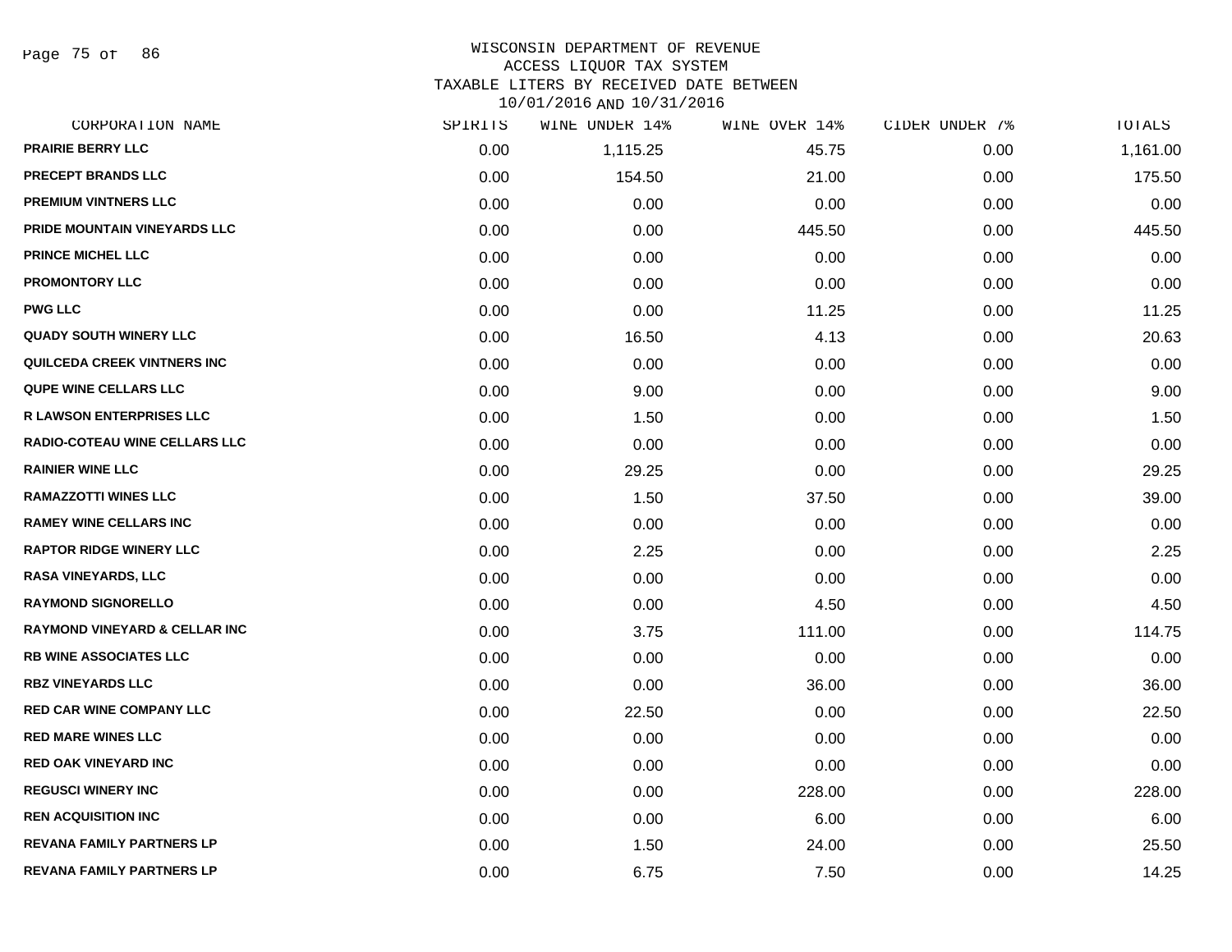WISCONSIN DEPARTMENT OF REVENUE
ACCESS LIQUOR TAX SYSTEM
TAXABLE LITERS BY RECEIVED DATE BETWEEN
10/01/2016 AND 10/31/2016

| CORPORATION NAME | SPIRITS | WINE UNDER 14% | WINE OVER 14% | CIDER UNDER 7% | TOTALS |
|---|---|---|---|---|---|
| PRAIRIE BERRY LLC | 0.00 | 1,115.25 | 45.75 | 0.00 | 1,161.00 |
| PRECEPT BRANDS LLC | 0.00 | 154.50 | 21.00 | 0.00 | 175.50 |
| PREMIUM VINTNERS LLC | 0.00 | 0.00 | 0.00 | 0.00 | 0.00 |
| PRIDE MOUNTAIN VINEYARDS LLC | 0.00 | 0.00 | 445.50 | 0.00 | 445.50 |
| PRINCE MICHEL LLC | 0.00 | 0.00 | 0.00 | 0.00 | 0.00 |
| PROMONTORY LLC | 0.00 | 0.00 | 0.00 | 0.00 | 0.00 |
| PWG LLC | 0.00 | 0.00 | 11.25 | 0.00 | 11.25 |
| QUADY SOUTH WINERY LLC | 0.00 | 16.50 | 4.13 | 0.00 | 20.63 |
| QUILCEDA CREEK VINTNERS INC | 0.00 | 0.00 | 0.00 | 0.00 | 0.00 |
| QUPE WINE CELLARS LLC | 0.00 | 9.00 | 0.00 | 0.00 | 9.00 |
| R LAWSON ENTERPRISES LLC | 0.00 | 1.50 | 0.00 | 0.00 | 1.50 |
| RADIO-COTEAU WINE CELLARS LLC | 0.00 | 0.00 | 0.00 | 0.00 | 0.00 |
| RAINIER WINE LLC | 0.00 | 29.25 | 0.00 | 0.00 | 29.25 |
| RAMAZZOTTI WINES LLC | 0.00 | 1.50 | 37.50 | 0.00 | 39.00 |
| RAMEY WINE CELLARS INC | 0.00 | 0.00 | 0.00 | 0.00 | 0.00 |
| RAPTOR RIDGE WINERY LLC | 0.00 | 2.25 | 0.00 | 0.00 | 2.25 |
| RASA VINEYARDS, LLC | 0.00 | 0.00 | 0.00 | 0.00 | 0.00 |
| RAYMOND SIGNORELLO | 0.00 | 0.00 | 4.50 | 0.00 | 4.50 |
| RAYMOND VINEYARD & CELLAR INC | 0.00 | 3.75 | 111.00 | 0.00 | 114.75 |
| RB WINE ASSOCIATES LLC | 0.00 | 0.00 | 0.00 | 0.00 | 0.00 |
| RBZ VINEYARDS LLC | 0.00 | 0.00 | 36.00 | 0.00 | 36.00 |
| RED CAR WINE COMPANY LLC | 0.00 | 22.50 | 0.00 | 0.00 | 22.50 |
| RED MARE WINES LLC | 0.00 | 0.00 | 0.00 | 0.00 | 0.00 |
| RED OAK VINEYARD INC | 0.00 | 0.00 | 0.00 | 0.00 | 0.00 |
| REGUSCI WINERY INC | 0.00 | 0.00 | 228.00 | 0.00 | 228.00 |
| REN ACQUISITION INC | 0.00 | 0.00 | 6.00 | 0.00 | 6.00 |
| REVANA FAMILY PARTNERS LP | 0.00 | 1.50 | 24.00 | 0.00 | 25.50 |
| REVANA FAMILY PARTNERS LP | 0.00 | 6.75 | 7.50 | 0.00 | 14.25 |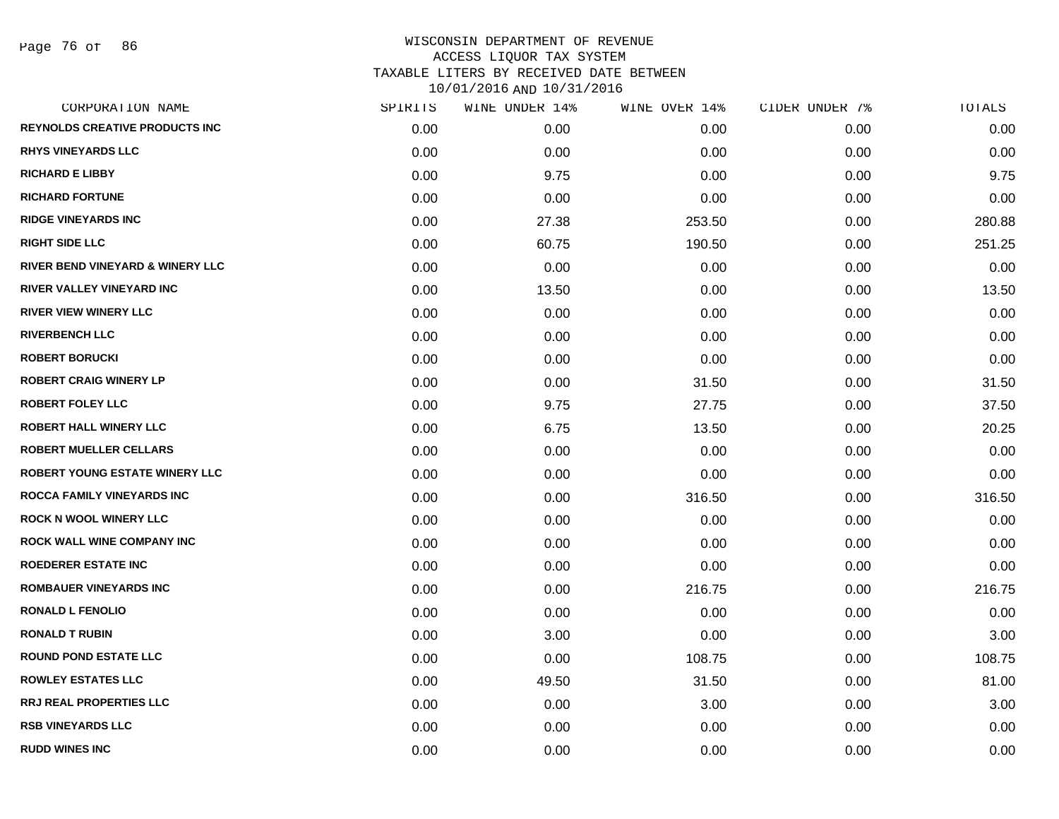WISCONSIN DEPARTMENT OF REVENUE
ACCESS LIQUOR TAX SYSTEM
TAXABLE LITERS BY RECEIVED DATE BETWEEN
10/01/2016 AND 10/31/2016

| CORPORATION NAME | SPIRITS | WINE UNDER 14% | WINE OVER 14% | CIDER UNDER 7% | TOTALS |
|---|---|---|---|---|---|
| REYNOLDS CREATIVE PRODUCTS INC | 0.00 | 0.00 | 0.00 | 0.00 | 0.00 |
| RHYS VINEYARDS LLC | 0.00 | 0.00 | 0.00 | 0.00 | 0.00 |
| RICHARD E LIBBY | 0.00 | 9.75 | 0.00 | 0.00 | 9.75 |
| RICHARD FORTUNE | 0.00 | 0.00 | 0.00 | 0.00 | 0.00 |
| RIDGE VINEYARDS INC | 0.00 | 27.38 | 253.50 | 0.00 | 280.88 |
| RIGHT SIDE LLC | 0.00 | 60.75 | 190.50 | 0.00 | 251.25 |
| RIVER BEND VINEYARD & WINERY LLC | 0.00 | 0.00 | 0.00 | 0.00 | 0.00 |
| RIVER VALLEY VINEYARD INC | 0.00 | 13.50 | 0.00 | 0.00 | 13.50 |
| RIVER VIEW WINERY LLC | 0.00 | 0.00 | 0.00 | 0.00 | 0.00 |
| RIVERBENCH LLC | 0.00 | 0.00 | 0.00 | 0.00 | 0.00 |
| ROBERT BORUCKI | 0.00 | 0.00 | 0.00 | 0.00 | 0.00 |
| ROBERT CRAIG WINERY LP | 0.00 | 0.00 | 31.50 | 0.00 | 31.50 |
| ROBERT FOLEY LLC | 0.00 | 9.75 | 27.75 | 0.00 | 37.50 |
| ROBERT HALL WINERY LLC | 0.00 | 6.75 | 13.50 | 0.00 | 20.25 |
| ROBERT MUELLER CELLARS | 0.00 | 0.00 | 0.00 | 0.00 | 0.00 |
| ROBERT YOUNG ESTATE WINERY LLC | 0.00 | 0.00 | 0.00 | 0.00 | 0.00 |
| ROCCA FAMILY VINEYARDS INC | 0.00 | 0.00 | 316.50 | 0.00 | 316.50 |
| ROCK N WOOL WINERY LLC | 0.00 | 0.00 | 0.00 | 0.00 | 0.00 |
| ROCK WALL WINE COMPANY INC | 0.00 | 0.00 | 0.00 | 0.00 | 0.00 |
| ROEDERER ESTATE INC | 0.00 | 0.00 | 0.00 | 0.00 | 0.00 |
| ROMBAUER VINEYARDS INC | 0.00 | 0.00 | 216.75 | 0.00 | 216.75 |
| RONALD L FENOLIO | 0.00 | 0.00 | 0.00 | 0.00 | 0.00 |
| RONALD T RUBIN | 0.00 | 3.00 | 0.00 | 0.00 | 3.00 |
| ROUND POND ESTATE LLC | 0.00 | 0.00 | 108.75 | 0.00 | 108.75 |
| ROWLEY ESTATES LLC | 0.00 | 49.50 | 31.50 | 0.00 | 81.00 |
| RRJ REAL PROPERTIES LLC | 0.00 | 0.00 | 3.00 | 0.00 | 3.00 |
| RSB VINEYARDS LLC | 0.00 | 0.00 | 0.00 | 0.00 | 0.00 |
| RUDD WINES INC | 0.00 | 0.00 | 0.00 | 0.00 | 0.00 |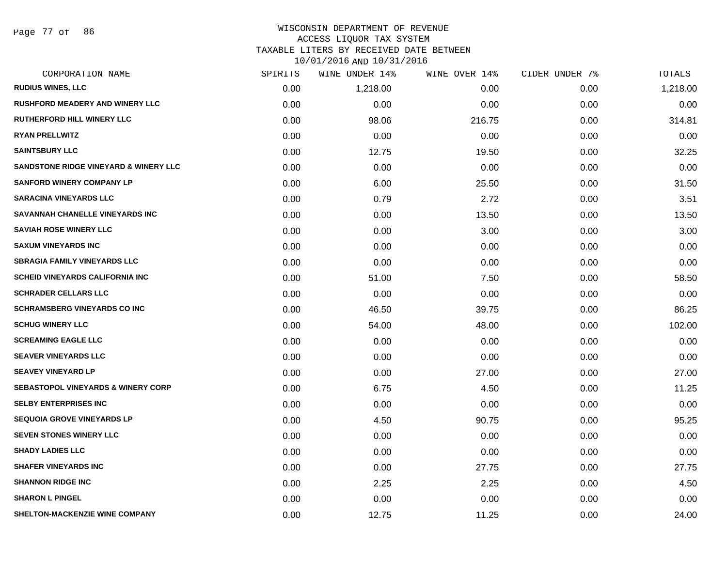# WISCONSIN DEPARTMENT OF REVENUE
## ACCESS LIQUOR TAX SYSTEM
## TAXABLE LITERS BY RECEIVED DATE BETWEEN 10/01/2016 AND 10/31/2016

| CORPORATION NAME | SPIRITS | WINE UNDER 14% | WINE OVER 14% | CIDER UNDER 7% | TOTALS |
|---|---|---|---|---|---|
| RUDIUS WINES, LLC | 0.00 | 1,218.00 | 0.00 | 0.00 | 1,218.00 |
| RUSHFORD MEADERY AND WINERY LLC | 0.00 | 0.00 | 0.00 | 0.00 | 0.00 |
| RUTHERFORD HILL WINERY LLC | 0.00 | 98.06 | 216.75 | 0.00 | 314.81 |
| RYAN PRELLWITZ | 0.00 | 0.00 | 0.00 | 0.00 | 0.00 |
| SAINTSBURY LLC | 0.00 | 12.75 | 19.50 | 0.00 | 32.25 |
| SANDSTONE RIDGE VINEYARD & WINERY LLC | 0.00 | 0.00 | 0.00 | 0.00 | 0.00 |
| SANFORD WINERY COMPANY LP | 0.00 | 6.00 | 25.50 | 0.00 | 31.50 |
| SARACINA VINEYARDS LLC | 0.00 | 0.79 | 2.72 | 0.00 | 3.51 |
| SAVANNAH CHANELLE VINEYARDS INC | 0.00 | 0.00 | 13.50 | 0.00 | 13.50 |
| SAVIAH ROSE WINERY LLC | 0.00 | 0.00 | 3.00 | 0.00 | 3.00 |
| SAXUM VINEYARDS INC | 0.00 | 0.00 | 0.00 | 0.00 | 0.00 |
| SBRAGIA FAMILY VINEYARDS LLC | 0.00 | 0.00 | 0.00 | 0.00 | 0.00 |
| SCHEID VINEYARDS CALIFORNIA INC | 0.00 | 51.00 | 7.50 | 0.00 | 58.50 |
| SCHRADER CELLARS LLC | 0.00 | 0.00 | 0.00 | 0.00 | 0.00 |
| SCHRAMSBERG VINEYARDS CO INC | 0.00 | 46.50 | 39.75 | 0.00 | 86.25 |
| SCHUG WINERY LLC | 0.00 | 54.00 | 48.00 | 0.00 | 102.00 |
| SCREAMING EAGLE LLC | 0.00 | 0.00 | 0.00 | 0.00 | 0.00 |
| SEAVER VINEYARDS LLC | 0.00 | 0.00 | 0.00 | 0.00 | 0.00 |
| SEAVEY VINEYARD LP | 0.00 | 0.00 | 27.00 | 0.00 | 27.00 |
| SEBASTOPOL VINEYARDS & WINERY CORP | 0.00 | 6.75 | 4.50 | 0.00 | 11.25 |
| SELBY ENTERPRISES INC | 0.00 | 0.00 | 0.00 | 0.00 | 0.00 |
| SEQUOIA GROVE VINEYARDS LP | 0.00 | 4.50 | 90.75 | 0.00 | 95.25 |
| SEVEN STONES WINERY LLC | 0.00 | 0.00 | 0.00 | 0.00 | 0.00 |
| SHADY LADIES LLC | 0.00 | 0.00 | 0.00 | 0.00 | 0.00 |
| SHAFER VINEYARDS INC | 0.00 | 0.00 | 27.75 | 0.00 | 27.75 |
| SHANNON RIDGE INC | 0.00 | 2.25 | 2.25 | 0.00 | 4.50 |
| SHARON L PINGEL | 0.00 | 0.00 | 0.00 | 0.00 | 0.00 |
| SHELTON-MACKENZIE WINE COMPANY | 0.00 | 12.75 | 11.25 | 0.00 | 24.00 |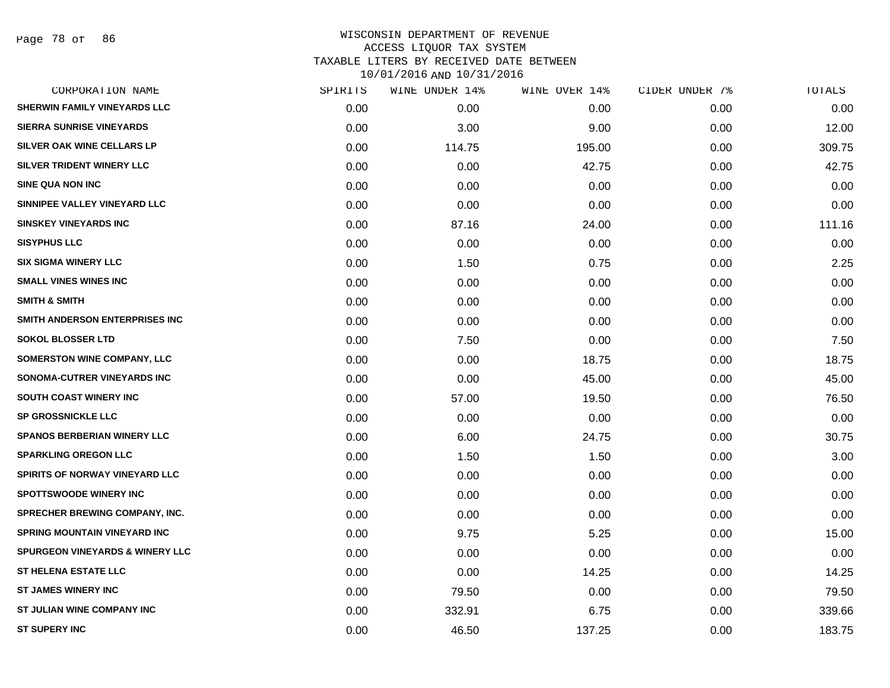# WISCONSIN DEPARTMENT OF REVENUE
## ACCESS LIQUOR TAX SYSTEM
## TAXABLE LITERS BY RECEIVED DATE BETWEEN 10/01/2016 AND 10/31/2016

| CORPORATION NAME | SPIRITS | WINE UNDER 14% | WINE OVER 14% | CIDER UNDER 7% | TOTALS |
|---|---|---|---|---|---|
| SHERWIN FAMILY VINEYARDS LLC | 0.00 | 0.00 | 0.00 | 0.00 | 0.00 |
| SIERRA SUNRISE VINEYARDS | 0.00 | 3.00 | 9.00 | 0.00 | 12.00 |
| SILVER OAK WINE CELLARS LP | 0.00 | 114.75 | 195.00 | 0.00 | 309.75 |
| SILVER TRIDENT WINERY LLC | 0.00 | 0.00 | 42.75 | 0.00 | 42.75 |
| SINE QUA NON INC | 0.00 | 0.00 | 0.00 | 0.00 | 0.00 |
| SINNIPEE VALLEY VINEYARD LLC | 0.00 | 0.00 | 0.00 | 0.00 | 0.00 |
| SINSKEY VINEYARDS INC | 0.00 | 87.16 | 24.00 | 0.00 | 111.16 |
| SISYPHUS LLC | 0.00 | 0.00 | 0.00 | 0.00 | 0.00 |
| SIX SIGMA WINERY LLC | 0.00 | 1.50 | 0.75 | 0.00 | 2.25 |
| SMALL VINES WINES INC | 0.00 | 0.00 | 0.00 | 0.00 | 0.00 |
| SMITH & SMITH | 0.00 | 0.00 | 0.00 | 0.00 | 0.00 |
| SMITH ANDERSON ENTERPRISES INC | 0.00 | 0.00 | 0.00 | 0.00 | 0.00 |
| SOKOL BLOSSER LTD | 0.00 | 7.50 | 0.00 | 0.00 | 7.50 |
| SOMERSTON WINE COMPANY, LLC | 0.00 | 0.00 | 18.75 | 0.00 | 18.75 |
| SONOMA-CUTRER VINEYARDS INC | 0.00 | 0.00 | 45.00 | 0.00 | 45.00 |
| SOUTH COAST WINERY INC | 0.00 | 57.00 | 19.50 | 0.00 | 76.50 |
| SP GROSSNICKLE LLC | 0.00 | 0.00 | 0.00 | 0.00 | 0.00 |
| SPANOS BERBERIAN WINERY LLC | 0.00 | 6.00 | 24.75 | 0.00 | 30.75 |
| SPARKLING OREGON LLC | 0.00 | 1.50 | 1.50 | 0.00 | 3.00 |
| SPIRITS OF NORWAY VINEYARD LLC | 0.00 | 0.00 | 0.00 | 0.00 | 0.00 |
| SPOTTSWOODE WINERY INC | 0.00 | 0.00 | 0.00 | 0.00 | 0.00 |
| SPRECHER BREWING COMPANY, INC. | 0.00 | 0.00 | 0.00 | 0.00 | 0.00 |
| SPRING MOUNTAIN VINEYARD INC | 0.00 | 9.75 | 5.25 | 0.00 | 15.00 |
| SPURGEON VINEYARDS & WINERY LLC | 0.00 | 0.00 | 0.00 | 0.00 | 0.00 |
| ST HELENA ESTATE LLC | 0.00 | 0.00 | 14.25 | 0.00 | 14.25 |
| ST JAMES WINERY INC | 0.00 | 79.50 | 0.00 | 0.00 | 79.50 |
| ST JULIAN WINE COMPANY INC | 0.00 | 332.91 | 6.75 | 0.00 | 339.66 |
| ST SUPERY INC | 0.00 | 46.50 | 137.25 | 0.00 | 183.75 |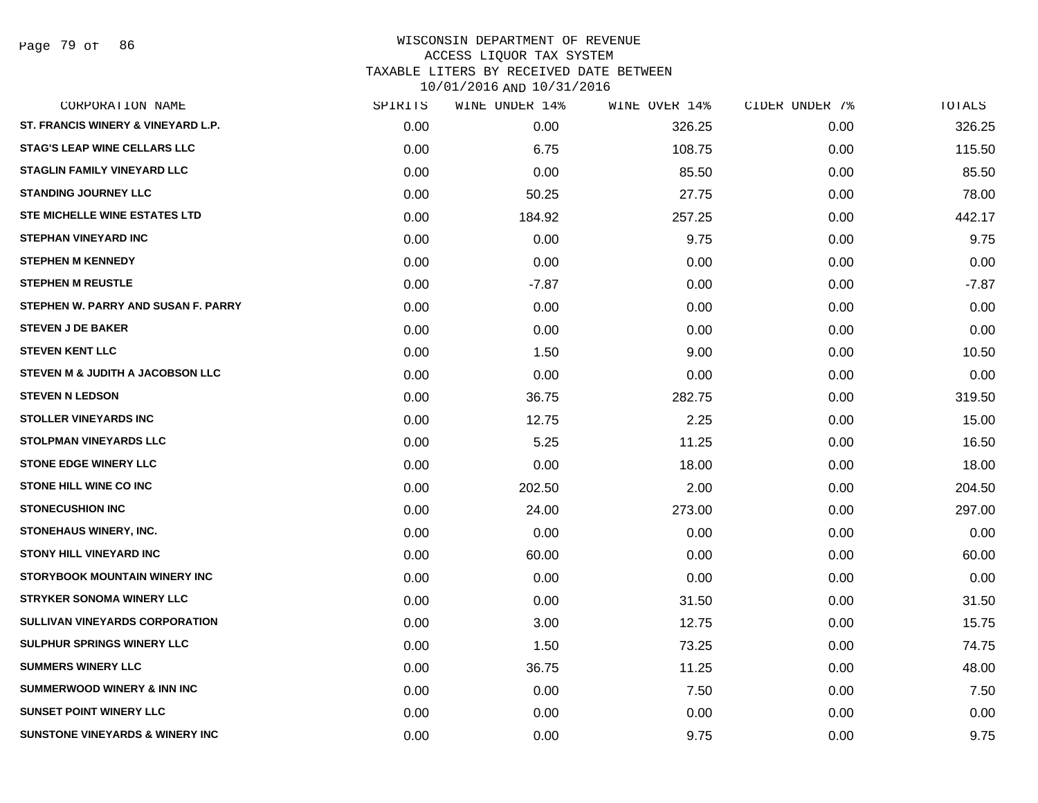# WISCONSIN DEPARTMENT OF REVENUE
## ACCESS LIQUOR TAX SYSTEM
## TAXABLE LITERS BY RECEIVED DATE BETWEEN 10/01/2016 AND 10/31/2016

| CORPORATION NAME | SPIRITS | WINE UNDER 14% | WINE OVER 14% | CIDER UNDER 7% | TOTALS |
|---|---|---|---|---|---|
| ST. FRANCIS WINERY & VINEYARD L.P. | 0.00 | 0.00 | 326.25 | 0.00 | 326.25 |
| STAG'S LEAP WINE CELLARS LLC | 0.00 | 6.75 | 108.75 | 0.00 | 115.50 |
| STAGLIN FAMILY VINEYARD LLC | 0.00 | 0.00 | 85.50 | 0.00 | 85.50 |
| STANDING JOURNEY LLC | 0.00 | 50.25 | 27.75 | 0.00 | 78.00 |
| STE MICHELLE WINE ESTATES LTD | 0.00 | 184.92 | 257.25 | 0.00 | 442.17 |
| STEPHAN VINEYARD INC | 0.00 | 0.00 | 9.75 | 0.00 | 9.75 |
| STEPHEN M KENNEDY | 0.00 | 0.00 | 0.00 | 0.00 | 0.00 |
| STEPHEN M REUSTLE | 0.00 | -7.87 | 0.00 | 0.00 | -7.87 |
| STEPHEN W. PARRY AND SUSAN F. PARRY | 0.00 | 0.00 | 0.00 | 0.00 | 0.00 |
| STEVEN J DE BAKER | 0.00 | 0.00 | 0.00 | 0.00 | 0.00 |
| STEVEN KENT LLC | 0.00 | 1.50 | 9.00 | 0.00 | 10.50 |
| STEVEN M & JUDITH A JACOBSON LLC | 0.00 | 0.00 | 0.00 | 0.00 | 0.00 |
| STEVEN N LEDSON | 0.00 | 36.75 | 282.75 | 0.00 | 319.50 |
| STOLLER VINEYARDS INC | 0.00 | 12.75 | 2.25 | 0.00 | 15.00 |
| STOLPMAN VINEYARDS LLC | 0.00 | 5.25 | 11.25 | 0.00 | 16.50 |
| STONE EDGE WINERY LLC | 0.00 | 0.00 | 18.00 | 0.00 | 18.00 |
| STONE HILL WINE CO INC | 0.00 | 202.50 | 2.00 | 0.00 | 204.50 |
| STONECUSHION INC | 0.00 | 24.00 | 273.00 | 0.00 | 297.00 |
| STONEHAUS WINERY, INC. | 0.00 | 0.00 | 0.00 | 0.00 | 0.00 |
| STONY HILL VINEYARD INC | 0.00 | 60.00 | 0.00 | 0.00 | 60.00 |
| STORYBOOK MOUNTAIN WINERY INC | 0.00 | 0.00 | 0.00 | 0.00 | 0.00 |
| STRYKER SONOMA WINERY LLC | 0.00 | 0.00 | 31.50 | 0.00 | 31.50 |
| SULLIVAN VINEYARDS CORPORATION | 0.00 | 3.00 | 12.75 | 0.00 | 15.75 |
| SULPHUR SPRINGS WINERY LLC | 0.00 | 1.50 | 73.25 | 0.00 | 74.75 |
| SUMMERS WINERY LLC | 0.00 | 36.75 | 11.25 | 0.00 | 48.00 |
| SUMMERWOOD WINERY & INN INC | 0.00 | 0.00 | 7.50 | 0.00 | 7.50 |
| SUNSET POINT WINERY LLC | 0.00 | 0.00 | 0.00 | 0.00 | 0.00 |
| SUNSTONE VINEYARDS & WINERY INC | 0.00 | 0.00 | 9.75 | 0.00 | 9.75 |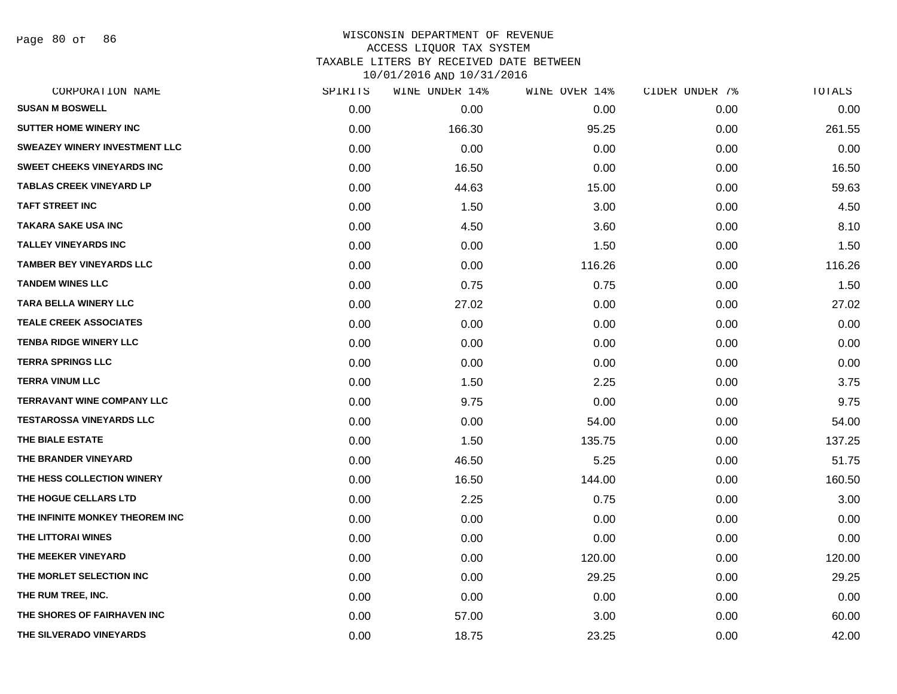# WISCONSIN DEPARTMENT OF REVENUE
## ACCESS LIQUOR TAX SYSTEM
## TAXABLE LITERS BY RECEIVED DATE BETWEEN 10/01/2016 AND 10/31/2016

| CORPORATION NAME | SPIRITS | WINE UNDER 14% | WINE OVER 14% | CIDER UNDER 7% | TOTALS |
|---|---|---|---|---|---|
| SUSAN M BOSWELL | 0.00 | 0.00 | 0.00 | 0.00 | 0.00 |
| SUTTER HOME WINERY INC | 0.00 | 166.30 | 95.25 | 0.00 | 261.55 |
| SWEAZEY WINERY INVESTMENT LLC | 0.00 | 0.00 | 0.00 | 0.00 | 0.00 |
| SWEET CHEEKS VINEYARDS INC | 0.00 | 16.50 | 0.00 | 0.00 | 16.50 |
| TABLAS CREEK VINEYARD LP | 0.00 | 44.63 | 15.00 | 0.00 | 59.63 |
| TAFT STREET INC | 0.00 | 1.50 | 3.00 | 0.00 | 4.50 |
| TAKARA SAKE USA INC | 0.00 | 4.50 | 3.60 | 0.00 | 8.10 |
| TALLEY VINEYARDS INC | 0.00 | 0.00 | 1.50 | 0.00 | 1.50 |
| TAMBER BEY VINEYARDS LLC | 0.00 | 0.00 | 116.26 | 0.00 | 116.26 |
| TANDEM WINES LLC | 0.00 | 0.75 | 0.75 | 0.00 | 1.50 |
| TARA BELLA WINERY LLC | 0.00 | 27.02 | 0.00 | 0.00 | 27.02 |
| TEALE CREEK ASSOCIATES | 0.00 | 0.00 | 0.00 | 0.00 | 0.00 |
| TENBA RIDGE WINERY LLC | 0.00 | 0.00 | 0.00 | 0.00 | 0.00 |
| TERRA SPRINGS LLC | 0.00 | 0.00 | 0.00 | 0.00 | 0.00 |
| TERRA VINUM LLC | 0.00 | 1.50 | 2.25 | 0.00 | 3.75 |
| TERRAVANT WINE COMPANY LLC | 0.00 | 9.75 | 0.00 | 0.00 | 9.75 |
| TESTAROSSA VINEYARDS LLC | 0.00 | 0.00 | 54.00 | 0.00 | 54.00 |
| THE BIALE ESTATE | 0.00 | 1.50 | 135.75 | 0.00 | 137.25 |
| THE BRANDER VINEYARD | 0.00 | 46.50 | 5.25 | 0.00 | 51.75 |
| THE HESS COLLECTION WINERY | 0.00 | 16.50 | 144.00 | 0.00 | 160.50 |
| THE HOGUE CELLARS LTD | 0.00 | 2.25 | 0.75 | 0.00 | 3.00 |
| THE INFINITE MONKEY THEOREM INC | 0.00 | 0.00 | 0.00 | 0.00 | 0.00 |
| THE LITTORAI WINES | 0.00 | 0.00 | 0.00 | 0.00 | 0.00 |
| THE MEEKER VINEYARD | 0.00 | 0.00 | 120.00 | 0.00 | 120.00 |
| THE MORLET SELECTION INC | 0.00 | 0.00 | 29.25 | 0.00 | 29.25 |
| THE RUM TREE, INC. | 0.00 | 0.00 | 0.00 | 0.00 | 0.00 |
| THE SHORES OF FAIRHAVEN INC | 0.00 | 57.00 | 3.00 | 0.00 | 60.00 |
| THE SILVERADO VINEYARDS | 0.00 | 18.75 | 23.25 | 0.00 | 42.00 |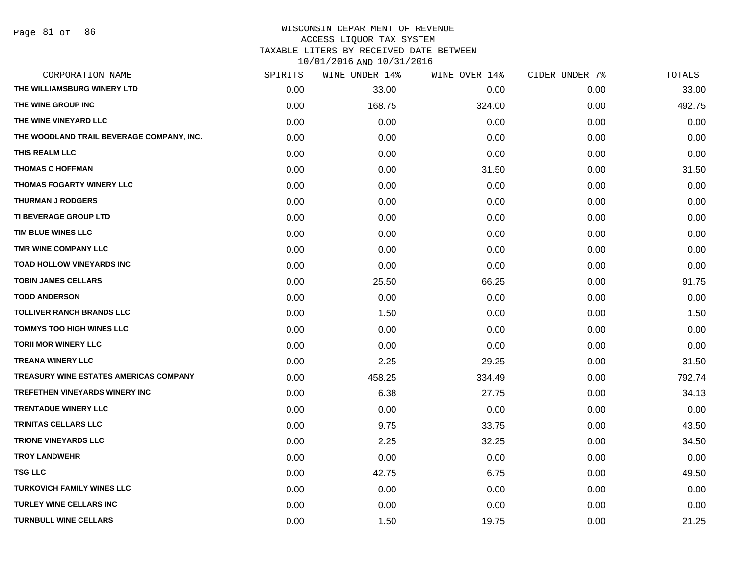# WISCONSIN DEPARTMENT OF REVENUE
## ACCESS LIQUOR TAX SYSTEM
## TAXABLE LITERS BY RECEIVED DATE BETWEEN 10/01/2016 AND 10/31/2016

| CORPORATION NAME | SPIRITS | WINE UNDER 14% | WINE OVER 14% | CIDER UNDER 7% | TOTALS |
|---|---|---|---|---|---|
| THE WILLIAMSBURG WINERY LTD | 0.00 | 33.00 | 0.00 | 0.00 | 33.00 |
| THE WINE GROUP INC | 0.00 | 168.75 | 324.00 | 0.00 | 492.75 |
| THE WINE VINEYARD LLC | 0.00 | 0.00 | 0.00 | 0.00 | 0.00 |
| THE WOODLAND TRAIL BEVERAGE COMPANY, INC. | 0.00 | 0.00 | 0.00 | 0.00 | 0.00 |
| THIS REALM LLC | 0.00 | 0.00 | 0.00 | 0.00 | 0.00 |
| THOMAS C HOFFMAN | 0.00 | 0.00 | 31.50 | 0.00 | 31.50 |
| THOMAS FOGARTY WINERY LLC | 0.00 | 0.00 | 0.00 | 0.00 | 0.00 |
| THURMAN J RODGERS | 0.00 | 0.00 | 0.00 | 0.00 | 0.00 |
| TI BEVERAGE GROUP LTD | 0.00 | 0.00 | 0.00 | 0.00 | 0.00 |
| TIM BLUE WINES LLC | 0.00 | 0.00 | 0.00 | 0.00 | 0.00 |
| TMR WINE COMPANY LLC | 0.00 | 0.00 | 0.00 | 0.00 | 0.00 |
| TOAD HOLLOW VINEYARDS INC | 0.00 | 0.00 | 0.00 | 0.00 | 0.00 |
| TOBIN JAMES CELLARS | 0.00 | 25.50 | 66.25 | 0.00 | 91.75 |
| TODD ANDERSON | 0.00 | 0.00 | 0.00 | 0.00 | 0.00 |
| TOLLIVER RANCH BRANDS LLC | 0.00 | 1.50 | 0.00 | 0.00 | 1.50 |
| TOMMYS TOO HIGH WINES LLC | 0.00 | 0.00 | 0.00 | 0.00 | 0.00 |
| TORII MOR WINERY LLC | 0.00 | 0.00 | 0.00 | 0.00 | 0.00 |
| TREANA WINERY LLC | 0.00 | 2.25 | 29.25 | 0.00 | 31.50 |
| TREASURY WINE ESTATES AMERICAS COMPANY | 0.00 | 458.25 | 334.49 | 0.00 | 792.74 |
| TREFETHEN VINEYARDS WINERY INC | 0.00 | 6.38 | 27.75 | 0.00 | 34.13 |
| TRENTADUE WINERY LLC | 0.00 | 0.00 | 0.00 | 0.00 | 0.00 |
| TRINITAS CELLARS LLC | 0.00 | 9.75 | 33.75 | 0.00 | 43.50 |
| TRIONE VINEYARDS LLC | 0.00 | 2.25 | 32.25 | 0.00 | 34.50 |
| TROY LANDWEHR | 0.00 | 0.00 | 0.00 | 0.00 | 0.00 |
| TSG LLC | 0.00 | 42.75 | 6.75 | 0.00 | 49.50 |
| TURKOVICH FAMILY WINES LLC | 0.00 | 0.00 | 0.00 | 0.00 | 0.00 |
| TURLEY WINE CELLARS INC | 0.00 | 0.00 | 0.00 | 0.00 | 0.00 |
| TURNBULL WINE CELLARS | 0.00 | 1.50 | 19.75 | 0.00 | 21.25 |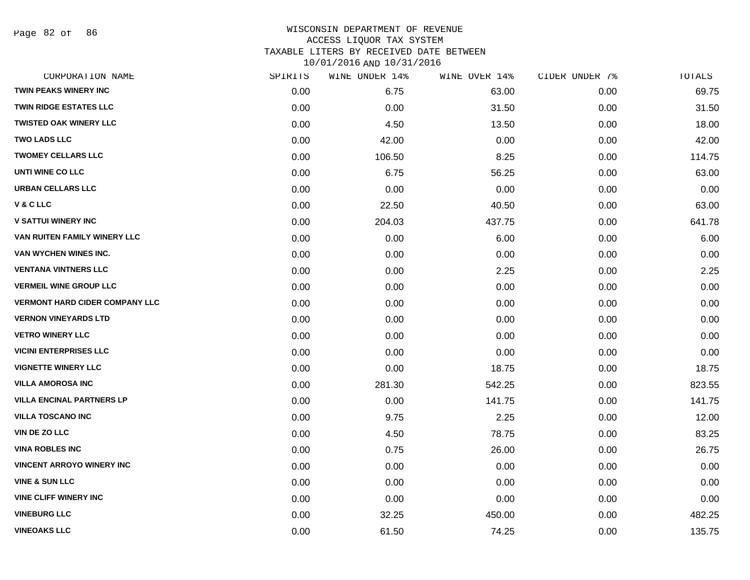# WISCONSIN DEPARTMENT OF REVENUE
## ACCESS LIQUOR TAX SYSTEM
## TAXABLE LITERS BY RECEIVED DATE BETWEEN 10/01/2016 AND 10/31/2016

| CORPORATION NAME | SPIRITS | WINE UNDER 14% | WINE OVER 14% | CIDER UNDER 7% | TOTALS |
|---|---|---|---|---|---|
| TWIN PEAKS WINERY INC | 0.00 | 6.75 | 63.00 | 0.00 | 69.75 |
| TWIN RIDGE ESTATES LLC | 0.00 | 0.00 | 31.50 | 0.00 | 31.50 |
| TWISTED OAK WINERY LLC | 0.00 | 4.50 | 13.50 | 0.00 | 18.00 |
| TWO LADS LLC | 0.00 | 42.00 | 0.00 | 0.00 | 42.00 |
| TWOMEY CELLARS LLC | 0.00 | 106.50 | 8.25 | 0.00 | 114.75 |
| UNTI WINE CO LLC | 0.00 | 6.75 | 56.25 | 0.00 | 63.00 |
| URBAN CELLARS LLC | 0.00 | 0.00 | 0.00 | 0.00 | 0.00 |
| V & C LLC | 0.00 | 22.50 | 40.50 | 0.00 | 63.00 |
| V SATTUI WINERY INC | 0.00 | 204.03 | 437.75 | 0.00 | 641.78 |
| VAN RUITEN FAMILY WINERY LLC | 0.00 | 0.00 | 6.00 | 0.00 | 6.00 |
| VAN WYCHEN WINES INC. | 0.00 | 0.00 | 0.00 | 0.00 | 0.00 |
| VENTANA VINTNERS LLC | 0.00 | 0.00 | 2.25 | 0.00 | 2.25 |
| VERMEIL WINE GROUP LLC | 0.00 | 0.00 | 0.00 | 0.00 | 0.00 |
| VERMONT HARD CIDER COMPANY LLC | 0.00 | 0.00 | 0.00 | 0.00 | 0.00 |
| VERNON VINEYARDS LTD | 0.00 | 0.00 | 0.00 | 0.00 | 0.00 |
| VETRO WINERY LLC | 0.00 | 0.00 | 0.00 | 0.00 | 0.00 |
| VICINI ENTERPRISES LLC | 0.00 | 0.00 | 0.00 | 0.00 | 0.00 |
| VIGNETTE WINERY LLC | 0.00 | 0.00 | 18.75 | 0.00 | 18.75 |
| VILLA AMOROSA INC | 0.00 | 281.30 | 542.25 | 0.00 | 823.55 |
| VILLA ENCINAL PARTNERS LP | 0.00 | 0.00 | 141.75 | 0.00 | 141.75 |
| VILLA TOSCANO INC | 0.00 | 9.75 | 2.25 | 0.00 | 12.00 |
| VIN DE ZO LLC | 0.00 | 4.50 | 78.75 | 0.00 | 83.25 |
| VINA ROBLES INC | 0.00 | 0.75 | 26.00 | 0.00 | 26.75 |
| VINCENT ARROYO WINERY INC | 0.00 | 0.00 | 0.00 | 0.00 | 0.00 |
| VINE & SUN LLC | 0.00 | 0.00 | 0.00 | 0.00 | 0.00 |
| VINE CLIFF WINERY INC | 0.00 | 0.00 | 0.00 | 0.00 | 0.00 |
| VINEBURG LLC | 0.00 | 32.25 | 450.00 | 0.00 | 482.25 |
| VINEOAKS LLC | 0.00 | 61.50 | 74.25 | 0.00 | 135.75 |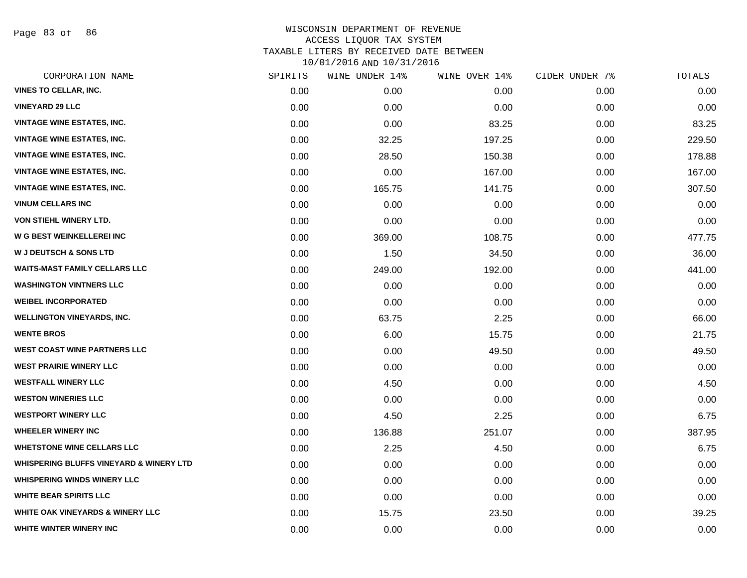# WISCONSIN DEPARTMENT OF REVENUE
## ACCESS LIQUOR TAX SYSTEM
### TAXABLE LITERS BY RECEIVED DATE BETWEEN 10/01/2016 AND 10/31/2016

| CORPORATION NAME | SPIRITS | WINE UNDER 14% | WINE OVER 14% | CIDER UNDER 7% | TOTALS |
|---|---|---|---|---|---|
| VINES TO CELLAR, INC. | 0.00 | 0.00 | 0.00 | 0.00 | 0.00 |
| VINEYARD 29 LLC | 0.00 | 0.00 | 0.00 | 0.00 | 0.00 |
| VINTAGE WINE ESTATES, INC. | 0.00 | 0.00 | 83.25 | 0.00 | 83.25 |
| VINTAGE WINE ESTATES, INC. | 0.00 | 32.25 | 197.25 | 0.00 | 229.50 |
| VINTAGE WINE ESTATES, INC. | 0.00 | 28.50 | 150.38 | 0.00 | 178.88 |
| VINTAGE WINE ESTATES, INC. | 0.00 | 0.00 | 167.00 | 0.00 | 167.00 |
| VINTAGE WINE ESTATES, INC. | 0.00 | 165.75 | 141.75 | 0.00 | 307.50 |
| VINUM CELLARS INC | 0.00 | 0.00 | 0.00 | 0.00 | 0.00 |
| VON STIEHL WINERY LTD. | 0.00 | 0.00 | 0.00 | 0.00 | 0.00 |
| W G BEST WEINKELLEREI INC | 0.00 | 369.00 | 108.75 | 0.00 | 477.75 |
| W J DEUTSCH & SONS LTD | 0.00 | 1.50 | 34.50 | 0.00 | 36.00 |
| WAITS-MAST FAMILY CELLARS LLC | 0.00 | 249.00 | 192.00 | 0.00 | 441.00 |
| WASHINGTON VINTNERS LLC | 0.00 | 0.00 | 0.00 | 0.00 | 0.00 |
| WEIBEL INCORPORATED | 0.00 | 0.00 | 0.00 | 0.00 | 0.00 |
| WELLINGTON VINEYARDS, INC. | 0.00 | 63.75 | 2.25 | 0.00 | 66.00 |
| WENTE BROS | 0.00 | 6.00 | 15.75 | 0.00 | 21.75 |
| WEST COAST WINE PARTNERS LLC | 0.00 | 0.00 | 49.50 | 0.00 | 49.50 |
| WEST PRAIRIE WINERY LLC | 0.00 | 0.00 | 0.00 | 0.00 | 0.00 |
| WESTFALL WINERY LLC | 0.00 | 4.50 | 0.00 | 0.00 | 4.50 |
| WESTON WINERIES LLC | 0.00 | 0.00 | 0.00 | 0.00 | 0.00 |
| WESTPORT WINERY LLC | 0.00 | 4.50 | 2.25 | 0.00 | 6.75 |
| WHEELER WINERY INC | 0.00 | 136.88 | 251.07 | 0.00 | 387.95 |
| WHETSTONE WINE CELLARS LLC | 0.00 | 2.25 | 4.50 | 0.00 | 6.75 |
| WHISPERING BLUFFS VINEYARD & WINERY LTD | 0.00 | 0.00 | 0.00 | 0.00 | 0.00 |
| WHISPERING WINDS WINERY LLC | 0.00 | 0.00 | 0.00 | 0.00 | 0.00 |
| WHITE BEAR SPIRITS LLC | 0.00 | 0.00 | 0.00 | 0.00 | 0.00 |
| WHITE OAK VINEYARDS & WINERY LLC | 0.00 | 15.75 | 23.50 | 0.00 | 39.25 |
| WHITE WINTER WINERY INC | 0.00 | 0.00 | 0.00 | 0.00 | 0.00 |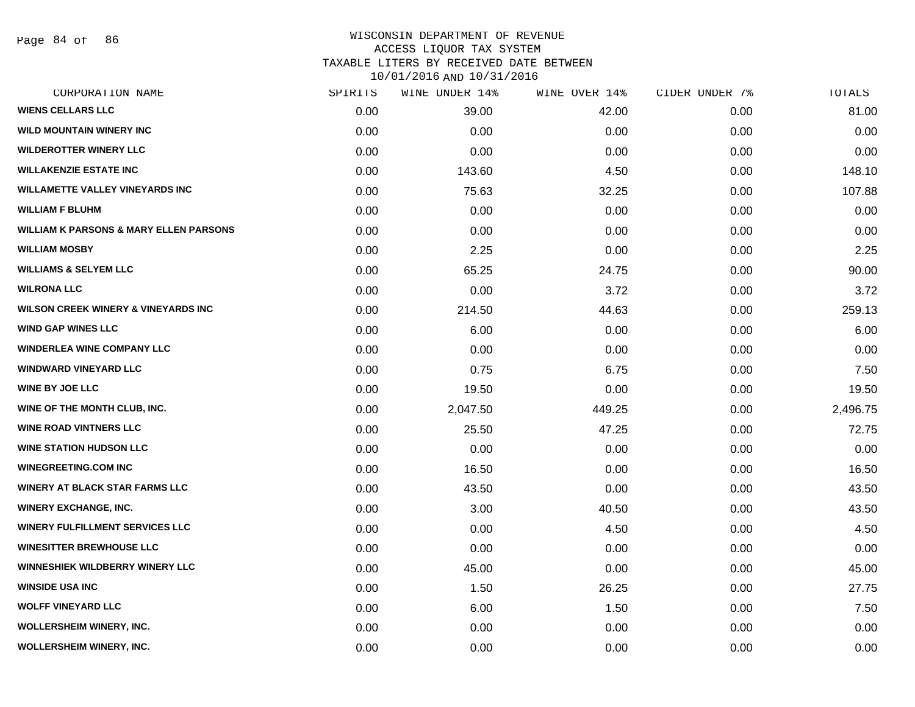WISCONSIN DEPARTMENT OF REVENUE
ACCESS LIQUOR TAX SYSTEM
TAXABLE LITERS BY RECEIVED DATE BETWEEN
10/01/2016 AND 10/31/2016

| CORPORATION NAME | SPIRITS | WINE UNDER 14% | WINE OVER 14% | CIDER UNDER 7% | TOTALS |
|---|---|---|---|---|---|
| WIENS CELLARS LLC | 0.00 | 39.00 | 42.00 | 0.00 | 81.00 |
| WILD MOUNTAIN WINERY INC | 0.00 | 0.00 | 0.00 | 0.00 | 0.00 |
| WILDEROTTER WINERY LLC | 0.00 | 0.00 | 0.00 | 0.00 | 0.00 |
| WILLAKENZIE ESTATE INC | 0.00 | 143.60 | 4.50 | 0.00 | 148.10 |
| WILLAMETTE VALLEY VINEYARDS INC | 0.00 | 75.63 | 32.25 | 0.00 | 107.88 |
| WILLIAM F BLUHM | 0.00 | 0.00 | 0.00 | 0.00 | 0.00 |
| WILLIAM K PARSONS & MARY ELLEN PARSONS | 0.00 | 0.00 | 0.00 | 0.00 | 0.00 |
| WILLIAM MOSBY | 0.00 | 2.25 | 0.00 | 0.00 | 2.25 |
| WILLIAMS & SELYEM LLC | 0.00 | 65.25 | 24.75 | 0.00 | 90.00 |
| WILRONA LLC | 0.00 | 0.00 | 3.72 | 0.00 | 3.72 |
| WILSON CREEK WINERY & VINEYARDS INC | 0.00 | 214.50 | 44.63 | 0.00 | 259.13 |
| WIND GAP WINES LLC | 0.00 | 6.00 | 0.00 | 0.00 | 6.00 |
| WINDERLEA WINE COMPANY LLC | 0.00 | 0.00 | 0.00 | 0.00 | 0.00 |
| WINDWARD VINEYARD LLC | 0.00 | 0.75 | 6.75 | 0.00 | 7.50 |
| WINE BY JOE LLC | 0.00 | 19.50 | 0.00 | 0.00 | 19.50 |
| WINE OF THE MONTH CLUB, INC. | 0.00 | 2,047.50 | 449.25 | 0.00 | 2,496.75 |
| WINE ROAD VINTNERS LLC | 0.00 | 25.50 | 47.25 | 0.00 | 72.75 |
| WINE STATION HUDSON LLC | 0.00 | 0.00 | 0.00 | 0.00 | 0.00 |
| WINEGREETING.COM INC | 0.00 | 16.50 | 0.00 | 0.00 | 16.50 |
| WINERY AT BLACK STAR FARMS LLC | 0.00 | 43.50 | 0.00 | 0.00 | 43.50 |
| WINERY EXCHANGE, INC. | 0.00 | 3.00 | 40.50 | 0.00 | 43.50 |
| WINERY FULFILLMENT SERVICES LLC | 0.00 | 0.00 | 4.50 | 0.00 | 4.50 |
| WINESITTER BREWHOUSE LLC | 0.00 | 0.00 | 0.00 | 0.00 | 0.00 |
| WINNESHIEK WILDBERRY WINERY LLC | 0.00 | 45.00 | 0.00 | 0.00 | 45.00 |
| WINSIDE USA INC | 0.00 | 1.50 | 26.25 | 0.00 | 27.75 |
| WOLFF VINEYARD LLC | 0.00 | 6.00 | 1.50 | 0.00 | 7.50 |
| WOLLERSHEIM WINERY, INC. | 0.00 | 0.00 | 0.00 | 0.00 | 0.00 |
| WOLLERSHEIM WINERY, INC. | 0.00 | 0.00 | 0.00 | 0.00 | 0.00 |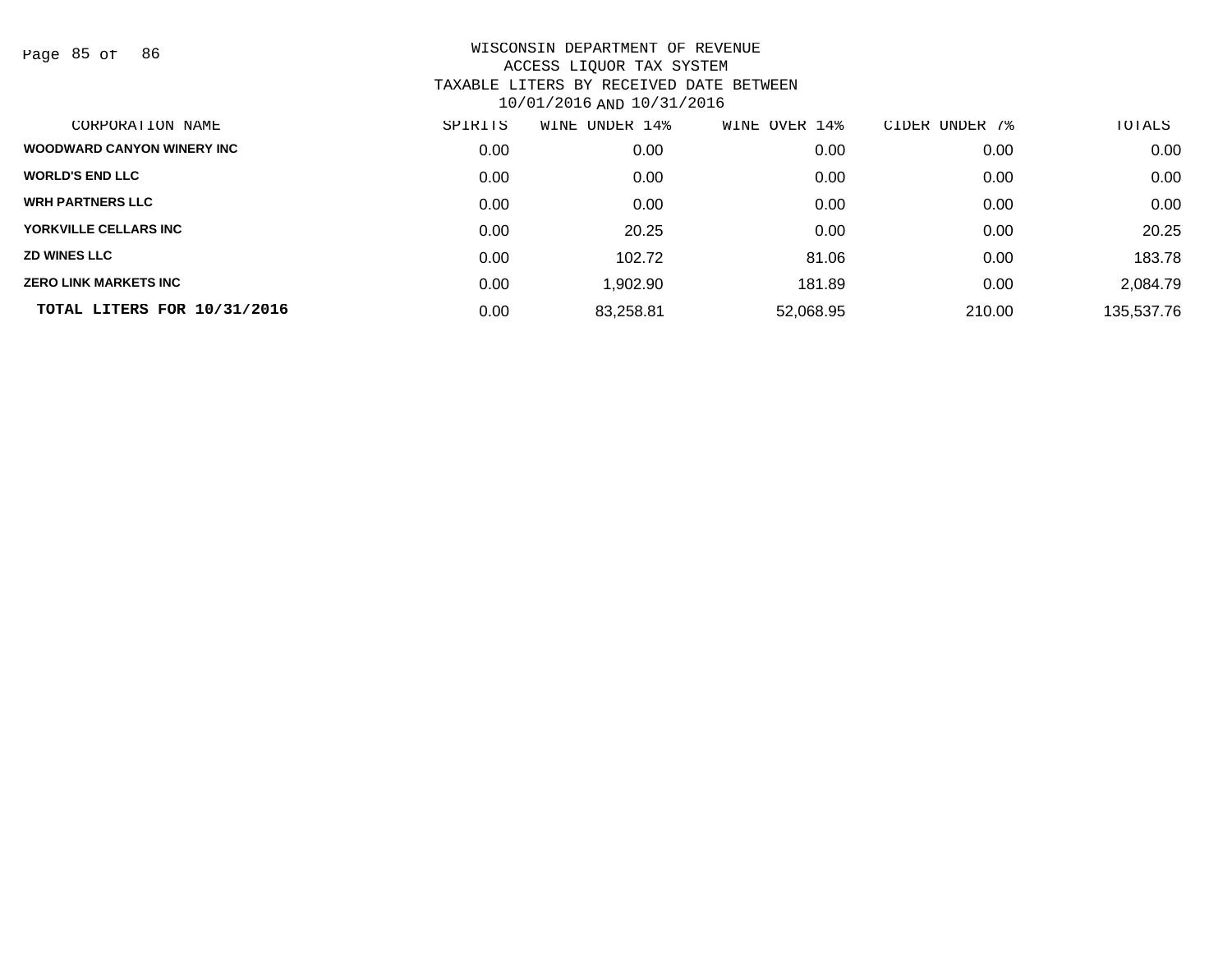WISCONSIN DEPARTMENT OF REVENUE
ACCESS LIQUOR TAX SYSTEM
TAXABLE LITERS BY RECEIVED DATE BETWEEN
10/01/2016 AND 10/31/2016

| CORPORATION NAME | SPIRITS | WINE UNDER 14% | WINE OVER 14% | CIDER UNDER 7% | TOTALS |
|---|---|---|---|---|---|
| WOODWARD CANYON WINERY INC | 0.00 | 0.00 | 0.00 | 0.00 | 0.00 |
| WORLD'S END LLC | 0.00 | 0.00 | 0.00 | 0.00 | 0.00 |
| WRH PARTNERS LLC | 0.00 | 0.00 | 0.00 | 0.00 | 0.00 |
| YORKVILLE CELLARS INC | 0.00 | 20.25 | 0.00 | 0.00 | 20.25 |
| ZD WINES LLC | 0.00 | 102.72 | 81.06 | 0.00 | 183.78 |
| ZERO LINK MARKETS INC | 0.00 | 1,902.90 | 181.89 | 0.00 | 2,084.79 |
| **TOTAL LITERS FOR 10/31/2016** | 0.00 | 83,258.81 | 52,068.95 | 210.00 | 135,537.76 |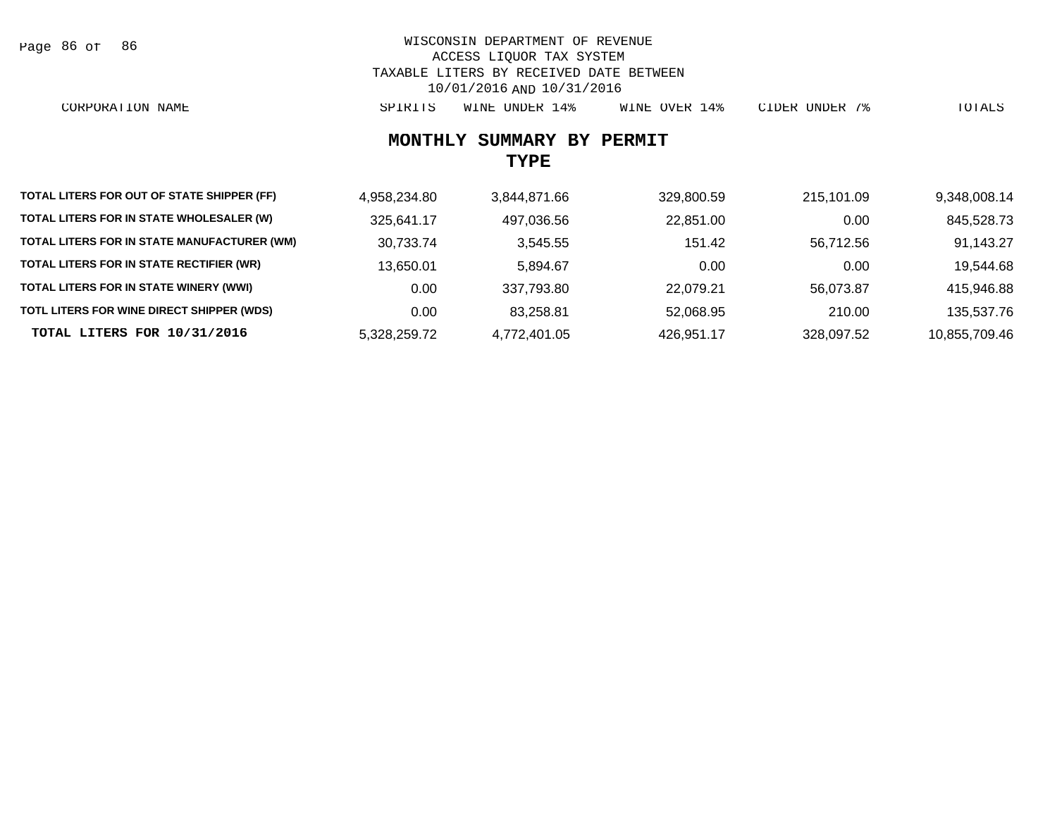WISCONSIN DEPARTMENT OF REVENUE
ACCESS LIQUOR TAX SYSTEM
TAXABLE LITERS BY RECEIVED DATE BETWEEN
10/01/2016 AND 10/31/2016

## MONTHLY SUMMARY BY PERMIT TYPE

| CORPORATION NAME | SPIRITS | WINE UNDER 14% | WINE OVER 14% | CIDER UNDER 7% | TOTALS |
|---|---|---|---|---|---|
| TOTAL LITERS FOR OUT OF STATE SHIPPER (FF) | 4,958,234.80 | 3,844,871.66 | 329,800.59 | 215,101.09 | 9,348,008.14 |
| TOTAL LITERS FOR IN STATE WHOLESALER (W) | 325,641.17 | 497,036.56 | 22,851.00 | 0.00 | 845,528.73 |
| TOTAL LITERS FOR IN STATE MANUFACTURER (WM) | 30,733.74 | 3,545.55 | 151.42 | 56,712.56 | 91,143.27 |
| TOTAL LITERS FOR IN STATE RECTIFIER (WR) | 13,650.01 | 5,894.67 | 0.00 | 0.00 | 19,544.68 |
| TOTAL LITERS FOR IN STATE WINERY (WWI) | 0.00 | 337,793.80 | 22,079.21 | 56,073.87 | 415,946.88 |
| TOTL LITERS FOR WINE DIRECT SHIPPER (WDS) | 0.00 | 83,258.81 | 52,068.95 | 210.00 | 135,537.76 |
| **TOTAL LITERS FOR 10/31/2016** | 5,328,259.72 | 4,772,401.05 | 426,951.17 | 328,097.52 | 10,855,709.46 |